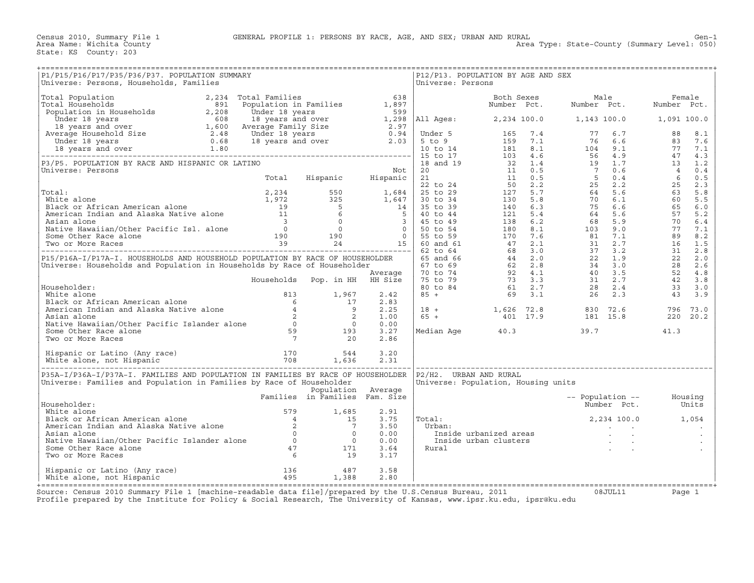Census 2010, Summary File 1 GENERAL PROFILE 1: PERSONS BY RACE, AGE, AND SEX; URBAN AND RURAL Gen-1
Area Name: Wichita County Area Type: State-County (Summary Level: 050)
State: KS County: 203

## P1/P15/P16/P17/P35/P36/P37. POPULATION SUMMARY

Universe: Persons, Households, Families

| | | | |
|---|---|---|---|
| Total Population | 2,234 | Total Families | 638 |
| Total Households | 891 | Population in Families | 1,897 |
| Population in Households | 2,208 | Under 18 years | 599 |
| Under 18 years | 608 | 18 years and over | 1,298 |
| 18 years and over | 1,600 | Average Family Size | 2.97 |
| Average Household Size | 2.48 | Under 18 years | 0.94 |
| Under 18 years | 0.68 | 18 years and over | 2.03 |
| 18 years and over | 1.80 | | |

## P3/P5. POPULATION BY RACE AND HISPANIC OR LATINO

Universe: Persons

| | Total | Hispanic | Not Hispanic |
|---|---|---|---|
| Total: | 2,234 | 550 | 1,684 |
| White alone | 1,972 | 325 | 1,647 |
| Black or African American alone | 19 | 5 | 14 |
| American Indian and Alaska Native alone | 11 | 6 | 5 |
| Asian alone | 3 | 0 | 3 |
| Native Hawaiian/Other Pacific Isl. alone | 0 | 0 | 0 |
| Some Other Race alone | 190 | 190 | 0 |
| Two or More Races | 39 | 24 | 15 |

## P15/P16A-I/P17A-I. HOUSEHOLDS AND HOUSEHOLD POPULATION BY RACE OF HOUSEHOLDER

Universe: Households and Population in Households by Race of Householder

| Householder: | Households | Pop. in HH | Average HH Size |
|---|---|---|---|
| White alone | 813 | 1,967 | 2.42 |
| Black or African American alone | 6 | 17 | 2.83 |
| American Indian and Alaska Native alone | 4 | 9 | 2.25 |
| Asian alone | 2 | 2 | 1.00 |
| Native Hawaiian/Other Pacific Islander alone | 0 | 0 | 0.00 |
| Some Other Race alone | 59 | 193 | 3.27 |
| Two or More Races | 7 | 20 | 2.86 |
| | | | |
| Hispanic or Latino (Any race) | 170 | 544 | 3.20 |
| White alone, not Hispanic | 708 | 1,636 | 2.31 |

## P35A-I/P36A-I/P37A-I. FAMILIES AND POPULATION IN FAMILIES BY RACE OF HOUSEHOLDER

Universe: Families and Population in Families by Race of Householder

| Householder: | Families | Population in Families | Average Fam. Size |
|---|---|---|---|
| White alone | 579 | 1,685 | 2.91 |
| Black or African American alone | 4 | 15 | 3.75 |
| American Indian and Alaska Native alone | 2 | 7 | 3.50 |
| Asian alone | 0 | 0 | 0.00 |
| Native Hawaiian/Other Pacific Islander alone | 0 | 0 | 0.00 |
| Some Other Race alone | 47 | 171 | 3.64 |
| Two or More Races | 6 | 19 | 3.17 |
| | | | |
| Hispanic or Latino (Any race) | 136 | 487 | 3.58 |
| White alone, not Hispanic | 495 | 1,388 | 2.80 |

## P12/P13. POPULATION BY AGE AND SEX

Universe: Persons

| | Both Sexes Number | Both Sexes Pct. | Male Number | Male Pct. | Female Number | Female Pct. |
|---|---|---|---|---|---|---|
| All Ages: | 2,234 | 100.0 | 1,143 | 100.0 | 1,091 | 100.0 |
| Under 5 | 165 | 7.4 | 77 | 6.7 | 88 | 8.1 |
| 5 to 9 | 159 | 7.1 | 76 | 6.6 | 83 | 7.6 |
| 10 to 14 | 181 | 8.1 | 104 | 9.1 | 77 | 7.1 |
| 15 to 17 | 103 | 4.6 | 56 | 4.9 | 47 | 4.3 |
| 18 and 19 | 32 | 1.4 | 19 | 1.7 | 13 | 1.2 |
| 20 | 11 | 0.5 | 7 | 0.6 | 4 | 0.4 |
| 21 | 11 | 0.5 | 5 | 0.4 | 6 | 0.5 |
| 22 to 24 | 50 | 2.2 | 25 | 2.2 | 25 | 2.3 |
| 25 to 29 | 127 | 5.7 | 64 | 5.6 | 63 | 5.8 |
| 30 to 34 | 130 | 5.8 | 70 | 6.1 | 60 | 5.5 |
| 35 to 39 | 140 | 6.3 | 75 | 6.6 | 65 | 6.0 |
| 40 to 44 | 121 | 5.4 | 64 | 5.6 | 57 | 5.2 |
| 45 to 49 | 138 | 6.2 | 68 | 5.9 | 70 | 6.4 |
| 50 to 54 | 180 | 8.1 | 103 | 9.0 | 77 | 7.1 |
| 55 to 59 | 170 | 7.6 | 81 | 7.1 | 89 | 8.2 |
| 60 and 61 | 47 | 2.1 | 31 | 2.7 | 16 | 1.5 |
| 62 to 64 | 68 | 3.0 | 37 | 3.2 | 31 | 2.8 |
| 65 and 66 | 44 | 2.0 | 22 | 1.9 | 22 | 2.0 |
| 67 to 69 | 62 | 2.8 | 34 | 3.0 | 28 | 2.6 |
| 70 to 74 | 92 | 4.1 | 40 | 3.5 | 52 | 4.8 |
| 75 to 79 | 73 | 3.3 | 31 | 2.7 | 42 | 3.8 |
| 80 to 84 | 61 | 2.7 | 28 | 2.4 | 33 | 3.0 |
| 85 + | 69 | 3.1 | 26 | 2.3 | 43 | 3.9 |
| | | | | | | |
| 18 + | 1,626 | 72.8 | 830 | 72.6 | 796 | 73.0 |
| 65 + | 401 | 17.9 | 181 | 15.8 | 220 | 20.2 |
| | | | | | | |
| Median Age | 40.3 | | 39.7 | | 41.3 | |

## P2/H2. URBAN AND RURAL

Universe: Population, Housing units

| | Population Number | Population Pct. | Housing Units |
|---|---|---|---|
| Total: | 2,234 | 100.0 | 1,054 |
| Urban: | . | . | . |
| Inside urbanized areas | . | . | . |
| Inside urban clusters | . | . | . |
| Rural | . | . | . |

Source: Census 2010 Summary File 1 [machine-readable data file]/prepared by the U.S.Census Bureau, 2011 08JUL11
Profile prepared by the Institute for Policy & Social Research, The University of Kansas, www.ipsr.ku.edu, ipsr@ku.edu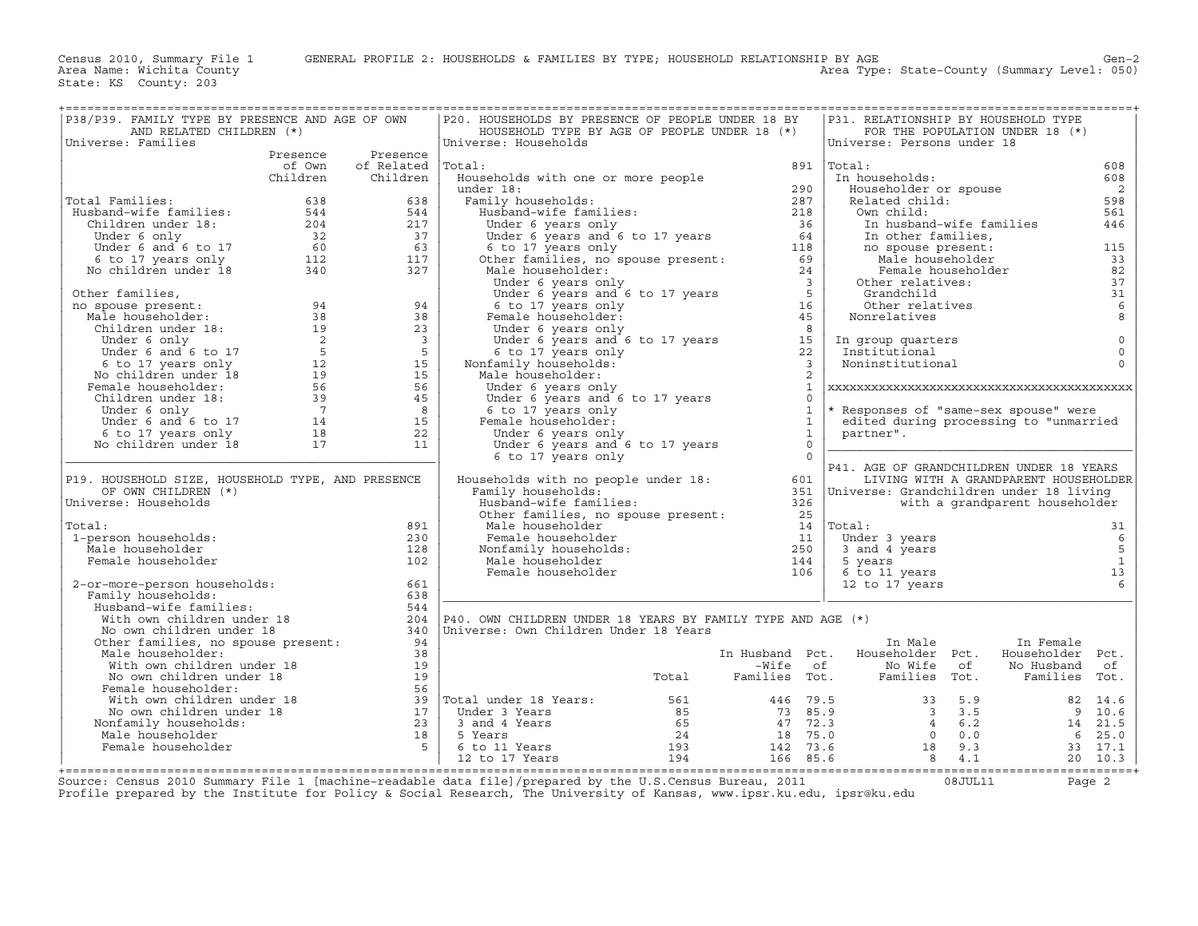Census 2010, Summary File 1 GENERAL PROFILE 2: HOUSEHOLDS & FAMILIES BY TYPE; HOUSEHOLD RELATIONSHIP BY AGE

Area Name: Wichita County — Area Type: State-County (Summary Level: 050)

State: KS County: 203

## P38/P39. FAMILY TYPE BY PRESENCE AND AGE OF OWN AND RELATED CHILDREN (*)

Universe: Families

| | Presence of Own Children | Presence of Related Children |
|---|---|---|
| Total Families: | 638 | 638 |
| Husband-wife families: | 544 | 544 |
| Children under 18: | 204 | 217 |
| Under 6 only | 32 | 37 |
| Under 6 and 6 to 17 | 60 | 63 |
| 6 to 17 years only | 112 | 117 |
| No children under 18 | 340 | 327 |
| Other families, no spouse present: | 94 | 94 |
| Male householder: | 38 | 38 |
| Children under 18: | 19 | 23 |
| Under 6 only | 2 | 3 |
| Under 6 and 6 to 17 | 5 | 5 |
| 6 to 17 years only | 12 | 15 |
| No children under 18 | 19 | 15 |
| Female householder: | 56 | 56 |
| Children under 18: | 39 | 45 |
| Under 6 only | 7 | 8 |
| Under 6 and 6 to 17 | 14 | 15 |
| 6 to 17 years only | 18 | 22 |
| No children under 18 | 17 | 11 |

## P19. HOUSEHOLD SIZE, HOUSEHOLD TYPE, AND PRESENCE OF OWN CHILDREN (*)

Universe: Households

| | |
|---|---|
| Total: | 891 |
| 1-person households: | 230 |
| Male householder | 128 |
| Female householder | 102 |
| 2-or-more-person households: | 661 |
| Family households: | 638 |
| Husband-wife families: | 544 |
| With own children under 18 | 204 |
| No own children under 18 | 340 |
| Other families, no spouse present: | 94 |
| Male householder: | 38 |
| With own children under 18 | 19 |
| No own children under 18 | 19 |
| Female householder: | 56 |
| With own children under 18 | 39 |
| No own children under 18 | 17 |
| Nonfamily households: | 23 |
| Male householder | 18 |
| Female householder | 5 |

## P20. HOUSEHOLDS BY PRESENCE OF PEOPLE UNDER 18 BY HOUSEHOLD TYPE BY AGE OF PEOPLE UNDER 18 (*)

Universe: Households

| | |
|---|---|
| Total: | 891 |
| Households with one or more people under 18: | 290 |
| Family households: | 287 |
| Husband-wife families: | 218 |
| Under 6 years only | 36 |
| Under 6 years and 6 to 17 years | 64 |
| 6 to 17 years only | 118 |
| Other families, no spouse present: | 69 |
| Male householder: | 24 |
| Under 6 years only | 3 |
| Under 6 years and 6 to 17 years | 5 |
| 6 to 17 years only | 16 |
| Female householder: | 45 |
| Under 6 years only | 8 |
| Under 6 years and 6 to 17 years | 15 |
| 6 to 17 years only | 22 |
| Nonfamily households: | 3 |
| Male householder: | 2 |
| Under 6 years only | 1 |
| Under 6 years and 6 to 17 years | 0 |
| 6 to 17 years only | 1 |
| Female householder: | 1 |
| Under 6 years only | 1 |
| Under 6 years and 6 to 17 years | 0 |
| 6 to 17 years only | 0 |
| Households with no people under 18: | 601 |
| Family households: | 351 |
| Husband-wife families: | 326 |
| Other families, no spouse present: | 25 |
| Male householder | 14 |
| Female householder | 11 |
| Nonfamily households: | 250 |
| Male householder | 144 |
| Female householder | 106 |

## P31. RELATIONSHIP BY HOUSEHOLD TYPE FOR THE POPULATION UNDER 18 (*)

Universe: Persons under 18

| | |
|---|---|
| Total: | 608 |
| In households: | 608 |
| Householder or spouse | 2 |
| Related child: | 598 |
| Own child: | 561 |
| In husband-wife families | 446 |
| In other families, no spouse present: | 115 |
| Male householder | 33 |
| Female householder | 82 |
| Other relatives: | 37 |
| Grandchild | 31 |
| Other relatives | 6 |
| Nonrelatives | 8 |
| In group quarters | 0 |
| Institutional | 0 |
| Noninstitutional | 0 |

* Responses of "same-sex spouse" were edited during processing to "unmarried partner".

## P41. AGE OF GRANDCHILDREN UNDER 18 YEARS LIVING WITH A GRANDPARENT HOUSEHOLDER

Universe: Grandchildren under 18 living with a grandparent householder

| | |
|---|---|
| Total: | 31 |
| Under 3 years | 6 |
| 3 and 4 years | 5 |
| 5 years | 1 |
| 6 to 11 years | 13 |
| 12 to 17 years | 6 |

## P40. OWN CHILDREN UNDER 18 YEARS BY FAMILY TYPE AND AGE (*)

Universe: Own Children Under 18 Years

| | Total | In Husband-Wife Families | Pct. of Tot. | In Male Householder No Wife Families | Pct. of Tot. | In Female Householder No Husband Families | Pct. of Tot. |
|---|---|---|---|---|---|---|---|
| Total under 18 Years: | 561 | 446 | 79.5 | 33 | 5.9 | 82 | 14.6 |
| Under 3 Years | 85 | 73 | 85.9 | 3 | 3.5 | 9 | 10.6 |
| 3 and 4 Years | 65 | 47 | 72.3 | 4 | 6.2 | 14 | 21.5 |
| 5 Years | 24 | 18 | 75.0 | 0 | 0.0 | 6 | 25.0 |
| 6 to 11 Years | 193 | 142 | 73.6 | 18 | 9.3 | 33 | 17.1 |
| 12 to 17 Years | 194 | 166 | 85.6 | 8 | 4.1 | 20 | 10.3 |

Source: Census 2010 Summary File 1 [machine-readable data file]/prepared by the U.S.Census Bureau, 2011 08JUL11

Profile prepared by the Institute for Policy & Social Research, The University of Kansas, www.ipsr.ku.edu, ipsr@ku.edu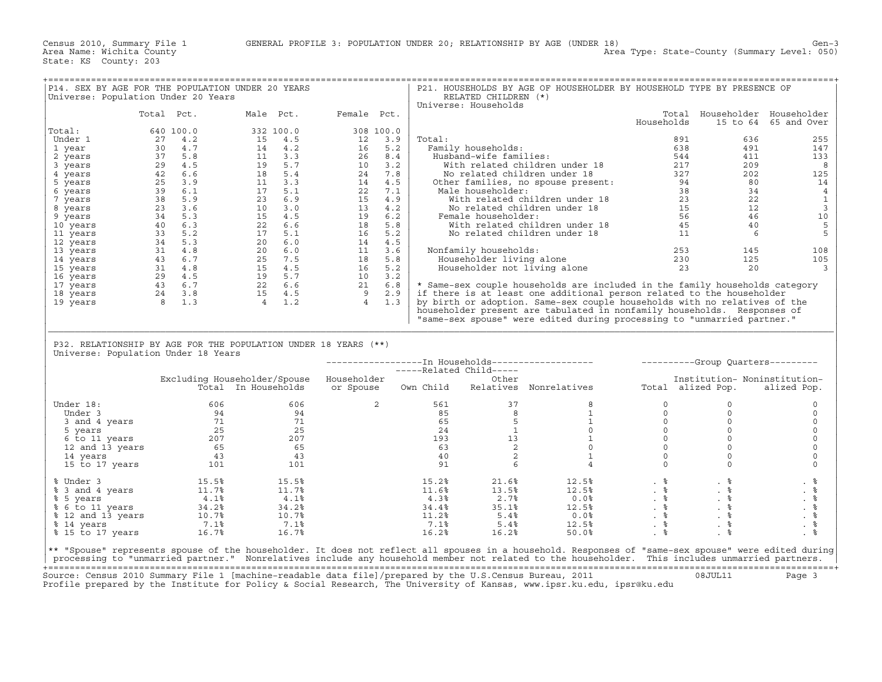Census 2010, Summary File 1 GENERAL PROFILE 3: POPULATION UNDER 20; RELATIONSHIP BY AGE (UNDER 18) Gen-3
Area Name: Wichita County Area Type: State-County (Summary Level: 050)
State: KS County: 203

## P14. SEX BY AGE FOR THE POPULATION UNDER 20 YEARS

Universe: Population Under 20 Years

| | Total | Pct. | Male | Pct. | Female | Pct. |
|---|---|---|---|---|---|---|
| Total: | 640 | 100.0 | 332 | 100.0 | 308 | 100.0 |
| Under 1 | 27 | 4.2 | 15 | 4.5 | 12 | 3.9 |
| 1 year | 30 | 4.7 | 14 | 4.2 | 16 | 5.2 |
| 2 years | 37 | 5.8 | 11 | 3.3 | 26 | 8.4 |
| 3 years | 29 | 4.5 | 19 | 5.7 | 10 | 3.2 |
| 4 years | 42 | 6.6 | 18 | 5.4 | 24 | 7.8 |
| 5 years | 25 | 3.9 | 11 | 3.3 | 14 | 4.5 |
| 6 years | 39 | 6.1 | 17 | 5.1 | 22 | 7.1 |
| 7 years | 38 | 5.9 | 23 | 6.9 | 15 | 4.9 |
| 8 years | 23 | 3.6 | 10 | 3.0 | 13 | 4.2 |
| 9 years | 34 | 5.3 | 15 | 4.5 | 19 | 6.2 |
| 10 years | 40 | 6.3 | 22 | 6.6 | 18 | 5.8 |
| 11 years | 33 | 5.2 | 17 | 5.1 | 16 | 5.2 |
| 12 years | 34 | 5.3 | 20 | 6.0 | 14 | 4.5 |
| 13 years | 31 | 4.8 | 20 | 6.0 | 11 | 3.6 |
| 14 years | 43 | 6.7 | 25 | 7.5 | 18 | 5.8 |
| 15 years | 31 | 4.8 | 15 | 4.5 | 16 | 5.2 |
| 16 years | 29 | 4.5 | 19 | 5.7 | 10 | 3.2 |
| 17 years | 43 | 6.7 | 22 | 6.6 | 21 | 6.8 |
| 18 years | 24 | 3.8 | 15 | 4.5 | 9 | 2.9 |
| 19 years | 8 | 1.3 | 4 | 1.2 | 4 | 1.3 |

## P21. HOUSEHOLDS BY AGE OF HOUSEHOLDER BY HOUSEHOLD TYPE BY PRESENCE OF RELATED CHILDREN (*)

Universe: Households

| | Total Households | Householder 15 to 64 | Householder 65 and Over |
|---|---|---|---|
| Total: | 891 | 636 | 255 |
| Family households: | 638 | 491 | 147 |
| Husband-wife families: | 544 | 411 | 133 |
| With related children under 18 | 217 | 209 | 8 |
| No related children under 18 | 327 | 202 | 125 |
| Other families, no spouse present: | 94 | 80 | 14 |
| Male householder: | 38 | 34 | 4 |
| With related children under 18 | 23 | 22 | 1 |
| No related children under 18 | 15 | 12 | 3 |
| Female householder: | 56 | 46 | 10 |
| With related children under 18 | 45 | 40 | 5 |
| No related children under 18 | 11 | 6 | 5 |
| Nonfamily households: | 253 | 145 | 108 |
| Householder living alone | 230 | 125 | 105 |
| Householder not living alone | 23 | 20 | 3 |

* Same-sex couple households are included in the family households category if there is at least one additional person related to the householder by birth or adoption. Same-sex couple households with no relatives of the householder present are tabulated in nonfamily households. Responses of "same-sex spouse" were edited during processing to "unmarried partner."

## P32. RELATIONSHIP BY AGE FOR THE POPULATION UNDER 18 YEARS (**)

Universe: Population Under 18 Years

| | Excluding Householder/Spouse Total | In Households | Householder or Spouse | Related Child: Own Child | Related Child: Other Relatives | Nonrelatives | Group Quarters Total | Institutionalized Pop. | Noninstitutionalized Pop. |
|---|---|---|---|---|---|---|---|---|---|
| Under 18: | 606 | 606 | 2 | 561 | 37 | 8 | 0 | 0 | 0 |
| Under 3 | 94 | 94 | | 85 | 8 | 1 | 0 | 0 | 0 |
| 3 and 4 years | 71 | 71 | | 65 | 5 | 1 | 0 | 0 | 0 |
| 5 years | 25 | 25 | | 24 | 1 | 0 | 0 | 0 | 0 |
| 6 to 11 years | 207 | 207 | | 193 | 13 | 1 | 0 | 0 | 0 |
| 12 and 13 years | 65 | 65 | | 63 | 2 | 0 | 0 | 0 | 0 |
| 14 years | 43 | 43 | | 40 | 2 | 1 | 0 | 0 | 0 |
| 15 to 17 years | 101 | 101 | | 91 | 6 | 4 | 0 | 0 | 0 |
| % Under 3 | 15.5% | 15.5% | | 15.2% | 21.6% | 12.5% | . % | . % | . % |
| % 3 and 4 years | 11.7% | 11.7% | | 11.6% | 13.5% | 12.5% | . % | . % | . % |
| % 5 years | 4.1% | 4.1% | | 4.3% | 2.7% | 0.0% | . % | . % | . % |
| % 6 to 11 years | 34.2% | 34.2% | | 34.4% | 35.1% | 12.5% | . % | . % | . % |
| % 12 and 13 years | 10.7% | 10.7% | | 11.2% | 5.4% | 0.0% | . % | . % | . % |
| % 14 years | 7.1% | 7.1% | | 7.1% | 5.4% | 12.5% | . % | . % | . % |
| % 15 to 17 years | 16.7% | 16.7% | | 16.2% | 16.2% | 50.0% | . % | . % | . % |

** "Spouse" represents spouse of the householder. It does not reflect all spouses in a household. Responses of "same-sex spouse" were edited during processing to "unmarried partner." Nonrelatives include any household member not related to the householder. This includes unmarried partners.

Source: Census 2010 Summary File 1 [machine-readable data file]/prepared by the U.S.Census Bureau, 2011 08JUL11
Profile prepared by the Institute for Policy & Social Research, The University of Kansas, www.ipsr.ku.edu, ipsr@ku.edu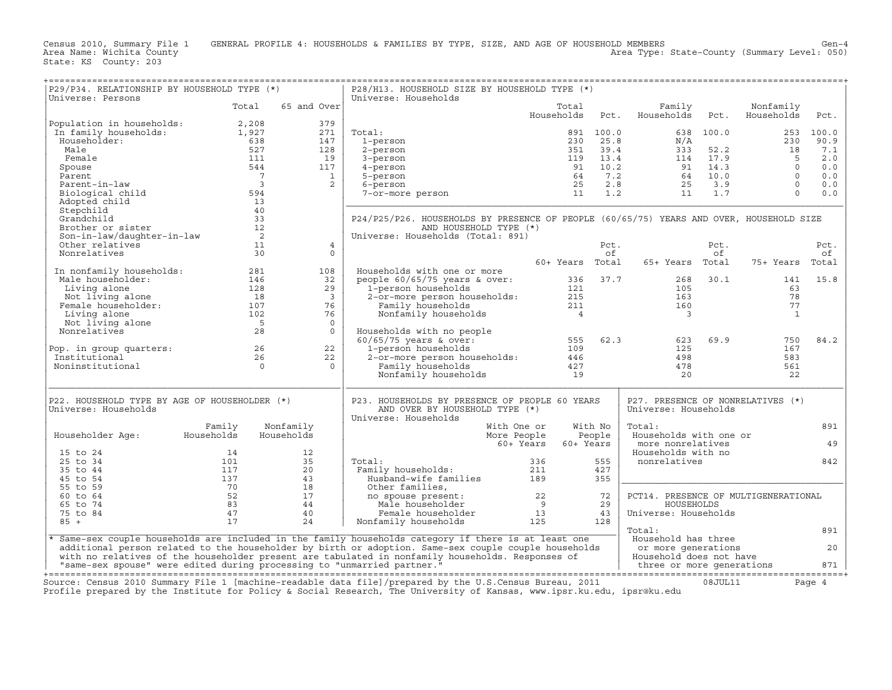Census 2010, Summary File 1 GENERAL PROFILE 4: HOUSEHOLDS & FAMILIES BY TYPE, SIZE, AND AGE OF HOUSEHOLD MEMBERS Gen-4
Area Name: Wichita County Area Type: State-County (Summary Level: 050)
State: KS County: 203

## P29/P34. RELATIONSHIP BY HOUSEHOLD TYPE (*)

Universe: Persons

| | Total | 65 and Over |
|---|---|---|
| Population in households: | 2,208 | 379 |
| In family households: | 1,927 | 271 |
| Householder: | 638 | 147 |
| Male | 527 | 128 |
| Female | 111 | 19 |
| Spouse | 544 | 117 |
| Parent | 7 | 1 |
| Parent-in-law | 3 | 2 |
| Biological child | 594 | |
| Adopted child | 13 | |
| Stepchild | 40 | |
| Grandchild | 33 | |
| Brother or sister | 12 | |
| Son-in-law/daughter-in-law | 2 | |
| Other relatives | 11 | 4 |
| Nonrelatives | 30 | 0 |
| In nonfamily households: | 281 | 108 |
| Male householder: | 146 | 32 |
| Living alone | 128 | 29 |
| Not living alone | 18 | 3 |
| Female householder: | 107 | 76 |
| Living alone | 102 | 76 |
| Not living alone | 5 | 0 |
| Nonrelatives | 28 | 0 |
| Pop. in group quarters: | 26 | 22 |
| Institutional | 26 | 22 |
| Noninstitutional | 0 | 0 |

## P28/H13. HOUSEHOLD SIZE BY HOUSEHOLD TYPE (*)

Universe: Households

| | Total Households | Pct. | Family Households | Pct. | Nonfamily Households | Pct. |
|---|---|---|---|---|---|---|
| Total: | 891 | 100.0 | 638 | 100.0 | 253 | 100.0 |
| 1-person | 230 | 25.8 | N/A | | 230 | 90.9 |
| 2-person | 351 | 39.4 | 333 | 52.2 | 18 | 7.1 |
| 3-person | 119 | 13.4 | 114 | 17.9 | 5 | 2.0 |
| 4-person | 91 | 10.2 | 91 | 14.3 | 0 | 0.0 |
| 5-person | 64 | 7.2 | 64 | 10.0 | 0 | 0.0 |
| 6-person | 25 | 2.8 | 25 | 3.9 | 0 | 0.0 |
| 7-or-more person | 11 | 1.2 | 11 | 1.7 | 0 | 0.0 |

## P24/P25/P26. HOUSEHOLDS BY PRESENCE OF PEOPLE (60/65/75) YEARS AND OVER, HOUSEHOLD SIZE AND HOUSEHOLD TYPE (*)

Universe: Households (Total: 891)

| | 60+ Years | Pct. of Total | 65+ Years | Pct. of Total | 75+ Years | Pct. of Total |
|---|---|---|---|---|---|---|
| Households with one or more people 60/65/75 years & over: | 336 | 37.7 | 268 | 30.1 | 141 | 15.8 |
| 1-person households | 121 | | 105 | | 63 | |
| 2-or-more person households: | 215 | | 163 | | 78 | |
| Family households | 211 | | 160 | | 77 | |
| Nonfamily households | 4 | | 3 | | 1 | |
| Households with no people 60/65/75 years & over: | 555 | 62.3 | 623 | 69.9 | 750 | 84.2 |
| 1-person households | 109 | | 125 | | 167 | |
| 2-or-more person households: | 446 | | 498 | | 583 | |
| Family households | 427 | | 478 | | 561 | |
| Nonfamily households | 19 | | 20 | | 22 | |

## P22. HOUSEHOLD TYPE BY AGE OF HOUSEHOLDER (*)

Universe: Households

| Householder Age: | Family Households | Nonfamily Households |
|---|---|---|
| 15 to 24 | 14 | 12 |
| 25 to 34 | 101 | 35 |
| 35 to 44 | 117 | 20 |
| 45 to 54 | 137 | 43 |
| 55 to 59 | 70 | 18 |
| 60 to 64 | 52 | 17 |
| 65 to 74 | 83 | 44 |
| 75 to 84 | 47 | 40 |
| 85 + | 17 | 24 |

## P23. HOUSEHOLDS BY PRESENCE OF PEOPLE 60 YEARS AND OVER BY HOUSEHOLD TYPE (*)

Universe: Households

| | With One or More People 60+ Years | With No People 60+ Years |
|---|---|---|
| Total: | 336 | 555 |
| Family households: | 211 | 427 |
| Husband-wife families | 189 | 355 |
| Other families, no spouse present: | 22 | 72 |
| Male householder | 9 | 29 |
| Female householder | 13 | 43 |
| Nonfamily households | 125 | 128 |

## P27. PRESENCE OF NONRELATIVES (*)

Universe: Households

| | |
|---|---|
| Total: | 891 |
| Households with one or more nonrelatives | 49 |
| Households with no nonrelatives | 842 |

## PCT14. PRESENCE OF MULTIGENERATIONAL HOUSEHOLDS

Universe: Households

| | |
|---|---|
| Total: | 891 |
| Household has three or more generations | 20 |
| Household does not have three or more generations | 871 |

* Same-sex couple households are included in the family households category if there is at least one additional person related to the householder by birth or adoption. Same-sex couple couple households with no relatives of the householder present are tabulated in nonfamily households. Responses of "same-sex spouse" were edited during processing to "unmarried partner."

Source: Census 2010 Summary File 1 [machine-readable data file]/prepared by the U.S.Census Bureau, 2011 08JUL11
Profile prepared by the Institute for Policy & Social Research, The University of Kansas, www.ipsr.ku.edu, ipsr@ku.edu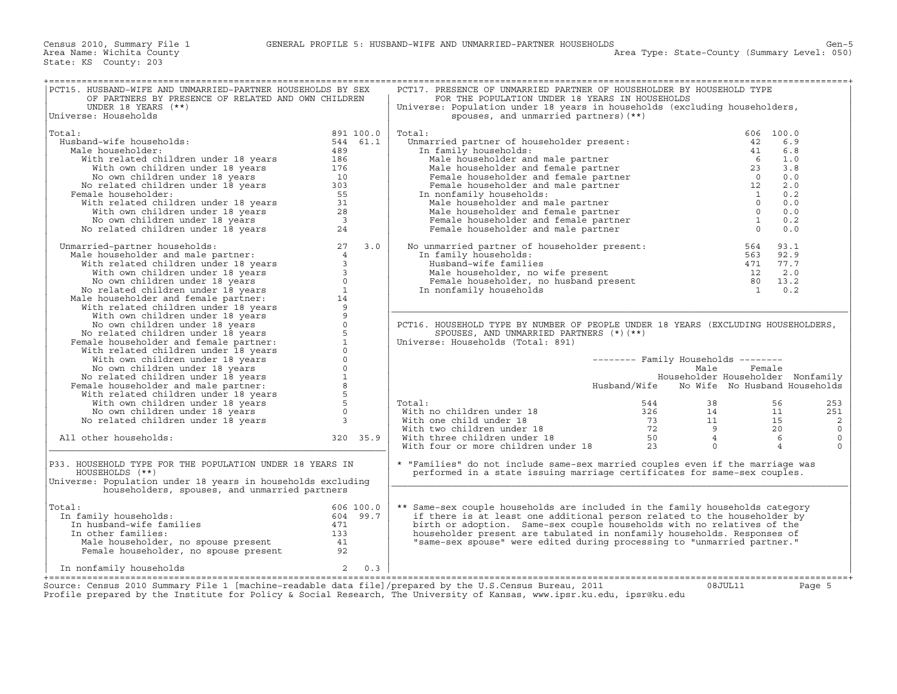Census 2010, Summary File 1 GENERAL PROFILE 5: HUSBAND-WIFE AND UNMARRIED-PARTNER HOUSEHOLDS
Area Name: Wichita County
State: KS County: 203
Area Type: State-County (Summary Level: 050)

## PCT15. HUSBAND-WIFE AND UNMARRIED-PARTNER HOUSEHOLDS BY SEX OF PARTNERS BY PRESENCE OF RELATED AND OWN CHILDREN UNDER 18 YEARS (**)

Universe: Households

| | Number | Percent |
|---|---|---|
| Total: | 891 | 100.0 |
| Husband-wife households: | 544 | 61.1 |
| Male householder: | 489 | |
| With related children under 18 years | 186 | |
| With own children under 18 years | 176 | |
| No own children under 18 years | 10 | |
| No related children under 18 years | 303 | |
| Female householder: | 55 | |
| With related children under 18 years | 31 | |
| With own children under 18 years | 28 | |
| No own children under 18 years | 3 | |
| No related children under 18 years | 24 | |
| Unmarried-partner households: | 27 | 3.0 |
| Male householder and male partner: | 4 | |
| With related children under 18 years | 3 | |
| With own children under 18 years | 3 | |
| No own children under 18 years | 0 | |
| No related children under 18 years | 1 | |
| Male householder and female partner: | 14 | |
| With related children under 18 years | 9 | |
| With own children under 18 years | 9 | |
| No own children under 18 years | 0 | |
| No related children under 18 years | 5 | |
| Female householder and female partner: | 1 | |
| With related children under 18 years | 0 | |
| With own children under 18 years | 0 | |
| No own children under 18 years | 0 | |
| No related children under 18 years | 1 | |
| Female householder and male partner: | 8 | |
| With related children under 18 years | 5 | |
| With own children under 18 years | 5 | |
| No own children under 18 years | 0 | |
| No related children under 18 years | 3 | |
| All other households: | 320 | 35.9 |

## P33. HOUSEHOLD TYPE FOR THE POPULATION UNDER 18 YEARS IN HOUSEHOLDS (**)

Universe: Population under 18 years in households excluding householders, spouses, and unmarried partners

| | Number | Percent |
|---|---|---|
| Total: | 606 | 100.0 |
| In family households: | 604 | 99.7 |
| In husband-wife families | 471 | |
| In other families: | 133 | |
| Male householder, no spouse present | 41 | |
| Female householder, no spouse present | 92 | |
| In nonfamily households | 2 | 0.3 |

## PCT17. PRESENCE OF UNMARRIED PARTNER OF HOUSEHOLDER BY HOUSEHOLD TYPE FOR THE POPULATION UNDER 18 YEARS IN HOUSEHOLDS

Universe: Population under 18 years in households (excluding householders, spouses, and unmarried partners) (**)

| | Number | Percent |
|---|---|---|
| Total: | 606 | 100.0 |
| Unmarried partner of householder present: | 42 | 6.9 |
| In family households: | 41 | 6.8 |
| Male householder and male partner | 6 | 1.0 |
| Male householder and female partner | 23 | 3.8 |
| Female householder and female partner | 0 | 0.0 |
| Female householder and male partner | 12 | 2.0 |
| In nonfamily households: | 1 | 0.2 |
| Male householder and male partner | 0 | 0.0 |
| Male householder and female partner | 0 | 0.0 |
| Female householder and female partner | 1 | 0.2 |
| Female householder and male partner | 0 | 0.0 |
| No unmarried partner of householder present: | 564 | 93.1 |
| In family households: | 563 | 92.9 |
| Husband-wife families | 471 | 77.7 |
| Male householder, no wife present | 12 | 2.0 |
| Female householder, no husband present | 80 | 13.2 |
| In nonfamily households | 1 | 0.2 |

## PCT16. HOUSEHOLD TYPE BY NUMBER OF PEOPLE UNDER 18 YEARS (EXCLUDING HOUSEHOLDERS, SPOUSES, AND UNMARRIED PARTNERS (*)(**)

Universe: Households (Total: 891)

| | Family Households: Husband/Wife | Family Households: Male Householder No Wife | Family Households: Female Householder No Husband | Nonfamily Households |
|---|---|---|---|---|
| Total: | 544 | 38 | 56 | 253 |
| With no children under 18 | 326 | 14 | 11 | 251 |
| With one child under 18 | 73 | 11 | 15 | 2 |
| With two children under 18 | 72 | 9 | 20 | 0 |
| With three children under 18 | 50 | 4 | 6 | 0 |
| With four or more children under 18 | 23 | 0 | 4 | 0 |

* "Families" do not include same-sex married couples even if the marriage was performed in a state issuing marriage certificates for same-sex couples.

** Same-sex couple households are included in the family households category if there is at least one additional person related to the householder by birth or adoption. Same-sex couple households with no relatives of the householder present are tabulated in nonfamily households. Responses of "same-sex spouse" were edited during processing to "unmarried partner."

Source: Census 2010 Summary File 1 [machine-readable data file]/prepared by the U.S.Census Bureau, 2011 08JUL11
Profile prepared by the Institute for Policy & Social Research, The University of Kansas, www.ipsr.ku.edu, ipsr@ku.edu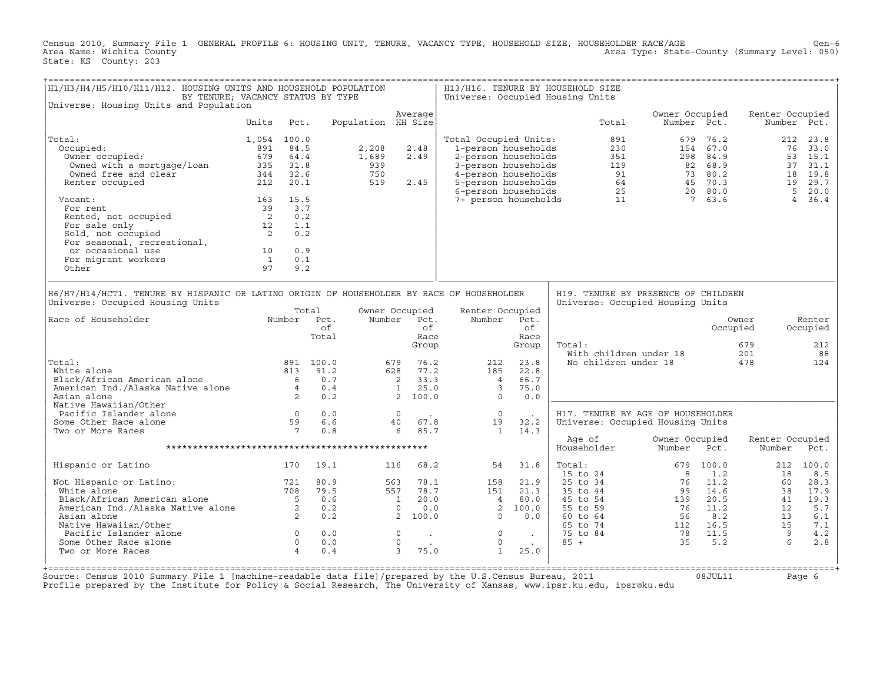Census 2010, Summary File 1 GENERAL PROFILE 6: HOUSING UNIT, TENURE, VACANCY TYPE, HOUSEHOLD SIZE, HOUSEHOLDER RACE/AGE Gen-6
Area Name: Wichita County Area Type: State-County (Summary Level: 050)
State: KS County: 203

## H1/H3/H4/H5/H10/H11/H12. HOUSING UNITS AND HOUSEHOLD POPULATION BY TENURE; VACANCY STATUS BY TYPE

Universe: Housing Units and Population

| | Units | Pct. | Population | Average HH Size |
|---|---|---|---|---|
| Total: | 1,054 | 100.0 | | |
| Occupied: | 891 | 84.5 | 2,208 | 2.48 |
| Owner occupied: | 679 | 64.4 | 1,689 | 2.49 |
| Owned with a mortgage/loan | 335 | 31.8 | 939 | |
| Owned free and clear | 344 | 32.6 | 750 | |
| Renter occupied | 212 | 20.1 | 519 | 2.45 |
| Vacant: | 163 | 15.5 | | |
| For rent | 39 | 3.7 | | |
| Rented, not occupied | 2 | 0.2 | | |
| For sale only | 12 | 1.1 | | |
| Sold, not occupied | 2 | 0.2 | | |
| For seasonal, recreational, or occasional use | 10 | 0.9 | | |
| For migrant workers | 1 | 0.1 | | |
| Other | 97 | 9.2 | | |

## H13/H16. TENURE BY HOUSEHOLD SIZE

Universe: Occupied Housing Units

| | Total | Owner Occupied Number | Owner Occupied Pct. | Renter Occupied Number | Renter Occupied Pct. |
|---|---|---|---|---|---|
| Total Occupied Units: | 891 | 679 | 76.2 | 212 | 23.8 |
| 1-person households | 230 | 154 | 67.0 | 76 | 33.0 |
| 2-person households | 351 | 298 | 84.9 | 53 | 15.1 |
| 3-person households | 119 | 82 | 68.9 | 37 | 31.1 |
| 4-person households | 91 | 73 | 80.2 | 18 | 19.8 |
| 5-person households | 64 | 45 | 70.3 | 19 | 29.7 |
| 6-person households | 25 | 20 | 80.0 | 5 | 20.0 |
| 7+ person households | 11 | 7 | 63.6 | 4 | 36.4 |

## H6/H7/H14/HCT1. TENURE BY HISPANIC OR LATINO ORIGIN OF HOUSEHOLDER BY RACE OF HOUSEHOLDER

Universe: Occupied Housing Units

| Race of Householder | Total Number | Total Pct. of Total | Owner Occupied Number | Owner Occupied Pct. of Race Group | Renter Occupied Number | Renter Occupied Pct. of Race Group |
|---|---|---|---|---|---|---|
| Total: | 891 | 100.0 | 679 | 76.2 | 212 | 23.8 |
| White alone | 813 | 91.2 | 628 | 77.2 | 185 | 22.8 |
| Black/African American alone | 6 | 0.7 | 2 | 33.3 | 4 | 66.7 |
| American Ind./Alaska Native alone | 4 | 0.4 | 1 | 25.0 | 3 | 75.0 |
| Asian alone | 2 | 0.2 | 2 | 100.0 | 0 | 0.0 |
| Native Hawaiian/Other Pacific Islander alone | 0 | 0.0 | 0 | . | 0 | . |
| Some Other Race alone | 59 | 6.6 | 40 | 67.8 | 19 | 32.2 |
| Two or More Races | 7 | 0.8 | 6 | 85.7 | 1 | 14.3 |
| Hispanic or Latino | 170 | 19.1 | 116 | 68.2 | 54 | 31.8 |
| Not Hispanic or Latino: | 721 | 80.9 | 563 | 78.1 | 158 | 21.9 |
| White alone | 708 | 79.5 | 557 | 78.7 | 151 | 21.3 |
| Black/African American alone | 5 | 0.6 | 1 | 20.0 | 4 | 80.0 |
| American Ind./Alaska Native alone | 2 | 0.2 | 0 | 0.0 | 2 | 100.0 |
| Asian alone | 2 | 0.2 | 2 | 100.0 | 0 | 0.0 |
| Native Hawaiian/Other Pacific Islander alone | 0 | 0.0 | 0 | . | 0 | . |
| Some Other Race alone | 0 | 0.0 | 0 | . | 0 | . |
| Two or More Races | 4 | 0.4 | 3 | 75.0 | 1 | 25.0 |

## H19. TENURE BY PRESENCE OF CHILDREN

Universe: Occupied Housing Units

| | Owner Occupied | Renter Occupied |
|---|---|---|
| Total: | 679 | 212 |
| With children under 18 | 201 | 88 |
| No children under 18 | 478 | 124 |

## H17. TENURE BY AGE OF HOUSEHOLDER

Universe: Occupied Housing Units

| Age of Householder | Owner Occupied Number | Owner Occupied Pct. | Renter Occupied Number | Renter Occupied Pct. |
|---|---|---|---|---|
| Total: | 679 | 100.0 | 212 | 100.0 |
| 15 to 24 | 8 | 1.2 | 18 | 8.5 |
| 25 to 34 | 76 | 11.2 | 60 | 28.3 |
| 35 to 44 | 99 | 14.6 | 38 | 17.9 |
| 45 to 54 | 139 | 20.5 | 41 | 19.3 |
| 55 to 59 | 76 | 11.2 | 12 | 5.7 |
| 60 to 64 | 56 | 8.2 | 13 | 6.1 |
| 65 to 74 | 112 | 16.5 | 15 | 7.1 |
| 75 to 84 | 78 | 11.5 | 9 | 4.2 |
| 85 + | 35 | 5.2 | 6 | 2.8 |

Source: Census 2010 Summary File 1 [machine-readable data file]/prepared by the U.S.Census Bureau, 2011 08JUL11
Profile prepared by the Institute for Policy & Social Research, The University of Kansas, www.ipsr.ku.edu, ipsr@ku.edu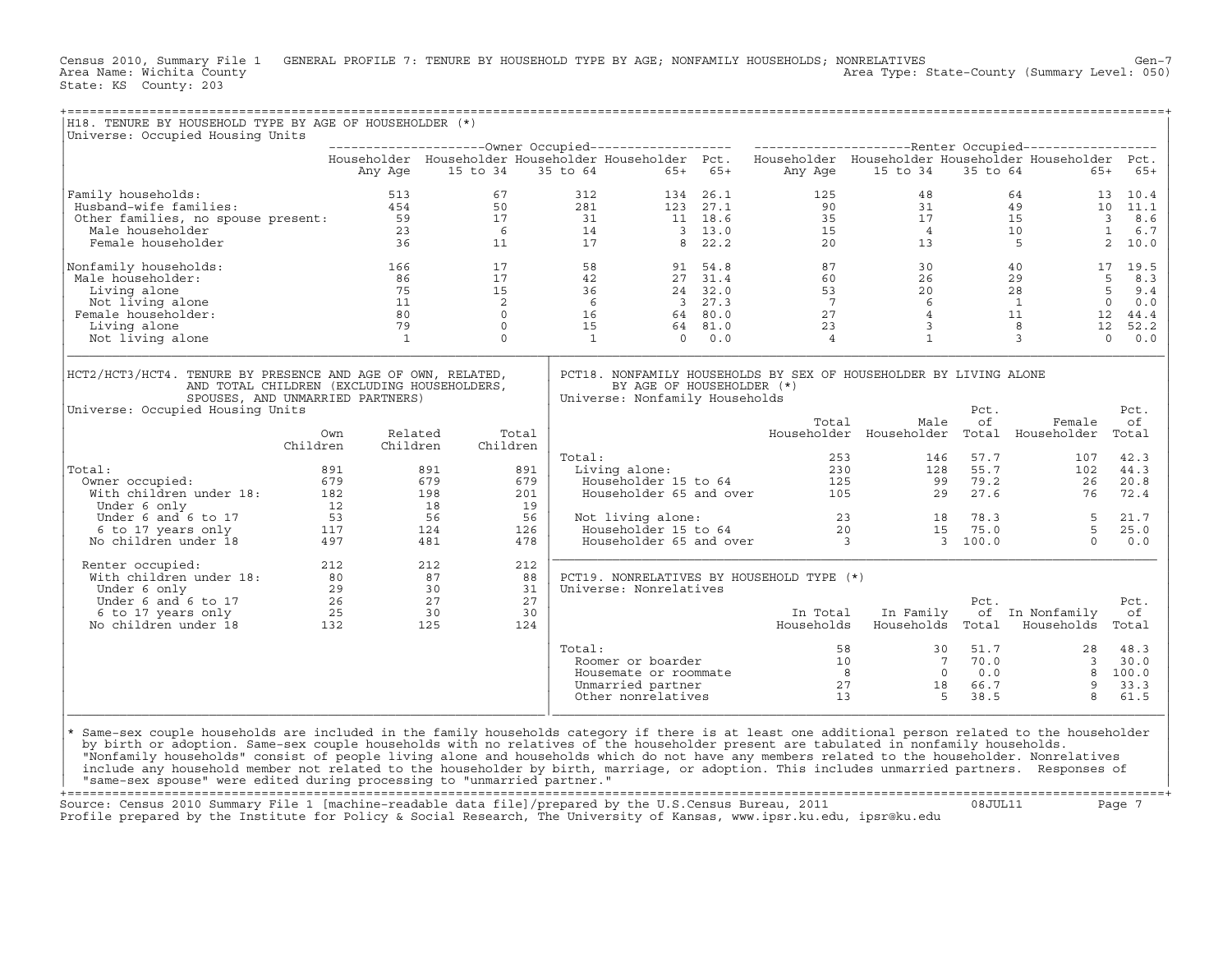Census 2010, Summary File 1 GENERAL PROFILE 7: TENURE BY HOUSEHOLD TYPE BY AGE; NONFAMILY HOUSEHOLDS; NONRELATIVES Gen-7
Area Name: Wichita County Area Type: State-County (Summary Level: 050)
State: KS County: 203

## H18. TENURE BY HOUSEHOLD TYPE BY AGE OF HOUSEHOLDER (*)

Universe: Occupied Housing Units

| | Owner Occupied | | | | | Renter Occupied | | | | |
|---|---|---|---|---|---|---|---|---|---|---|
| | Householder Any Age | Householder 15 to 34 | Householder 35 to 64 | Householder 65+ | Pct. 65+ | Householder Any Age | Householder 15 to 34 | Householder 35 to 64 | Householder 65+ | Pct. 65+ |
| Family households: | 513 | 67 | 312 | 134 | 26.1 | 125 | 48 | 64 | 13 | 10.4 |
| Husband-wife families: | 454 | 50 | 281 | 123 | 27.1 | 90 | 31 | 49 | 10 | 11.1 |
| Other families, no spouse present: | 59 | 17 | 31 | 11 | 18.6 | 35 | 17 | 15 | 3 | 8.6 |
| Male householder | 23 | 6 | 14 | 3 | 13.0 | 15 | 4 | 10 | 1 | 6.7 |
| Female householder | 36 | 11 | 17 | 8 | 22.2 | 20 | 13 | 5 | 2 | 10.0 |
| Nonfamily households: | 166 | 17 | 58 | 91 | 54.8 | 87 | 30 | 40 | 17 | 19.5 |
| Male householder: | 86 | 17 | 42 | 27 | 31.4 | 60 | 26 | 29 | 5 | 8.3 |
| Living alone | 75 | 15 | 36 | 24 | 32.0 | 53 | 20 | 28 | 5 | 9.4 |
| Not living alone | 11 | 2 | 6 | 3 | 27.3 | 7 | 6 | 1 | 0 | 0.0 |
| Female householder: | 80 | 0 | 16 | 64 | 80.0 | 27 | 4 | 11 | 12 | 44.4 |
| Living alone | 79 | 0 | 15 | 64 | 81.0 | 23 | 3 | 8 | 12 | 52.2 |
| Not living alone | 1 | 0 | 1 | 0 | 0.0 | 4 | 1 | 3 | 0 | 0.0 |

## HCT2/HCT3/HCT4. TENURE BY PRESENCE AND AGE OF OWN, RELATED, AND TOTAL CHILDREN (EXCLUDING HOUSEHOLDERS, SPOUSES, AND UNMARRIED PARTNERS)

Universe: Occupied Housing Units

| | Own Children | Related Children | Total Children |
|---|---|---|---|
| Total: | 891 | 891 | 891 |
| Owner occupied: | 679 | 679 | 679 |
| With children under 18: | 182 | 198 | 201 |
| Under 6 only | 12 | 18 | 19 |
| Under 6 and 6 to 17 | 53 | 56 | 56 |
| 6 to 17 years only | 117 | 124 | 126 |
| No children under 18 | 497 | 481 | 478 |
| Renter occupied: | 212 | 212 | 212 |
| With children under 18: | 80 | 87 | 88 |
| Under 6 only | 29 | 30 | 31 |
| Under 6 and 6 to 17 | 26 | 27 | 27 |
| 6 to 17 years only | 25 | 30 | 30 |
| No children under 18 | 132 | 125 | 124 |

## PCT18. NONFAMILY HOUSEHOLDS BY SEX OF HOUSEHOLDER BY LIVING ALONE BY AGE OF HOUSEHOLDER (*)

Universe: Nonfamily Households

| | Total Householder | Male Householder | Pct. of Total | Female Householder | Pct. of Total |
|---|---|---|---|---|---|
| Total: | 253 | 146 | 57.7 | 107 | 42.3 |
| Living alone: | 230 | 128 | 55.7 | 102 | 44.3 |
| Householder 15 to 64 | 125 | 99 | 79.2 | 26 | 20.8 |
| Householder 65 and over | 105 | 29 | 27.6 | 76 | 72.4 |
| Not living alone: | 23 | 18 | 78.3 | 5 | 21.7 |
| Householder 15 to 64 | 20 | 15 | 75.0 | 5 | 25.0 |
| Householder 65 and over | 3 | 3 | 100.0 | 0 | 0.0 |

## PCT19. NONRELATIVES BY HOUSEHOLD TYPE (*)

Universe: Nonrelatives

| | In Total Households | In Family Households | Pct. of Total | In Nonfamily Households | Pct. of Total |
|---|---|---|---|---|---|
| Total: | 58 | 30 | 51.7 | 28 | 48.3 |
| Roomer or boarder | 10 | 7 | 70.0 | 3 | 30.0 |
| Housemate or roommate | 8 | 0 | 0.0 | 8 | 100.0 |
| Unmarried partner | 27 | 18 | 66.7 | 9 | 33.3 |
| Other nonrelatives | 13 | 5 | 38.5 | 8 | 61.5 |

* Same-sex couple households are included in the family households category if there is at least one additional person related to the householder by birth or adoption. Same-sex couple households with no relatives of the householder present are tabulated in nonfamily households. "Nonfamily households" consist of people living alone and households which do not have any members related to the householder. Nonrelatives include any household member not related to the householder by birth, marriage, or adoption. This includes unmarried partners. Responses of "same-sex spouse" were edited during processing to "unmarried partner."

Source: Census 2010 Summary File 1 [machine-readable data file]/prepared by the U.S.Census Bureau, 2011 08JUL11
Profile prepared by the Institute for Policy & Social Research, The University of Kansas, www.ipsr.ku.edu, ipsr@ku.edu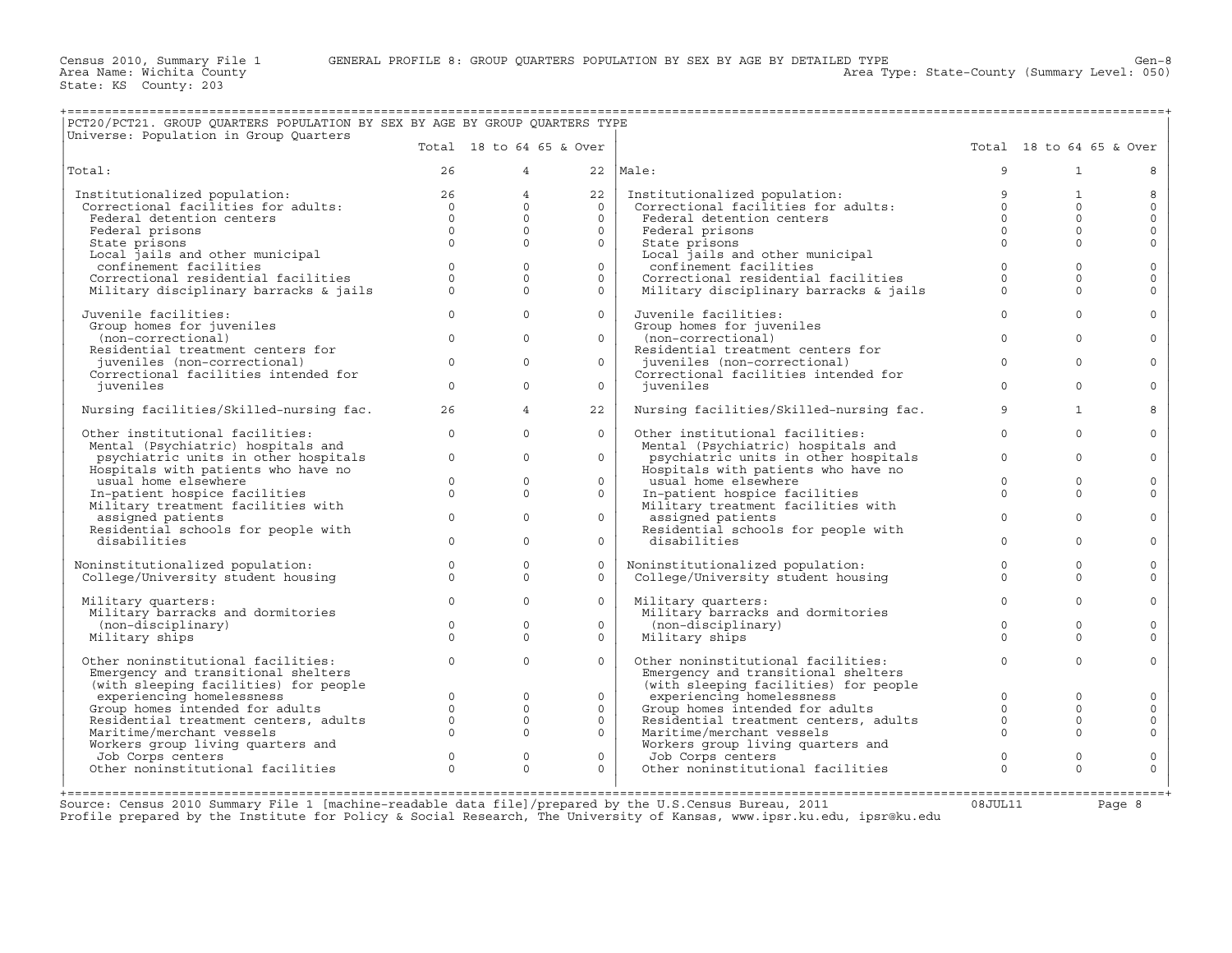Census 2010, Summary File 1 GENERAL PROFILE 8: GROUP QUARTERS POPULATION BY SEX BY AGE BY DETAILED TYPE Gen-8
Area Name: Wichita County Area Type: State-County (Summary Level: 050)
State: KS County: 203

## PCT20/PCT21. GROUP QUARTERS POPULATION BY SEX BY AGE BY GROUP QUARTERS TYPE

Universe: Population in Group Quarters

| | Total | 18 to 64 | 65 & Over | | Total | 18 to 64 | 65 & Over |
|---|---|---|---|---|---|---|---|
| Total: | 26 | 4 | 22 | Male: | 9 | 1 | 8 |
| Institutionalized population: | 26 | 4 | 22 | Institutionalized population: | 9 | 1 | 8 |
| Correctional facilities for adults: | 0 | 0 | 0 | Correctional facilities for adults: | 0 | 0 | 0 |
| Federal detention centers | 0 | 0 | 0 | Federal detention centers | 0 | 0 | 0 |
| Federal prisons | 0 | 0 | 0 | Federal prisons | 0 | 0 | 0 |
| State prisons | 0 | 0 | 0 | State prisons | 0 | 0 | 0 |
| Local jails and other municipal confinement facilities | 0 | 0 | 0 | Local jails and other municipal confinement facilities | 0 | 0 | 0 |
| Correctional residential facilities | 0 | 0 | 0 | Correctional residential facilities | 0 | 0 | 0 |
| Military disciplinary barracks & jails | 0 | 0 | 0 | Military disciplinary barracks & jails | 0 | 0 | 0 |
| Juvenile facilities: | 0 | 0 | 0 | Juvenile facilities: | 0 | 0 | 0 |
| Group homes for juveniles (non-correctional) | 0 | 0 | 0 | Group homes for juveniles (non-correctional) | 0 | 0 | 0 |
| Residential treatment centers for juveniles (non-correctional) | 0 | 0 | 0 | Residential treatment centers for juveniles (non-correctional) | 0 | 0 | 0 |
| Correctional facilities intended for juveniles | 0 | 0 | 0 | Correctional facilities intended for juveniles | 0 | 0 | 0 |
| Nursing facilities/Skilled-nursing fac. | 26 | 4 | 22 | Nursing facilities/Skilled-nursing fac. | 9 | 1 | 8 |
| Other institutional facilities: | 0 | 0 | 0 | Other institutional facilities: | 0 | 0 | 0 |
| Mental (Psychiatric) hospitals and psychiatric units in other hospitals | 0 | 0 | 0 | Mental (Psychiatric) hospitals and psychiatric units in other hospitals | 0 | 0 | 0 |
| Hospitals with patients who have no usual home elsewhere | 0 | 0 | 0 | Hospitals with patients who have no usual home elsewhere | 0 | 0 | 0 |
| In-patient hospice facilities | 0 | 0 | 0 | In-patient hospice facilities | 0 | 0 | 0 |
| Military treatment facilities with assigned patients | 0 | 0 | 0 | Military treatment facilities with assigned patients | 0 | 0 | 0 |
| Residential schools for people with disabilities | 0 | 0 | 0 | Residential schools for people with disabilities | 0 | 0 | 0 |
| Noninstitutionalized population: | 0 | 0 | 0 | Noninstitutionalized population: | 0 | 0 | 0 |
| College/University student housing | 0 | 0 | 0 | College/University student housing | 0 | 0 | 0 |
| Military quarters: | 0 | 0 | 0 | Military quarters: | 0 | 0 | 0 |
| Military barracks and dormitories (non-disciplinary) | 0 | 0 | 0 | Military barracks and dormitories (non-disciplinary) | 0 | 0 | 0 |
| Military ships | 0 | 0 | 0 | Military ships | 0 | 0 | 0 |
| Other noninstitutional facilities: | 0 | 0 | 0 | Other noninstitutional facilities: | 0 | 0 | 0 |
| Emergency and transitional shelters (with sleeping facilities) for people experiencing homelessness | 0 | 0 | 0 | Emergency and transitional shelters (with sleeping facilities) for people experiencing homelessness | 0 | 0 | 0 |
| Group homes intended for adults | 0 | 0 | 0 | Group homes intended for adults | 0 | 0 | 0 |
| Residential treatment centers, adults | 0 | 0 | 0 | Residential treatment centers, adults | 0 | 0 | 0 |
| Maritime/merchant vessels | 0 | 0 | 0 | Maritime/merchant vessels | 0 | 0 | 0 |
| Workers group living quarters and Job Corps centers | 0 | 0 | 0 | Workers group living quarters and Job Corps centers | 0 | 0 | 0 |
| Other noninstitutional facilities | 0 | 0 | 0 | Other noninstitutional facilities | 0 | 0 | 0 |

Source: Census 2010 Summary File 1 [machine-readable data file]/prepared by the U.S.Census Bureau, 2011 08JUL11
Profile prepared by the Institute for Policy & Social Research, The University of Kansas, www.ipsr.ku.edu, ipsr@ku.edu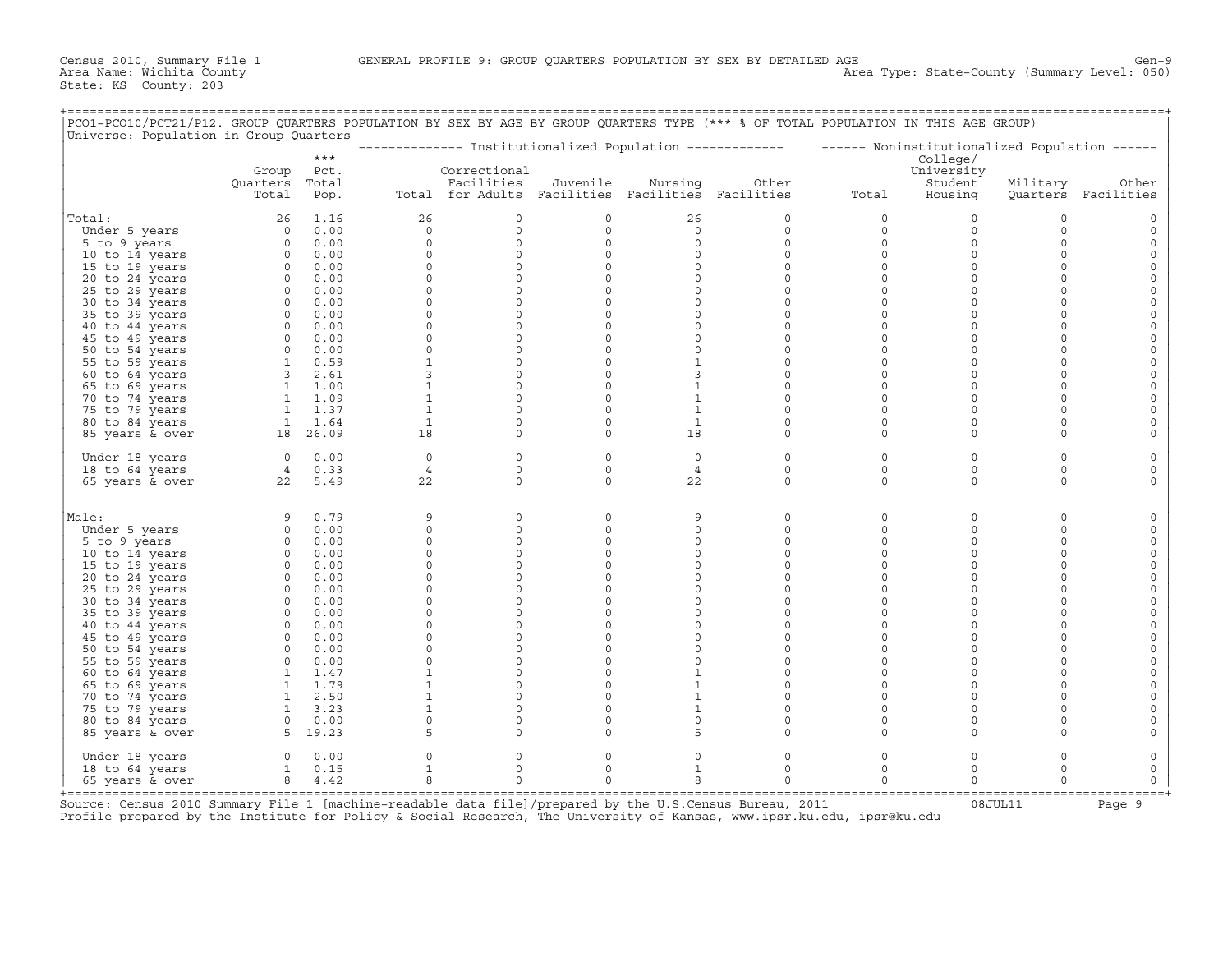Census 2010, Summary File 1 GENERAL PROFILE 9: GROUP QUARTERS POPULATION BY SEX BY DETAILED AGE Gen-9
Area Name: Wichita County Area Type: State-County (Summary Level: 050)
State: KS County: 203

PCO1-PCO10/PCT21/P12. GROUP QUARTERS POPULATION BY SEX BY AGE BY GROUP QUARTERS TYPE (*** % OF TOTAL POPULATION IN THIS AGE GROUP)
Universe: Population in Group Quarters

| | Group Quarters Total | *** Pct. Total Pop. | Institutionalized Population: Total | Correctional Facilities for Adults | Juvenile Facilities | Nursing Facilities | Other Facilities | Noninstitutionalized Population: Total | College/ University Student Housing | Military Quarters | Other Facilities |
|---|---|---|---|---|---|---|---|---|---|---|---|
| Total: | 26 | 1.16 | 26 | 0 | 0 | 26 | 0 | 0 | 0 | 0 | 0 |
| Under 5 years | 0 | 0.00 | 0 | 0 | 0 | 0 | 0 | 0 | 0 | 0 | 0 |
| 5 to 9 years | 0 | 0.00 | 0 | 0 | 0 | 0 | 0 | 0 | 0 | 0 | 0 |
| 10 to 14 years | 0 | 0.00 | 0 | 0 | 0 | 0 | 0 | 0 | 0 | 0 | 0 |
| 15 to 19 years | 0 | 0.00 | 0 | 0 | 0 | 0 | 0 | 0 | 0 | 0 | 0 |
| 20 to 24 years | 0 | 0.00 | 0 | 0 | 0 | 0 | 0 | 0 | 0 | 0 | 0 |
| 25 to 29 years | 0 | 0.00 | 0 | 0 | 0 | 0 | 0 | 0 | 0 | 0 | 0 |
| 30 to 34 years | 0 | 0.00 | 0 | 0 | 0 | 0 | 0 | 0 | 0 | 0 | 0 |
| 35 to 39 years | 0 | 0.00 | 0 | 0 | 0 | 0 | 0 | 0 | 0 | 0 | 0 |
| 40 to 44 years | 0 | 0.00 | 0 | 0 | 0 | 0 | 0 | 0 | 0 | 0 | 0 |
| 45 to 49 years | 0 | 0.00 | 0 | 0 | 0 | 0 | 0 | 0 | 0 | 0 | 0 |
| 50 to 54 years | 0 | 0.00 | 0 | 0 | 0 | 0 | 0 | 0 | 0 | 0 | 0 |
| 55 to 59 years | 1 | 0.59 | 1 | 0 | 0 | 1 | 0 | 0 | 0 | 0 | 0 |
| 60 to 64 years | 3 | 2.61 | 3 | 0 | 0 | 3 | 0 | 0 | 0 | 0 | 0 |
| 65 to 69 years | 1 | 1.00 | 1 | 0 | 0 | 1 | 0 | 0 | 0 | 0 | 0 |
| 70 to 74 years | 1 | 1.09 | 1 | 0 | 0 | 1 | 0 | 0 | 0 | 0 | 0 |
| 75 to 79 years | 1 | 1.37 | 1 | 0 | 0 | 1 | 0 | 0 | 0 | 0 | 0 |
| 80 to 84 years | 1 | 1.64 | 1 | 0 | 0 | 1 | 0 | 0 | 0 | 0 | 0 |
| 85 years & over | 18 | 26.09 | 18 | 0 | 0 | 18 | 0 | 0 | 0 | 0 | 0 |
| Under 18 years | 0 | 0.00 | 0 | 0 | 0 | 0 | 0 | 0 | 0 | 0 | 0 |
| 18 to 64 years | 4 | 0.33 | 4 | 0 | 0 | 4 | 0 | 0 | 0 | 0 | 0 |
| 65 years & over | 22 | 5.49 | 22 | 0 | 0 | 22 | 0 | 0 | 0 | 0 | 0 |
| Male: | 9 | 0.79 | 9 | 0 | 0 | 9 | 0 | 0 | 0 | 0 | 0 |
| Under 5 years | 0 | 0.00 | 0 | 0 | 0 | 0 | 0 | 0 | 0 | 0 | 0 |
| 5 to 9 years | 0 | 0.00 | 0 | 0 | 0 | 0 | 0 | 0 | 0 | 0 | 0 |
| 10 to 14 years | 0 | 0.00 | 0 | 0 | 0 | 0 | 0 | 0 | 0 | 0 | 0 |
| 15 to 19 years | 0 | 0.00 | 0 | 0 | 0 | 0 | 0 | 0 | 0 | 0 | 0 |
| 20 to 24 years | 0 | 0.00 | 0 | 0 | 0 | 0 | 0 | 0 | 0 | 0 | 0 |
| 25 to 29 years | 0 | 0.00 | 0 | 0 | 0 | 0 | 0 | 0 | 0 | 0 | 0 |
| 30 to 34 years | 0 | 0.00 | 0 | 0 | 0 | 0 | 0 | 0 | 0 | 0 | 0 |
| 35 to 39 years | 0 | 0.00 | 0 | 0 | 0 | 0 | 0 | 0 | 0 | 0 | 0 |
| 40 to 44 years | 0 | 0.00 | 0 | 0 | 0 | 0 | 0 | 0 | 0 | 0 | 0 |
| 45 to 49 years | 0 | 0.00 | 0 | 0 | 0 | 0 | 0 | 0 | 0 | 0 | 0 |
| 50 to 54 years | 0 | 0.00 | 0 | 0 | 0 | 0 | 0 | 0 | 0 | 0 | 0 |
| 55 to 59 years | 0 | 0.00 | 0 | 0 | 0 | 0 | 0 | 0 | 0 | 0 | 0 |
| 60 to 64 years | 1 | 1.47 | 1 | 0 | 0 | 1 | 0 | 0 | 0 | 0 | 0 |
| 65 to 69 years | 1 | 1.79 | 1 | 0 | 0 | 1 | 0 | 0 | 0 | 0 | 0 |
| 70 to 74 years | 1 | 2.50 | 1 | 0 | 0 | 1 | 0 | 0 | 0 | 0 | 0 |
| 75 to 79 years | 1 | 3.23 | 1 | 0 | 0 | 1 | 0 | 0 | 0 | 0 | 0 |
| 80 to 84 years | 0 | 0.00 | 0 | 0 | 0 | 0 | 0 | 0 | 0 | 0 | 0 |
| 85 years & over | 5 | 19.23 | 5 | 0 | 0 | 5 | 0 | 0 | 0 | 0 | 0 |
| Under 18 years | 0 | 0.00 | 0 | 0 | 0 | 0 | 0 | 0 | 0 | 0 | 0 |
| 18 to 64 years | 1 | 0.15 | 1 | 0 | 0 | 1 | 0 | 0 | 0 | 0 | 0 |
| 65 years & over | 8 | 4.42 | 8 | 0 | 0 | 8 | 0 | 0 | 0 | 0 | 0 |

Source: Census 2010 Summary File 1 [machine-readable data file]/prepared by the U.S.Census Bureau, 2011 08JUL11
Profile prepared by the Institute for Policy & Social Research, The University of Kansas, www.ipsr.ku.edu, ipsr@ku.edu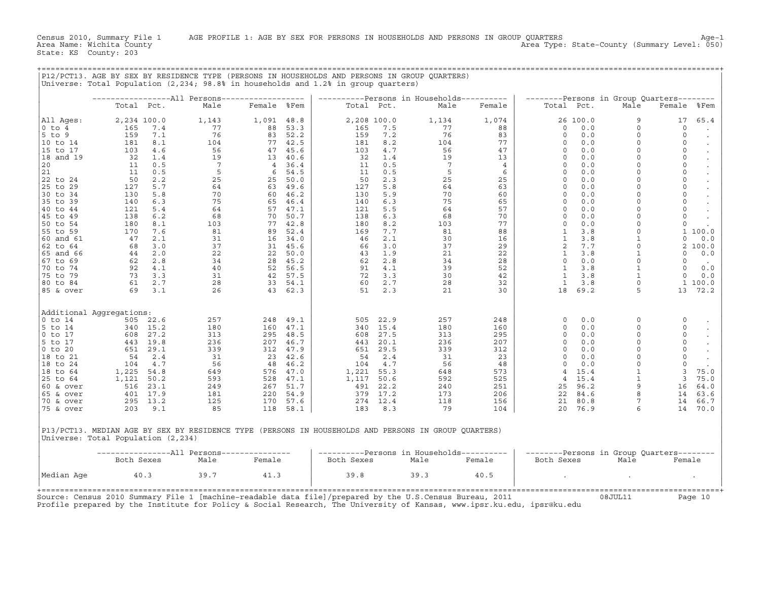Census 2010, Summary File 1 AGE PROFILE 1: AGE BY SEX FOR PERSONS IN HOUSEHOLDS AND PERSONS IN GROUP QUARTERS

Area Name: Wichita County
State: KS County: 203

Area Type: State-County (Summary Level: 050)

## P12/PCT13. AGE BY SEX BY RESIDENCE TYPE (PERSONS IN HOUSEHOLDS AND PERSONS IN GROUP QUARTERS)

Universe: Total Population (2,234; 98.8% in households and 1.2% in group quarters)

| | All Persons | | | | | Persons in Households | | | | Persons in Group Quarters | | | | |
|---|---|---|---|---|---|---|---|---|---|---|---|---|---|---|
| | Total | Pct. | Male | Female | %Fem | Total | Pct. | Male | Female | Total | Pct. | Male | Female | %Fem |
| All Ages: | 2,234 | 100.0 | 1,143 | 1,091 | 48.8 | 2,208 | 100.0 | 1,134 | 1,074 | 26 | 100.0 | 9 | 17 | 65.4 |
| 0 to 4 | 165 | 7.4 | 77 | 88 | 53.3 | 165 | 7.5 | 77 | 88 | 0 | 0.0 | 0 | 0 | . |
| 5 to 9 | 159 | 7.1 | 76 | 83 | 52.2 | 159 | 7.2 | 76 | 83 | 0 | 0.0 | 0 | 0 | . |
| 10 to 14 | 181 | 8.1 | 104 | 77 | 42.5 | 181 | 8.2 | 104 | 77 | 0 | 0.0 | 0 | 0 | . |
| 15 to 17 | 103 | 4.6 | 56 | 47 | 45.6 | 103 | 4.7 | 56 | 47 | 0 | 0.0 | 0 | 0 | . |
| 18 and 19 | 32 | 1.4 | 19 | 13 | 40.6 | 32 | 1.4 | 19 | 13 | 0 | 0.0 | 0 | 0 | . |
| 20 | 11 | 0.5 | 7 | 4 | 36.4 | 11 | 0.5 | 7 | 4 | 0 | 0.0 | 0 | 0 | . |
| 21 | 11 | 0.5 | 5 | 6 | 54.5 | 11 | 0.5 | 5 | 6 | 0 | 0.0 | 0 | 0 | . |
| 22 to 24 | 50 | 2.2 | 25 | 25 | 50.0 | 50 | 2.3 | 25 | 25 | 0 | 0.0 | 0 | 0 | . |
| 25 to 29 | 127 | 5.7 | 64 | 63 | 49.6 | 127 | 5.8 | 64 | 63 | 0 | 0.0 | 0 | 0 | . |
| 30 to 34 | 130 | 5.8 | 70 | 60 | 46.2 | 130 | 5.9 | 70 | 60 | 0 | 0.0 | 0 | 0 | . |
| 35 to 39 | 140 | 6.3 | 75 | 65 | 46.4 | 140 | 6.3 | 75 | 65 | 0 | 0.0 | 0 | 0 | . |
| 40 to 44 | 121 | 5.4 | 64 | 57 | 47.1 | 121 | 5.5 | 64 | 57 | 0 | 0.0 | 0 | 0 | . |
| 45 to 49 | 138 | 6.2 | 68 | 70 | 50.7 | 138 | 6.3 | 68 | 70 | 0 | 0.0 | 0 | 0 | . |
| 50 to 54 | 180 | 8.1 | 103 | 77 | 42.8 | 180 | 8.2 | 103 | 77 | 0 | 0.0 | 0 | 0 | . |
| 55 to 59 | 170 | 7.6 | 81 | 89 | 52.4 | 169 | 7.7 | 81 | 88 | 1 | 3.8 | 0 | 1 | 100.0 |
| 60 and 61 | 47 | 2.1 | 31 | 16 | 34.0 | 46 | 2.1 | 30 | 16 | 1 | 3.8 | 1 | 0 | 0.0 |
| 62 to 64 | 68 | 3.0 | 37 | 31 | 45.6 | 66 | 3.0 | 37 | 29 | 2 | 7.7 | 0 | 2 | 100.0 |
| 65 and 66 | 44 | 2.0 | 22 | 22 | 50.0 | 43 | 1.9 | 21 | 22 | 1 | 3.8 | 1 | 0 | 0.0 |
| 67 to 69 | 62 | 2.8 | 34 | 28 | 45.2 | 62 | 2.8 | 34 | 28 | 0 | 0.0 | 0 | 0 | . |
| 70 to 74 | 92 | 4.1 | 40 | 52 | 56.5 | 91 | 4.1 | 39 | 52 | 1 | 3.8 | 1 | 0 | 0.0 |
| 75 to 79 | 73 | 3.3 | 31 | 42 | 57.5 | 72 | 3.3 | 30 | 42 | 1 | 3.8 | 1 | 0 | 0.0 |
| 80 to 84 | 61 | 2.7 | 28 | 33 | 54.1 | 60 | 2.7 | 28 | 32 | 1 | 3.8 | 0 | 1 | 100.0 |
| 85 & over | 69 | 3.1 | 26 | 43 | 62.3 | 51 | 2.3 | 21 | 30 | 18 | 69.2 | 5 | 13 | 72.2 |
| Additional Aggregations: | | | | | | | | | | | | | | |
| 0 to 14 | 505 | 22.6 | 257 | 248 | 49.1 | 505 | 22.9 | 257 | 248 | 0 | 0.0 | 0 | 0 | . |
| 5 to 14 | 340 | 15.2 | 180 | 160 | 47.1 | 340 | 15.4 | 180 | 160 | 0 | 0.0 | 0 | 0 | . |
| 0 to 17 | 608 | 27.2 | 313 | 295 | 48.5 | 608 | 27.5 | 313 | 295 | 0 | 0.0 | 0 | 0 | . |
| 5 to 17 | 443 | 19.8 | 236 | 207 | 46.7 | 443 | 20.1 | 236 | 207 | 0 | 0.0 | 0 | 0 | . |
| 0 to 20 | 651 | 29.1 | 339 | 312 | 47.9 | 651 | 29.5 | 339 | 312 | 0 | 0.0 | 0 | 0 | . |
| 18 to 21 | 54 | 2.4 | 31 | 23 | 42.6 | 54 | 2.4 | 31 | 23 | 0 | 0.0 | 0 | 0 | . |
| 18 to 24 | 104 | 4.7 | 56 | 48 | 46.2 | 104 | 4.7 | 56 | 48 | 0 | 0.0 | 0 | 0 | . |
| 18 to 64 | 1,225 | 54.8 | 649 | 576 | 47.0 | 1,221 | 55.3 | 648 | 573 | 4 | 15.4 | 1 | 3 | 75.0 |
| 25 to 64 | 1,121 | 50.2 | 593 | 528 | 47.1 | 1,117 | 50.6 | 592 | 525 | 4 | 15.4 | 1 | 3 | 75.0 |
| 60 & over | 516 | 23.1 | 249 | 267 | 51.7 | 491 | 22.2 | 240 | 251 | 25 | 96.2 | 9 | 16 | 64.0 |
| 65 & over | 401 | 17.9 | 181 | 220 | 54.9 | 379 | 17.2 | 173 | 206 | 22 | 84.6 | 8 | 14 | 63.6 |
| 70 & over | 295 | 13.2 | 125 | 170 | 57.6 | 274 | 12.4 | 118 | 156 | 21 | 80.8 | 7 | 14 | 66.7 |
| 75 & over | 203 | 9.1 | 85 | 118 | 58.1 | 183 | 8.3 | 79 | 104 | 20 | 76.9 | 6 | 14 | 70.0 |

## P13/PCT13. MEDIAN AGE BY SEX BY RESIDENCE TYPE (PERSONS IN HOUSEHOLDS AND PERSONS IN GROUP QUARTERS)

Universe: Total Population (2,234)

| | All Persons | | | Persons in Households | | | Persons in Group Quarters | | |
|---|---|---|---|---|---|---|---|---|---|
| | Both Sexes | Male | Female | Both Sexes | Male | Female | Both Sexes | Male | Female |
| Median Age | 40.3 | 39.7 | 41.3 | 39.8 | 39.3 | 40.5 | . | . | . |

Source: Census 2010 Summary File 1 [machine-readable data file]/prepared by the U.S.Census Bureau, 2011 08JUL11

Profile prepared by the Institute for Policy & Social Research, The University of Kansas, www.ipsr.ku.edu, ipsr@ku.edu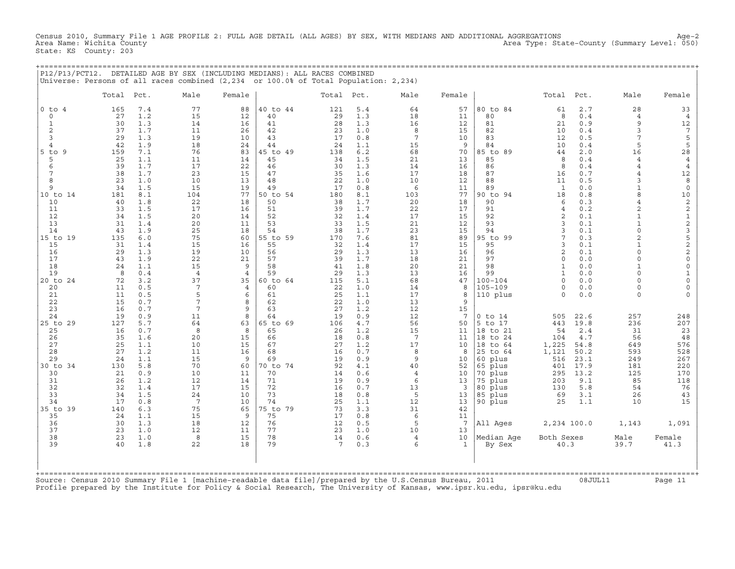Census 2010, Summary File 1 AGE PROFILE 2: FULL AGE DETAIL (ALL AGES) BY SEX, WITH MEDIANS AND ADDITIONAL AGGREGATIONS Age-2
Area Name: Wichita County Area Type: State-County (Summary Level: 050)
State: KS County: 203

P12/P13/PCT12. DETAILED AGE BY SEX (INCLUDING MEDIANS): ALL RACES COMBINED
Universe: Persons of all races combined (2,234 or 100.0% of Total Population: 2,234)

| | Total | Pct. | Male | Female | | Total | Pct. | Male | Female | | Total | Pct. | Male | Female |
|---|---|---|---|---|---|---|---|---|---|---|---|---|---|---|
| 0 to 4 | 165 | 7.4 | 77 | 88 | 40 to 44 | 121 | 5.4 | 64 | 57 | 80 to 84 | 61 | 2.7 | 28 | 33 |
| 0 | 27 | 1.2 | 15 | 12 | 40 | 29 | 1.3 | 18 | 11 | 80 | 8 | 0.4 | 4 | 4 |
| 1 | 30 | 1.3 | 14 | 16 | 41 | 28 | 1.3 | 16 | 12 | 81 | 21 | 0.9 | 9 | 12 |
| 2 | 37 | 1.7 | 11 | 26 | 42 | 23 | 1.0 | 8 | 15 | 82 | 10 | 0.4 | 3 | 7 |
| 3 | 29 | 1.3 | 19 | 10 | 43 | 17 | 0.8 | 7 | 10 | 83 | 12 | 0.5 | 7 | 5 |
| 4 | 42 | 1.9 | 18 | 24 | 44 | 24 | 1.1 | 15 | 9 | 84 | 10 | 0.4 | 5 | 5 |
| 5 to 9 | 159 | 7.1 | 76 | 83 | 45 to 49 | 138 | 6.2 | 68 | 70 | 85 to 89 | 44 | 2.0 | 16 | 28 |
| 5 | 25 | 1.1 | 11 | 14 | 45 | 34 | 1.5 | 21 | 13 | 85 | 8 | 0.4 | 4 | 4 |
| 6 | 39 | 1.7 | 17 | 22 | 46 | 30 | 1.3 | 14 | 16 | 86 | 8 | 0.4 | 4 | 4 |
| 7 | 38 | 1.7 | 23 | 15 | 47 | 35 | 1.6 | 17 | 18 | 87 | 16 | 0.7 | 4 | 12 |
| 8 | 23 | 1.0 | 10 | 13 | 48 | 22 | 1.0 | 10 | 12 | 88 | 11 | 0.5 | 3 | 8 |
| 9 | 34 | 1.5 | 15 | 19 | 49 | 17 | 0.8 | 6 | 11 | 89 | 1 | 0.0 | 1 | 0 |
| 10 to 14 | 181 | 8.1 | 104 | 77 | 50 to 54 | 180 | 8.1 | 103 | 77 | 90 to 94 | 18 | 0.8 | 8 | 10 |
| 10 | 40 | 1.8 | 22 | 18 | 50 | 38 | 1.7 | 20 | 18 | 90 | 6 | 0.3 | 4 | 2 |
| 11 | 33 | 1.5 | 17 | 16 | 51 | 39 | 1.7 | 22 | 17 | 91 | 4 | 0.2 | 2 | 2 |
| 12 | 34 | 1.5 | 20 | 14 | 52 | 32 | 1.4 | 17 | 15 | 92 | 2 | 0.1 | 1 | 1 |
| 13 | 31 | 1.4 | 20 | 11 | 53 | 33 | 1.5 | 21 | 12 | 93 | 3 | 0.1 | 1 | 2 |
| 14 | 43 | 1.9 | 25 | 18 | 54 | 38 | 1.7 | 23 | 15 | 94 | 3 | 0.1 | 0 | 3 |
| 15 to 19 | 135 | 6.0 | 75 | 60 | 55 to 59 | 170 | 7.6 | 81 | 89 | 95 to 99 | 7 | 0.3 | 2 | 5 |
| 15 | 31 | 1.4 | 15 | 16 | 55 | 32 | 1.4 | 17 | 15 | 95 | 3 | 0.1 | 1 | 2 |
| 16 | 29 | 1.3 | 19 | 10 | 56 | 29 | 1.3 | 13 | 16 | 96 | 2 | 0.1 | 0 | 2 |
| 17 | 43 | 1.9 | 22 | 21 | 57 | 39 | 1.7 | 18 | 21 | 97 | 0 | 0.0 | 0 | 0 |
| 18 | 24 | 1.1 | 15 | 9 | 58 | 41 | 1.8 | 20 | 21 | 98 | 1 | 0.0 | 1 | 0 |
| 19 | 8 | 0.4 | 4 | 4 | 59 | 29 | 1.3 | 13 | 16 | 99 | 1 | 0.0 | 0 | 1 |
| 20 to 24 | 72 | 3.2 | 37 | 35 | 60 to 64 | 115 | 5.1 | 68 | 47 | 100-104 | 0 | 0.0 | 0 | 0 |
| 20 | 11 | 0.5 | 7 | 4 | 60 | 22 | 1.0 | 14 | 8 | 105-109 | 0 | 0.0 | 0 | 0 |
| 21 | 11 | 0.5 | 5 | 6 | 61 | 25 | 1.1 | 17 | 8 | 110 plus | 0 | 0.0 | 0 | 0 |
| 22 | 15 | 0.7 | 7 | 8 | 62 | 22 | 1.0 | 13 | 9 | | | | | |
| 23 | 16 | 0.7 | 7 | 9 | 63 | 27 | 1.2 | 12 | 15 | | | | | |
| 24 | 19 | 0.9 | 11 | 8 | 64 | 19 | 0.9 | 12 | 7 | 0 to 14 | 505 | 22.6 | 257 | 248 |
| 25 to 29 | 127 | 5.7 | 64 | 63 | 65 to 69 | 106 | 4.7 | 56 | 50 | 5 to 17 | 443 | 19.8 | 236 | 207 |
| 25 | 16 | 0.7 | 8 | 8 | 65 | 26 | 1.2 | 15 | 11 | 18 to 21 | 54 | 2.4 | 31 | 23 |
| 26 | 35 | 1.6 | 20 | 15 | 66 | 18 | 0.8 | 7 | 11 | 18 to 24 | 104 | 4.7 | 56 | 48 |
| 27 | 25 | 1.1 | 10 | 15 | 67 | 27 | 1.2 | 17 | 10 | 18 to 64 | 1,225 | 54.8 | 649 | 576 |
| 28 | 27 | 1.2 | 11 | 16 | 68 | 16 | 0.7 | 8 | 8 | 25 to 64 | 1,121 | 50.2 | 593 | 528 |
| 29 | 24 | 1.1 | 15 | 9 | 69 | 19 | 0.9 | 9 | 10 | 60 plus | 516 | 23.1 | 249 | 267 |
| 30 to 34 | 130 | 5.8 | 70 | 60 | 70 to 74 | 92 | 4.1 | 40 | 52 | 65 plus | 401 | 17.9 | 181 | 220 |
| 30 | 21 | 0.9 | 10 | 11 | 70 | 14 | 0.6 | 4 | 10 | 70 plus | 295 | 13.2 | 125 | 170 |
| 31 | 26 | 1.2 | 12 | 14 | 71 | 19 | 0.9 | 6 | 13 | 75 plus | 203 | 9.1 | 85 | 118 |
| 32 | 32 | 1.4 | 17 | 15 | 72 | 16 | 0.7 | 13 | 3 | 80 plus | 130 | 5.8 | 54 | 76 |
| 33 | 34 | 1.5 | 24 | 10 | 73 | 18 | 0.8 | 5 | 13 | 85 plus | 69 | 3.1 | 26 | 43 |
| 34 | 17 | 0.8 | 7 | 10 | 74 | 25 | 1.1 | 12 | 13 | 90 plus | 25 | 1.1 | 10 | 15 |
| 35 to 39 | 140 | 6.3 | 75 | 65 | 75 to 79 | 73 | 3.3 | 31 | 42 | | | | | |
| 35 | 24 | 1.1 | 15 | 9 | 75 | 17 | 0.8 | 6 | 11 | | | | | |
| 36 | 30 | 1.3 | 18 | 12 | 76 | 12 | 0.5 | 5 | 7 | All Ages | 2,234 | 100.0 | 1,143 | 1,091 |
| 37 | 23 | 1.0 | 12 | 11 | 77 | 23 | 1.0 | 10 | 13 | | | | | |
| 38 | 23 | 1.0 | 8 | 15 | 78 | 14 | 0.6 | 4 | 10 | Median Age | Both Sexes | | Male | Female |
| 39 | 40 | 1.8 | 22 | 18 | 79 | 7 | 0.3 | 6 | 1 | By Sex | 40.3 | | 39.7 | 41.3 |

Source: Census 2010 Summary File 1 [machine-readable data file]/prepared by the U.S.Census Bureau, 2011 08JUL11
Profile prepared by the Institute for Policy & Social Research, The University of Kansas, www.ipsr.ku.edu, ipsr@ku.edu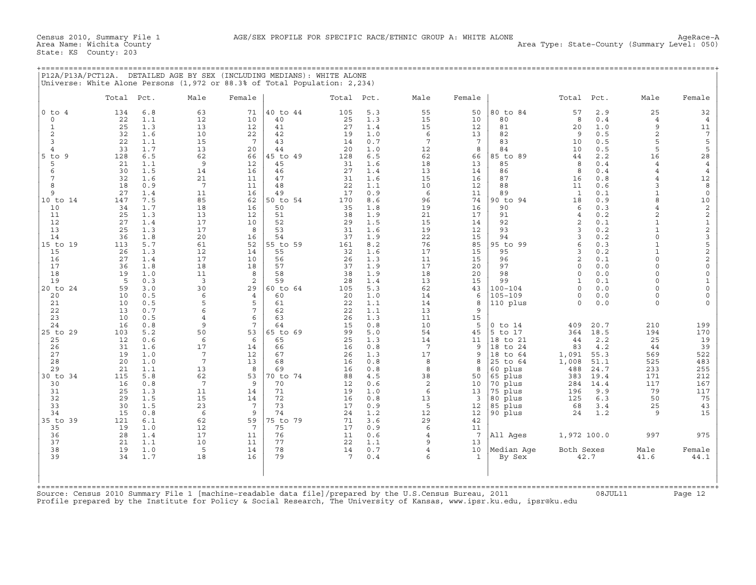Census 2010, Summary File 1 — AGE/SEX PROFILE FOR SPECIFIC RACE/ETHNIC GROUP A: WHITE ALONE — AgeRace-A
Area Name: Wichita County — Area Type: State-County (Summary Level: 050)
State: KS County: 203

## P12A/P13A/PCT12A. DETAILED AGE BY SEX (INCLUDING MEDIANS): WHITE ALONE

Universe: White Alone Persons (1,972 or 88.3% of Total Population: 2,234)

| | Total | Pct. | Male | Female | | Total | Pct. | Male | Female | | Total | Pct. | Male | Female |
|---|---|---|---|---|---|---|---|---|---|---|---|---|---|---|
| 0 to 4 | 134 | 6.8 | 63 | 71 | 40 to 44 | 105 | 5.3 | 55 | 50 | 80 to 84 | 57 | 2.9 | 25 | 32 |
| 0 | 22 | 1.1 | 12 | 10 | 40 | 25 | 1.3 | 15 | 10 | 80 | 8 | 0.4 | 4 | 4 |
| 1 | 25 | 1.3 | 13 | 12 | 41 | 27 | 1.4 | 15 | 12 | 81 | 20 | 1.0 | 9 | 11 |
| 2 | 32 | 1.6 | 10 | 22 | 42 | 19 | 1.0 | 6 | 13 | 82 | 9 | 0.5 | 2 | 7 |
| 3 | 22 | 1.1 | 15 | 7 | 43 | 14 | 0.7 | 7 | 7 | 83 | 10 | 0.5 | 5 | 5 |
| 4 | 33 | 1.7 | 13 | 20 | 44 | 20 | 1.0 | 12 | 8 | 84 | 10 | 0.5 | 5 | 5 |
| 5 to 9 | 128 | 6.5 | 62 | 66 | 45 to 49 | 128 | 6.5 | 62 | 66 | 85 to 89 | 44 | 2.2 | 16 | 28 |
| 5 | 21 | 1.1 | 9 | 12 | 45 | 31 | 1.6 | 18 | 13 | 85 | 8 | 0.4 | 4 | 4 |
| 6 | 30 | 1.5 | 14 | 16 | 46 | 27 | 1.4 | 13 | 14 | 86 | 8 | 0.4 | 4 | 4 |
| 7 | 32 | 1.6 | 21 | 11 | 47 | 31 | 1.6 | 15 | 16 | 87 | 16 | 0.8 | 4 | 12 |
| 8 | 18 | 0.9 | 7 | 11 | 48 | 22 | 1.1 | 10 | 12 | 88 | 11 | 0.6 | 3 | 8 |
| 9 | 27 | 1.4 | 11 | 16 | 49 | 17 | 0.9 | 6 | 11 | 89 | 1 | 0.1 | 1 | 0 |
| 10 to 14 | 147 | 7.5 | 85 | 62 | 50 to 54 | 170 | 8.6 | 96 | 74 | 90 to 94 | 18 | 0.9 | 8 | 10 |
| 10 | 34 | 1.7 | 18 | 16 | 50 | 35 | 1.8 | 19 | 16 | 90 | 6 | 0.3 | 4 | 2 |
| 11 | 25 | 1.3 | 13 | 12 | 51 | 38 | 1.9 | 21 | 17 | 91 | 4 | 0.2 | 2 | 2 |
| 12 | 27 | 1.4 | 17 | 10 | 52 | 29 | 1.5 | 15 | 14 | 92 | 2 | 0.1 | 1 | 1 |
| 13 | 25 | 1.3 | 17 | 8 | 53 | 31 | 1.6 | 19 | 12 | 93 | 3 | 0.2 | 1 | 2 |
| 14 | 36 | 1.8 | 20 | 16 | 54 | 37 | 1.9 | 22 | 15 | 94 | 3 | 0.2 | 0 | 3 |
| 15 to 19 | 113 | 5.7 | 61 | 52 | 55 to 59 | 161 | 8.2 | 76 | 85 | 95 to 99 | 6 | 0.3 | 1 | 5 |
| 15 | 26 | 1.3 | 12 | 14 | 55 | 32 | 1.6 | 17 | 15 | 95 | 3 | 0.2 | 1 | 2 |
| 16 | 27 | 1.4 | 17 | 10 | 56 | 26 | 1.3 | 11 | 15 | 96 | 2 | 0.1 | 0 | 2 |
| 17 | 36 | 1.8 | 18 | 18 | 57 | 37 | 1.9 | 17 | 20 | 97 | 0 | 0.0 | 0 | 0 |
| 18 | 19 | 1.0 | 11 | 8 | 58 | 38 | 1.9 | 18 | 20 | 98 | 0 | 0.0 | 0 | 0 |
| 19 | 5 | 0.3 | 3 | 2 | 59 | 28 | 1.4 | 13 | 15 | 99 | 1 | 0.1 | 0 | 1 |
| 20 to 24 | 59 | 3.0 | 30 | 29 | 60 to 64 | 105 | 5.3 | 62 | 43 | 100-104 | 0 | 0.0 | 0 | 0 |
| 20 | 10 | 0.5 | 6 | 4 | 60 | 20 | 1.0 | 14 | 6 | 105-109 | 0 | 0.0 | 0 | 0 |
| 21 | 10 | 0.5 | 5 | 5 | 61 | 22 | 1.1 | 14 | 8 | 110 plus | 0 | 0.0 | 0 | 0 |
| 22 | 13 | 0.7 | 6 | 7 | 62 | 22 | 1.1 | 13 | 9 | | | | | |
| 23 | 10 | 0.5 | 4 | 6 | 63 | 26 | 1.3 | 11 | 15 | | | | | |
| 24 | 16 | 0.8 | 9 | 7 | 64 | 15 | 0.8 | 10 | 5 | 0 to 14 | 409 | 20.7 | 210 | 199 |
| 25 to 29 | 103 | 5.2 | 50 | 53 | 65 to 69 | 99 | 5.0 | 54 | 45 | 5 to 17 | 364 | 18.5 | 194 | 170 |
| 25 | 12 | 0.6 | 6 | 6 | 65 | 25 | 1.3 | 14 | 11 | 18 to 21 | 44 | 2.2 | 25 | 19 |
| 26 | 31 | 1.6 | 17 | 14 | 66 | 16 | 0.8 | 7 | 9 | 18 to 24 | 83 | 4.2 | 44 | 39 |
| 27 | 19 | 1.0 | 7 | 12 | 67 | 26 | 1.3 | 17 | 9 | 18 to 64 | 1,091 | 55.3 | 569 | 522 |
| 28 | 20 | 1.0 | 7 | 13 | 68 | 16 | 0.8 | 8 | 8 | 25 to 64 | 1,008 | 51.1 | 525 | 483 |
| 29 | 21 | 1.1 | 13 | 8 | 69 | 16 | 0.8 | 8 | 8 | 60 plus | 488 | 24.7 | 233 | 255 |
| 30 to 34 | 115 | 5.8 | 62 | 53 | 70 to 74 | 88 | 4.5 | 38 | 50 | 65 plus | 383 | 19.4 | 171 | 212 |
| 30 | 16 | 0.8 | 7 | 9 | 70 | 12 | 0.6 | 2 | 10 | 70 plus | 284 | 14.4 | 117 | 167 |
| 31 | 25 | 1.3 | 11 | 14 | 71 | 19 | 1.0 | 6 | 13 | 75 plus | 196 | 9.9 | 79 | 117 |
| 32 | 29 | 1.5 | 15 | 14 | 72 | 16 | 0.8 | 13 | 3 | 80 plus | 125 | 6.3 | 50 | 75 |
| 33 | 30 | 1.5 | 23 | 7 | 73 | 17 | 0.9 | 5 | 12 | 85 plus | 68 | 3.4 | 25 | 43 |
| 34 | 15 | 0.8 | 6 | 9 | 74 | 24 | 1.2 | 12 | 12 | 90 plus | 24 | 1.2 | 9 | 15 |
| 35 to 39 | 121 | 6.1 | 62 | 59 | 75 to 79 | 71 | 3.6 | 29 | 42 | | | | | |
| 35 | 19 | 1.0 | 12 | 7 | 75 | 17 | 0.9 | 6 | 11 | | | | | |
| 36 | 28 | 1.4 | 17 | 11 | 76 | 11 | 0.6 | 4 | 7 | All Ages | 1,972 | 100.0 | 997 | 975 |
| 37 | 21 | 1.1 | 10 | 11 | 77 | 22 | 1.1 | 9 | 13 | | | | | |
| 38 | 19 | 1.0 | 5 | 14 | 78 | 14 | 0.7 | 4 | 10 | Median Age | Both Sexes | | Male | Female |
| 39 | 34 | 1.7 | 18 | 16 | 79 | 7 | 0.4 | 6 | 1 | By Sex | 42.7 | | 41.6 | 44.1 |

Source: Census 2010 Summary File 1 [machine-readable data file]/prepared by the U.S.Census Bureau, 2011 08JUL11
Profile prepared by the Institute for Policy & Social Research, The University of Kansas, www.ipsr.ku.edu, ipsr@ku.edu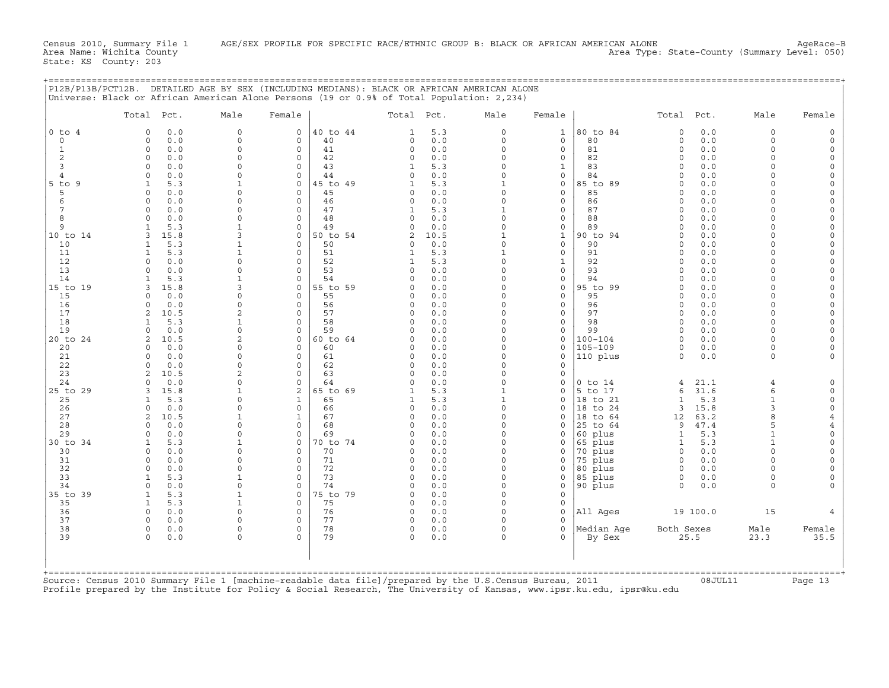Census 2010, Summary File 1 AGE/SEX PROFILE FOR SPECIFIC RACE/ETHNIC GROUP B: BLACK OR AFRICAN AMERICAN ALONE AgeRace-B
Area Name: Wichita County Area Type: State-County (Summary Level: 050)
State: KS County: 203

## P12B/P13B/PCT12B. DETAILED AGE BY SEX (INCLUDING MEDIANS): BLACK OR AFRICAN AMERICAN ALONE

Universe: Black or African American Alone Persons (19 or 0.9% of Total Population: 2,234)

| | Total | Pct. | Male | Female | | Total | Pct. | Male | Female | | Total | Pct. | Male | Female |
|---|---|---|---|---|---|---|---|---|---|---|---|---|---|---|
| 0 to 4 | 0 | 0.0 | 0 | 0 | 40 to 44 | 1 | 5.3 | 0 | 1 | 80 to 84 | 0 | 0.0 | 0 | 0 |
| 0 | 0 | 0.0 | 0 | 0 | 40 | 0 | 0.0 | 0 | 0 | 80 | 0 | 0.0 | 0 | 0 |
| 1 | 0 | 0.0 | 0 | 0 | 41 | 0 | 0.0 | 0 | 0 | 81 | 0 | 0.0 | 0 | 0 |
| 2 | 0 | 0.0 | 0 | 0 | 42 | 0 | 0.0 | 0 | 0 | 82 | 0 | 0.0 | 0 | 0 |
| 3 | 0 | 0.0 | 0 | 0 | 43 | 1 | 5.3 | 0 | 1 | 83 | 0 | 0.0 | 0 | 0 |
| 4 | 0 | 0.0 | 0 | 0 | 44 | 0 | 0.0 | 0 | 0 | 84 | 0 | 0.0 | 0 | 0 |
| 5 to 9 | 1 | 5.3 | 1 | 0 | 45 to 49 | 1 | 5.3 | 1 | 0 | 85 to 89 | 0 | 0.0 | 0 | 0 |
| 5 | 0 | 0.0 | 0 | 0 | 45 | 0 | 0.0 | 0 | 0 | 85 | 0 | 0.0 | 0 | 0 |
| 6 | 0 | 0.0 | 0 | 0 | 46 | 0 | 0.0 | 0 | 0 | 86 | 0 | 0.0 | 0 | 0 |
| 7 | 0 | 0.0 | 0 | 0 | 47 | 1 | 5.3 | 1 | 0 | 87 | 0 | 0.0 | 0 | 0 |
| 8 | 0 | 0.0 | 0 | 0 | 48 | 0 | 0.0 | 0 | 0 | 88 | 0 | 0.0 | 0 | 0 |
| 9 | 1 | 5.3 | 1 | 0 | 49 | 0 | 0.0 | 0 | 0 | 89 | 0 | 0.0 | 0 | 0 |
| 10 to 14 | 3 | 15.8 | 3 | 0 | 50 to 54 | 2 | 10.5 | 1 | 1 | 90 to 94 | 0 | 0.0 | 0 | 0 |
| 10 | 1 | 5.3 | 1 | 0 | 50 | 0 | 0.0 | 0 | 0 | 90 | 0 | 0.0 | 0 | 0 |
| 11 | 1 | 5.3 | 1 | 0 | 51 | 1 | 5.3 | 1 | 0 | 91 | 0 | 0.0 | 0 | 0 |
| 12 | 0 | 0.0 | 0 | 0 | 52 | 1 | 5.3 | 0 | 1 | 92 | 0 | 0.0 | 0 | 0 |
| 13 | 0 | 0.0 | 0 | 0 | 53 | 0 | 0.0 | 0 | 0 | 93 | 0 | 0.0 | 0 | 0 |
| 14 | 1 | 5.3 | 1 | 0 | 54 | 0 | 0.0 | 0 | 0 | 94 | 0 | 0.0 | 0 | 0 |
| 15 to 19 | 3 | 15.8 | 3 | 0 | 55 to 59 | 0 | 0.0 | 0 | 0 | 95 to 99 | 0 | 0.0 | 0 | 0 |
| 15 | 0 | 0.0 | 0 | 0 | 55 | 0 | 0.0 | 0 | 0 | 95 | 0 | 0.0 | 0 | 0 |
| 16 | 0 | 0.0 | 0 | 0 | 56 | 0 | 0.0 | 0 | 0 | 96 | 0 | 0.0 | 0 | 0 |
| 17 | 2 | 10.5 | 2 | 0 | 57 | 0 | 0.0 | 0 | 0 | 97 | 0 | 0.0 | 0 | 0 |
| 18 | 1 | 5.3 | 1 | 0 | 58 | 0 | 0.0 | 0 | 0 | 98 | 0 | 0.0 | 0 | 0 |
| 19 | 0 | 0.0 | 0 | 0 | 59 | 0 | 0.0 | 0 | 0 | 99 | 0 | 0.0 | 0 | 0 |
| 20 to 24 | 2 | 10.5 | 2 | 0 | 60 to 64 | 0 | 0.0 | 0 | 0 | 100-104 | 0 | 0.0 | 0 | 0 |
| 20 | 0 | 0.0 | 0 | 0 | 60 | 0 | 0.0 | 0 | 0 | 105-109 | 0 | 0.0 | 0 | 0 |
| 21 | 0 | 0.0 | 0 | 0 | 61 | 0 | 0.0 | 0 | 0 | 110 plus | 0 | 0.0 | 0 | 0 |
| 22 | 0 | 0.0 | 0 | 0 | 62 | 0 | 0.0 | 0 | 0 | | | | | |
| 23 | 2 | 10.5 | 2 | 0 | 63 | 0 | 0.0 | 0 | 0 | | | | | |
| 24 | 0 | 0.0 | 0 | 0 | 64 | 0 | 0.0 | 0 | 0 | 0 to 14 | 4 | 21.1 | 4 | 0 |
| 25 to 29 | 3 | 15.8 | 1 | 2 | 65 to 69 | 1 | 5.3 | 1 | 0 | 5 to 17 | 6 | 31.6 | 6 | 0 |
| 25 | 1 | 5.3 | 0 | 1 | 65 | 1 | 5.3 | 1 | 0 | 18 to 21 | 1 | 5.3 | 1 | 0 |
| 26 | 0 | 0.0 | 0 | 0 | 66 | 0 | 0.0 | 0 | 0 | 18 to 24 | 3 | 15.8 | 3 | 0 |
| 27 | 2 | 10.5 | 1 | 1 | 67 | 0 | 0.0 | 0 | 0 | 18 to 64 | 12 | 63.2 | 8 | 4 |
| 28 | 0 | 0.0 | 0 | 0 | 68 | 0 | 0.0 | 0 | 0 | 25 to 64 | 9 | 47.4 | 5 | 4 |
| 29 | 0 | 0.0 | 0 | 0 | 69 | 0 | 0.0 | 0 | 0 | 60 plus | 1 | 5.3 | 1 | 0 |
| 30 to 34 | 1 | 5.3 | 1 | 0 | 70 to 74 | 0 | 0.0 | 0 | 0 | 65 plus | 1 | 5.3 | 1 | 0 |
| 30 | 0 | 0.0 | 0 | 0 | 70 | 0 | 0.0 | 0 | 0 | 70 plus | 0 | 0.0 | 0 | 0 |
| 31 | 0 | 0.0 | 0 | 0 | 71 | 0 | 0.0 | 0 | 0 | 75 plus | 0 | 0.0 | 0 | 0 |
| 32 | 0 | 0.0 | 0 | 0 | 72 | 0 | 0.0 | 0 | 0 | 80 plus | 0 | 0.0 | 0 | 0 |
| 33 | 1 | 5.3 | 1 | 0 | 73 | 0 | 0.0 | 0 | 0 | 85 plus | 0 | 0.0 | 0 | 0 |
| 34 | 0 | 0.0 | 0 | 0 | 74 | 0 | 0.0 | 0 | 0 | 90 plus | 0 | 0.0 | 0 | 0 |
| 35 to 39 | 1 | 5.3 | 1 | 0 | 75 to 79 | 0 | 0.0 | 0 | 0 | | | | | |
| 35 | 1 | 5.3 | 1 | 0 | 75 | 0 | 0.0 | 0 | 0 | | | | | |
| 36 | 0 | 0.0 | 0 | 0 | 76 | 0 | 0.0 | 0 | 0 | All Ages | 19 | 100.0 | 15 | 4 |
| 37 | 0 | 0.0 | 0 | 0 | 77 | 0 | 0.0 | 0 | 0 | | | | | |
| 38 | 0 | 0.0 | 0 | 0 | 78 | 0 | 0.0 | 0 | 0 | Median Age | Both Sexes | | Male | Female |
| 39 | 0 | 0.0 | 0 | 0 | 79 | 0 | 0.0 | 0 | 0 | By Sex | 25.5 | | 23.3 | 35.5 |

Source: Census 2010 Summary File 1 [machine-readable data file]/prepared by the U.S.Census Bureau, 2011 08JUL11
Profile prepared by the Institute for Policy & Social Research, The University of Kansas, www.ipsr.ku.edu, ipsr@ku.edu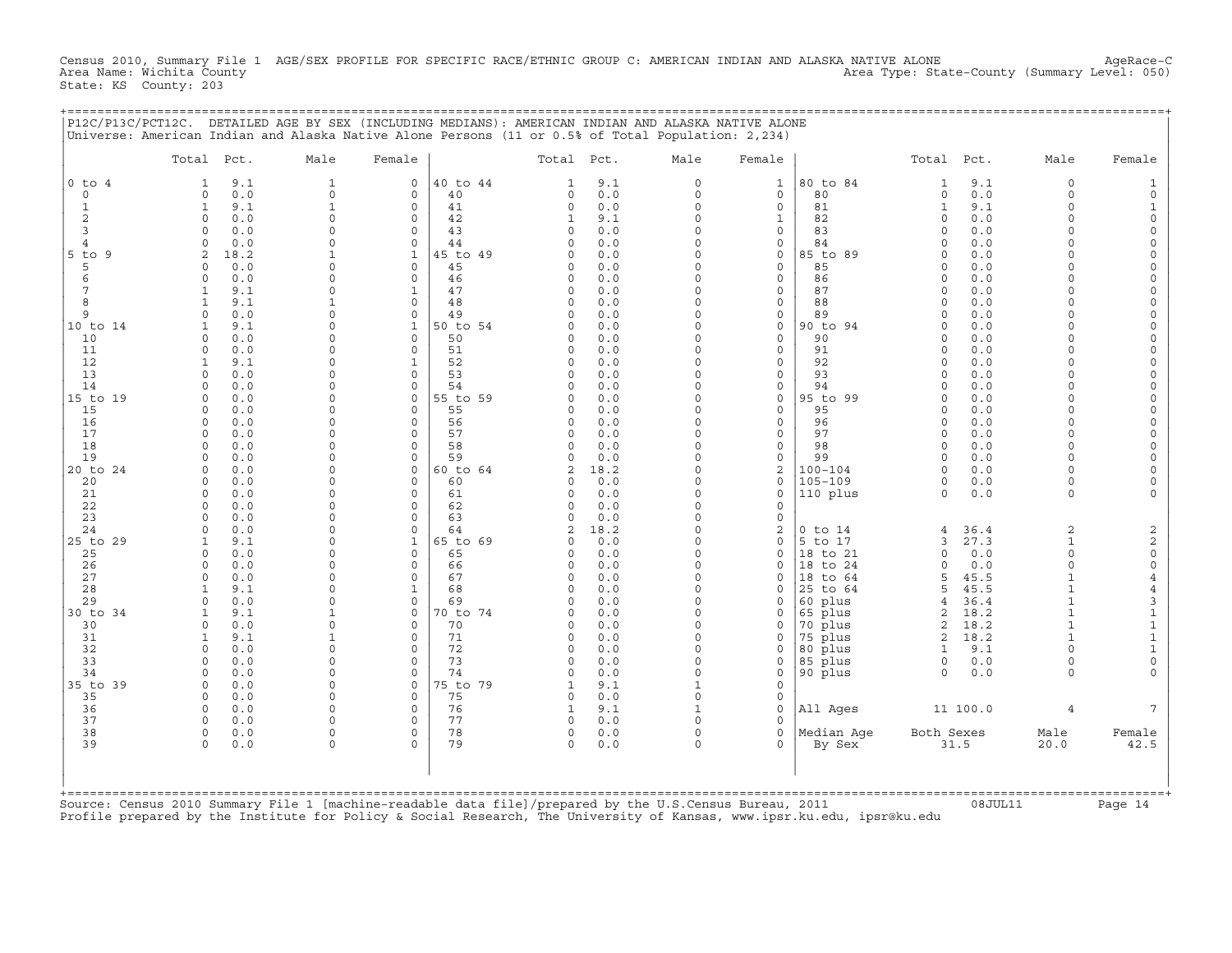Census 2010, Summary File 1 AGE/SEX PROFILE FOR SPECIFIC RACE/ETHNIC GROUP C: AMERICAN INDIAN AND ALASKA NATIVE ALONE AgeRace-C
Area Name: Wichita County Area Type: State-County (Summary Level: 050)
State: KS County: 203

P12C/P13C/PCT12C. DETAILED AGE BY SEX (INCLUDING MEDIANS): AMERICAN INDIAN AND ALASKA NATIVE ALONE
Universe: American Indian and Alaska Native Alone Persons (11 or 0.5% of Total Population: 2,234)

| | Total | Pct. | Male | Female | | Total | Pct. | Male | Female | | Total | Pct. | Male | Female |
|---|---|---|---|---|---|---|---|---|---|---|---|---|---|---|
| 0 to 4 | 1 | 9.1 | 1 | 0 | 40 to 44 | 1 | 9.1 | 0 | 1 | 80 to 84 | 1 | 9.1 | 0 | 1 |
| 0 | 0 | 0.0 | 0 | 0 | 40 | 0 | 0.0 | 0 | 0 | 80 | 0 | 0.0 | 0 | 0 |
| 1 | 1 | 9.1 | 1 | 0 | 41 | 0 | 0.0 | 0 | 0 | 81 | 1 | 9.1 | 0 | 1 |
| 2 | 0 | 0.0 | 0 | 0 | 42 | 1 | 9.1 | 0 | 1 | 82 | 0 | 0.0 | 0 | 0 |
| 3 | 0 | 0.0 | 0 | 0 | 43 | 0 | 0.0 | 0 | 0 | 83 | 0 | 0.0 | 0 | 0 |
| 4 | 0 | 0.0 | 0 | 0 | 44 | 0 | 0.0 | 0 | 0 | 84 | 0 | 0.0 | 0 | 0 |
| 5 to 9 | 2 | 18.2 | 1 | 1 | 45 to 49 | 0 | 0.0 | 0 | 0 | 85 to 89 | 0 | 0.0 | 0 | 0 |
| 5 | 0 | 0.0 | 0 | 0 | 45 | 0 | 0.0 | 0 | 0 | 85 | 0 | 0.0 | 0 | 0 |
| 6 | 0 | 0.0 | 0 | 0 | 46 | 0 | 0.0 | 0 | 0 | 86 | 0 | 0.0 | 0 | 0 |
| 7 | 1 | 9.1 | 0 | 1 | 47 | 0 | 0.0 | 0 | 0 | 87 | 0 | 0.0 | 0 | 0 |
| 8 | 1 | 9.1 | 1 | 0 | 48 | 0 | 0.0 | 0 | 0 | 88 | 0 | 0.0 | 0 | 0 |
| 9 | 0 | 0.0 | 0 | 0 | 49 | 0 | 0.0 | 0 | 0 | 89 | 0 | 0.0 | 0 | 0 |
| 10 to 14 | 1 | 9.1 | 0 | 1 | 50 to 54 | 0 | 0.0 | 0 | 0 | 90 to 94 | 0 | 0.0 | 0 | 0 |
| 10 | 0 | 0.0 | 0 | 0 | 50 | 0 | 0.0 | 0 | 0 | 90 | 0 | 0.0 | 0 | 0 |
| 11 | 0 | 0.0 | 0 | 0 | 51 | 0 | 0.0 | 0 | 0 | 91 | 0 | 0.0 | 0 | 0 |
| 12 | 1 | 9.1 | 0 | 1 | 52 | 0 | 0.0 | 0 | 0 | 92 | 0 | 0.0 | 0 | 0 |
| 13 | 0 | 0.0 | 0 | 0 | 53 | 0 | 0.0 | 0 | 0 | 93 | 0 | 0.0 | 0 | 0 |
| 14 | 0 | 0.0 | 0 | 0 | 54 | 0 | 0.0 | 0 | 0 | 94 | 0 | 0.0 | 0 | 0 |
| 15 to 19 | 0 | 0.0 | 0 | 0 | 55 to 59 | 0 | 0.0 | 0 | 0 | 95 to 99 | 0 | 0.0 | 0 | 0 |
| 15 | 0 | 0.0 | 0 | 0 | 55 | 0 | 0.0 | 0 | 0 | 95 | 0 | 0.0 | 0 | 0 |
| 16 | 0 | 0.0 | 0 | 0 | 56 | 0 | 0.0 | 0 | 0 | 96 | 0 | 0.0 | 0 | 0 |
| 17 | 0 | 0.0 | 0 | 0 | 57 | 0 | 0.0 | 0 | 0 | 97 | 0 | 0.0 | 0 | 0 |
| 18 | 0 | 0.0 | 0 | 0 | 58 | 0 | 0.0 | 0 | 0 | 98 | 0 | 0.0 | 0 | 0 |
| 19 | 0 | 0.0 | 0 | 0 | 59 | 0 | 0.0 | 0 | 0 | 99 | 0 | 0.0 | 0 | 0 |
| 20 to 24 | 0 | 0.0 | 0 | 0 | 60 to 64 | 2 | 18.2 | 0 | 2 | 100-104 | 0 | 0.0 | 0 | 0 |
| 20 | 0 | 0.0 | 0 | 0 | 60 | 0 | 0.0 | 0 | 0 | 105-109 | 0 | 0.0 | 0 | 0 |
| 21 | 0 | 0.0 | 0 | 0 | 61 | 0 | 0.0 | 0 | 0 | 110 plus | 0 | 0.0 | 0 | 0 |
| 22 | 0 | 0.0 | 0 | 0 | 62 | 0 | 0.0 | 0 | 0 | | | | | |
| 23 | 0 | 0.0 | 0 | 0 | 63 | 0 | 0.0 | 0 | 0 | | | | | |
| 24 | 0 | 0.0 | 0 | 0 | 64 | 2 | 18.2 | 0 | 2 | 0 to 14 | 4 | 36.4 | 2 | 2 |
| 25 to 29 | 1 | 9.1 | 0 | 1 | 65 to 69 | 0 | 0.0 | 0 | 0 | 5 to 17 | 3 | 27.3 | 1 | 2 |
| 25 | 0 | 0.0 | 0 | 0 | 65 | 0 | 0.0 | 0 | 0 | 18 to 21 | 0 | 0.0 | 0 | 0 |
| 26 | 0 | 0.0 | 0 | 0 | 66 | 0 | 0.0 | 0 | 0 | 18 to 24 | 0 | 0.0 | 0 | 0 |
| 27 | 0 | 0.0 | 0 | 0 | 67 | 0 | 0.0 | 0 | 0 | 18 to 64 | 5 | 45.5 | 1 | 4 |
| 28 | 1 | 9.1 | 0 | 1 | 68 | 0 | 0.0 | 0 | 0 | 25 to 64 | 5 | 45.5 | 1 | 4 |
| 29 | 0 | 0.0 | 0 | 0 | 69 | 0 | 0.0 | 0 | 0 | 60 plus | 4 | 36.4 | 1 | 3 |
| 30 to 34 | 1 | 9.1 | 1 | 0 | 70 to 74 | 0 | 0.0 | 0 | 0 | 65 plus | 2 | 18.2 | 1 | 1 |
| 30 | 0 | 0.0 | 0 | 0 | 70 | 0 | 0.0 | 0 | 0 | 70 plus | 2 | 18.2 | 1 | 1 |
| 31 | 1 | 9.1 | 1 | 0 | 71 | 0 | 0.0 | 0 | 0 | 75 plus | 2 | 18.2 | 1 | 1 |
| 32 | 0 | 0.0 | 0 | 0 | 72 | 0 | 0.0 | 0 | 0 | 80 plus | 1 | 9.1 | 0 | 1 |
| 33 | 0 | 0.0 | 0 | 0 | 73 | 0 | 0.0 | 0 | 0 | 85 plus | 0 | 0.0 | 0 | 0 |
| 34 | 0 | 0.0 | 0 | 0 | 74 | 0 | 0.0 | 0 | 0 | 90 plus | 0 | 0.0 | 0 | 0 |
| 35 to 39 | 0 | 0.0 | 0 | 0 | 75 to 79 | 1 | 9.1 | 1 | 0 | | | | | |
| 35 | 0 | 0.0 | 0 | 0 | 75 | 0 | 0.0 | 0 | 0 | | | | | |
| 36 | 0 | 0.0 | 0 | 0 | 76 | 1 | 9.1 | 1 | 0 | All Ages | 11 | 100.0 | 4 | 7 |
| 37 | 0 | 0.0 | 0 | 0 | 77 | 0 | 0.0 | 0 | 0 | | | | | |
| 38 | 0 | 0.0 | 0 | 0 | 78 | 0 | 0.0 | 0 | 0 | Median Age | Both Sexes | | Male | Female |
| 39 | 0 | 0.0 | 0 | 0 | 79 | 0 | 0.0 | 0 | 0 | By Sex | 31.5 | | 20.0 | 42.5 |

Source: Census 2010 Summary File 1 [machine-readable data file]/prepared by the U.S.Census Bureau, 2011 08JUL11
Profile prepared by the Institute for Policy & Social Research, The University of Kansas, www.ipsr.ku.edu, ipsr@ku.edu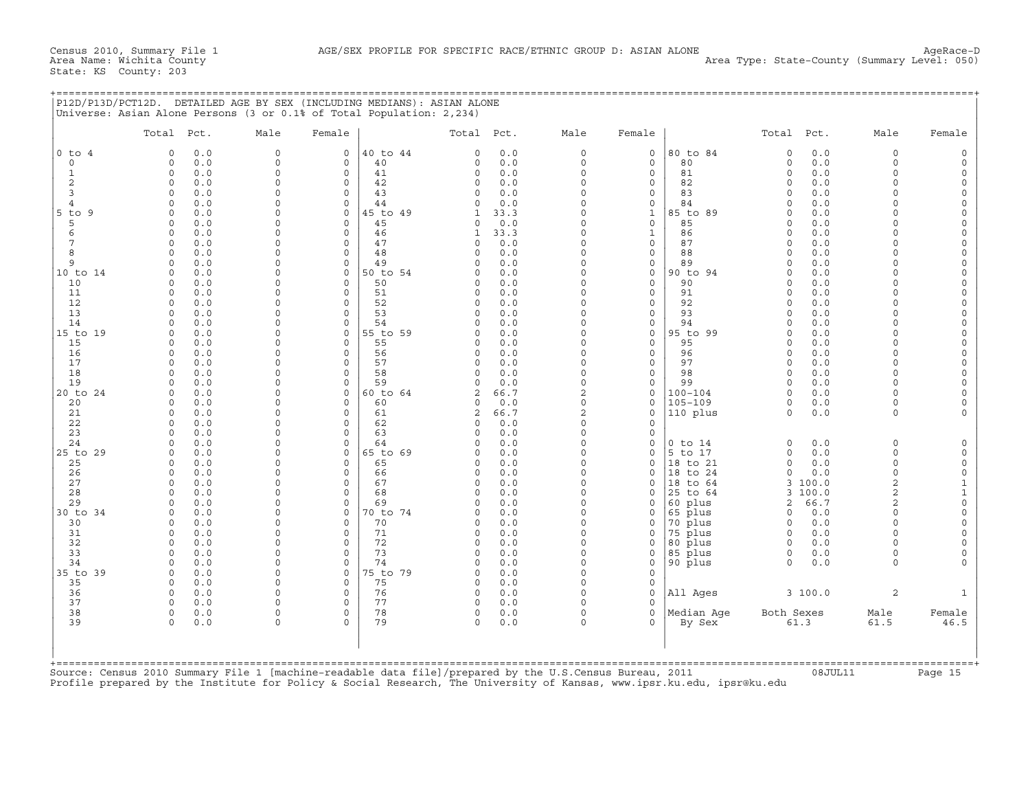Census 2010, Summary File 1    AGE/SEX PROFILE FOR SPECIFIC RACE/ETHNIC GROUP D: ASIAN ALONE    AgeRace-D
Area Name: Wichita County    Area Type: State-County (Summary Level: 050)
State: KS County: 203

## P12D/P13D/PCT12D. DETAILED AGE BY SEX (INCLUDING MEDIANS): ASIAN ALONE

Universe: Asian Alone Persons (3 or 0.1% of Total Population: 2,234)

| | Total | Pct. | Male | Female | | Total | Pct. | Male | Female | | Total | Pct. | Male | Female |
|---|---|---|---|---|---|---|---|---|---|---|---|---|---|---|
| 0 to 4 | 0 | 0.0 | 0 | 0 | 40 to 44 | 0 | 0.0 | 0 | 0 | 80 to 84 | 0 | 0.0 | 0 | 0 |
| 0 | 0 | 0.0 | 0 | 0 | 40 | 0 | 0.0 | 0 | 0 | 80 | 0 | 0.0 | 0 | 0 |
| 1 | 0 | 0.0 | 0 | 0 | 41 | 0 | 0.0 | 0 | 0 | 81 | 0 | 0.0 | 0 | 0 |
| 2 | 0 | 0.0 | 0 | 0 | 42 | 0 | 0.0 | 0 | 0 | 82 | 0 | 0.0 | 0 | 0 |
| 3 | 0 | 0.0 | 0 | 0 | 43 | 0 | 0.0 | 0 | 0 | 83 | 0 | 0.0 | 0 | 0 |
| 4 | 0 | 0.0 | 0 | 0 | 44 | 0 | 0.0 | 0 | 0 | 84 | 0 | 0.0 | 0 | 0 |
| 5 to 9 | 0 | 0.0 | 0 | 0 | 45 to 49 | 1 | 33.3 | 0 | 1 | 85 to 89 | 0 | 0.0 | 0 | 0 |
| 5 | 0 | 0.0 | 0 | 0 | 45 | 0 | 0.0 | 0 | 0 | 85 | 0 | 0.0 | 0 | 0 |
| 6 | 0 | 0.0 | 0 | 0 | 46 | 1 | 33.3 | 0 | 1 | 86 | 0 | 0.0 | 0 | 0 |
| 7 | 0 | 0.0 | 0 | 0 | 47 | 0 | 0.0 | 0 | 0 | 87 | 0 | 0.0 | 0 | 0 |
| 8 | 0 | 0.0 | 0 | 0 | 48 | 0 | 0.0 | 0 | 0 | 88 | 0 | 0.0 | 0 | 0 |
| 9 | 0 | 0.0 | 0 | 0 | 49 | 0 | 0.0 | 0 | 0 | 89 | 0 | 0.0 | 0 | 0 |
| 10 to 14 | 0 | 0.0 | 0 | 0 | 50 to 54 | 0 | 0.0 | 0 | 0 | 90 to 94 | 0 | 0.0 | 0 | 0 |
| 10 | 0 | 0.0 | 0 | 0 | 50 | 0 | 0.0 | 0 | 0 | 90 | 0 | 0.0 | 0 | 0 |
| 11 | 0 | 0.0 | 0 | 0 | 51 | 0 | 0.0 | 0 | 0 | 91 | 0 | 0.0 | 0 | 0 |
| 12 | 0 | 0.0 | 0 | 0 | 52 | 0 | 0.0 | 0 | 0 | 92 | 0 | 0.0 | 0 | 0 |
| 13 | 0 | 0.0 | 0 | 0 | 53 | 0 | 0.0 | 0 | 0 | 93 | 0 | 0.0 | 0 | 0 |
| 14 | 0 | 0.0 | 0 | 0 | 54 | 0 | 0.0 | 0 | 0 | 94 | 0 | 0.0 | 0 | 0 |
| 15 to 19 | 0 | 0.0 | 0 | 0 | 55 to 59 | 0 | 0.0 | 0 | 0 | 95 to 99 | 0 | 0.0 | 0 | 0 |
| 15 | 0 | 0.0 | 0 | 0 | 55 | 0 | 0.0 | 0 | 0 | 95 | 0 | 0.0 | 0 | 0 |
| 16 | 0 | 0.0 | 0 | 0 | 56 | 0 | 0.0 | 0 | 0 | 96 | 0 | 0.0 | 0 | 0 |
| 17 | 0 | 0.0 | 0 | 0 | 57 | 0 | 0.0 | 0 | 0 | 97 | 0 | 0.0 | 0 | 0 |
| 18 | 0 | 0.0 | 0 | 0 | 58 | 0 | 0.0 | 0 | 0 | 98 | 0 | 0.0 | 0 | 0 |
| 19 | 0 | 0.0 | 0 | 0 | 59 | 0 | 0.0 | 0 | 0 | 99 | 0 | 0.0 | 0 | 0 |
| 20 to 24 | 0 | 0.0 | 0 | 0 | 60 to 64 | 2 | 66.7 | 2 | 0 | 100-104 | 0 | 0.0 | 0 | 0 |
| 20 | 0 | 0.0 | 0 | 0 | 60 | 0 | 0.0 | 0 | 0 | 105-109 | 0 | 0.0 | 0 | 0 |
| 21 | 0 | 0.0 | 0 | 0 | 61 | 2 | 66.7 | 2 | 0 | 110 plus | 0 | 0.0 | 0 | 0 |
| 22 | 0 | 0.0 | 0 | 0 | 62 | 0 | 0.0 | 0 | 0 | | | | | |
| 23 | 0 | 0.0 | 0 | 0 | 63 | 0 | 0.0 | 0 | 0 | | | | | |
| 24 | 0 | 0.0 | 0 | 0 | 64 | 0 | 0.0 | 0 | 0 | 0 to 14 | 0 | 0.0 | 0 | 0 |
| 25 to 29 | 0 | 0.0 | 0 | 0 | 65 to 69 | 0 | 0.0 | 0 | 0 | 5 to 17 | 0 | 0.0 | 0 | 0 |
| 25 | 0 | 0.0 | 0 | 0 | 65 | 0 | 0.0 | 0 | 0 | 18 to 21 | 0 | 0.0 | 0 | 0 |
| 26 | 0 | 0.0 | 0 | 0 | 66 | 0 | 0.0 | 0 | 0 | 18 to 24 | 0 | 0.0 | 0 | 0 |
| 27 | 0 | 0.0 | 0 | 0 | 67 | 0 | 0.0 | 0 | 0 | 18 to 64 | 3 | 100.0 | 2 | 1 |
| 28 | 0 | 0.0 | 0 | 0 | 68 | 0 | 0.0 | 0 | 0 | 25 to 64 | 3 | 100.0 | 2 | 1 |
| 29 | 0 | 0.0 | 0 | 0 | 69 | 0 | 0.0 | 0 | 0 | 60 plus | 2 | 66.7 | 2 | 0 |
| 30 to 34 | 0 | 0.0 | 0 | 0 | 70 to 74 | 0 | 0.0 | 0 | 0 | 65 plus | 0 | 0.0 | 0 | 0 |
| 30 | 0 | 0.0 | 0 | 0 | 70 | 0 | 0.0 | 0 | 0 | 70 plus | 0 | 0.0 | 0 | 0 |
| 31 | 0 | 0.0 | 0 | 0 | 71 | 0 | 0.0 | 0 | 0 | 75 plus | 0 | 0.0 | 0 | 0 |
| 32 | 0 | 0.0 | 0 | 0 | 72 | 0 | 0.0 | 0 | 0 | 80 plus | 0 | 0.0 | 0 | 0 |
| 33 | 0 | 0.0 | 0 | 0 | 73 | 0 | 0.0 | 0 | 0 | 85 plus | 0 | 0.0 | 0 | 0 |
| 34 | 0 | 0.0 | 0 | 0 | 74 | 0 | 0.0 | 0 | 0 | 90 plus | 0 | 0.0 | 0 | 0 |
| 35 to 39 | 0 | 0.0 | 0 | 0 | 75 to 79 | 0 | 0.0 | 0 | 0 | | | | | |
| 35 | 0 | 0.0 | 0 | 0 | 75 | 0 | 0.0 | 0 | 0 | | | | | |
| 36 | 0 | 0.0 | 0 | 0 | 76 | 0 | 0.0 | 0 | 0 | All Ages | 3 | 100.0 | 2 | 1 |
| 37 | 0 | 0.0 | 0 | 0 | 77 | 0 | 0.0 | 0 | 0 | | | | | |
| 38 | 0 | 0.0 | 0 | 0 | 78 | 0 | 0.0 | 0 | 0 | Median Age | Both Sexes | | Male | Female |
| 39 | 0 | 0.0 | 0 | 0 | 79 | 0 | 0.0 | 0 | 0 | By Sex | 61.3 | | 61.5 | 46.5 |

Source: Census 2010 Summary File 1 [machine-readable data file]/prepared by the U.S.Census Bureau, 2011    08JUL11
Profile prepared by the Institute for Policy & Social Research, The University of Kansas, www.ipsr.ku.edu, ipsr@ku.edu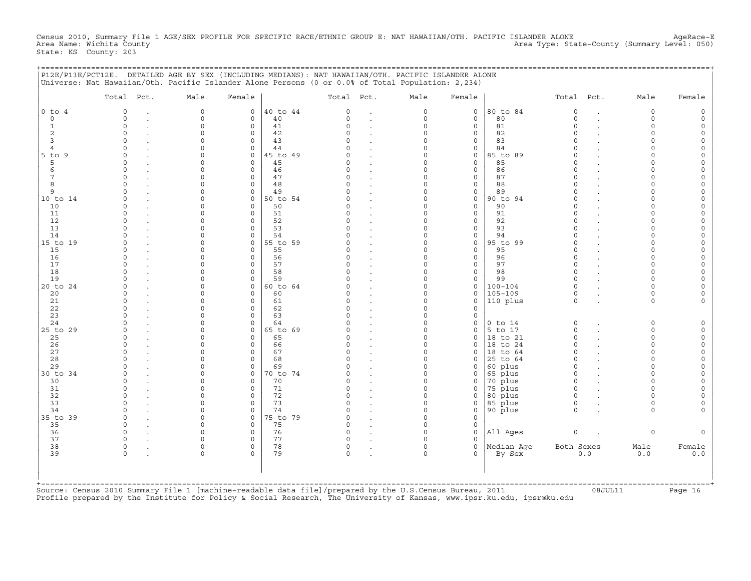Census 2010, Summary File 1 AGE/SEX PROFILE FOR SPECIFIC RACE/ETHNIC GROUP E: NAT HAWAIIAN/OTH. PACIFIC ISLANDER ALONE AgeRace-E
Area Name: Wichita County Area Type: State-County (Summary Level: 050)
State: KS County: 203

P12E/P13E/PCT12E. DETAILED AGE BY SEX (INCLUDING MEDIANS): NAT HAWAIIAN/OTH. PACIFIC ISLANDER ALONE
Universe: Nat Hawaiian/Oth. Pacific Islander Alone Persons (0 or 0.0% of Total Population: 2,234)

| | Total | Pct. | Male | Female | | Total | Pct. | Male | Female | | Total | Pct. | Male | Female |
|---|---|---|---|---|---|---|---|---|---|---|---|---|---|---|
| 0 to 4 | 0 | . | 0 | 0 | 40 to 44 | 0 | . | 0 | 0 | 80 to 84 | 0 | . | 0 | 0 |
| 0 | 0 | . | 0 | 0 | 40 | 0 | . | 0 | 0 | 80 | 0 | . | 0 | 0 |
| 1 | 0 | . | 0 | 0 | 41 | 0 | . | 0 | 0 | 81 | 0 | . | 0 | 0 |
| 2 | 0 | . | 0 | 0 | 42 | 0 | . | 0 | 0 | 82 | 0 | . | 0 | 0 |
| 3 | 0 | . | 0 | 0 | 43 | 0 | . | 0 | 0 | 83 | 0 | . | 0 | 0 |
| 4 | 0 | . | 0 | 0 | 44 | 0 | . | 0 | 0 | 84 | 0 | . | 0 | 0 |
| 5 to 9 | 0 | . | 0 | 0 | 45 to 49 | 0 | . | 0 | 0 | 85 to 89 | 0 | . | 0 | 0 |
| 5 | 0 | . | 0 | 0 | 45 | 0 | . | 0 | 0 | 85 | 0 | . | 0 | 0 |
| 6 | 0 | . | 0 | 0 | 46 | 0 | . | 0 | 0 | 86 | 0 | . | 0 | 0 |
| 7 | 0 | . | 0 | 0 | 47 | 0 | . | 0 | 0 | 87 | 0 | . | 0 | 0 |
| 8 | 0 | . | 0 | 0 | 48 | 0 | . | 0 | 0 | 88 | 0 | . | 0 | 0 |
| 9 | 0 | . | 0 | 0 | 49 | 0 | . | 0 | 0 | 89 | 0 | . | 0 | 0 |
| 10 to 14 | 0 | . | 0 | 0 | 50 to 54 | 0 | . | 0 | 0 | 90 to 94 | 0 | . | 0 | 0 |
| 10 | 0 | . | 0 | 0 | 50 | 0 | . | 0 | 0 | 90 | 0 | . | 0 | 0 |
| 11 | 0 | . | 0 | 0 | 51 | 0 | . | 0 | 0 | 91 | 0 | . | 0 | 0 |
| 12 | 0 | . | 0 | 0 | 52 | 0 | . | 0 | 0 | 92 | 0 | . | 0 | 0 |
| 13 | 0 | . | 0 | 0 | 53 | 0 | . | 0 | 0 | 93 | 0 | . | 0 | 0 |
| 14 | 0 | . | 0 | 0 | 54 | 0 | . | 0 | 0 | 94 | 0 | . | 0 | 0 |
| 15 to 19 | 0 | . | 0 | 0 | 55 to 59 | 0 | . | 0 | 0 | 95 to 99 | 0 | . | 0 | 0 |
| 15 | 0 | . | 0 | 0 | 55 | 0 | . | 0 | 0 | 95 | 0 | . | 0 | 0 |
| 16 | 0 | . | 0 | 0 | 56 | 0 | . | 0 | 0 | 96 | 0 | . | 0 | 0 |
| 17 | 0 | . | 0 | 0 | 57 | 0 | . | 0 | 0 | 97 | 0 | . | 0 | 0 |
| 18 | 0 | . | 0 | 0 | 58 | 0 | . | 0 | 0 | 98 | 0 | . | 0 | 0 |
| 19 | 0 | . | 0 | 0 | 59 | 0 | . | 0 | 0 | 99 | 0 | . | 0 | 0 |
| 20 to 24 | 0 | . | 0 | 0 | 60 to 64 | 0 | . | 0 | 0 | 100-104 | 0 | . | 0 | 0 |
| 20 | 0 | . | 0 | 0 | 60 | 0 | . | 0 | 0 | 105-109 | 0 | . | 0 | 0 |
| 21 | 0 | . | 0 | 0 | 61 | 0 | . | 0 | 0 | 110 plus | 0 | . | 0 | 0 |
| 22 | 0 | . | 0 | 0 | 62 | 0 | . | 0 | 0 | | | | | |
| 23 | 0 | . | 0 | 0 | 63 | 0 | . | 0 | 0 | | | | | |
| 24 | 0 | . | 0 | 0 | 64 | 0 | . | 0 | 0 | 0 to 14 | 0 | . | 0 | 0 |
| 25 to 29 | 0 | . | 0 | 0 | 65 to 69 | 0 | . | 0 | 0 | 5 to 17 | 0 | . | 0 | 0 |
| 25 | 0 | . | 0 | 0 | 65 | 0 | . | 0 | 0 | 18 to 21 | 0 | . | 0 | 0 |
| 26 | 0 | . | 0 | 0 | 66 | 0 | . | 0 | 0 | 18 to 24 | 0 | . | 0 | 0 |
| 27 | 0 | . | 0 | 0 | 67 | 0 | . | 0 | 0 | 18 to 64 | 0 | . | 0 | 0 |
| 28 | 0 | . | 0 | 0 | 68 | 0 | . | 0 | 0 | 25 to 64 | 0 | . | 0 | 0 |
| 29 | 0 | . | 0 | 0 | 69 | 0 | . | 0 | 0 | 60 plus | 0 | . | 0 | 0 |
| 30 to 34 | 0 | . | 0 | 0 | 70 to 74 | 0 | . | 0 | 0 | 65 plus | 0 | . | 0 | 0 |
| 30 | 0 | . | 0 | 0 | 70 | 0 | . | 0 | 0 | 70 plus | 0 | . | 0 | 0 |
| 31 | 0 | . | 0 | 0 | 71 | 0 | . | 0 | 0 | 75 plus | 0 | . | 0 | 0 |
| 32 | 0 | . | 0 | 0 | 72 | 0 | . | 0 | 0 | 80 plus | 0 | . | 0 | 0 |
| 33 | 0 | . | 0 | 0 | 73 | 0 | . | 0 | 0 | 85 plus | 0 | . | 0 | 0 |
| 34 | 0 | . | 0 | 0 | 74 | 0 | . | 0 | 0 | 90 plus | 0 | . | 0 | 0 |
| 35 to 39 | 0 | . | 0 | 0 | 75 to 79 | 0 | . | 0 | 0 | | | | | |
| 35 | 0 | . | 0 | 0 | 75 | 0 | . | 0 | 0 | | | | | |
| 36 | 0 | . | 0 | 0 | 76 | 0 | . | 0 | 0 | All Ages | 0 | . | 0 | 0 |
| 37 | 0 | . | 0 | 0 | 77 | 0 | . | 0 | 0 | | | | | |
| 38 | 0 | . | 0 | 0 | 78 | 0 | . | 0 | 0 | Median Age | Both Sexes | | Male | Female |
| 39 | 0 | . | 0 | 0 | 79 | 0 | . | 0 | 0 | By Sex | 0.0 | | 0.0 | 0.0 |

Source: Census 2010 Summary File 1 [machine-readable data file]/prepared by the U.S.Census Bureau, 2011 08JUL11
Profile prepared by the Institute for Policy & Social Research, The University of Kansas, www.ipsr.ku.edu, ipsr@ku.edu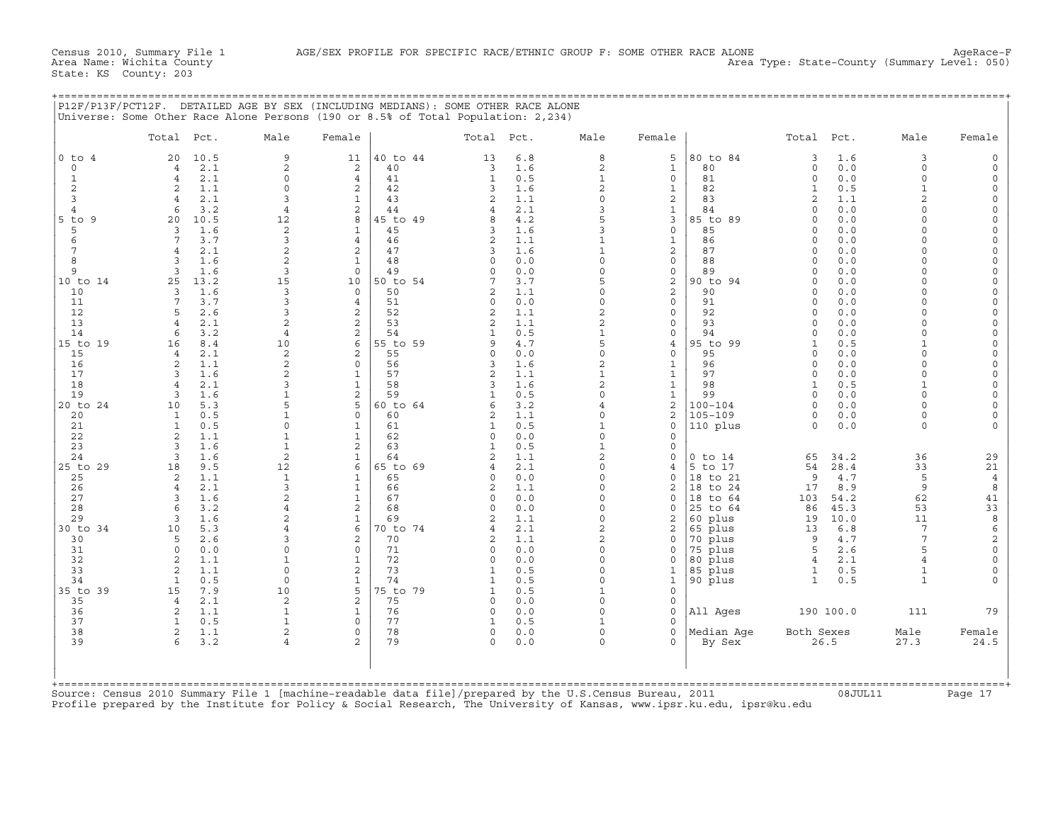Census 2010, Summary File 1 AGE/SEX PROFILE FOR SPECIFIC RACE/ETHNIC GROUP F: SOME OTHER RACE ALONE AgeRace-F
Area Name: Wichita County Area Type: State-County (Summary Level: 050)
State: KS County: 203

## P12F/P13F/PCT12F. DETAILED AGE BY SEX (INCLUDING MEDIANS): SOME OTHER RACE ALONE

Universe: Some Other Race Alone Persons (190 or 8.5% of Total Population: 2,234)

| | Total | Pct. | Male | Female | | Total | Pct. | Male | Female | | Total | Pct. | Male | Female |
|---|---|---|---|---|---|---|---|---|---|---|---|---|---|---|
| 0 to 4 | 20 | 10.5 | 9 | 11 | 40 to 44 | 13 | 6.8 | 8 | 5 | 80 to 84 | 3 | 1.6 | 3 | 0 |
| 0 | 4 | 2.1 | 2 | 2 | 40 | 3 | 1.6 | 2 | 1 | 80 | 0 | 0.0 | 0 | 0 |
| 1 | 4 | 2.1 | 0 | 4 | 41 | 1 | 0.5 | 1 | 0 | 81 | 0 | 0.0 | 0 | 0 |
| 2 | 2 | 1.1 | 0 | 2 | 42 | 3 | 1.6 | 2 | 1 | 82 | 1 | 0.5 | 1 | 0 |
| 3 | 4 | 2.1 | 3 | 1 | 43 | 2 | 1.1 | 0 | 2 | 83 | 2 | 1.1 | 2 | 0 |
| 4 | 6 | 3.2 | 4 | 2 | 44 | 4 | 2.1 | 3 | 1 | 84 | 0 | 0.0 | 0 | 0 |
| 5 to 9 | 20 | 10.5 | 12 | 8 | 45 to 49 | 8 | 4.2 | 5 | 3 | 85 to 89 | 0 | 0.0 | 0 | 0 |
| 5 | 3 | 1.6 | 2 | 1 | 45 | 3 | 1.6 | 3 | 0 | 85 | 0 | 0.0 | 0 | 0 |
| 6 | 7 | 3.7 | 3 | 4 | 46 | 2 | 1.1 | 1 | 1 | 86 | 0 | 0.0 | 0 | 0 |
| 7 | 4 | 2.1 | 2 | 2 | 47 | 3 | 1.6 | 1 | 2 | 87 | 0 | 0.0 | 0 | 0 |
| 8 | 3 | 1.6 | 2 | 1 | 48 | 0 | 0.0 | 0 | 0 | 88 | 0 | 0.0 | 0 | 0 |
| 9 | 3 | 1.6 | 3 | 0 | 49 | 0 | 0.0 | 0 | 0 | 89 | 0 | 0.0 | 0 | 0 |
| 10 to 14 | 25 | 13.2 | 15 | 10 | 50 to 54 | 7 | 3.7 | 5 | 2 | 90 to 94 | 0 | 0.0 | 0 | 0 |
| 10 | 3 | 1.6 | 3 | 0 | 50 | 2 | 1.1 | 0 | 2 | 90 | 0 | 0.0 | 0 | 0 |
| 11 | 7 | 3.7 | 3 | 4 | 51 | 0 | 0.0 | 0 | 0 | 91 | 0 | 0.0 | 0 | 0 |
| 12 | 5 | 2.6 | 3 | 2 | 52 | 2 | 1.1 | 2 | 0 | 92 | 0 | 0.0 | 0 | 0 |
| 13 | 4 | 2.1 | 2 | 2 | 53 | 2 | 1.1 | 2 | 0 | 93 | 0 | 0.0 | 0 | 0 |
| 14 | 6 | 3.2 | 4 | 2 | 54 | 1 | 0.5 | 1 | 0 | 94 | 0 | 0.0 | 0 | 0 |
| 15 to 19 | 16 | 8.4 | 10 | 6 | 55 to 59 | 9 | 4.7 | 5 | 4 | 95 to 99 | 1 | 0.5 | 1 | 0 |
| 15 | 4 | 2.1 | 2 | 2 | 55 | 0 | 0.0 | 0 | 0 | 95 | 0 | 0.0 | 0 | 0 |
| 16 | 2 | 1.1 | 2 | 0 | 56 | 3 | 1.6 | 2 | 1 | 96 | 0 | 0.0 | 0 | 0 |
| 17 | 3 | 1.6 | 2 | 1 | 57 | 2 | 1.1 | 1 | 1 | 97 | 0 | 0.0 | 0 | 0 |
| 18 | 4 | 2.1 | 3 | 1 | 58 | 3 | 1.6 | 2 | 1 | 98 | 1 | 0.5 | 1 | 0 |
| 19 | 3 | 1.6 | 1 | 2 | 59 | 1 | 0.5 | 0 | 1 | 99 | 0 | 0.0 | 0 | 0 |
| 20 to 24 | 10 | 5.3 | 5 | 5 | 60 to 64 | 6 | 3.2 | 4 | 2 | 100-104 | 0 | 0.0 | 0 | 0 |
| 20 | 1 | 0.5 | 1 | 0 | 60 | 2 | 1.1 | 0 | 2 | 105-109 | 0 | 0.0 | 0 | 0 |
| 21 | 1 | 0.5 | 0 | 1 | 61 | 1 | 0.5 | 1 | 0 | 110 plus | 0 | 0.0 | 0 | 0 |
| 22 | 2 | 1.1 | 1 | 1 | 62 | 0 | 0.0 | 0 | 0 | | | | | |
| 23 | 3 | 1.6 | 1 | 2 | 63 | 1 | 0.5 | 1 | 0 | | | | | |
| 24 | 3 | 1.6 | 2 | 1 | 64 | 2 | 1.1 | 2 | 0 | 0 to 14 | 65 | 34.2 | 36 | 29 |
| 25 to 29 | 18 | 9.5 | 12 | 6 | 65 to 69 | 4 | 2.1 | 0 | 4 | 5 to 17 | 54 | 28.4 | 33 | 21 |
| 25 | 2 | 1.1 | 1 | 1 | 65 | 0 | 0.0 | 0 | 0 | 18 to 21 | 9 | 4.7 | 5 | 4 |
| 26 | 4 | 2.1 | 3 | 1 | 66 | 2 | 1.1 | 0 | 2 | 18 to 24 | 17 | 8.9 | 9 | 8 |
| 27 | 3 | 1.6 | 2 | 1 | 67 | 0 | 0.0 | 0 | 0 | 18 to 64 | 103 | 54.2 | 62 | 41 |
| 28 | 6 | 3.2 | 4 | 2 | 68 | 0 | 0.0 | 0 | 0 | 25 to 64 | 86 | 45.3 | 53 | 33 |
| 29 | 3 | 1.6 | 2 | 1 | 69 | 2 | 1.1 | 0 | 2 | 60 plus | 19 | 10.0 | 11 | 8 |
| 30 to 34 | 10 | 5.3 | 4 | 6 | 70 to 74 | 4 | 2.1 | 2 | 2 | 65 plus | 13 | 6.8 | 7 | 6 |
| 30 | 5 | 2.6 | 3 | 2 | 70 | 2 | 1.1 | 2 | 0 | 70 plus | 9 | 4.7 | 7 | 2 |
| 31 | 0 | 0.0 | 0 | 0 | 71 | 0 | 0.0 | 0 | 0 | 75 plus | 5 | 2.6 | 5 | 0 |
| 32 | 2 | 1.1 | 1 | 1 | 72 | 0 | 0.0 | 0 | 0 | 80 plus | 4 | 2.1 | 4 | 0 |
| 33 | 2 | 1.1 | 0 | 2 | 73 | 1 | 0.5 | 0 | 1 | 85 plus | 1 | 0.5 | 1 | 0 |
| 34 | 1 | 0.5 | 0 | 1 | 74 | 1 | 0.5 | 0 | 1 | 90 plus | 1 | 0.5 | 1 | 0 |
| 35 to 39 | 15 | 7.9 | 10 | 5 | 75 to 79 | 1 | 0.5 | 1 | 0 | | | | | |
| 35 | 4 | 2.1 | 2 | 2 | 75 | 0 | 0.0 | 0 | 0 | | | | | |
| 36 | 2 | 1.1 | 1 | 1 | 76 | 0 | 0.0 | 0 | 0 | All Ages | 190 | 100.0 | 111 | 79 |
| 37 | 1 | 0.5 | 1 | 0 | 77 | 1 | 0.5 | 1 | 0 | | | | | |
| 38 | 2 | 1.1 | 2 | 0 | 78 | 0 | 0.0 | 0 | 0 | Median Age | Both Sexes | | Male | Female |
| 39 | 6 | 3.2 | 4 | 2 | 79 | 0 | 0.0 | 0 | 0 | By Sex | 26.5 | | 27.3 | 24.5 |

Source: Census 2010 Summary File 1 [machine-readable data file]/prepared by the U.S.Census Bureau, 2011 08JUL11
Profile prepared by the Institute for Policy & Social Research, The University of Kansas, www.ipsr.ku.edu, ipsr@ku.edu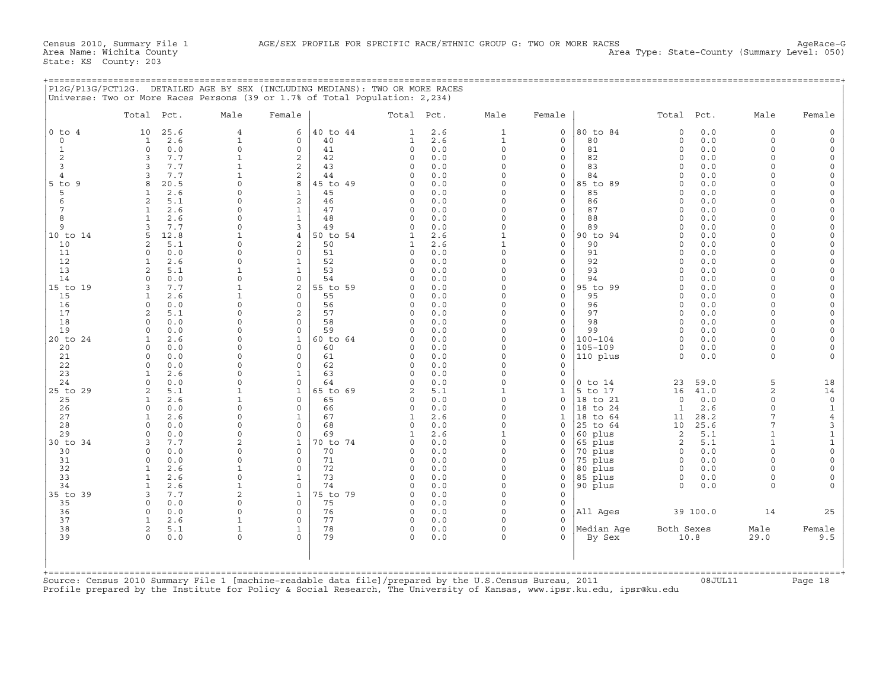Census 2010, Summary File 1 — AGE/SEX PROFILE FOR SPECIFIC RACE/ETHNIC GROUP G: TWO OR MORE RACES — AgeRace-G
Area Name: Wichita County — Area Type: State-County (Summary Level: 050)
State: KS County: 203

## P12G/P13G/PCT12G. DETAILED AGE BY SEX (INCLUDING MEDIANS): TWO OR MORE RACES

Universe: Two or More Races Persons (39 or 1.7% of Total Population: 2,234)

| | Total | Pct. | Male | Female | | Total | Pct. | Male | Female | | Total | Pct. | Male | Female |
|---|---|---|---|---|---|---|---|---|---|---|---|---|---|---|
| 0 to 4 | 10 | 25.6 | 4 | 6 | 40 to 44 | 1 | 2.6 | 1 | 0 | 80 to 84 | 0 | 0.0 | 0 | 0 |
| 0 | 1 | 2.6 | 1 | 0 | 40 | 1 | 2.6 | 1 | 0 | 80 | 0 | 0.0 | 0 | 0 |
| 1 | 0 | 0.0 | 0 | 0 | 41 | 0 | 0.0 | 0 | 0 | 81 | 0 | 0.0 | 0 | 0 |
| 2 | 3 | 7.7 | 1 | 2 | 42 | 0 | 0.0 | 0 | 0 | 82 | 0 | 0.0 | 0 | 0 |
| 3 | 3 | 7.7 | 1 | 2 | 43 | 0 | 0.0 | 0 | 0 | 83 | 0 | 0.0 | 0 | 0 |
| 4 | 3 | 7.7 | 1 | 2 | 44 | 0 | 0.0 | 0 | 0 | 84 | 0 | 0.0 | 0 | 0 |
| 5 to 9 | 8 | 20.5 | 0 | 8 | 45 to 49 | 0 | 0.0 | 0 | 0 | 85 to 89 | 0 | 0.0 | 0 | 0 |
| 5 | 1 | 2.6 | 0 | 1 | 45 | 0 | 0.0 | 0 | 0 | 85 | 0 | 0.0 | 0 | 0 |
| 6 | 2 | 5.1 | 0 | 2 | 46 | 0 | 0.0 | 0 | 0 | 86 | 0 | 0.0 | 0 | 0 |
| 7 | 1 | 2.6 | 0 | 1 | 47 | 0 | 0.0 | 0 | 0 | 87 | 0 | 0.0 | 0 | 0 |
| 8 | 1 | 2.6 | 0 | 1 | 48 | 0 | 0.0 | 0 | 0 | 88 | 0 | 0.0 | 0 | 0 |
| 9 | 3 | 7.7 | 0 | 3 | 49 | 0 | 0.0 | 0 | 0 | 89 | 0 | 0.0 | 0 | 0 |
| 10 to 14 | 5 | 12.8 | 1 | 4 | 50 to 54 | 1 | 2.6 | 1 | 0 | 90 to 94 | 0 | 0.0 | 0 | 0 |
| 10 | 2 | 5.1 | 0 | 2 | 50 | 1 | 2.6 | 1 | 0 | 90 | 0 | 0.0 | 0 | 0 |
| 11 | 0 | 0.0 | 0 | 0 | 51 | 0 | 0.0 | 0 | 0 | 91 | 0 | 0.0 | 0 | 0 |
| 12 | 1 | 2.6 | 0 | 1 | 52 | 0 | 0.0 | 0 | 0 | 92 | 0 | 0.0 | 0 | 0 |
| 13 | 2 | 5.1 | 1 | 1 | 53 | 0 | 0.0 | 0 | 0 | 93 | 0 | 0.0 | 0 | 0 |
| 14 | 0 | 0.0 | 0 | 0 | 54 | 0 | 0.0 | 0 | 0 | 94 | 0 | 0.0 | 0 | 0 |
| 15 to 19 | 3 | 7.7 | 1 | 2 | 55 to 59 | 0 | 0.0 | 0 | 0 | 95 to 99 | 0 | 0.0 | 0 | 0 |
| 15 | 1 | 2.6 | 1 | 0 | 55 | 0 | 0.0 | 0 | 0 | 95 | 0 | 0.0 | 0 | 0 |
| 16 | 0 | 0.0 | 0 | 0 | 56 | 0 | 0.0 | 0 | 0 | 96 | 0 | 0.0 | 0 | 0 |
| 17 | 2 | 5.1 | 0 | 2 | 57 | 0 | 0.0 | 0 | 0 | 97 | 0 | 0.0 | 0 | 0 |
| 18 | 0 | 0.0 | 0 | 0 | 58 | 0 | 0.0 | 0 | 0 | 98 | 0 | 0.0 | 0 | 0 |
| 19 | 0 | 0.0 | 0 | 0 | 59 | 0 | 0.0 | 0 | 0 | 99 | 0 | 0.0 | 0 | 0 |
| 20 to 24 | 1 | 2.6 | 0 | 1 | 60 to 64 | 0 | 0.0 | 0 | 0 | 100-104 | 0 | 0.0 | 0 | 0 |
| 20 | 0 | 0.0 | 0 | 0 | 60 | 0 | 0.0 | 0 | 0 | 105-109 | 0 | 0.0 | 0 | 0 |
| 21 | 0 | 0.0 | 0 | 0 | 61 | 0 | 0.0 | 0 | 0 | 110 plus | 0 | 0.0 | 0 | 0 |
| 22 | 0 | 0.0 | 0 | 0 | 62 | 0 | 0.0 | 0 | 0 | | | | | |
| 23 | 1 | 2.6 | 0 | 1 | 63 | 0 | 0.0 | 0 | 0 | | | | | |
| 24 | 0 | 0.0 | 0 | 0 | 64 | 0 | 0.0 | 0 | 0 | 0 to 14 | 23 | 59.0 | 5 | 18 |
| 25 to 29 | 2 | 5.1 | 1 | 1 | 65 to 69 | 2 | 5.1 | 1 | 1 | 5 to 17 | 16 | 41.0 | 2 | 14 |
| 25 | 1 | 2.6 | 1 | 0 | 65 | 0 | 0.0 | 0 | 0 | 18 to 21 | 0 | 0.0 | 0 | 0 |
| 26 | 0 | 0.0 | 0 | 0 | 66 | 0 | 0.0 | 0 | 0 | 18 to 24 | 1 | 2.6 | 0 | 1 |
| 27 | 1 | 2.6 | 0 | 1 | 67 | 1 | 2.6 | 0 | 1 | 18 to 64 | 11 | 28.2 | 7 | 4 |
| 28 | 0 | 0.0 | 0 | 0 | 68 | 0 | 0.0 | 0 | 0 | 25 to 64 | 10 | 25.6 | 7 | 3 |
| 29 | 0 | 0.0 | 0 | 0 | 69 | 1 | 2.6 | 1 | 0 | 60 plus | 2 | 5.1 | 1 | 1 |
| 30 to 34 | 3 | 7.7 | 2 | 1 | 70 to 74 | 0 | 0.0 | 0 | 0 | 65 plus | 2 | 5.1 | 1 | 1 |
| 30 | 0 | 0.0 | 0 | 0 | 70 | 0 | 0.0 | 0 | 0 | 70 plus | 0 | 0.0 | 0 | 0 |
| 31 | 0 | 0.0 | 0 | 0 | 71 | 0 | 0.0 | 0 | 0 | 75 plus | 0 | 0.0 | 0 | 0 |
| 32 | 1 | 2.6 | 1 | 0 | 72 | 0 | 0.0 | 0 | 0 | 80 plus | 0 | 0.0 | 0 | 0 |
| 33 | 1 | 2.6 | 0 | 1 | 73 | 0 | 0.0 | 0 | 0 | 85 plus | 0 | 0.0 | 0 | 0 |
| 34 | 1 | 2.6 | 1 | 0 | 74 | 0 | 0.0 | 0 | 0 | 90 plus | 0 | 0.0 | 0 | 0 |
| 35 to 39 | 3 | 7.7 | 2 | 1 | 75 to 79 | 0 | 0.0 | 0 | 0 | | | | | |
| 35 | 0 | 0.0 | 0 | 0 | 75 | 0 | 0.0 | 0 | 0 | | | | | |
| 36 | 0 | 0.0 | 0 | 0 | 76 | 0 | 0.0 | 0 | 0 | All Ages | 39 | 100.0 | 14 | 25 |
| 37 | 1 | 2.6 | 1 | 0 | 77 | 0 | 0.0 | 0 | 0 | | | | | |
| 38 | 2 | 5.1 | 1 | 1 | 78 | 0 | 0.0 | 0 | 0 | Median Age | Both Sexes | | Male | Female |
| 39 | 0 | 0.0 | 0 | 0 | 79 | 0 | 0.0 | 0 | 0 | By Sex | 10.8 | | 29.0 | 9.5 |

Source: Census 2010 Summary File 1 [machine-readable data file]/prepared by the U.S.Census Bureau, 2011 08JUL11
Profile prepared by the Institute for Policy & Social Research, The University of Kansas, www.ipsr.ku.edu, ipsr@ku.edu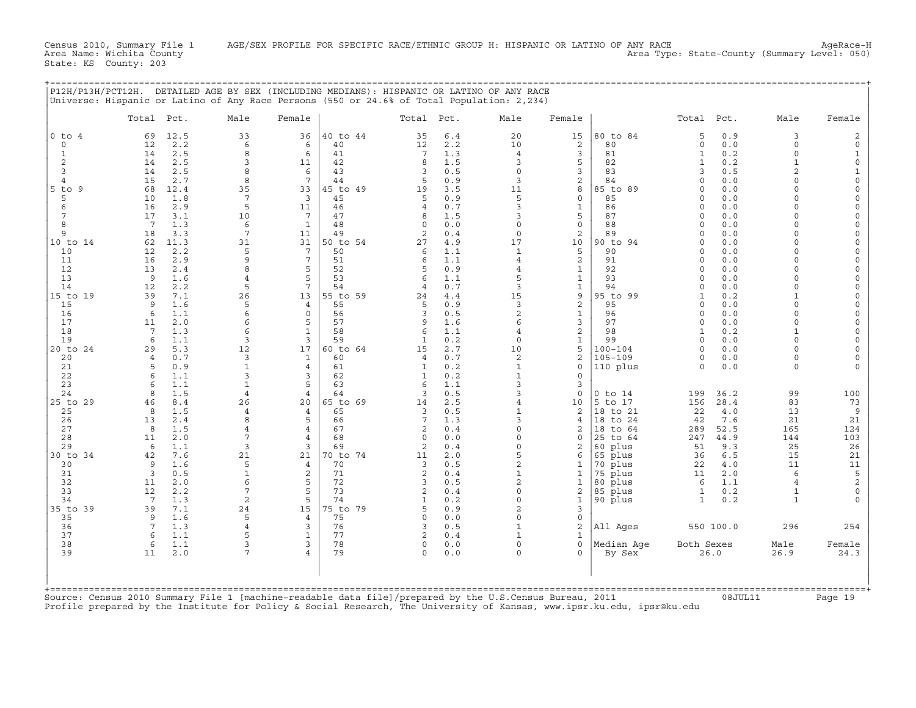Census 2010, Summary File 1 AGE/SEX PROFILE FOR SPECIFIC RACE/ETHNIC GROUP H: HISPANIC OR LATINO OF ANY RACE AgeRace-H
Area Name: Wichita County Area Type: State-County (Summary Level: 050)
State: KS County: 203

P12H/P13H/PCT12H. DETAILED AGE BY SEX (INCLUDING MEDIANS): HISPANIC OR LATINO OF ANY RACE
Universe: Hispanic or Latino of Any Race Persons (550 or 24.6% of Total Population: 2,234)

| | Total | Pct. | Male | Female | | Total | Pct. | Male | Female | | Total | Pct. | Male | Female |
|---|---|---|---|---|---|---|---|---|---|---|---|---|---|---|
| 0 to 4 | 69 | 12.5 | 33 | 36 | 40 to 44 | 35 | 6.4 | 20 | 15 | 80 to 84 | 5 | 0.9 | 3 | 2 |
| 0 | 12 | 2.2 | 6 | 6 | 40 | 12 | 2.2 | 10 | 2 | 80 | 0 | 0.0 | 0 | 0 |
| 1 | 14 | 2.5 | 8 | 6 | 41 | 7 | 1.3 | 4 | 3 | 81 | 1 | 0.2 | 0 | 1 |
| 2 | 14 | 2.5 | 3 | 11 | 42 | 8 | 1.5 | 3 | 5 | 82 | 1 | 0.2 | 1 | 0 |
| 3 | 14 | 2.5 | 8 | 6 | 43 | 3 | 0.5 | 0 | 3 | 83 | 3 | 0.5 | 2 | 1 |
| 4 | 15 | 2.7 | 8 | 7 | 44 | 5 | 0.9 | 3 | 2 | 84 | 0 | 0.0 | 0 | 0 |
| 5 to 9 | 68 | 12.4 | 35 | 33 | 45 to 49 | 19 | 3.5 | 11 | 8 | 85 to 89 | 0 | 0.0 | 0 | 0 |
| 5 | 10 | 1.8 | 7 | 3 | 45 | 5 | 0.9 | 5 | 0 | 85 | 0 | 0.0 | 0 | 0 |
| 6 | 16 | 2.9 | 5 | 11 | 46 | 4 | 0.7 | 3 | 1 | 86 | 0 | 0.0 | 0 | 0 |
| 7 | 17 | 3.1 | 10 | 7 | 47 | 8 | 1.5 | 3 | 5 | 87 | 0 | 0.0 | 0 | 0 |
| 8 | 7 | 1.3 | 6 | 1 | 48 | 0 | 0.0 | 0 | 0 | 88 | 0 | 0.0 | 0 | 0 |
| 9 | 18 | 3.3 | 7 | 11 | 49 | 2 | 0.4 | 0 | 2 | 89 | 0 | 0.0 | 0 | 0 |
| 10 to 14 | 62 | 11.3 | 31 | 31 | 50 to 54 | 27 | 4.9 | 17 | 10 | 90 to 94 | 0 | 0.0 | 0 | 0 |
| 10 | 12 | 2.2 | 5 | 7 | 50 | 6 | 1.1 | 1 | 5 | 90 | 0 | 0.0 | 0 | 0 |
| 11 | 16 | 2.9 | 9 | 7 | 51 | 6 | 1.1 | 4 | 2 | 91 | 0 | 0.0 | 0 | 0 |
| 12 | 13 | 2.4 | 8 | 5 | 52 | 5 | 0.9 | 4 | 1 | 92 | 0 | 0.0 | 0 | 0 |
| 13 | 9 | 1.6 | 4 | 5 | 53 | 6 | 1.1 | 5 | 1 | 93 | 0 | 0.0 | 0 | 0 |
| 14 | 12 | 2.2 | 5 | 7 | 54 | 4 | 0.7 | 3 | 1 | 94 | 0 | 0.0 | 0 | 0 |
| 15 to 19 | 39 | 7.1 | 26 | 13 | 55 to 59 | 24 | 4.4 | 15 | 9 | 95 to 99 | 1 | 0.2 | 1 | 0 |
| 15 | 9 | 1.6 | 5 | 4 | 55 | 5 | 0.9 | 3 | 2 | 95 | 0 | 0.0 | 0 | 0 |
| 16 | 6 | 1.1 | 6 | 0 | 56 | 3 | 0.5 | 2 | 1 | 96 | 0 | 0.0 | 0 | 0 |
| 17 | 11 | 2.0 | 6 | 5 | 57 | 9 | 1.6 | 6 | 3 | 97 | 0 | 0.0 | 0 | 0 |
| 18 | 7 | 1.3 | 6 | 1 | 58 | 6 | 1.1 | 4 | 2 | 98 | 1 | 0.2 | 1 | 0 |
| 19 | 6 | 1.1 | 3 | 3 | 59 | 1 | 0.2 | 0 | 1 | 99 | 0 | 0.0 | 0 | 0 |
| 20 to 24 | 29 | 5.3 | 12 | 17 | 60 to 64 | 15 | 2.7 | 10 | 5 | 100-104 | 0 | 0.0 | 0 | 0 |
| 20 | 4 | 0.7 | 3 | 1 | 60 | 4 | 0.7 | 2 | 2 | 105-109 | 0 | 0.0 | 0 | 0 |
| 21 | 5 | 0.9 | 1 | 4 | 61 | 1 | 0.2 | 1 | 0 | 110 plus | 0 | 0.0 | 0 | 0 |
| 22 | 6 | 1.1 | 3 | 3 | 62 | 1 | 0.2 | 1 | 0 | | | | | |
| 23 | 6 | 1.1 | 1 | 5 | 63 | 6 | 1.1 | 3 | 3 | | | | | |
| 24 | 8 | 1.5 | 4 | 4 | 64 | 3 | 0.5 | 3 | 0 | 0 to 14 | 199 | 36.2 | 99 | 100 |
| 25 to 29 | 46 | 8.4 | 26 | 20 | 65 to 69 | 14 | 2.5 | 4 | 10 | 5 to 17 | 156 | 28.4 | 83 | 73 |
| 25 | 8 | 1.5 | 4 | 4 | 65 | 3 | 0.5 | 1 | 2 | 18 to 21 | 22 | 4.0 | 13 | 9 |
| 26 | 13 | 2.4 | 8 | 5 | 66 | 7 | 1.3 | 3 | 4 | 18 to 24 | 42 | 7.6 | 21 | 21 |
| 27 | 8 | 1.5 | 4 | 4 | 67 | 2 | 0.4 | 0 | 2 | 18 to 64 | 289 | 52.5 | 165 | 124 |
| 28 | 11 | 2.0 | 7 | 4 | 68 | 0 | 0.0 | 0 | 0 | 25 to 64 | 247 | 44.9 | 144 | 103 |
| 29 | 6 | 1.1 | 3 | 3 | 69 | 2 | 0.4 | 0 | 2 | 60 plus | 51 | 9.3 | 25 | 26 |
| 30 to 34 | 42 | 7.6 | 21 | 21 | 70 to 74 | 11 | 2.0 | 5 | 6 | 65 plus | 36 | 6.5 | 15 | 21 |
| 30 | 9 | 1.6 | 5 | 4 | 70 | 3 | 0.5 | 2 | 1 | 70 plus | 22 | 4.0 | 11 | 11 |
| 31 | 3 | 0.5 | 1 | 2 | 71 | 2 | 0.4 | 1 | 1 | 75 plus | 11 | 2.0 | 6 | 5 |
| 32 | 11 | 2.0 | 6 | 5 | 72 | 3 | 0.5 | 2 | 1 | 80 plus | 6 | 1.1 | 4 | 2 |
| 33 | 12 | 2.2 | 7 | 5 | 73 | 2 | 0.4 | 0 | 2 | 85 plus | 1 | 0.2 | 1 | 0 |
| 34 | 7 | 1.3 | 2 | 5 | 74 | 1 | 0.2 | 0 | 1 | 90 plus | 1 | 0.2 | 1 | 0 |
| 35 to 39 | 39 | 7.1 | 24 | 15 | 75 to 79 | 5 | 0.9 | 2 | 3 | | | | | |
| 35 | 9 | 1.6 | 5 | 4 | 75 | 0 | 0.0 | 0 | 0 | | | | | |
| 36 | 7 | 1.3 | 4 | 3 | 76 | 3 | 0.5 | 1 | 2 | All Ages | 550 | 100.0 | 296 | 254 |
| 37 | 6 | 1.1 | 5 | 1 | 77 | 2 | 0.4 | 1 | 1 | | | | | |
| 38 | 6 | 1.1 | 3 | 3 | 78 | 0 | 0.0 | 0 | 0 | Median Age | Both Sexes | | Male | Female |
| 39 | 11 | 2.0 | 7 | 4 | 79 | 0 | 0.0 | 0 | 0 | By Sex | 26.0 | | 26.9 | 24.3 |

Source: Census 2010 Summary File 1 [machine-readable data file]/prepared by the U.S.Census Bureau, 2011 08JUL11
Profile prepared by the Institute for Policy & Social Research, The University of Kansas, www.ipsr.ku.edu, ipsr@ku.edu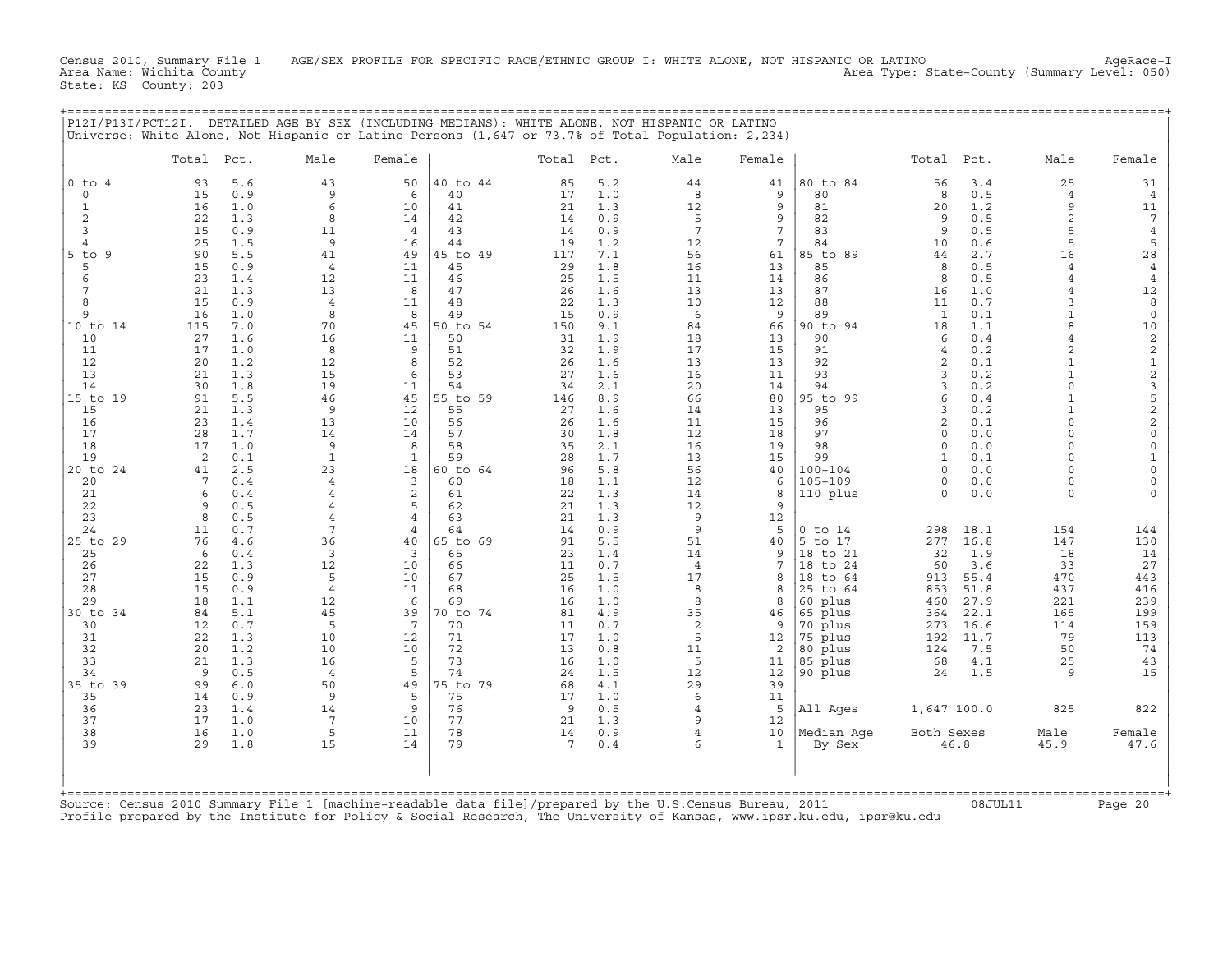Census 2010, Summary File 1 AGE/SEX PROFILE FOR SPECIFIC RACE/ETHNIC GROUP I: WHITE ALONE, NOT HISPANIC OR LATINO AgeRace-I
Area Name: Wichita County Area Type: State-County (Summary Level: 050)
State: KS County: 203

## P12I/P13I/PCT12I. DETAILED AGE BY SEX (INCLUDING MEDIANS): WHITE ALONE, NOT HISPANIC OR LATINO

Universe: White Alone, Not Hispanic or Latino Persons (1,647 or 73.7% of Total Population: 2,234)

| | Total | Pct. | Male | Female | | Total | Pct. | Male | Female | | Total | Pct. | Male | Female |
|---|---|---|---|---|---|---|---|---|---|---|---|---|---|---|
| 0 to 4 | 93 | 5.6 | 43 | 50 | 40 to 44 | 85 | 5.2 | 44 | 41 | 80 to 84 | 56 | 3.4 | 25 | 31 |
| 0 | 15 | 0.9 | 9 | 6 | 40 | 17 | 1.0 | 8 | 9 | 80 | 8 | 0.5 | 4 | 4 |
| 1 | 16 | 1.0 | 6 | 10 | 41 | 21 | 1.3 | 12 | 9 | 81 | 20 | 1.2 | 9 | 11 |
| 2 | 22 | 1.3 | 8 | 14 | 42 | 14 | 0.9 | 5 | 9 | 82 | 9 | 0.5 | 2 | 7 |
| 3 | 15 | 0.9 | 11 | 4 | 43 | 14 | 0.9 | 7 | 7 | 83 | 9 | 0.5 | 5 | 4 |
| 4 | 25 | 1.5 | 9 | 16 | 44 | 19 | 1.2 | 12 | 7 | 84 | 10 | 0.6 | 5 | 5 |
| 5 to 9 | 90 | 5.5 | 41 | 49 | 45 to 49 | 117 | 7.1 | 56 | 61 | 85 to 89 | 44 | 2.7 | 16 | 28 |
| 5 | 15 | 0.9 | 4 | 11 | 45 | 29 | 1.8 | 16 | 13 | 85 | 8 | 0.5 | 4 | 4 |
| 6 | 23 | 1.4 | 12 | 11 | 46 | 25 | 1.5 | 11 | 14 | 86 | 8 | 0.5 | 4 | 4 |
| 7 | 21 | 1.3 | 13 | 8 | 47 | 26 | 1.6 | 13 | 13 | 87 | 16 | 1.0 | 4 | 12 |
| 8 | 15 | 0.9 | 4 | 11 | 48 | 22 | 1.3 | 10 | 12 | 88 | 11 | 0.7 | 3 | 8 |
| 9 | 16 | 1.0 | 8 | 8 | 49 | 15 | 0.9 | 6 | 9 | 89 | 1 | 0.1 | 1 | 0 |
| 10 to 14 | 115 | 7.0 | 70 | 45 | 50 to 54 | 150 | 9.1 | 84 | 66 | 90 to 94 | 18 | 1.1 | 8 | 10 |
| 10 | 27 | 1.6 | 16 | 11 | 50 | 31 | 1.9 | 18 | 13 | 90 | 6 | 0.4 | 4 | 2 |
| 11 | 17 | 1.0 | 8 | 9 | 51 | 32 | 1.9 | 17 | 15 | 91 | 4 | 0.2 | 2 | 2 |
| 12 | 20 | 1.2 | 12 | 8 | 52 | 26 | 1.6 | 13 | 13 | 92 | 2 | 0.1 | 1 | 1 |
| 13 | 21 | 1.3 | 15 | 6 | 53 | 27 | 1.6 | 16 | 11 | 93 | 3 | 0.2 | 1 | 2 |
| 14 | 30 | 1.8 | 19 | 11 | 54 | 34 | 2.1 | 20 | 14 | 94 | 3 | 0.2 | 0 | 3 |
| 15 to 19 | 91 | 5.5 | 46 | 45 | 55 to 59 | 146 | 8.9 | 66 | 80 | 95 to 99 | 6 | 0.4 | 1 | 5 |
| 15 | 21 | 1.3 | 9 | 12 | 55 | 27 | 1.6 | 14 | 13 | 95 | 3 | 0.2 | 1 | 2 |
| 16 | 23 | 1.4 | 13 | 10 | 56 | 26 | 1.6 | 11 | 15 | 96 | 2 | 0.1 | 0 | 2 |
| 17 | 28 | 1.7 | 14 | 14 | 57 | 30 | 1.8 | 12 | 18 | 97 | 0 | 0.0 | 0 | 0 |
| 18 | 17 | 1.0 | 9 | 8 | 58 | 35 | 2.1 | 16 | 19 | 98 | 0 | 0.0 | 0 | 0 |
| 19 | 2 | 0.1 | 1 | 1 | 59 | 28 | 1.7 | 13 | 15 | 99 | 1 | 0.1 | 0 | 1 |
| 20 to 24 | 41 | 2.5 | 23 | 18 | 60 to 64 | 96 | 5.8 | 56 | 40 | 100-104 | 0 | 0.0 | 0 | 0 |
| 20 | 7 | 0.4 | 4 | 3 | 60 | 18 | 1.1 | 12 | 6 | 105-109 | 0 | 0.0 | 0 | 0 |
| 21 | 6 | 0.4 | 4 | 2 | 61 | 22 | 1.3 | 14 | 8 | 110 plus | 0 | 0.0 | 0 | 0 |
| 22 | 9 | 0.5 | 4 | 5 | 62 | 21 | 1.3 | 12 | 9 | | | | | |
| 23 | 8 | 0.5 | 4 | 4 | 63 | 21 | 1.3 | 9 | 12 | | | | | |
| 24 | 11 | 0.7 | 7 | 4 | 64 | 14 | 0.9 | 9 | 5 | 0 to 14 | 298 | 18.1 | 154 | 144 |
| 25 to 29 | 76 | 4.6 | 36 | 40 | 65 to 69 | 91 | 5.5 | 51 | 40 | 5 to 17 | 277 | 16.8 | 147 | 130 |
| 25 | 6 | 0.4 | 3 | 3 | 65 | 23 | 1.4 | 14 | 9 | 18 to 21 | 32 | 1.9 | 18 | 14 |
| 26 | 22 | 1.3 | 12 | 10 | 66 | 11 | 0.7 | 4 | 7 | 18 to 24 | 60 | 3.6 | 33 | 27 |
| 27 | 15 | 0.9 | 5 | 10 | 67 | 25 | 1.5 | 17 | 8 | 18 to 64 | 913 | 55.4 | 470 | 443 |
| 28 | 15 | 0.9 | 4 | 11 | 68 | 16 | 1.0 | 8 | 8 | 25 to 64 | 853 | 51.8 | 437 | 416 |
| 29 | 18 | 1.1 | 12 | 6 | 69 | 16 | 1.0 | 8 | 8 | 60 plus | 460 | 27.9 | 221 | 239 |
| 30 to 34 | 84 | 5.1 | 45 | 39 | 70 to 74 | 81 | 4.9 | 35 | 46 | 65 plus | 364 | 22.1 | 165 | 199 |
| 30 | 12 | 0.7 | 5 | 7 | 70 | 11 | 0.7 | 2 | 9 | 70 plus | 273 | 16.6 | 114 | 159 |
| 31 | 22 | 1.3 | 10 | 12 | 71 | 17 | 1.0 | 5 | 12 | 75 plus | 192 | 11.7 | 79 | 113 |
| 32 | 20 | 1.2 | 10 | 10 | 72 | 13 | 0.8 | 11 | 2 | 80 plus | 124 | 7.5 | 50 | 74 |
| 33 | 21 | 1.3 | 16 | 5 | 73 | 16 | 1.0 | 5 | 11 | 85 plus | 68 | 4.1 | 25 | 43 |
| 34 | 9 | 0.5 | 4 | 5 | 74 | 24 | 1.5 | 12 | 12 | 90 plus | 24 | 1.5 | 9 | 15 |
| 35 to 39 | 99 | 6.0 | 50 | 49 | 75 to 79 | 68 | 4.1 | 29 | 39 | | | | | |
| 35 | 14 | 0.9 | 9 | 5 | 75 | 17 | 1.0 | 6 | 11 | | | | | |
| 36 | 23 | 1.4 | 14 | 9 | 76 | 9 | 0.5 | 4 | 5 | All Ages | 1,647 | 100.0 | 825 | 822 |
| 37 | 17 | 1.0 | 7 | 10 | 77 | 21 | 1.3 | 9 | 12 | | | | | |
| 38 | 16 | 1.0 | 5 | 11 | 78 | 14 | 0.9 | 4 | 10 | Median Age | Both Sexes | | Male | Female |
| 39 | 29 | 1.8 | 15 | 14 | 79 | 7 | 0.4 | 6 | 1 | By Sex | 46.8 | | 45.9 | 47.6 |

Source: Census 2010 Summary File 1 [machine-readable data file]/prepared by the U.S.Census Bureau, 2011 08JUL11
Profile prepared by the Institute for Policy & Social Research, The University of Kansas, www.ipsr.ku.edu, ipsr@ku.edu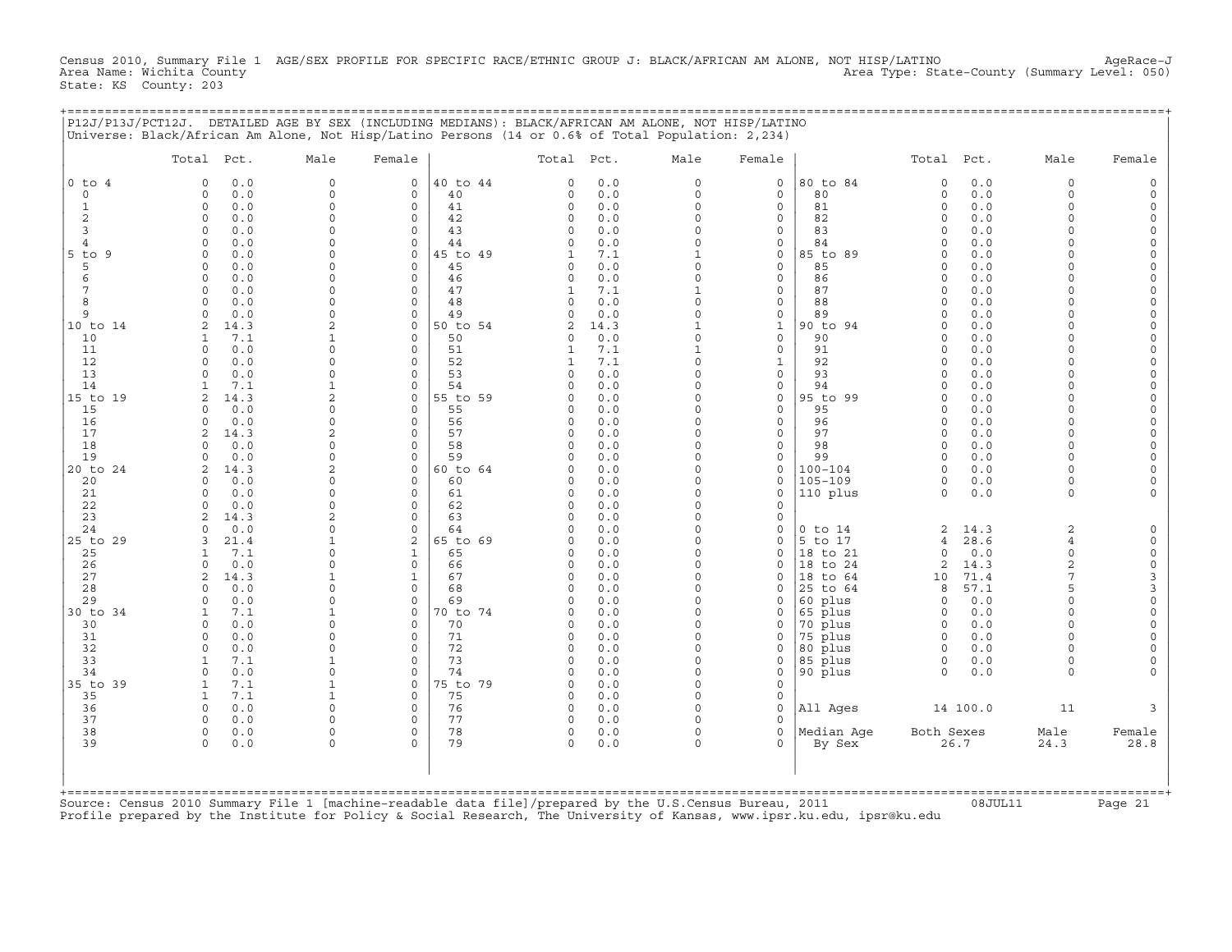Census 2010, Summary File 1 AGE/SEX PROFILE FOR SPECIFIC RACE/ETHNIC GROUP J: BLACK/AFRICAN AM ALONE, NOT HISP/LATINO AgeRace-J
Area Name: Wichita County Area Type: State-County (Summary Level: 050)
State: KS County: 203

P12J/P13J/PCT12J. DETAILED AGE BY SEX (INCLUDING MEDIANS): BLACK/AFRICAN AM ALONE, NOT HISP/LATINO
Universe: Black/African Am Alone, Not Hisp/Latino Persons (14 or 0.6% of Total Population: 2,234)

| | Total | Pct. | Male | Female | | Total | Pct. | Male | Female | | Total | Pct. | Male | Female |
|---|---|---|---|---|---|---|---|---|---|---|---|---|---|---|
| 0 to 4 | 0 | 0.0 | 0 | 0 | 40 to 44 | 0 | 0.0 | 0 | 0 | 80 to 84 | 0 | 0.0 | 0 | 0 |
| 0 | 0 | 0.0 | 0 | 0 | 40 | 0 | 0.0 | 0 | 0 | 80 | 0 | 0.0 | 0 | 0 |
| 1 | 0 | 0.0 | 0 | 0 | 41 | 0 | 0.0 | 0 | 0 | 81 | 0 | 0.0 | 0 | 0 |
| 2 | 0 | 0.0 | 0 | 0 | 42 | 0 | 0.0 | 0 | 0 | 82 | 0 | 0.0 | 0 | 0 |
| 3 | 0 | 0.0 | 0 | 0 | 43 | 0 | 0.0 | 0 | 0 | 83 | 0 | 0.0 | 0 | 0 |
| 4 | 0 | 0.0 | 0 | 0 | 44 | 0 | 0.0 | 0 | 0 | 84 | 0 | 0.0 | 0 | 0 |
| 5 to 9 | 0 | 0.0 | 0 | 0 | 45 to 49 | 1 | 7.1 | 1 | 0 | 85 to 89 | 0 | 0.0 | 0 | 0 |
| 5 | 0 | 0.0 | 0 | 0 | 45 | 0 | 0.0 | 0 | 0 | 85 | 0 | 0.0 | 0 | 0 |
| 6 | 0 | 0.0 | 0 | 0 | 46 | 0 | 0.0 | 0 | 0 | 86 | 0 | 0.0 | 0 | 0 |
| 7 | 0 | 0.0 | 0 | 0 | 47 | 1 | 7.1 | 1 | 0 | 87 | 0 | 0.0 | 0 | 0 |
| 8 | 0 | 0.0 | 0 | 0 | 48 | 0 | 0.0 | 0 | 0 | 88 | 0 | 0.0 | 0 | 0 |
| 9 | 0 | 0.0 | 0 | 0 | 49 | 0 | 0.0 | 0 | 0 | 89 | 0 | 0.0 | 0 | 0 |
| 10 to 14 | 2 | 14.3 | 2 | 0 | 50 to 54 | 2 | 14.3 | 1 | 1 | 90 to 94 | 0 | 0.0 | 0 | 0 |
| 10 | 1 | 7.1 | 1 | 0 | 50 | 0 | 0.0 | 0 | 0 | 90 | 0 | 0.0 | 0 | 0 |
| 11 | 0 | 0.0 | 0 | 0 | 51 | 1 | 7.1 | 1 | 0 | 91 | 0 | 0.0 | 0 | 0 |
| 12 | 0 | 0.0 | 0 | 0 | 52 | 1 | 7.1 | 0 | 1 | 92 | 0 | 0.0 | 0 | 0 |
| 13 | 0 | 0.0 | 0 | 0 | 53 | 0 | 0.0 | 0 | 0 | 93 | 0 | 0.0 | 0 | 0 |
| 14 | 1 | 7.1 | 1 | 0 | 54 | 0 | 0.0 | 0 | 0 | 94 | 0 | 0.0 | 0 | 0 |
| 15 to 19 | 2 | 14.3 | 2 | 0 | 55 to 59 | 0 | 0.0 | 0 | 0 | 95 to 99 | 0 | 0.0 | 0 | 0 |
| 15 | 0 | 0.0 | 0 | 0 | 55 | 0 | 0.0 | 0 | 0 | 95 | 0 | 0.0 | 0 | 0 |
| 16 | 0 | 0.0 | 0 | 0 | 56 | 0 | 0.0 | 0 | 0 | 96 | 0 | 0.0 | 0 | 0 |
| 17 | 2 | 14.3 | 2 | 0 | 57 | 0 | 0.0 | 0 | 0 | 97 | 0 | 0.0 | 0 | 0 |
| 18 | 0 | 0.0 | 0 | 0 | 58 | 0 | 0.0 | 0 | 0 | 98 | 0 | 0.0 | 0 | 0 |
| 19 | 0 | 0.0 | 0 | 0 | 59 | 0 | 0.0 | 0 | 0 | 99 | 0 | 0.0 | 0 | 0 |
| 20 to 24 | 2 | 14.3 | 2 | 0 | 60 to 64 | 0 | 0.0 | 0 | 0 | 100-104 | 0 | 0.0 | 0 | 0 |
| 20 | 0 | 0.0 | 0 | 0 | 60 | 0 | 0.0 | 0 | 0 | 105-109 | 0 | 0.0 | 0 | 0 |
| 21 | 0 | 0.0 | 0 | 0 | 61 | 0 | 0.0 | 0 | 0 | 110 plus | 0 | 0.0 | 0 | 0 |
| 22 | 0 | 0.0 | 0 | 0 | 62 | 0 | 0.0 | 0 | 0 | | | | | |
| 23 | 2 | 14.3 | 2 | 0 | 63 | 0 | 0.0 | 0 | 0 | | | | | |
| 24 | 0 | 0.0 | 0 | 0 | 64 | 0 | 0.0 | 0 | 0 | 0 to 14 | 2 | 14.3 | 2 | 0 |
| 25 to 29 | 3 | 21.4 | 1 | 2 | 65 to 69 | 0 | 0.0 | 0 | 0 | 5 to 17 | 4 | 28.6 | 4 | 0 |
| 25 | 1 | 7.1 | 0 | 1 | 65 | 0 | 0.0 | 0 | 0 | 18 to 21 | 0 | 0.0 | 0 | 0 |
| 26 | 0 | 0.0 | 0 | 0 | 66 | 0 | 0.0 | 0 | 0 | 18 to 24 | 2 | 14.3 | 2 | 0 |
| 27 | 2 | 14.3 | 1 | 1 | 67 | 0 | 0.0 | 0 | 0 | 18 to 64 | 10 | 71.4 | 7 | 3 |
| 28 | 0 | 0.0 | 0 | 0 | 68 | 0 | 0.0 | 0 | 0 | 25 to 64 | 8 | 57.1 | 5 | 3 |
| 29 | 0 | 0.0 | 0 | 0 | 69 | 0 | 0.0 | 0 | 0 | 60 plus | 0 | 0.0 | 0 | 0 |
| 30 to 34 | 1 | 7.1 | 1 | 0 | 70 to 74 | 0 | 0.0 | 0 | 0 | 65 plus | 0 | 0.0 | 0 | 0 |
| 30 | 0 | 0.0 | 0 | 0 | 70 | 0 | 0.0 | 0 | 0 | 70 plus | 0 | 0.0 | 0 | 0 |
| 31 | 0 | 0.0 | 0 | 0 | 71 | 0 | 0.0 | 0 | 0 | 75 plus | 0 | 0.0 | 0 | 0 |
| 32 | 0 | 0.0 | 0 | 0 | 72 | 0 | 0.0 | 0 | 0 | 80 plus | 0 | 0.0 | 0 | 0 |
| 33 | 1 | 7.1 | 1 | 0 | 73 | 0 | 0.0 | 0 | 0 | 85 plus | 0 | 0.0 | 0 | 0 |
| 34 | 0 | 0.0 | 0 | 0 | 74 | 0 | 0.0 | 0 | 0 | 90 plus | 0 | 0.0 | 0 | 0 |
| 35 to 39 | 1 | 7.1 | 1 | 0 | 75 to 79 | 0 | 0.0 | 0 | 0 | | | | | |
| 35 | 1 | 7.1 | 1 | 0 | 75 | 0 | 0.0 | 0 | 0 | | | | | |
| 36 | 0 | 0.0 | 0 | 0 | 76 | 0 | 0.0 | 0 | 0 | All Ages | 14 | 100.0 | 11 | 3 |
| 37 | 0 | 0.0 | 0 | 0 | 77 | 0 | 0.0 | 0 | 0 | | | | | |
| 38 | 0 | 0.0 | 0 | 0 | 78 | 0 | 0.0 | 0 | 0 | Median Age | Both Sexes | | Male | Female |
| 39 | 0 | 0.0 | 0 | 0 | 79 | 0 | 0.0 | 0 | 0 | By Sex | 26.7 | | 24.3 | 28.8 |

Source: Census 2010 Summary File 1 [machine-readable data file]/prepared by the U.S.Census Bureau, 2011 08JUL11
Profile prepared by the Institute for Policy & Social Research, The University of Kansas, www.ipsr.ku.edu, ipsr@ku.edu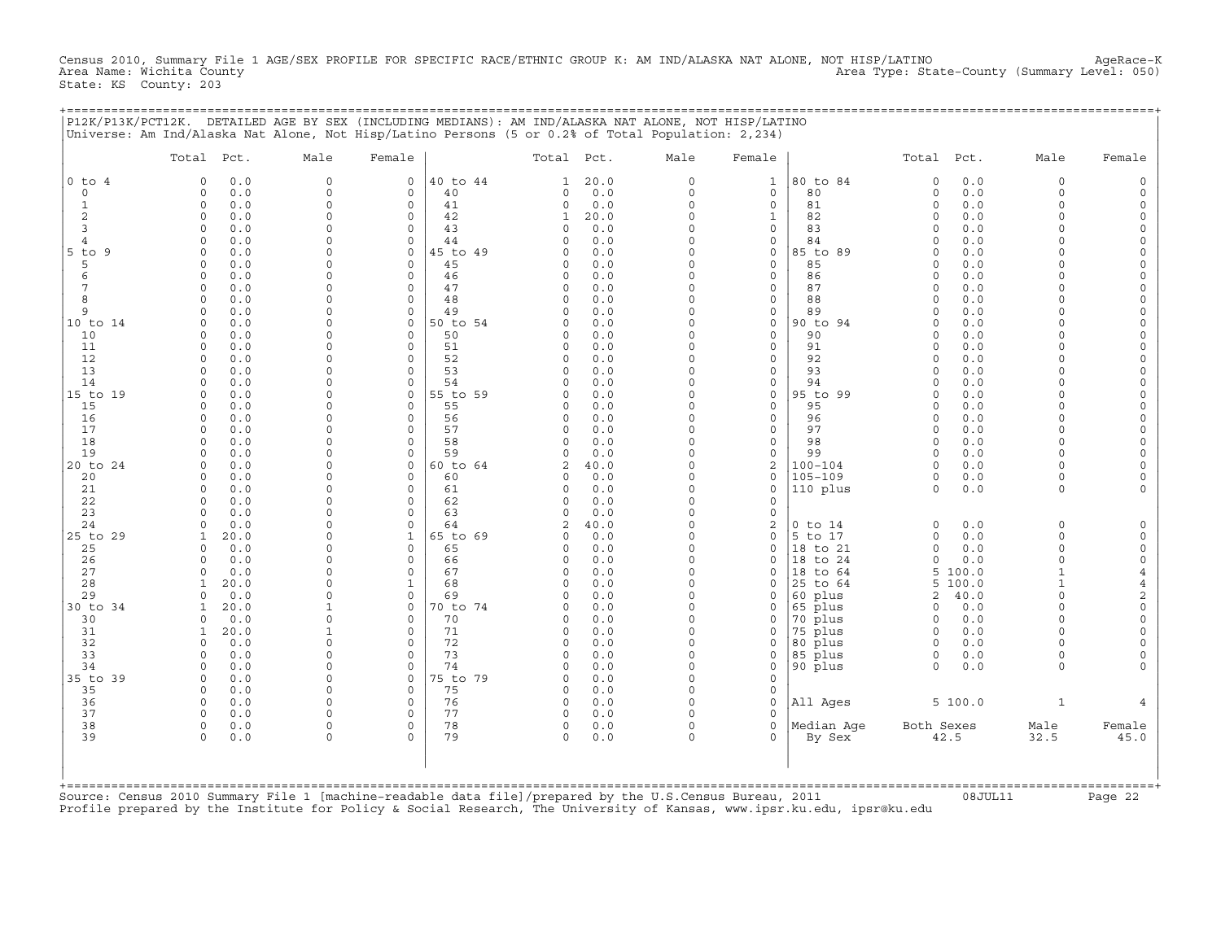Census 2010, Summary File 1 AGE/SEX PROFILE FOR SPECIFIC RACE/ETHNIC GROUP K: AM IND/ALASKA NAT ALONE, NOT HISP/LATINO AgeRace-K
Area Name: Wichita County Area Type: State-County (Summary Level: 050)
State: KS County: 203

P12K/P13K/PCT12K. DETAILED AGE BY SEX (INCLUDING MEDIANS): AM IND/ALASKA NAT ALONE, NOT HISP/LATINO
Universe: Am Ind/Alaska Nat Alone, Not Hisp/Latino Persons (5 or 0.2% of Total Population: 2,234)

| | Total | Pct. | Male | Female | | Total | Pct. | Male | Female | | Total | Pct. | Male | Female |
|---|---|---|---|---|---|---|---|---|---|---|---|---|---|---|
| 0 to 4 | 0 | 0.0 | 0 | 0 | 40 to 44 | 1 | 20.0 | 0 | 1 | 80 to 84 | 0 | 0.0 | 0 | 0 |
| 0 | 0 | 0.0 | 0 | 0 | 40 | 0 | 0.0 | 0 | 0 | 80 | 0 | 0.0 | 0 | 0 |
| 1 | 0 | 0.0 | 0 | 0 | 41 | 0 | 0.0 | 0 | 0 | 81 | 0 | 0.0 | 0 | 0 |
| 2 | 0 | 0.0 | 0 | 0 | 42 | 1 | 20.0 | 0 | 1 | 82 | 0 | 0.0 | 0 | 0 |
| 3 | 0 | 0.0 | 0 | 0 | 43 | 0 | 0.0 | 0 | 0 | 83 | 0 | 0.0 | 0 | 0 |
| 4 | 0 | 0.0 | 0 | 0 | 44 | 0 | 0.0 | 0 | 0 | 84 | 0 | 0.0 | 0 | 0 |
| 5 to 9 | 0 | 0.0 | 0 | 0 | 45 to 49 | 0 | 0.0 | 0 | 0 | 85 to 89 | 0 | 0.0 | 0 | 0 |
| 5 | 0 | 0.0 | 0 | 0 | 45 | 0 | 0.0 | 0 | 0 | 85 | 0 | 0.0 | 0 | 0 |
| 6 | 0 | 0.0 | 0 | 0 | 46 | 0 | 0.0 | 0 | 0 | 86 | 0 | 0.0 | 0 | 0 |
| 7 | 0 | 0.0 | 0 | 0 | 47 | 0 | 0.0 | 0 | 0 | 87 | 0 | 0.0 | 0 | 0 |
| 8 | 0 | 0.0 | 0 | 0 | 48 | 0 | 0.0 | 0 | 0 | 88 | 0 | 0.0 | 0 | 0 |
| 9 | 0 | 0.0 | 0 | 0 | 49 | 0 | 0.0 | 0 | 0 | 89 | 0 | 0.0 | 0 | 0 |
| 10 to 14 | 0 | 0.0 | 0 | 0 | 50 to 54 | 0 | 0.0 | 0 | 0 | 90 to 94 | 0 | 0.0 | 0 | 0 |
| 10 | 0 | 0.0 | 0 | 0 | 50 | 0 | 0.0 | 0 | 0 | 90 | 0 | 0.0 | 0 | 0 |
| 11 | 0 | 0.0 | 0 | 0 | 51 | 0 | 0.0 | 0 | 0 | 91 | 0 | 0.0 | 0 | 0 |
| 12 | 0 | 0.0 | 0 | 0 | 52 | 0 | 0.0 | 0 | 0 | 92 | 0 | 0.0 | 0 | 0 |
| 13 | 0 | 0.0 | 0 | 0 | 53 | 0 | 0.0 | 0 | 0 | 93 | 0 | 0.0 | 0 | 0 |
| 14 | 0 | 0.0 | 0 | 0 | 54 | 0 | 0.0 | 0 | 0 | 94 | 0 | 0.0 | 0 | 0 |
| 15 to 19 | 0 | 0.0 | 0 | 0 | 55 to 59 | 0 | 0.0 | 0 | 0 | 95 to 99 | 0 | 0.0 | 0 | 0 |
| 15 | 0 | 0.0 | 0 | 0 | 55 | 0 | 0.0 | 0 | 0 | 95 | 0 | 0.0 | 0 | 0 |
| 16 | 0 | 0.0 | 0 | 0 | 56 | 0 | 0.0 | 0 | 0 | 96 | 0 | 0.0 | 0 | 0 |
| 17 | 0 | 0.0 | 0 | 0 | 57 | 0 | 0.0 | 0 | 0 | 97 | 0 | 0.0 | 0 | 0 |
| 18 | 0 | 0.0 | 0 | 0 | 58 | 0 | 0.0 | 0 | 0 | 98 | 0 | 0.0 | 0 | 0 |
| 19 | 0 | 0.0 | 0 | 0 | 59 | 0 | 0.0 | 0 | 0 | 99 | 0 | 0.0 | 0 | 0 |
| 20 to 24 | 0 | 0.0 | 0 | 0 | 60 to 64 | 2 | 40.0 | 0 | 2 | 100-104 | 0 | 0.0 | 0 | 0 |
| 20 | 0 | 0.0 | 0 | 0 | 60 | 0 | 0.0 | 0 | 0 | 105-109 | 0 | 0.0 | 0 | 0 |
| 21 | 0 | 0.0 | 0 | 0 | 61 | 0 | 0.0 | 0 | 0 | 110 plus | 0 | 0.0 | 0 | 0 |
| 22 | 0 | 0.0 | 0 | 0 | 62 | 0 | 0.0 | 0 | 0 | | | | | |
| 23 | 0 | 0.0 | 0 | 0 | 63 | 0 | 0.0 | 0 | 0 | | | | | |
| 24 | 0 | 0.0 | 0 | 0 | 64 | 2 | 40.0 | 0 | 2 | 0 to 14 | 0 | 0.0 | 0 | 0 |
| 25 to 29 | 1 | 20.0 | 0 | 1 | 65 to 69 | 0 | 0.0 | 0 | 0 | 5 to 17 | 0 | 0.0 | 0 | 0 |
| 25 | 0 | 0.0 | 0 | 0 | 65 | 0 | 0.0 | 0 | 0 | 18 to 21 | 0 | 0.0 | 0 | 0 |
| 26 | 0 | 0.0 | 0 | 0 | 66 | 0 | 0.0 | 0 | 0 | 18 to 24 | 0 | 0.0 | 0 | 0 |
| 27 | 0 | 0.0 | 0 | 0 | 67 | 0 | 0.0 | 0 | 0 | 18 to 64 | 5 | 100.0 | 1 | 4 |
| 28 | 1 | 20.0 | 0 | 1 | 68 | 0 | 0.0 | 0 | 0 | 25 to 64 | 5 | 100.0 | 1 | 4 |
| 29 | 0 | 0.0 | 0 | 0 | 69 | 0 | 0.0 | 0 | 0 | 60 plus | 2 | 40.0 | 0 | 2 |
| 30 to 34 | 1 | 20.0 | 1 | 0 | 70 to 74 | 0 | 0.0 | 0 | 0 | 65 plus | 0 | 0.0 | 0 | 0 |
| 30 | 0 | 0.0 | 0 | 0 | 70 | 0 | 0.0 | 0 | 0 | 70 plus | 0 | 0.0 | 0 | 0 |
| 31 | 1 | 20.0 | 1 | 0 | 71 | 0 | 0.0 | 0 | 0 | 75 plus | 0 | 0.0 | 0 | 0 |
| 32 | 0 | 0.0 | 0 | 0 | 72 | 0 | 0.0 | 0 | 0 | 80 plus | 0 | 0.0 | 0 | 0 |
| 33 | 0 | 0.0 | 0 | 0 | 73 | 0 | 0.0 | 0 | 0 | 85 plus | 0 | 0.0 | 0 | 0 |
| 34 | 0 | 0.0 | 0 | 0 | 74 | 0 | 0.0 | 0 | 0 | 90 plus | 0 | 0.0 | 0 | 0 |
| 35 to 39 | 0 | 0.0 | 0 | 0 | 75 to 79 | 0 | 0.0 | 0 | 0 | | | | | |
| 35 | 0 | 0.0 | 0 | 0 | 75 | 0 | 0.0 | 0 | 0 | | | | | |
| 36 | 0 | 0.0 | 0 | 0 | 76 | 0 | 0.0 | 0 | 0 | All Ages | 5 | 100.0 | 1 | 4 |
| 37 | 0 | 0.0 | 0 | 0 | 77 | 0 | 0.0 | 0 | 0 | | | | | |
| 38 | 0 | 0.0 | 0 | 0 | 78 | 0 | 0.0 | 0 | 0 | Median Age | Both Sexes | | Male | Female |
| 39 | 0 | 0.0 | 0 | 0 | 79 | 0 | 0.0 | 0 | 0 | By Sex | 42.5 | | 32.5 | 45.0 |

Source: Census 2010 Summary File 1 [machine-readable data file]/prepared by the U.S.Census Bureau, 2011 08JUL11
Profile prepared by the Institute for Policy & Social Research, The University of Kansas, www.ipsr.ku.edu, ipsr@ku.edu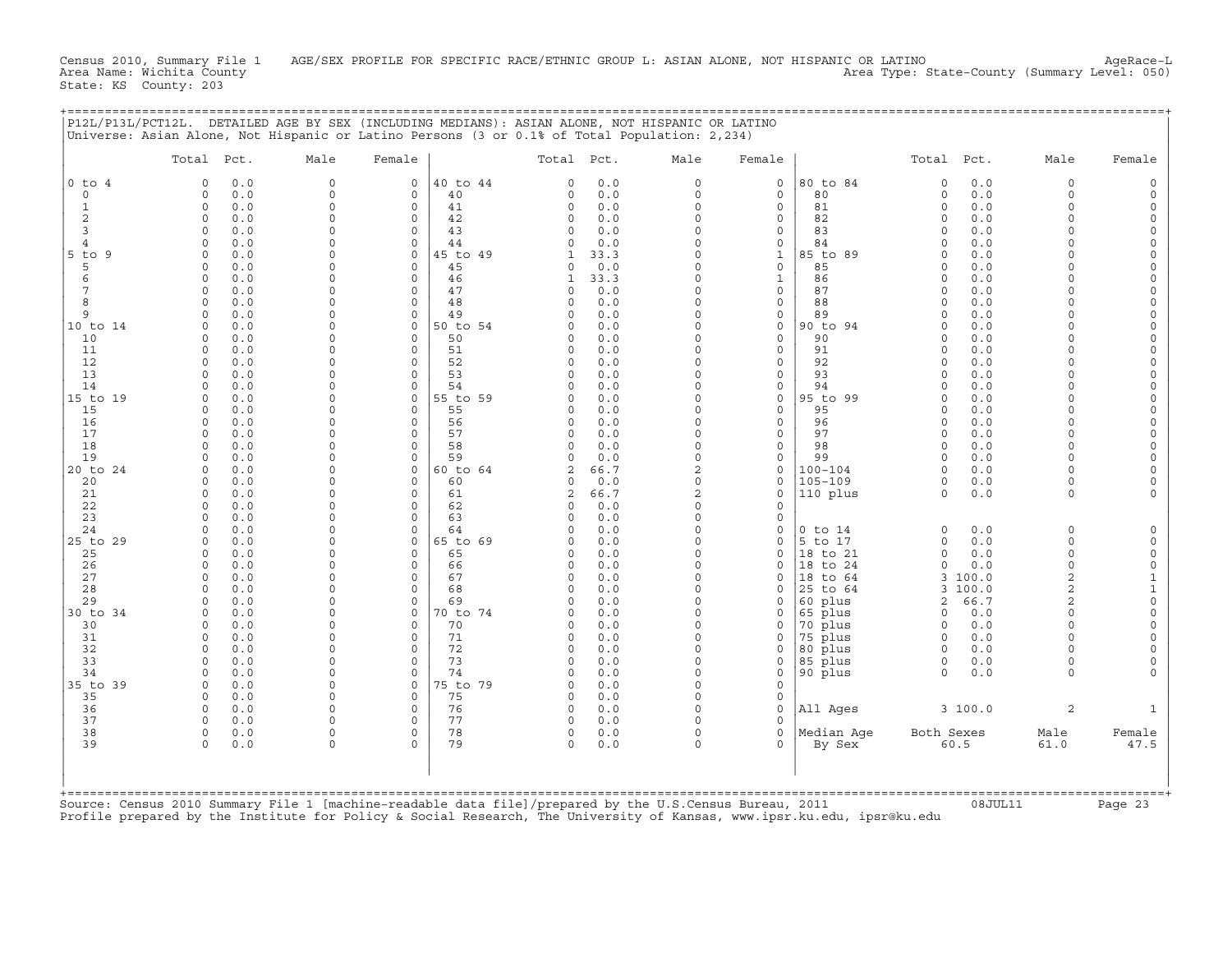Census 2010, Summary File 1 AGE/SEX PROFILE FOR SPECIFIC RACE/ETHNIC GROUP L: ASIAN ALONE, NOT HISPANIC OR LATINO AgeRace-L
Area Name: Wichita County Area Type: State-County (Summary Level: 050)
State: KS County: 203

## P12L/P13L/PCT12L. DETAILED AGE BY SEX (INCLUDING MEDIANS): ASIAN ALONE, NOT HISPANIC OR LATINO

Universe: Asian Alone, Not Hispanic or Latino Persons (3 or 0.1% of Total Population: 2,234)

| | Total | Pct. | Male | Female | | Total | Pct. | Male | Female | | Total | Pct. | Male | Female |
|---|---|---|---|---|---|---|---|---|---|---|---|---|---|---|
| 0 to 4 | 0 | 0.0 | 0 | 0 | 40 to 44 | 0 | 0.0 | 0 | 0 | 80 to 84 | 0 | 0.0 | 0 | 0 |
| 0 | 0 | 0.0 | 0 | 0 | 40 | 0 | 0.0 | 0 | 0 | 80 | 0 | 0.0 | 0 | 0 |
| 1 | 0 | 0.0 | 0 | 0 | 41 | 0 | 0.0 | 0 | 0 | 81 | 0 | 0.0 | 0 | 0 |
| 2 | 0 | 0.0 | 0 | 0 | 42 | 0 | 0.0 | 0 | 0 | 82 | 0 | 0.0 | 0 | 0 |
| 3 | 0 | 0.0 | 0 | 0 | 43 | 0 | 0.0 | 0 | 0 | 83 | 0 | 0.0 | 0 | 0 |
| 4 | 0 | 0.0 | 0 | 0 | 44 | 0 | 0.0 | 0 | 0 | 84 | 0 | 0.0 | 0 | 0 |
| 5 to 9 | 0 | 0.0 | 0 | 0 | 45 to 49 | 1 | 33.3 | 0 | 1 | 85 to 89 | 0 | 0.0 | 0 | 0 |
| 5 | 0 | 0.0 | 0 | 0 | 45 | 0 | 0.0 | 0 | 0 | 85 | 0 | 0.0 | 0 | 0 |
| 6 | 0 | 0.0 | 0 | 0 | 46 | 1 | 33.3 | 0 | 1 | 86 | 0 | 0.0 | 0 | 0 |
| 7 | 0 | 0.0 | 0 | 0 | 47 | 0 | 0.0 | 0 | 0 | 87 | 0 | 0.0 | 0 | 0 |
| 8 | 0 | 0.0 | 0 | 0 | 48 | 0 | 0.0 | 0 | 0 | 88 | 0 | 0.0 | 0 | 0 |
| 9 | 0 | 0.0 | 0 | 0 | 49 | 0 | 0.0 | 0 | 0 | 89 | 0 | 0.0 | 0 | 0 |
| 10 to 14 | 0 | 0.0 | 0 | 0 | 50 to 54 | 0 | 0.0 | 0 | 0 | 90 to 94 | 0 | 0.0 | 0 | 0 |
| 10 | 0 | 0.0 | 0 | 0 | 50 | 0 | 0.0 | 0 | 0 | 90 | 0 | 0.0 | 0 | 0 |
| 11 | 0 | 0.0 | 0 | 0 | 51 | 0 | 0.0 | 0 | 0 | 91 | 0 | 0.0 | 0 | 0 |
| 12 | 0 | 0.0 | 0 | 0 | 52 | 0 | 0.0 | 0 | 0 | 92 | 0 | 0.0 | 0 | 0 |
| 13 | 0 | 0.0 | 0 | 0 | 53 | 0 | 0.0 | 0 | 0 | 93 | 0 | 0.0 | 0 | 0 |
| 14 | 0 | 0.0 | 0 | 0 | 54 | 0 | 0.0 | 0 | 0 | 94 | 0 | 0.0 | 0 | 0 |
| 15 to 19 | 0 | 0.0 | 0 | 0 | 55 to 59 | 0 | 0.0 | 0 | 0 | 95 to 99 | 0 | 0.0 | 0 | 0 |
| 15 | 0 | 0.0 | 0 | 0 | 55 | 0 | 0.0 | 0 | 0 | 95 | 0 | 0.0 | 0 | 0 |
| 16 | 0 | 0.0 | 0 | 0 | 56 | 0 | 0.0 | 0 | 0 | 96 | 0 | 0.0 | 0 | 0 |
| 17 | 0 | 0.0 | 0 | 0 | 57 | 0 | 0.0 | 0 | 0 | 97 | 0 | 0.0 | 0 | 0 |
| 18 | 0 | 0.0 | 0 | 0 | 58 | 0 | 0.0 | 0 | 0 | 98 | 0 | 0.0 | 0 | 0 |
| 19 | 0 | 0.0 | 0 | 0 | 59 | 0 | 0.0 | 0 | 0 | 99 | 0 | 0.0 | 0 | 0 |
| 20 to 24 | 0 | 0.0 | 0 | 0 | 60 to 64 | 2 | 66.7 | 2 | 0 | 100-104 | 0 | 0.0 | 0 | 0 |
| 20 | 0 | 0.0 | 0 | 0 | 60 | 0 | 0.0 | 0 | 0 | 105-109 | 0 | 0.0 | 0 | 0 |
| 21 | 0 | 0.0 | 0 | 0 | 61 | 2 | 66.7 | 2 | 0 | 110 plus | 0 | 0.0 | 0 | 0 |
| 22 | 0 | 0.0 | 0 | 0 | 62 | 0 | 0.0 | 0 | 0 | | | | | |
| 23 | 0 | 0.0 | 0 | 0 | 63 | 0 | 0.0 | 0 | 0 | | | | | |
| 24 | 0 | 0.0 | 0 | 0 | 64 | 0 | 0.0 | 0 | 0 | 0 to 14 | 0 | 0.0 | 0 | 0 |
| 25 to 29 | 0 | 0.0 | 0 | 0 | 65 to 69 | 0 | 0.0 | 0 | 0 | 5 to 17 | 0 | 0.0 | 0 | 0 |
| 25 | 0 | 0.0 | 0 | 0 | 65 | 0 | 0.0 | 0 | 0 | 18 to 21 | 0 | 0.0 | 0 | 0 |
| 26 | 0 | 0.0 | 0 | 0 | 66 | 0 | 0.0 | 0 | 0 | 18 to 24 | 0 | 0.0 | 0 | 0 |
| 27 | 0 | 0.0 | 0 | 0 | 67 | 0 | 0.0 | 0 | 0 | 18 to 64 | 3 | 100.0 | 2 | 1 |
| 28 | 0 | 0.0 | 0 | 0 | 68 | 0 | 0.0 | 0 | 0 | 25 to 64 | 3 | 100.0 | 2 | 1 |
| 29 | 0 | 0.0 | 0 | 0 | 69 | 0 | 0.0 | 0 | 0 | 60 plus | 2 | 66.7 | 2 | 0 |
| 30 to 34 | 0 | 0.0 | 0 | 0 | 70 to 74 | 0 | 0.0 | 0 | 0 | 65 plus | 0 | 0.0 | 0 | 0 |
| 30 | 0 | 0.0 | 0 | 0 | 70 | 0 | 0.0 | 0 | 0 | 70 plus | 0 | 0.0 | 0 | 0 |
| 31 | 0 | 0.0 | 0 | 0 | 71 | 0 | 0.0 | 0 | 0 | 75 plus | 0 | 0.0 | 0 | 0 |
| 32 | 0 | 0.0 | 0 | 0 | 72 | 0 | 0.0 | 0 | 0 | 80 plus | 0 | 0.0 | 0 | 0 |
| 33 | 0 | 0.0 | 0 | 0 | 73 | 0 | 0.0 | 0 | 0 | 85 plus | 0 | 0.0 | 0 | 0 |
| 34 | 0 | 0.0 | 0 | 0 | 74 | 0 | 0.0 | 0 | 0 | 90 plus | 0 | 0.0 | 0 | 0 |
| 35 to 39 | 0 | 0.0 | 0 | 0 | 75 to 79 | 0 | 0.0 | 0 | 0 | | | | | |
| 35 | 0 | 0.0 | 0 | 0 | 75 | 0 | 0.0 | 0 | 0 | | | | | |
| 36 | 0 | 0.0 | 0 | 0 | 76 | 0 | 0.0 | 0 | 0 | All Ages | 3 | 100.0 | 2 | 1 |
| 37 | 0 | 0.0 | 0 | 0 | 77 | 0 | 0.0 | 0 | 0 | | | | | |
| 38 | 0 | 0.0 | 0 | 0 | 78 | 0 | 0.0 | 0 | 0 | Median Age | Both Sexes | | Male | Female |
| 39 | 0 | 0.0 | 0 | 0 | 79 | 0 | 0.0 | 0 | 0 | By Sex | 60.5 | | 61.0 | 47.5 |

Source: Census 2010 Summary File 1 [machine-readable data file]/prepared by the U.S.Census Bureau, 2011 08JUL11
Profile prepared by the Institute for Policy & Social Research, The University of Kansas, www.ipsr.ku.edu, ipsr@ku.edu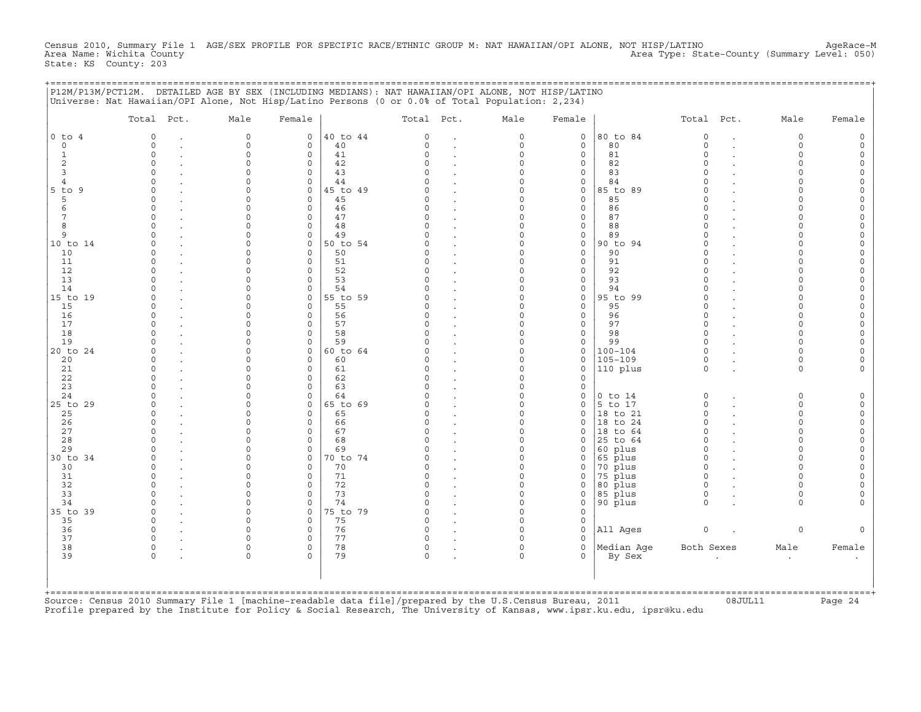Census 2010, Summary File 1 AGE/SEX PROFILE FOR SPECIFIC RACE/ETHNIC GROUP M: NAT HAWAIIAN/OPI ALONE, NOT HISP/LATINO AgeRace-M
Area Name: Wichita County Area Type: State-County (Summary Level: 050)
State: KS County: 203

P12M/P13M/PCT12M. DETAILED AGE BY SEX (INCLUDING MEDIANS): NAT HAWAIIAN/OPI ALONE, NOT HISP/LATINO
Universe: Nat Hawaiian/OPI Alone, Not Hisp/Latino Persons (0 or 0.0% of Total Population: 2,234)

| | Total | Pct. | Male | Female | | Total | Pct. | Male | Female | | Total | Pct. | Male | Female |
|---|---|---|---|---|---|---|---|---|---|---|---|---|---|---|
| 0 to 4 | 0 | . | 0 | 0 | 40 to 44 | 0 | . | 0 | 0 | 80 to 84 | 0 | . | 0 | 0 |
| 0 | 0 | . | 0 | 0 | 40 | 0 | . | 0 | 0 | 80 | 0 | . | 0 | 0 |
| 1 | 0 | . | 0 | 0 | 41 | 0 | . | 0 | 0 | 81 | 0 | . | 0 | 0 |
| 2 | 0 | . | 0 | 0 | 42 | 0 | . | 0 | 0 | 82 | 0 | . | 0 | 0 |
| 3 | 0 | . | 0 | 0 | 43 | 0 | . | 0 | 0 | 83 | 0 | . | 0 | 0 |
| 4 | 0 | . | 0 | 0 | 44 | 0 | . | 0 | 0 | 84 | 0 | . | 0 | 0 |
| 5 to 9 | 0 | . | 0 | 0 | 45 to 49 | 0 | . | 0 | 0 | 85 to 89 | 0 | . | 0 | 0 |
| 5 | 0 | . | 0 | 0 | 45 | 0 | . | 0 | 0 | 85 | 0 | . | 0 | 0 |
| 6 | 0 | . | 0 | 0 | 46 | 0 | . | 0 | 0 | 86 | 0 | . | 0 | 0 |
| 7 | 0 | . | 0 | 0 | 47 | 0 | . | 0 | 0 | 87 | 0 | . | 0 | 0 |
| 8 | 0 | . | 0 | 0 | 48 | 0 | . | 0 | 0 | 88 | 0 | . | 0 | 0 |
| 9 | 0 | . | 0 | 0 | 49 | 0 | . | 0 | 0 | 89 | 0 | . | 0 | 0 |
| 10 to 14 | 0 | . | 0 | 0 | 50 to 54 | 0 | . | 0 | 0 | 90 to 94 | 0 | . | 0 | 0 |
| 10 | 0 | . | 0 | 0 | 50 | 0 | . | 0 | 0 | 90 | 0 | . | 0 | 0 |
| 11 | 0 | . | 0 | 0 | 51 | 0 | . | 0 | 0 | 91 | 0 | . | 0 | 0 |
| 12 | 0 | . | 0 | 0 | 52 | 0 | . | 0 | 0 | 92 | 0 | . | 0 | 0 |
| 13 | 0 | . | 0 | 0 | 53 | 0 | . | 0 | 0 | 93 | 0 | . | 0 | 0 |
| 14 | 0 | . | 0 | 0 | 54 | 0 | . | 0 | 0 | 94 | 0 | . | 0 | 0 |
| 15 to 19 | 0 | . | 0 | 0 | 55 to 59 | 0 | . | 0 | 0 | 95 to 99 | 0 | . | 0 | 0 |
| 15 | 0 | . | 0 | 0 | 55 | 0 | . | 0 | 0 | 95 | 0 | . | 0 | 0 |
| 16 | 0 | . | 0 | 0 | 56 | 0 | . | 0 | 0 | 96 | 0 | . | 0 | 0 |
| 17 | 0 | . | 0 | 0 | 57 | 0 | . | 0 | 0 | 97 | 0 | . | 0 | 0 |
| 18 | 0 | . | 0 | 0 | 58 | 0 | . | 0 | 0 | 98 | 0 | . | 0 | 0 |
| 19 | 0 | . | 0 | 0 | 59 | 0 | . | 0 | 0 | 99 | 0 | . | 0 | 0 |
| 20 to 24 | 0 | . | 0 | 0 | 60 to 64 | 0 | . | 0 | 0 | 100-104 | 0 | . | 0 | 0 |
| 20 | 0 | . | 0 | 0 | 60 | 0 | . | 0 | 0 | 105-109 | 0 | . | 0 | 0 |
| 21 | 0 | . | 0 | 0 | 61 | 0 | . | 0 | 0 | 110 plus | 0 | . | 0 | 0 |
| 22 | 0 | . | 0 | 0 | 62 | 0 | . | 0 | 0 | | | | | |
| 23 | 0 | . | 0 | 0 | 63 | 0 | . | 0 | 0 | | | | | |
| 24 | 0 | . | 0 | 0 | 64 | 0 | . | 0 | 0 | 0 to 14 | 0 | . | 0 | 0 |
| 25 to 29 | 0 | . | 0 | 0 | 65 to 69 | 0 | . | 0 | 0 | 5 to 17 | 0 | . | 0 | 0 |
| 25 | 0 | . | 0 | 0 | 65 | 0 | . | 0 | 0 | 18 to 21 | 0 | . | 0 | 0 |
| 26 | 0 | . | 0 | 0 | 66 | 0 | . | 0 | 0 | 18 to 24 | 0 | . | 0 | 0 |
| 27 | 0 | . | 0 | 0 | 67 | 0 | . | 0 | 0 | 18 to 64 | 0 | . | 0 | 0 |
| 28 | 0 | . | 0 | 0 | 68 | 0 | . | 0 | 0 | 25 to 64 | 0 | . | 0 | 0 |
| 29 | 0 | . | 0 | 0 | 69 | 0 | . | 0 | 0 | 60 plus | 0 | . | 0 | 0 |
| 30 to 34 | 0 | . | 0 | 0 | 70 to 74 | 0 | . | 0 | 0 | 65 plus | 0 | . | 0 | 0 |
| 30 | 0 | . | 0 | 0 | 70 | 0 | . | 0 | 0 | 70 plus | 0 | . | 0 | 0 |
| 31 | 0 | . | 0 | 0 | 71 | 0 | . | 0 | 0 | 75 plus | 0 | . | 0 | 0 |
| 32 | 0 | . | 0 | 0 | 72 | 0 | . | 0 | 0 | 80 plus | 0 | . | 0 | 0 |
| 33 | 0 | . | 0 | 0 | 73 | 0 | . | 0 | 0 | 85 plus | 0 | . | 0 | 0 |
| 34 | 0 | . | 0 | 0 | 74 | 0 | . | 0 | 0 | 90 plus | 0 | . | 0 | 0 |
| 35 to 39 | 0 | . | 0 | 0 | 75 to 79 | 0 | . | 0 | 0 | | | | | |
| 35 | 0 | . | 0 | 0 | 75 | 0 | . | 0 | 0 | | | | | |
| 36 | 0 | . | 0 | 0 | 76 | 0 | . | 0 | 0 | All Ages | 0 | . | 0 | 0 |
| 37 | 0 | . | 0 | 0 | 77 | 0 | . | 0 | 0 | | | | | |
| 38 | 0 | . | 0 | 0 | 78 | 0 | . | 0 | 0 | Median Age | Both Sexes | | Male | Female |
| 39 | 0 | . | 0 | 0 | 79 | 0 | . | 0 | 0 | By Sex | . | | . | . |

Source: Census 2010 Summary File 1 [machine-readable data file]/prepared by the U.S.Census Bureau, 2011 08JUL11
Profile prepared by the Institute for Policy & Social Research, The University of Kansas, www.ipsr.ku.edu, ipsr@ku.edu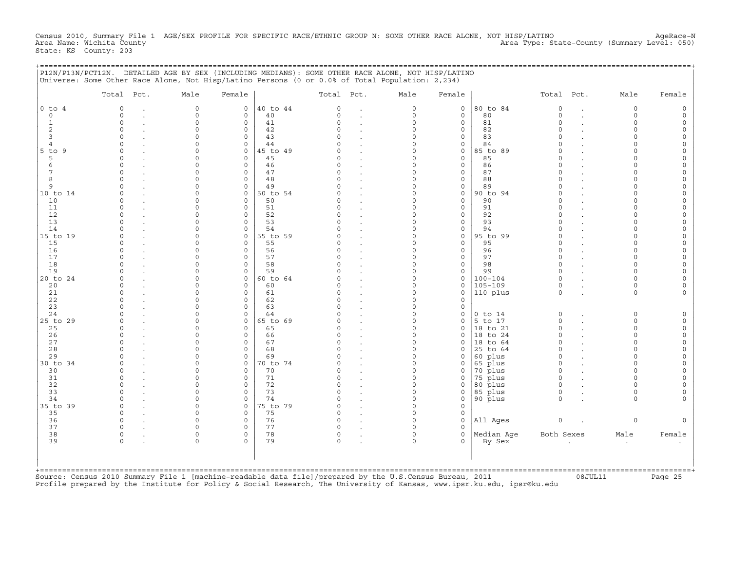Census 2010, Summary File 1 AGE/SEX PROFILE FOR SPECIFIC RACE/ETHNIC GROUP N: SOME OTHER RACE ALONE, NOT HISP/LATINO AgeRace-N
Area Name: Wichita County Area Type: State-County (Summary Level: 050)
State: KS County: 203

## P12N/P13N/PCT12N. DETAILED AGE BY SEX (INCLUDING MEDIANS): SOME OTHER RACE ALONE, NOT HISP/LATINO

Universe: Some Other Race Alone, Not Hisp/Latino Persons (0 or 0.0% of Total Population: 2,234)

| | Total | Pct. | Male | Female | | Total | Pct. | Male | Female | | Total | Pct. | Male | Female |
|---|---|---|---|---|---|---|---|---|---|---|---|---|---|---|
| 0 to 4 | 0 | . | 0 | 0 | 40 to 44 | 0 | . | 0 | 0 | 80 to 84 | 0 | . | 0 | 0 |
| 0 | 0 | . | 0 | 0 | 40 | 0 | . | 0 | 0 | 80 | 0 | . | 0 | 0 |
| 1 | 0 | . | 0 | 0 | 41 | 0 | . | 0 | 0 | 81 | 0 | . | 0 | 0 |
| 2 | 0 | . | 0 | 0 | 42 | 0 | . | 0 | 0 | 82 | 0 | . | 0 | 0 |
| 3 | 0 | . | 0 | 0 | 43 | 0 | . | 0 | 0 | 83 | 0 | . | 0 | 0 |
| 4 | 0 | . | 0 | 0 | 44 | 0 | . | 0 | 0 | 84 | 0 | . | 0 | 0 |
| 5 to 9 | 0 | . | 0 | 0 | 45 to 49 | 0 | . | 0 | 0 | 85 to 89 | 0 | . | 0 | 0 |
| 5 | 0 | . | 0 | 0 | 45 | 0 | . | 0 | 0 | 85 | 0 | . | 0 | 0 |
| 6 | 0 | . | 0 | 0 | 46 | 0 | . | 0 | 0 | 86 | 0 | . | 0 | 0 |
| 7 | 0 | . | 0 | 0 | 47 | 0 | . | 0 | 0 | 87 | 0 | . | 0 | 0 |
| 8 | 0 | . | 0 | 0 | 48 | 0 | . | 0 | 0 | 88 | 0 | . | 0 | 0 |
| 9 | 0 | . | 0 | 0 | 49 | 0 | . | 0 | 0 | 89 | 0 | . | 0 | 0 |
| 10 to 14 | 0 | . | 0 | 0 | 50 to 54 | 0 | . | 0 | 0 | 90 to 94 | 0 | . | 0 | 0 |
| 10 | 0 | . | 0 | 0 | 50 | 0 | . | 0 | 0 | 90 | 0 | . | 0 | 0 |
| 11 | 0 | . | 0 | 0 | 51 | 0 | . | 0 | 0 | 91 | 0 | . | 0 | 0 |
| 12 | 0 | . | 0 | 0 | 52 | 0 | . | 0 | 0 | 92 | 0 | . | 0 | 0 |
| 13 | 0 | . | 0 | 0 | 53 | 0 | . | 0 | 0 | 93 | 0 | . | 0 | 0 |
| 14 | 0 | . | 0 | 0 | 54 | 0 | . | 0 | 0 | 94 | 0 | . | 0 | 0 |
| 15 to 19 | 0 | . | 0 | 0 | 55 to 59 | 0 | . | 0 | 0 | 95 to 99 | 0 | . | 0 | 0 |
| 15 | 0 | . | 0 | 0 | 55 | 0 | . | 0 | 0 | 95 | 0 | . | 0 | 0 |
| 16 | 0 | . | 0 | 0 | 56 | 0 | . | 0 | 0 | 96 | 0 | . | 0 | 0 |
| 17 | 0 | . | 0 | 0 | 57 | 0 | . | 0 | 0 | 97 | 0 | . | 0 | 0 |
| 18 | 0 | . | 0 | 0 | 58 | 0 | . | 0 | 0 | 98 | 0 | . | 0 | 0 |
| 19 | 0 | . | 0 | 0 | 59 | 0 | . | 0 | 0 | 99 | 0 | . | 0 | 0 |
| 20 to 24 | 0 | . | 0 | 0 | 60 to 64 | 0 | . | 0 | 0 | 100-104 | 0 | . | 0 | 0 |
| 20 | 0 | . | 0 | 0 | 60 | 0 | . | 0 | 0 | 105-109 | 0 | . | 0 | 0 |
| 21 | 0 | . | 0 | 0 | 61 | 0 | . | 0 | 0 | 110 plus | 0 | . | 0 | 0 |
| 22 | 0 | . | 0 | 0 | 62 | 0 | . | 0 | 0 | | | | | |
| 23 | 0 | . | 0 | 0 | 63 | 0 | . | 0 | 0 | | | | | |
| 24 | 0 | . | 0 | 0 | 64 | 0 | . | 0 | 0 | 0 to 14 | 0 | . | 0 | 0 |
| 25 to 29 | 0 | . | 0 | 0 | 65 to 69 | 0 | . | 0 | 0 | 5 to 17 | 0 | . | 0 | 0 |
| 25 | 0 | . | 0 | 0 | 65 | 0 | . | 0 | 0 | 18 to 21 | 0 | . | 0 | 0 |
| 26 | 0 | . | 0 | 0 | 66 | 0 | . | 0 | 0 | 18 to 24 | 0 | . | 0 | 0 |
| 27 | 0 | . | 0 | 0 | 67 | 0 | . | 0 | 0 | 18 to 64 | 0 | . | 0 | 0 |
| 28 | 0 | . | 0 | 0 | 68 | 0 | . | 0 | 0 | 25 to 64 | 0 | . | 0 | 0 |
| 29 | 0 | . | 0 | 0 | 69 | 0 | . | 0 | 0 | 60 plus | 0 | . | 0 | 0 |
| 30 to 34 | 0 | . | 0 | 0 | 70 to 74 | 0 | . | 0 | 0 | 65 plus | 0 | . | 0 | 0 |
| 30 | 0 | . | 0 | 0 | 70 | 0 | . | 0 | 0 | 70 plus | 0 | . | 0 | 0 |
| 31 | 0 | . | 0 | 0 | 71 | 0 | . | 0 | 0 | 75 plus | 0 | . | 0 | 0 |
| 32 | 0 | . | 0 | 0 | 72 | 0 | . | 0 | 0 | 80 plus | 0 | . | 0 | 0 |
| 33 | 0 | . | 0 | 0 | 73 | 0 | . | 0 | 0 | 85 plus | 0 | . | 0 | 0 |
| 34 | 0 | . | 0 | 0 | 74 | 0 | . | 0 | 0 | 90 plus | 0 | . | 0 | 0 |
| 35 to 39 | 0 | . | 0 | 0 | 75 to 79 | 0 | . | 0 | 0 | | | | | |
| 35 | 0 | . | 0 | 0 | 75 | 0 | . | 0 | 0 | | | | | |
| 36 | 0 | . | 0 | 0 | 76 | 0 | . | 0 | 0 | All Ages | 0 | . | 0 | 0 |
| 37 | 0 | . | 0 | 0 | 77 | 0 | . | 0 | 0 | | | | | |
| 38 | 0 | . | 0 | 0 | 78 | 0 | . | 0 | 0 | Median Age | Both Sexes | | Male | Female |
| 39 | 0 | . | 0 | 0 | 79 | 0 | . | 0 | 0 | By Sex | . | | . | . |

Source: Census 2010 Summary File 1 [machine-readable data file]/prepared by the U.S.Census Bureau, 2011 08JUL11
Profile prepared by the Institute for Policy & Social Research, The University of Kansas, www.ipsr.ku.edu, ipsr@ku.edu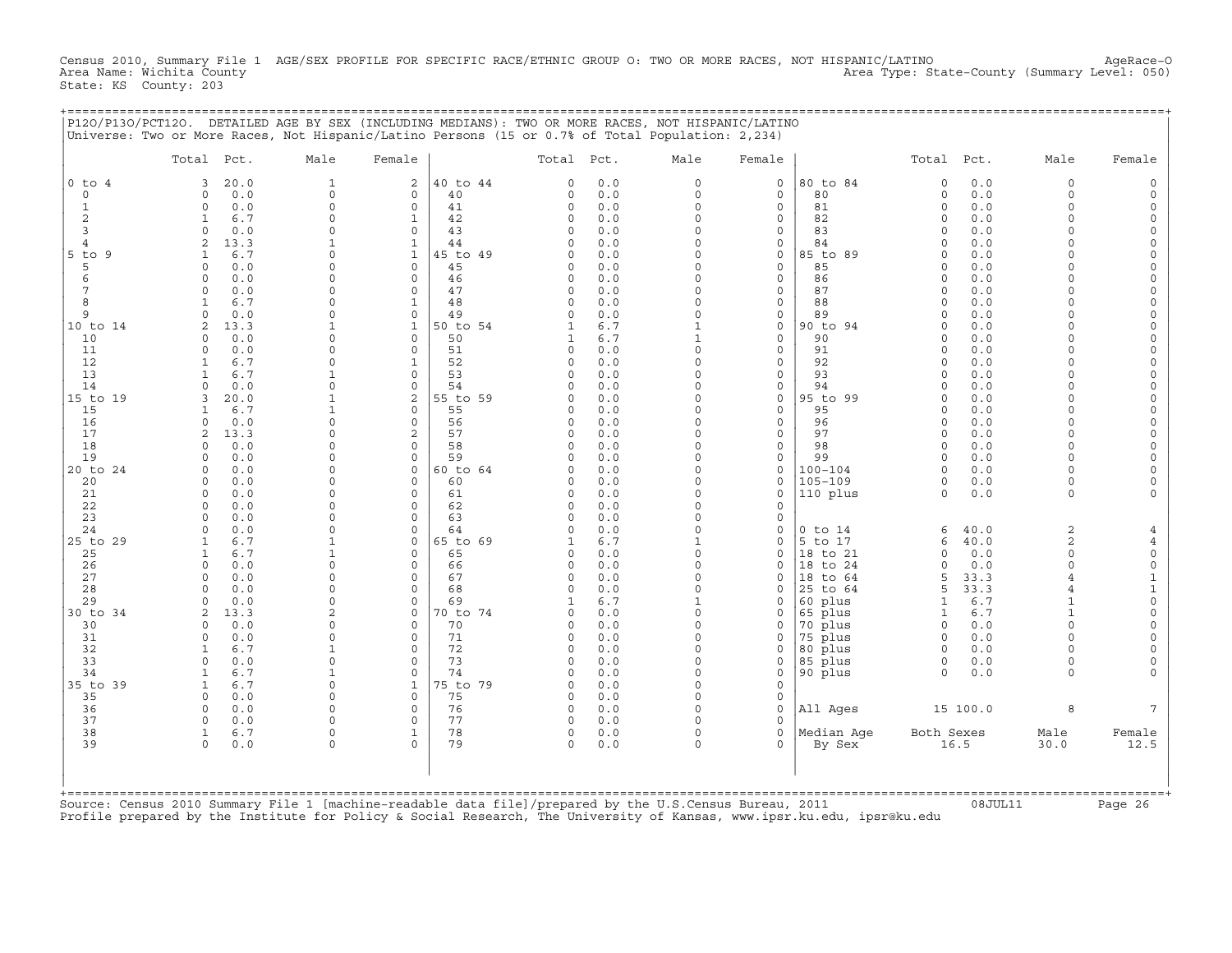Census 2010, Summary File 1 AGE/SEX PROFILE FOR SPECIFIC RACE/ETHNIC GROUP O: TWO OR MORE RACES, NOT HISPANIC/LATINO
Area Name: Wichita County
State: KS County: 203

AgeRace-O
Area Type: State-County (Summary Level: 050)

## P12O/P13O/PCT12O. DETAILED AGE BY SEX (INCLUDING MEDIANS): TWO OR MORE RACES, NOT HISPANIC/LATINO

Universe: Two or More Races, Not Hispanic/Latino Persons (15 or 0.7% of Total Population: 2,234)

| | Total | Pct. | Male | Female | | Total | Pct. | Male | Female | | Total | Pct. | Male | Female |
|---|---|---|---|---|---|---|---|---|---|---|---|---|---|---|
| 0 to 4 | 3 | 20.0 | 1 | 2 | 40 to 44 | 0 | 0.0 | 0 | 0 | 80 to 84 | 0 | 0.0 | 0 | 0 |
| 0 | 0 | 0.0 | 0 | 0 | 40 | 0 | 0.0 | 0 | 0 | 80 | 0 | 0.0 | 0 | 0 |
| 1 | 0 | 0.0 | 0 | 0 | 41 | 0 | 0.0 | 0 | 0 | 81 | 0 | 0.0 | 0 | 0 |
| 2 | 1 | 6.7 | 0 | 1 | 42 | 0 | 0.0 | 0 | 0 | 82 | 0 | 0.0 | 0 | 0 |
| 3 | 0 | 0.0 | 0 | 0 | 43 | 0 | 0.0 | 0 | 0 | 83 | 0 | 0.0 | 0 | 0 |
| 4 | 2 | 13.3 | 1 | 1 | 44 | 0 | 0.0 | 0 | 0 | 84 | 0 | 0.0 | 0 | 0 |
| 5 to 9 | 1 | 6.7 | 0 | 1 | 45 to 49 | 0 | 0.0 | 0 | 0 | 85 to 89 | 0 | 0.0 | 0 | 0 |
| 5 | 0 | 0.0 | 0 | 0 | 45 | 0 | 0.0 | 0 | 0 | 85 | 0 | 0.0 | 0 | 0 |
| 6 | 0 | 0.0 | 0 | 0 | 46 | 0 | 0.0 | 0 | 0 | 86 | 0 | 0.0 | 0 | 0 |
| 7 | 0 | 0.0 | 0 | 0 | 47 | 0 | 0.0 | 0 | 0 | 87 | 0 | 0.0 | 0 | 0 |
| 8 | 1 | 6.7 | 0 | 1 | 48 | 0 | 0.0 | 0 | 0 | 88 | 0 | 0.0 | 0 | 0 |
| 9 | 0 | 0.0 | 0 | 0 | 49 | 0 | 0.0 | 0 | 0 | 89 | 0 | 0.0 | 0 | 0 |
| 10 to 14 | 2 | 13.3 | 1 | 1 | 50 to 54 | 1 | 6.7 | 1 | 0 | 90 to 94 | 0 | 0.0 | 0 | 0 |
| 10 | 0 | 0.0 | 0 | 0 | 50 | 1 | 6.7 | 1 | 0 | 90 | 0 | 0.0 | 0 | 0 |
| 11 | 0 | 0.0 | 0 | 0 | 51 | 0 | 0.0 | 0 | 0 | 91 | 0 | 0.0 | 0 | 0 |
| 12 | 1 | 6.7 | 0 | 1 | 52 | 0 | 0.0 | 0 | 0 | 92 | 0 | 0.0 | 0 | 0 |
| 13 | 1 | 6.7 | 1 | 0 | 53 | 0 | 0.0 | 0 | 0 | 93 | 0 | 0.0 | 0 | 0 |
| 14 | 0 | 0.0 | 0 | 0 | 54 | 0 | 0.0 | 0 | 0 | 94 | 0 | 0.0 | 0 | 0 |
| 15 to 19 | 3 | 20.0 | 1 | 2 | 55 to 59 | 0 | 0.0 | 0 | 0 | 95 to 99 | 0 | 0.0 | 0 | 0 |
| 15 | 1 | 6.7 | 1 | 0 | 55 | 0 | 0.0 | 0 | 0 | 95 | 0 | 0.0 | 0 | 0 |
| 16 | 0 | 0.0 | 0 | 0 | 56 | 0 | 0.0 | 0 | 0 | 96 | 0 | 0.0 | 0 | 0 |
| 17 | 2 | 13.3 | 0 | 2 | 57 | 0 | 0.0 | 0 | 0 | 97 | 0 | 0.0 | 0 | 0 |
| 18 | 0 | 0.0 | 0 | 0 | 58 | 0 | 0.0 | 0 | 0 | 98 | 0 | 0.0 | 0 | 0 |
| 19 | 0 | 0.0 | 0 | 0 | 59 | 0 | 0.0 | 0 | 0 | 99 | 0 | 0.0 | 0 | 0 |
| 20 to 24 | 0 | 0.0 | 0 | 0 | 60 to 64 | 0 | 0.0 | 0 | 0 | 100-104 | 0 | 0.0 | 0 | 0 |
| 20 | 0 | 0.0 | 0 | 0 | 60 | 0 | 0.0 | 0 | 0 | 105-109 | 0 | 0.0 | 0 | 0 |
| 21 | 0 | 0.0 | 0 | 0 | 61 | 0 | 0.0 | 0 | 0 | 110 plus | 0 | 0.0 | 0 | 0 |
| 22 | 0 | 0.0 | 0 | 0 | 62 | 0 | 0.0 | 0 | 0 | | | | | |
| 23 | 0 | 0.0 | 0 | 0 | 63 | 0 | 0.0 | 0 | 0 | | | | | |
| 24 | 0 | 0.0 | 0 | 0 | 64 | 0 | 0.0 | 0 | 0 | 0 to 14 | 6 | 40.0 | 2 | 4 |
| 25 to 29 | 1 | 6.7 | 1 | 0 | 65 to 69 | 1 | 6.7 | 1 | 0 | 5 to 17 | 6 | 40.0 | 2 | 4 |
| 25 | 1 | 6.7 | 1 | 0 | 65 | 0 | 0.0 | 0 | 0 | 18 to 21 | 0 | 0.0 | 0 | 0 |
| 26 | 0 | 0.0 | 0 | 0 | 66 | 0 | 0.0 | 0 | 0 | 18 to 24 | 0 | 0.0 | 0 | 0 |
| 27 | 0 | 0.0 | 0 | 0 | 67 | 0 | 0.0 | 0 | 0 | 18 to 64 | 5 | 33.3 | 4 | 1 |
| 28 | 0 | 0.0 | 0 | 0 | 68 | 0 | 0.0 | 0 | 0 | 25 to 64 | 5 | 33.3 | 4 | 1 |
| 29 | 0 | 0.0 | 0 | 0 | 69 | 1 | 6.7 | 1 | 0 | 60 plus | 1 | 6.7 | 1 | 0 |
| 30 to 34 | 2 | 13.3 | 2 | 0 | 70 to 74 | 0 | 0.0 | 0 | 0 | 65 plus | 1 | 6.7 | 1 | 0 |
| 30 | 0 | 0.0 | 0 | 0 | 70 | 0 | 0.0 | 0 | 0 | 70 plus | 0 | 0.0 | 0 | 0 |
| 31 | 0 | 0.0 | 0 | 0 | 71 | 0 | 0.0 | 0 | 0 | 75 plus | 0 | 0.0 | 0 | 0 |
| 32 | 1 | 6.7 | 1 | 0 | 72 | 0 | 0.0 | 0 | 0 | 80 plus | 0 | 0.0 | 0 | 0 |
| 33 | 0 | 0.0 | 0 | 0 | 73 | 0 | 0.0 | 0 | 0 | 85 plus | 0 | 0.0 | 0 | 0 |
| 34 | 1 | 6.7 | 1 | 0 | 74 | 0 | 0.0 | 0 | 0 | 90 plus | 0 | 0.0 | 0 | 0 |
| 35 to 39 | 1 | 6.7 | 0 | 1 | 75 to 79 | 0 | 0.0 | 0 | 0 | | | | | |
| 35 | 0 | 0.0 | 0 | 0 | 75 | 0 | 0.0 | 0 | 0 | | | | | |
| 36 | 0 | 0.0 | 0 | 0 | 76 | 0 | 0.0 | 0 | 0 | All Ages | 15 | 100.0 | 8 | 7 |
| 37 | 0 | 0.0 | 0 | 0 | 77 | 0 | 0.0 | 0 | 0 | | | | | |
| 38 | 1 | 6.7 | 0 | 1 | 78 | 0 | 0.0 | 0 | 0 | Median Age | Both Sexes | | Male | Female |
| 39 | 0 | 0.0 | 0 | 0 | 79 | 0 | 0.0 | 0 | 0 | By Sex | 16.5 | | 30.0 | 12.5 |

Source: Census 2010 Summary File 1 [machine-readable data file]/prepared by the U.S.Census Bureau, 2011 08JUL11
Profile prepared by the Institute for Policy & Social Research, The University of Kansas, www.ipsr.ku.edu, ipsr@ku.edu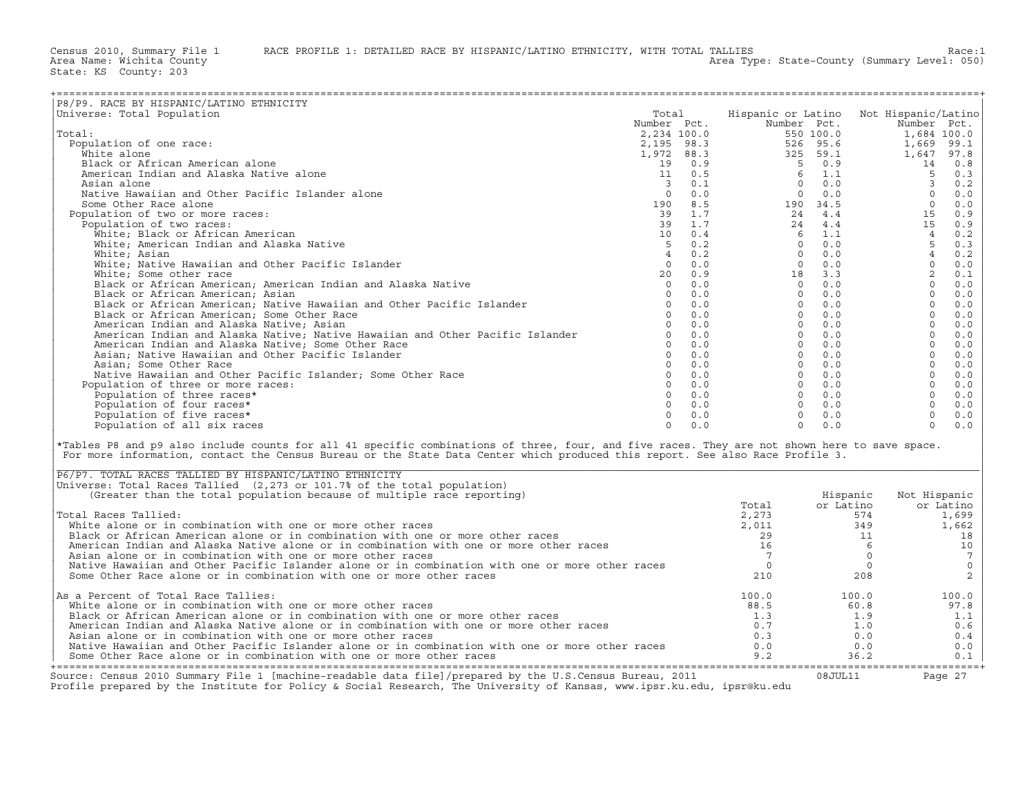Census 2010, Summary File 1 RACE PROFILE 1: DETAILED RACE BY HISPANIC/LATINO ETHNICITY, WITH TOTAL TALLIES Race:1
Area Name: Wichita County Area Type: State-County (Summary Level: 050)
State: KS County: 203

## P8/P9. RACE BY HISPANIC/LATINO ETHNICITY

Universe: Total Population

| | Total Number | Total Pct. | Hispanic or Latino Number | Hispanic or Latino Pct. | Not Hispanic/Latino Number | Not Hispanic/Latino Pct. |
|---|---|---|---|---|---|---|
| Total: | 2,234 | 100.0 | 550 | 100.0 | 1,684 | 100.0 |
| Population of one race: | 2,195 | 98.3 | 526 | 95.6 | 1,669 | 99.1 |
| White alone | 1,972 | 88.3 | 325 | 59.1 | 1,647 | 97.8 |
| Black or African American alone | 19 | 0.9 | 5 | 0.9 | 14 | 0.8 |
| American Indian and Alaska Native alone | 11 | 0.5 | 6 | 1.1 | 5 | 0.3 |
| Asian alone | 3 | 0.1 | 0 | 0.0 | 3 | 0.2 |
| Native Hawaiian and Other Pacific Islander alone | 0 | 0.0 | 0 | 0.0 | 0 | 0.0 |
| Some Other Race alone | 190 | 8.5 | 190 | 34.5 | 0 | 0.0 |
| Population of two or more races: | 39 | 1.7 | 24 | 4.4 | 15 | 0.9 |
| Population of two races: | 39 | 1.7 | 24 | 4.4 | 15 | 0.9 |
| White; Black or African American | 10 | 0.4 | 6 | 1.1 | 4 | 0.2 |
| White; American Indian and Alaska Native | 5 | 0.2 | 0 | 0.0 | 5 | 0.3 |
| White; Asian | 4 | 0.2 | 0 | 0.0 | 4 | 0.2 |
| White; Native Hawaiian and Other Pacific Islander | 0 | 0.0 | 0 | 0.0 | 0 | 0.0 |
| White; Some other race | 20 | 0.9 | 18 | 3.3 | 2 | 0.1 |
| Black or African American; American Indian and Alaska Native | 0 | 0.0 | 0 | 0.0 | 0 | 0.0 |
| Black or African American; Asian | 0 | 0.0 | 0 | 0.0 | 0 | 0.0 |
| Black or African American; Native Hawaiian and Other Pacific Islander | 0 | 0.0 | 0 | 0.0 | 0 | 0.0 |
| Black or African American; Some Other Race | 0 | 0.0 | 0 | 0.0 | 0 | 0.0 |
| American Indian and Alaska Native; Asian | 0 | 0.0 | 0 | 0.0 | 0 | 0.0 |
| American Indian and Alaska Native; Native Hawaiian and Other Pacific Islander | 0 | 0.0 | 0 | 0.0 | 0 | 0.0 |
| American Indian and Alaska Native; Some Other Race | 0 | 0.0 | 0 | 0.0 | 0 | 0.0 |
| Asian; Native Hawaiian and Other Pacific Islander | 0 | 0.0 | 0 | 0.0 | 0 | 0.0 |
| Asian; Some Other Race | 0 | 0.0 | 0 | 0.0 | 0 | 0.0 |
| Native Hawaiian and Other Pacific Islander; Some Other Race | 0 | 0.0 | 0 | 0.0 | 0 | 0.0 |
| Population of three or more races: | 0 | 0.0 | 0 | 0.0 | 0 | 0.0 |
| Population of three races* | 0 | 0.0 | 0 | 0.0 | 0 | 0.0 |
| Population of four races* | 0 | 0.0 | 0 | 0.0 | 0 | 0.0 |
| Population of five races* | 0 | 0.0 | 0 | 0.0 | 0 | 0.0 |
| Population of all six races | 0 | 0.0 | 0 | 0.0 | 0 | 0.0 |

*Tables P8 and p9 also include counts for all 41 specific combinations of three, four, and five races. They are not shown here to save space. For more information, contact the Census Bureau or the State Data Center which produced this report. See also Race Profile 3.

## P6/P7. TOTAL RACES TALLIED BY HISPANIC/LATINO ETHNICITY

Universe: Total Races Tallied (2,273 or 101.7% of the total population)
(Greater than the total population because of multiple race reporting)

| | Total | Hispanic or Latino | Not Hispanic or Latino |
|---|---|---|---|
| Total Races Tallied: | 2,273 | 574 | 1,699 |
| White alone or in combination with one or more other races | 2,011 | 349 | 1,662 |
| Black or African American alone or in combination with one or more other races | 29 | 11 | 18 |
| American Indian and Alaska Native alone or in combination with one or more other races | 16 | 6 | 10 |
| Asian alone or in combination with one or more other races | 7 | 0 | 7 |
| Native Hawaiian and Other Pacific Islander alone or in combination with one or more other races | 0 | 0 | 0 |
| Some Other Race alone or in combination with one or more other races | 210 | 208 | 2 |
| As a Percent of Total Race Tallies: | 100.0 | 100.0 | 100.0 |
| White alone or in combination with one or more other races | 88.5 | 60.8 | 97.8 |
| Black or African American alone or in combination with one or more other races | 1.3 | 1.9 | 1.1 |
| American Indian and Alaska Native alone or in combination with one or more other races | 0.7 | 1.0 | 0.6 |
| Asian alone or in combination with one or more other races | 0.3 | 0.0 | 0.4 |
| Native Hawaiian and Other Pacific Islander alone or in combination with one or more other races | 0.0 | 0.0 | 0.0 |
| Some Other Race alone or in combination with one or more other races | 9.2 | 36.2 | 0.1 |

Source: Census 2010 Summary File 1 [machine-readable data file]/prepared by the U.S.Census Bureau, 2011 08JUL11
Profile prepared by the Institute for Policy & Social Research, The University of Kansas, www.ipsr.ku.edu, ipsr@ku.edu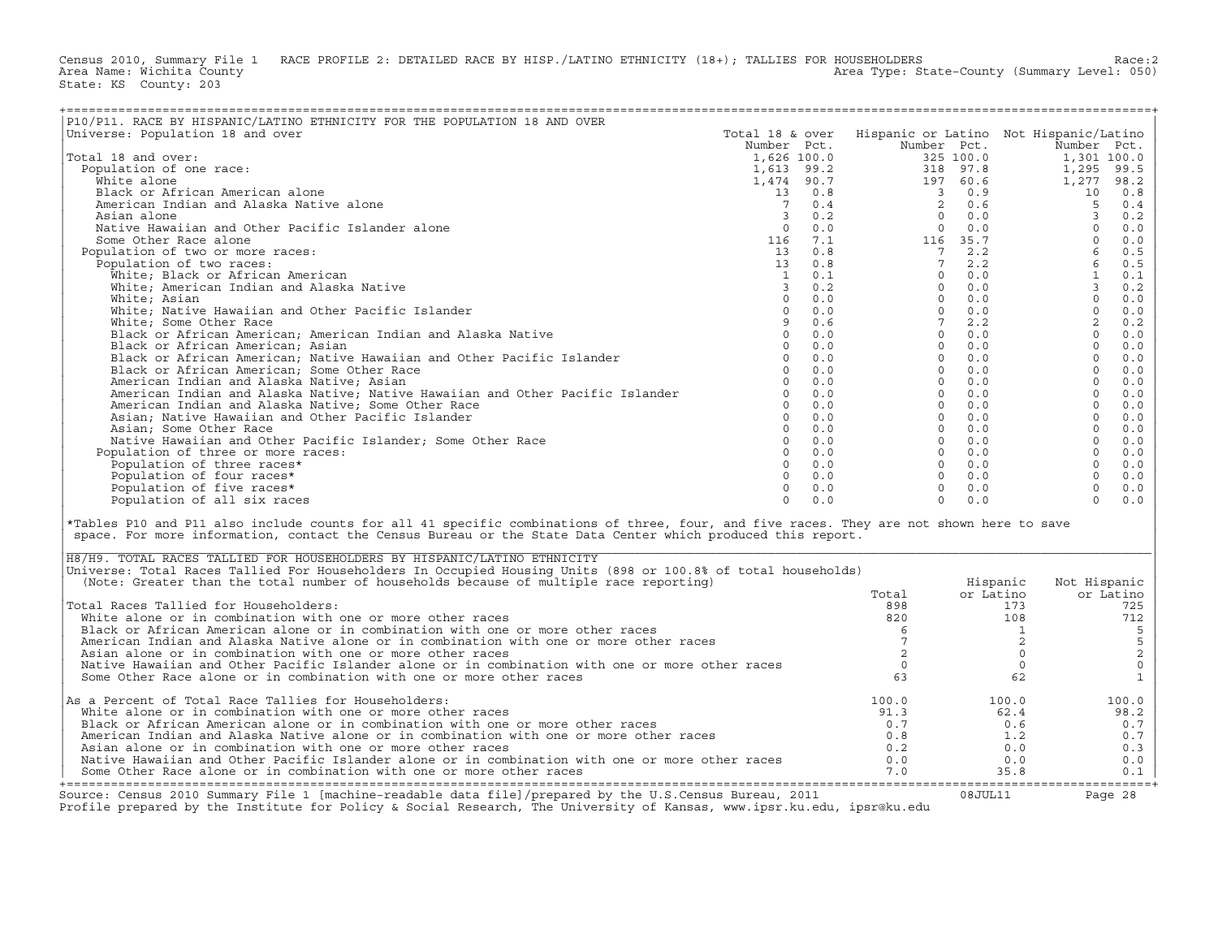Census 2010, Summary File 1 RACE PROFILE 2: DETAILED RACE BY HISP./LATINO ETHNICITY (18+); TALLIES FOR HOUSEHOLDERS Race:2
Area Name: Wichita County Area Type: State-County (Summary Level: 050)
State: KS County: 203

## P10/P11. RACE BY HISPANIC/LATINO ETHNICITY FOR THE POPULATION 18 AND OVER

Universe: Population 18 and over

| | Total 18 & over Number | Pct. | Hispanic or Latino Number | Pct. | Not Hispanic/Latino Number | Pct. |
|---|---|---|---|---|---|---|
| Total 18 and over: | 1,626 | 100.0 | 325 | 100.0 | 1,301 | 100.0 |
| Population of one race: | 1,613 | 99.2 | 318 | 97.8 | 1,295 | 99.5 |
| White alone | 1,474 | 90.7 | 197 | 60.6 | 1,277 | 98.2 |
| Black or African American alone | 13 | 0.8 | 3 | 0.9 | 10 | 0.8 |
| American Indian and Alaska Native alone | 7 | 0.4 | 2 | 0.6 | 5 | 0.4 |
| Asian alone | 3 | 0.2 | 0 | 0.0 | 3 | 0.2 |
| Native Hawaiian and Other Pacific Islander alone | 0 | 0.0 | 0 | 0.0 | 0 | 0.0 |
| Some Other Race alone | 116 | 7.1 | 116 | 35.7 | 0 | 0.0 |
| Population of two or more races: | 13 | 0.8 | 7 | 2.2 | 6 | 0.5 |
| Population of two races: | 13 | 0.8 | 7 | 2.2 | 6 | 0.5 |
| White; Black or African American | 1 | 0.1 | 0 | 0.0 | 1 | 0.1 |
| White; American Indian and Alaska Native | 3 | 0.2 | 0 | 0.0 | 3 | 0.2 |
| White; Asian | 0 | 0.0 | 0 | 0.0 | 0 | 0.0 |
| White; Native Hawaiian and Other Pacific Islander | 0 | 0.0 | 0 | 0.0 | 0 | 0.0 |
| White; Some Other Race | 9 | 0.6 | 7 | 2.2 | 2 | 0.2 |
| Black or African American; American Indian and Alaska Native | 0 | 0.0 | 0 | 0.0 | 0 | 0.0 |
| Black or African American; Asian | 0 | 0.0 | 0 | 0.0 | 0 | 0.0 |
| Black or African American; Native Hawaiian and Other Pacific Islander | 0 | 0.0 | 0 | 0.0 | 0 | 0.0 |
| Black or African American; Some Other Race | 0 | 0.0 | 0 | 0.0 | 0 | 0.0 |
| American Indian and Alaska Native; Asian | 0 | 0.0 | 0 | 0.0 | 0 | 0.0 |
| American Indian and Alaska Native; Native Hawaiian and Other Pacific Islander | 0 | 0.0 | 0 | 0.0 | 0 | 0.0 |
| American Indian and Alaska Native; Some Other Race | 0 | 0.0 | 0 | 0.0 | 0 | 0.0 |
| Asian; Native Hawaiian and Other Pacific Islander | 0 | 0.0 | 0 | 0.0 | 0 | 0.0 |
| Asian; Some Other Race | 0 | 0.0 | 0 | 0.0 | 0 | 0.0 |
| Native Hawaiian and Other Pacific Islander; Some Other Race | 0 | 0.0 | 0 | 0.0 | 0 | 0.0 |
| Population of three or more races: | 0 | 0.0 | 0 | 0.0 | 0 | 0.0 |
| Population of three races* | 0 | 0.0 | 0 | 0.0 | 0 | 0.0 |
| Population of four races* | 0 | 0.0 | 0 | 0.0 | 0 | 0.0 |
| Population of five races* | 0 | 0.0 | 0 | 0.0 | 0 | 0.0 |
| Population of all six races | 0 | 0.0 | 0 | 0.0 | 0 | 0.0 |

*Tables P10 and P11 also include counts for all 41 specific combinations of three, four, and five races. They are not shown here to save space. For more information, contact the Census Bureau or the State Data Center which produced this report.

## H8/H9. TOTAL RACES TALLIED FOR HOUSEHOLDERS BY HISPANIC/LATINO ETHNICITY

Universe: Total Races Tallied For Householders In Occupied Housing Units (898 or 100.8% of total households)
(Note: Greater than the total number of households because of multiple race reporting)

| | Total | Hispanic or Latino | Not Hispanic or Latino |
|---|---|---|---|
| Total Races Tallied for Householders: | 898 | 173 | 725 |
| White alone or in combination with one or more other races | 820 | 108 | 712 |
| Black or African American alone or in combination with one or more other races | 6 | 1 | 5 |
| American Indian and Alaska Native alone or in combination with one or more other races | 7 | 2 | 5 |
| Asian alone or in combination with one or more other races | 2 | 0 | 2 |
| Native Hawaiian and Other Pacific Islander alone or in combination with one or more other races | 0 | 0 | 0 |
| Some Other Race alone or in combination with one or more other races | 63 | 62 | 1 |
| As a Percent of Total Race Tallies for Householders: | 100.0 | 100.0 | 100.0 |
| White alone or in combination with one or more other races | 91.3 | 62.4 | 98.2 |
| Black or African American alone or in combination with one or more other races | 0.7 | 0.6 | 0.7 |
| American Indian and Alaska Native alone or in combination with one or more other races | 0.8 | 1.2 | 0.7 |
| Asian alone or in combination with one or more other races | 0.2 | 0.0 | 0.3 |
| Native Hawaiian and Other Pacific Islander alone or in combination with one or more other races | 0.0 | 0.0 | 0.0 |
| Some Other Race alone or in combination with one or more other races | 7.0 | 35.8 | 0.1 |

Source: Census 2010 Summary File 1 [machine-readable data file]/prepared by the U.S.Census Bureau, 2011 08JUL11
Profile prepared by the Institute for Policy & Social Research, The University of Kansas, www.ipsr.ku.edu, ipsr@ku.edu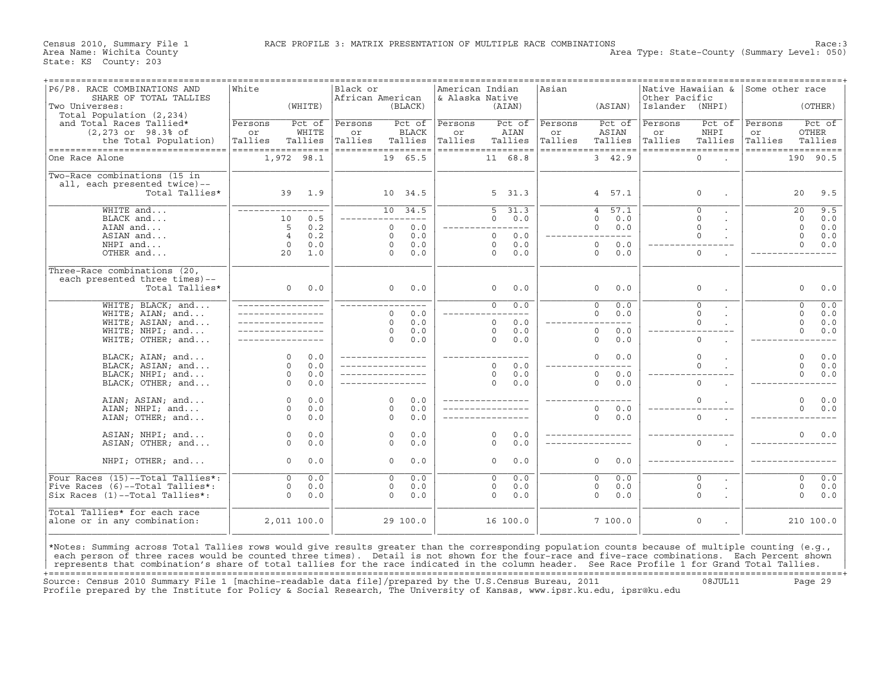Census 2010, Summary File 1 RACE PROFILE 3: MATRIX PRESENTATION OF MULTIPLE RACE COMBINATIONS Race:3
Area Name: Wichita County Area Type: State-County (Summary Level: 050)
State: KS County: 203

| P6/P8. RACE COMBINATIONS AND SHARE OF TOTAL TALLIES<br>Two Universes:<br>Total Population (2,234)<br>and Total Races Tallied* (2,273 or 98.3% of the Total Population) | White (WHITE) Persons or Tallies | Pct of WHITE Tallies | Black or African American (BLACK) Persons or Tallies | Pct of BLACK Tallies | American Indian & Alaska Native (AIAN) Persons or Tallies | Pct of AIAN Tallies | Asian (ASIAN) Persons or Tallies | Pct of ASIAN Tallies | Native Hawaiian & Other Pacific Islander (NHPI) Persons or Tallies | Pct of NHPI Tallies | Some other race (OTHER) Persons or Tallies | Pct of OTHER Tallies |
|---|---|---|---|---|---|---|---|---|---|---|---|---|
| One Race Alone | 1,972 | 98.1 | 19 | 65.5 | 11 | 68.8 | 3 | 42.9 | 0 | . | 190 | 90.5 |
| Two-Race combinations (15 in all, each presented twice)-- Total Tallies* | 39 | 1.9 | 10 | 34.5 | 5 | 31.3 | 4 | 57.1 | 0 | . | 20 | 9.5 |
| WHITE and... | --- | --- | 10 | 34.5 | 5 | 31.3 | 4 | 57.1 | 0 | . | 20 | 9.5 |
| BLACK and... | 10 | 0.5 | --- | --- | 0 | 0.0 | 0 | 0.0 | 0 | . | 0 | 0.0 |
| AIAN and... | 5 | 0.2 | 0 | 0.0 | --- | --- | 0 | 0.0 | 0 | . | 0 | 0.0 |
| ASIAN and... | 4 | 0.2 | 0 | 0.0 | 0 | 0.0 | --- | --- | 0 | . | 0 | 0.0 |
| NHPI and... | 0 | 0.0 | 0 | 0.0 | 0 | 0.0 | 0 | 0.0 | --- | --- | 0 | 0.0 |
| OTHER and... | 20 | 1.0 | 0 | 0.0 | 0 | 0.0 | 0 | 0.0 | 0 | . | --- | --- |
| Three-Race combinations (20, each presented three times)-- Total Tallies* | 0 | 0.0 | 0 | 0.0 | 0 | 0.0 | 0 | 0.0 | 0 | . | 0 | 0.0 |
| WHITE; BLACK; and... | --- | --- | --- | --- | 0 | 0.0 | 0 | 0.0 | 0 | . | 0 | 0.0 |
| WHITE; AIAN; and... | --- | --- | 0 | 0.0 | --- | --- | 0 | 0.0 | 0 | . | 0 | 0.0 |
| WHITE; ASIAN; and... | --- | --- | 0 | 0.0 | 0 | 0.0 | --- | --- | 0 | . | 0 | 0.0 |
| WHITE; NHPI; and... | --- | --- | 0 | 0.0 | 0 | 0.0 | 0 | 0.0 | --- | --- | 0 | 0.0 |
| WHITE; OTHER; and... | --- | --- | 0 | 0.0 | 0 | 0.0 | 0 | 0.0 | 0 | . | --- | --- |
| BLACK; AIAN; and... | 0 | 0.0 | --- | --- | --- | --- | 0 | 0.0 | 0 | . | 0 | 0.0 |
| BLACK; ASIAN; and... | 0 | 0.0 | --- | --- | 0 | 0.0 | --- | --- | 0 | . | 0 | 0.0 |
| BLACK; NHPI; and... | 0 | 0.0 | --- | --- | 0 | 0.0 | 0 | 0.0 | --- | --- | 0 | 0.0 |
| BLACK; OTHER; and... | 0 | 0.0 | --- | --- | 0 | 0.0 | 0 | 0.0 | 0 | . | --- | --- |
| AIAN; ASIAN; and... | 0 | 0.0 | 0 | 0.0 | --- | --- | --- | --- | 0 | . | 0 | 0.0 |
| AIAN; NHPI; and... | 0 | 0.0 | 0 | 0.0 | --- | --- | 0 | 0.0 | --- | --- | 0 | 0.0 |
| AIAN; OTHER; and... | 0 | 0.0 | 0 | 0.0 | --- | --- | 0 | 0.0 | 0 | . | --- | --- |
| ASIAN; NHPI; and... | 0 | 0.0 | 0 | 0.0 | 0 | 0.0 | --- | --- | --- | --- | 0 | 0.0 |
| ASIAN; OTHER; and... | 0 | 0.0 | 0 | 0.0 | 0 | 0.0 | --- | --- | 0 | . | --- | --- |
| NHPI; OTHER; and... | 0 | 0.0 | 0 | 0.0 | 0 | 0.0 | 0 | 0.0 | --- | --- | --- | --- |
| Four Races (15)--Total Tallies*: | 0 | 0.0 | 0 | 0.0 | 0 | 0.0 | 0 | 0.0 | 0 | . | 0 | 0.0 |
| Five Races (6)--Total Tallies*: | 0 | 0.0 | 0 | 0.0 | 0 | 0.0 | 0 | 0.0 | 0 | . | 0 | 0.0 |
| Six Races (1)--Total Tallies*: | 0 | 0.0 | 0 | 0.0 | 0 | 0.0 | 0 | 0.0 | 0 | . | 0 | 0.0 |
| Total Tallies* for each race alone or in any combination: | 2,011 | 100.0 | 29 | 100.0 | 16 | 100.0 | 7 | 100.0 | 0 | . | 210 | 100.0 |

*Notes: Summing across Total Tallies rows would give results greater than the corresponding population counts because of multiple counting (e.g., each person of three races would be counted three times). Detail is not shown for the four-race and five-race combinations. Each Percent shown represents that combination's share of total tallies for the race indicated in the column header. See Race Profile 1 for Grand Total Tallies.

Source: Census 2010 Summary File 1 [machine-readable data file]/prepared by the U.S.Census Bureau, 2011 08JUL11
Profile prepared by the Institute for Policy & Social Research, The University of Kansas, www.ipsr.ku.edu, ipsr@ku.edu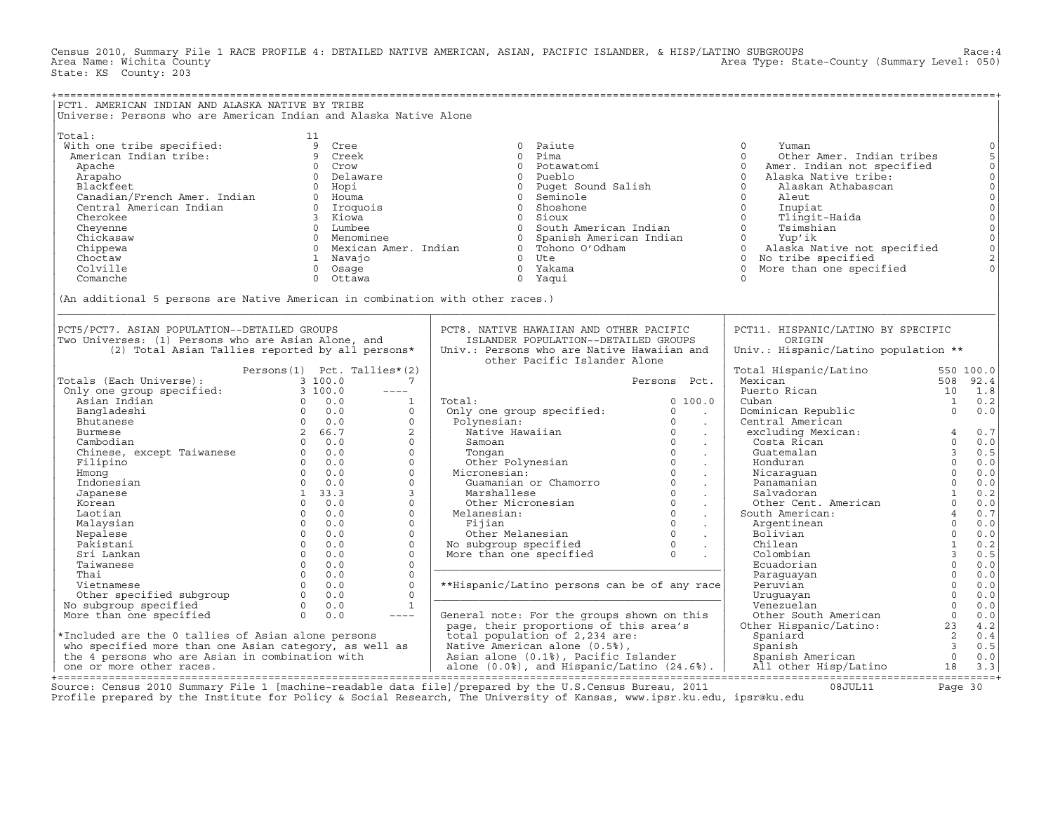Census 2010, Summary File 1 RACE PROFILE 4: DETAILED NATIVE AMERICAN, ASIAN, PACIFIC ISLANDER, & HISP/LATINO SUBGROUPS Race:4
Area Name: Wichita County Area Type: State-County (Summary Level: 050)
State: KS County: 203

## PCT1. AMERICAN INDIAN AND ALASKA NATIVE BY TRIBE

Universe: Persons who are American Indian and Alaska Native Alone

| Tribe | Count | Tribe | Count | Tribe | Count | Tribe | Count |
|---|---|---|---|---|---|---|---|
| Total: | 11 | | | | | | |
| With one tribe specified: | 9 | Cree | 0 | Paiute | 0 | Yuman | 0 |
| American Indian tribe: | 9 | Creek | 0 | Pima | 0 | Other Amer. Indian tribes | 5 |
| Apache | 0 | Crow | 0 | Potawatomi | 0 | Amer. Indian not specified | 0 |
| Arapaho | 0 | Delaware | 0 | Pueblo | 0 | Alaska Native tribe: | 0 |
| Blackfeet | 0 | Hopi | 0 | Puget Sound Salish | 0 | Alaskan Athabascan | 0 |
| Canadian/French Amer. Indian | 0 | Houma | 0 | Seminole | 0 | Aleut | 0 |
| Central American Indian | 0 | Iroquois | 0 | Shoshone | 0 | Inupiat | 0 |
| Cherokee | 3 | Kiowa | 0 | Sioux | 0 | Tlingit-Haida | 0 |
| Cheyenne | 0 | Lumbee | 0 | South American Indian | 0 | Tsimshian | 0 |
| Chickasaw | 0 | Menominee | 0 | Spanish American Indian | 0 | Yup'ik | 0 |
| Chippewa | 0 | Mexican Amer. Indian | 0 | Tohono O'Odham | 0 | Alaska Native not specified | 0 |
| Choctaw | 1 | Navajo | 0 | Ute | 0 | No tribe specified | 2 |
| Colville | 0 | Osage | 0 | Yakama | 0 | More than one specified | 0 |
| Comanche | 0 | Ottawa | 0 | Yaqui | 0 | | |

(An additional 5 persons are Native American in combination with other races.)

## PCT5/PCT7. ASIAN POPULATION--DETAILED GROUPS

Two Universes: (1) Persons who are Asian Alone, and (2) Total Asian Tallies reported by all persons*

| | Persons(1) | Pct. | Tallies*(2) |
|---|---|---|---|
| Totals (Each Universe): | 3 | 100.0 | 7 |
| Only one group specified: | 3 | 100.0 | ---- |
| Asian Indian | 0 | 0.0 | 1 |
| Bangladeshi | 0 | 0.0 | 0 |
| Bhutanese | 0 | 0.0 | 0 |
| Burmese | 2 | 66.7 | 2 |
| Cambodian | 0 | 0.0 | 0 |
| Chinese, except Taiwanese | 0 | 0.0 | 0 |
| Filipino | 0 | 0.0 | 0 |
| Hmong | 0 | 0.0 | 0 |
| Indonesian | 0 | 0.0 | 0 |
| Japanese | 1 | 33.3 | 3 |
| Korean | 0 | 0.0 | 0 |
| Laotian | 0 | 0.0 | 0 |
| Malaysian | 0 | 0.0 | 0 |
| Nepalese | 0 | 0.0 | 0 |
| Pakistani | 0 | 0.0 | 0 |
| Sri Lankan | 0 | 0.0 | 0 |
| Taiwanese | 0 | 0.0 | 0 |
| Thai | 0 | 0.0 | 0 |
| Vietnamese | 0 | 0.0 | 0 |
| Other specified subgroup | 0 | 0.0 | 0 |
| No subgroup specified | 0 | 0.0 | 1 |
| More than one specified | 0 | 0.0 | ---- |

*Included are the 0 tallies of Asian alone persons who specified more than one Asian category, as well as the 4 persons who are Asian in combination with one or more other races.

## PCT8. NATIVE HAWAIIAN AND OTHER PACIFIC ISLANDER POPULATION--DETAILED GROUPS

Univ.: Persons who are Native Hawaiian and other Pacific Islander Alone

| | Persons | Pct. |
|---|---|---|
| Total: | 0 | 100.0 |
| Only one group specified: | 0 | . |
| Polynesian: | 0 | . |
| Native Hawaiian | 0 | . |
| Samoan | 0 | . |
| Tongan | 0 | . |
| Other Polynesian | 0 | . |
| Micronesian: | 0 | . |
| Guamanian or Chamorro | 0 | . |
| Marshallese | 0 | . |
| Other Micronesian | 0 | . |
| Melanesian: | 0 | . |
| Fijian | 0 | . |
| Other Melanesian | 0 | . |
| No subgroup specified | 0 | . |
| More than one specified | 0 | . |

**Hispanic/Latino persons can be of any race

General note: For the groups shown on this page, their proportions of this area's total population of 2,234 are: Native American alone (0.5%), Asian alone (0.1%), Pacific Islander alone (0.0%), and Hispanic/Latino (24.6%).

## PCT11. HISPANIC/LATINO BY SPECIFIC ORIGIN

Univ.: Hispanic/Latino population **

| | Persons | Pct. |
|---|---|---|
| Total Hispanic/Latino | 550 | 100.0 |
| Mexican | 508 | 92.4 |
| Puerto Rican | 10 | 1.8 |
| Cuban | 1 | 0.2 |
| Dominican Republic | 0 | 0.0 |
| Central American excluding Mexican: | 4 | 0.7 |
| Costa Rican | 0 | 0.0 |
| Guatemalan | 3 | 0.5 |
| Honduran | 0 | 0.0 |
| Nicaraguan | 0 | 0.0 |
| Panamanian | 0 | 0.0 |
| Salvadoran | 1 | 0.2 |
| Other Cent. American | 0 | 0.0 |
| South American: | 4 | 0.7 |
| Argentinean | 0 | 0.0 |
| Bolivian | 0 | 0.0 |
| Chilean | 1 | 0.2 |
| Colombian | 3 | 0.5 |
| Ecuadorian | 0 | 0.0 |
| Paraguayan | 0 | 0.0 |
| Peruvian | 0 | 0.0 |
| Uruguayan | 0 | 0.0 |
| Venezuelan | 0 | 0.0 |
| Other South American | 0 | 0.0 |
| Other Hispanic/Latino: | 23 | 4.2 |
| Spaniard | 2 | 0.4 |
| Spanish | 3 | 0.5 |
| Spanish American | 0 | 0.0 |
| All other Hisp/Latino | 18 | 3.3 |

Source: Census 2010 Summary File 1 [machine-readable data file]/prepared by the U.S.Census Bureau, 2011 08JUL11
Profile prepared by the Institute for Policy & Social Research, The University of Kansas, www.ipsr.ku.edu, ipsr@ku.edu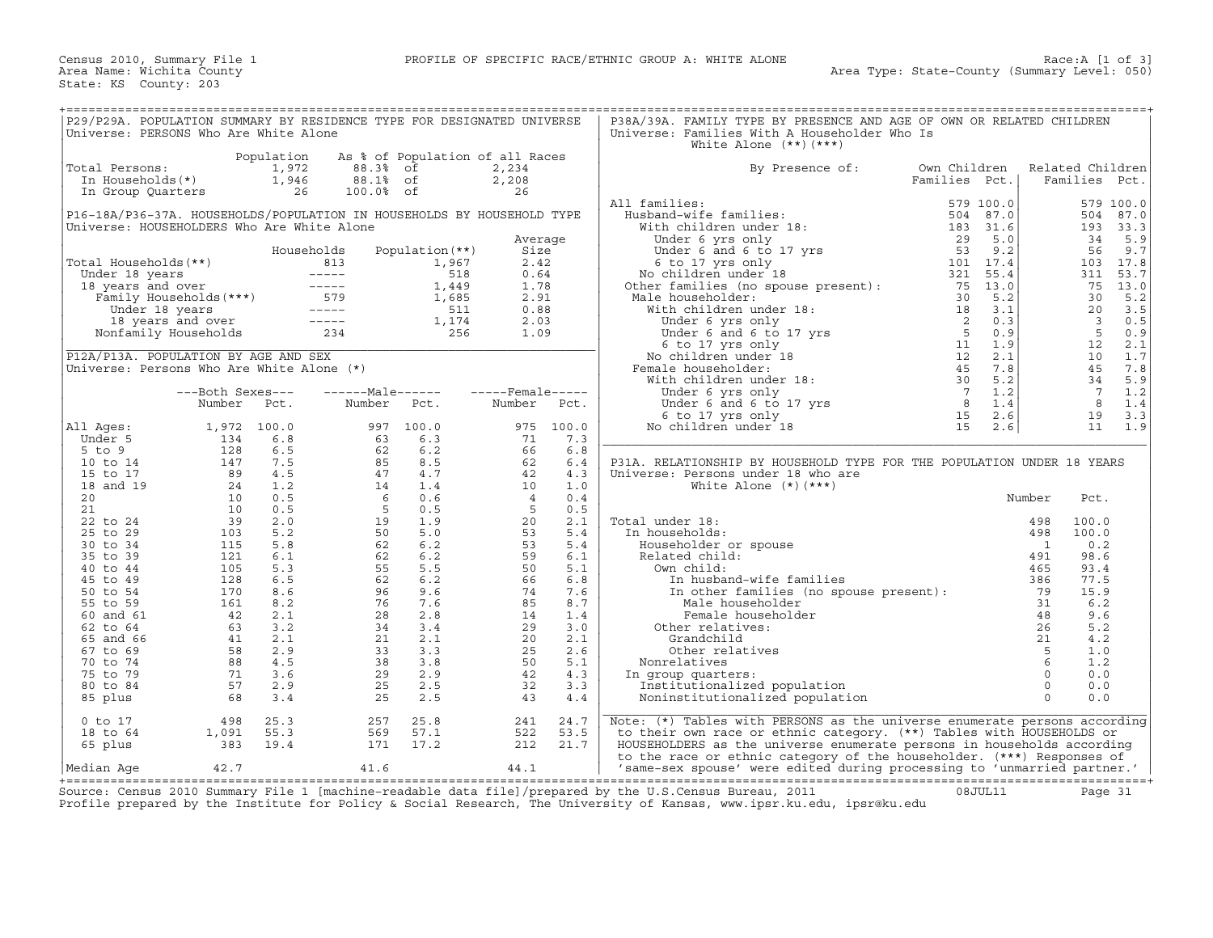Census 2010, Summary File 1 — PROFILE OF SPECIFIC RACE/ETHNIC GROUP A: WHITE ALONE — Race:A [1 of 3]

Area Name: Wichita County — Area Type: State-County (Summary Level: 050)

State: KS County: 203

## P29/P29A. POPULATION SUMMARY BY RESIDENCE TYPE FOR DESIGNATED UNIVERSE

Universe: PERSONS Who Are White Alone

| | Population | As % of Population of all Races | | |
|---|---|---|---|---|
| Total Persons: | 1,972 | 88.3% | of | 2,234 |
| In Households(*) | 1,946 | 88.1% | of | 2,208 |
| In Group Quarters | 26 | 100.0% | of | 26 |

## P16-18A/P36-37A. HOUSEHOLDS/POPULATION IN HOUSEHOLDS BY HOUSEHOLD TYPE

Universe: HOUSEHOLDERS Who Are White Alone

| | Households | Population(**) | Average Size |
|---|---|---|---|
| Total Households(**) | 813 | 1,967 | 2.42 |
| Under 18 years | ----- | 518 | 0.64 |
| 18 years and over | ----- | 1,449 | 1.78 |
| Family Households(***) | 579 | 1,685 | 2.91 |
| Under 18 years | ----- | 511 | 0.88 |
| 18 years and over | ----- | 1,174 | 2.03 |
| Nonfamily Households | 234 | 256 | 1.09 |

## P12A/P13A. POPULATION BY AGE AND SEX

Universe: Persons Who Are White Alone (*)

| | Both Sexes Number | Both Sexes Pct. | Male Number | Male Pct. | Female Number | Female Pct. |
|---|---|---|---|---|---|---|
| All Ages: | 1,972 | 100.0 | 997 | 100.0 | 975 | 100.0 |
| Under 5 | 134 | 6.8 | 63 | 6.3 | 71 | 7.3 |
| 5 to 9 | 128 | 6.5 | 62 | 6.2 | 66 | 6.8 |
| 10 to 14 | 147 | 7.5 | 85 | 8.5 | 62 | 6.4 |
| 15 to 17 | 89 | 4.5 | 47 | 4.7 | 42 | 4.3 |
| 18 and 19 | 24 | 1.2 | 14 | 1.4 | 10 | 1.0 |
| 20 | 10 | 0.5 | 6 | 0.6 | 4 | 0.4 |
| 21 | 10 | 0.5 | 5 | 0.5 | 5 | 0.5 |
| 22 to 24 | 39 | 2.0 | 19 | 1.9 | 20 | 2.1 |
| 25 to 29 | 103 | 5.2 | 50 | 5.0 | 53 | 5.4 |
| 30 to 34 | 115 | 5.8 | 62 | 6.2 | 53 | 5.4 |
| 35 to 39 | 121 | 6.1 | 62 | 6.2 | 59 | 6.1 |
| 40 to 44 | 105 | 5.3 | 55 | 5.5 | 50 | 5.1 |
| 45 to 49 | 128 | 6.5 | 62 | 6.2 | 66 | 6.8 |
| 50 to 54 | 170 | 8.6 | 96 | 9.6 | 74 | 7.6 |
| 55 to 59 | 161 | 8.2 | 76 | 7.6 | 85 | 8.7 |
| 60 and 61 | 42 | 2.1 | 28 | 2.8 | 14 | 1.4 |
| 62 to 64 | 63 | 3.2 | 34 | 3.4 | 29 | 3.0 |
| 65 and 66 | 41 | 2.1 | 21 | 2.1 | 20 | 2.1 |
| 67 to 69 | 58 | 2.9 | 33 | 3.3 | 25 | 2.6 |
| 70 to 74 | 88 | 4.5 | 38 | 3.8 | 50 | 5.1 |
| 75 to 79 | 71 | 3.6 | 29 | 2.9 | 42 | 4.3 |
| 80 to 84 | 57 | 2.9 | 25 | 2.5 | 32 | 3.3 |
| 85 plus | 68 | 3.4 | 25 | 2.5 | 43 | 4.4 |
| 0 to 17 | 498 | 25.3 | 257 | 25.8 | 241 | 24.7 |
| 18 to 64 | 1,091 | 55.3 | 569 | 57.1 | 522 | 53.5 |
| 65 plus | 383 | 19.4 | 171 | 17.2 | 212 | 21.7 |
| Median Age | 42.7 | | 41.6 | | 44.1 | |

## P38A/39A. FAMILY TYPE BY PRESENCE AND AGE OF OWN OR RELATED CHILDREN

Universe: Families With A Householder Who Is White Alone (**)(***)

| By Presence of: | Own Children Families | Own Children Pct. | Related Children Families | Related Children Pct. |
|---|---|---|---|---|
| All families: | 579 | 100.0 | 579 | 100.0 |
| Husband-wife families: | 504 | 87.0 | 504 | 87.0 |
| With children under 18: | 183 | 31.6 | 193 | 33.3 |
| Under 6 yrs only | 29 | 5.0 | 34 | 5.9 |
| Under 6 and 6 to 17 yrs | 53 | 9.2 | 56 | 9.7 |
| 6 to 17 yrs only | 101 | 17.4 | 103 | 17.8 |
| No children under 18 | 321 | 55.4 | 311 | 53.7 |
| Other families (no spouse present): | 75 | 13.0 | 75 | 13.0 |
| Male householder: | 30 | 5.2 | 30 | 5.2 |
| With children under 18: | 18 | 3.1 | 20 | 3.5 |
| Under 6 yrs only | 2 | 0.3 | 3 | 0.5 |
| Under 6 and 6 to 17 yrs | 5 | 0.9 | 5 | 0.9 |
| 6 to 17 yrs only | 11 | 1.9 | 12 | 2.1 |
| No children under 18 | 12 | 2.1 | 10 | 1.7 |
| Female householder: | 45 | 7.8 | 45 | 7.8 |
| With children under 18: | 30 | 5.2 | 34 | 5.9 |
| Under 6 yrs only | 7 | 1.2 | 7 | 1.2 |
| Under 6 and 6 to 17 yrs | 8 | 1.4 | 8 | 1.4 |
| 6 to 17 yrs only | 15 | 2.6 | 19 | 3.3 |
| No children under 18 | 15 | 2.6 | 11 | 1.9 |

## P31A. RELATIONSHIP BY HOUSEHOLD TYPE FOR THE POPULATION UNDER 18 YEARS

Universe: Persons under 18 who are White Alone (*)(***)

| | Number | Pct. |
|---|---|---|
| Total under 18: | 498 | 100.0 |
| In households: | 498 | 100.0 |
| Householder or spouse | 1 | 0.2 |
| Related child: | 491 | 98.6 |
| Own child: | 465 | 93.4 |
| In husband-wife families | 386 | 77.5 |
| In other families (no spouse present): | 79 | 15.9 |
| Male householder | 31 | 6.2 |
| Female householder | 48 | 9.6 |
| Other relatives: | 26 | 5.2 |
| Grandchild | 21 | 4.2 |
| Other relatives | 5 | 1.0 |
| Nonrelatives | 6 | 1.2 |
| In group quarters: | 0 | 0.0 |
| Institutionalized population | 0 | 0.0 |
| Noninstitutionalized population | 0 | 0.0 |

Note: (*) Tables with PERSONS as the universe enumerate persons according to their own race or ethnic category. (**) Tables with HOUSEHOLDS or HOUSEHOLDERS as the universe enumerate persons in households according to the race or ethnic category of the householder. (***) Responses of 'same-sex spouse' were edited during processing to 'unmarried partner.'

Source: Census 2010 Summary File 1 [machine-readable data file]/prepared by the U.S.Census Bureau, 2011 08JUL11

Profile prepared by the Institute for Policy & Social Research, The University of Kansas, www.ipsr.ku.edu, ipsr@ku.edu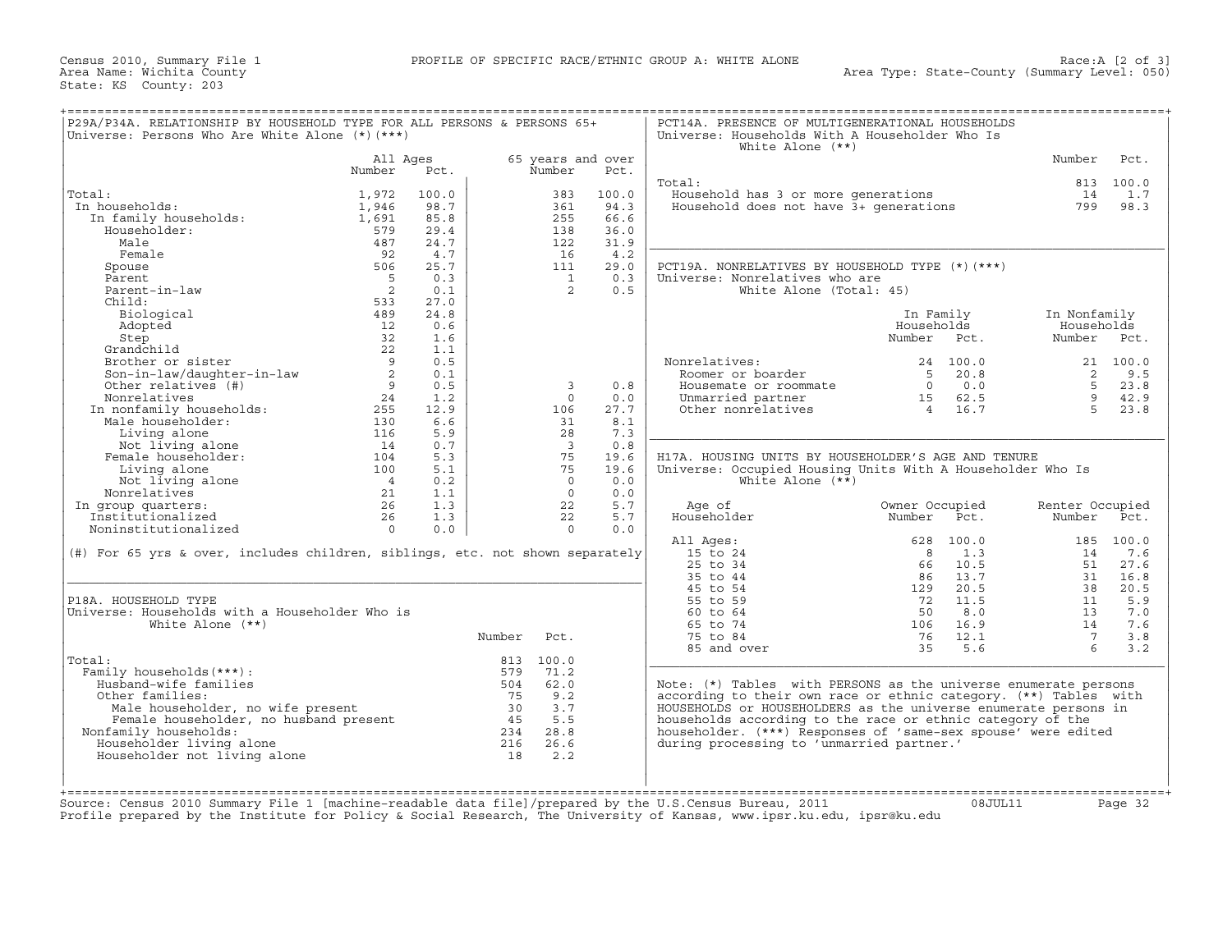Census 2010, Summary File 1 — PROFILE OF SPECIFIC RACE/ETHNIC GROUP A: WHITE ALONE — Race:A [2 of 3]

Area Name: Wichita County — Area Type: State-County (Summary Level: 050)

State: KS County: 203

## P29A/P34A. RELATIONSHIP BY HOUSEHOLD TYPE FOR ALL PERSONS & PERSONS 65+

Universe: Persons Who Are White Alone (*)(***)

| | All Ages Number | All Ages Pct. | 65 years and over Number | 65 years and over Pct. |
|---|---|---|---|---|
| Total: | 1,972 | 100.0 | 383 | 100.0 |
| In households: | 1,946 | 98.7 | 361 | 94.3 |
| In family households: | 1,691 | 85.8 | 255 | 66.6 |
| Householder: | 579 | 29.4 | 138 | 36.0 |
| Male | 487 | 24.7 | 122 | 31.9 |
| Female | 92 | 4.7 | 16 | 4.2 |
| Spouse | 506 | 25.7 | 111 | 29.0 |
| Parent | 5 | 0.3 | 1 | 0.3 |
| Parent-in-law | 2 | 0.1 | 2 | 0.5 |
| Child: | 533 | 27.0 | | |
| Biological | 489 | 24.8 | | |
| Adopted | 12 | 0.6 | | |
| Step | 32 | 1.6 | | |
| Grandchild | 22 | 1.1 | | |
| Brother or sister | 9 | 0.5 | | |
| Son-in-law/daughter-in-law | 2 | 0.1 | | |
| Other relatives (#) | 9 | 0.5 | 3 | 0.8 |
| Nonrelatives | 24 | 1.2 | 0 | 0.0 |
| In nonfamily households: | 255 | 12.9 | 106 | 27.7 |
| Male householder: | 130 | 6.6 | 31 | 8.1 |
| Living alone | 116 | 5.9 | 28 | 7.3 |
| Not living alone | 14 | 0.7 | 3 | 0.8 |
| Female householder: | 104 | 5.3 | 75 | 19.6 |
| Living alone | 100 | 5.1 | 75 | 19.6 |
| Not living alone | 4 | 0.2 | 0 | 0.0 |
| Nonrelatives | 21 | 1.1 | 0 | 0.0 |
| In group quarters: | 26 | 1.3 | 22 | 5.7 |
| Institutionalized | 26 | 1.3 | 22 | 5.7 |
| Noninstitutionalized | 0 | 0.0 | 0 | 0.0 |

(#) For 65 yrs & over, includes children, siblings, etc. not shown separately

## P18A. HOUSEHOLD TYPE

Universe: Households with a Householder Who is White Alone (**)

| | Number | Pct. |
|---|---|---|
| Total: | 813 | 100.0 |
| Family households(***): | 579 | 71.2 |
| Husband-wife families | 504 | 62.0 |
| Other families: | 75 | 9.2 |
| Male householder, no wife present | 30 | 3.7 |
| Female householder, no husband present | 45 | 5.5 |
| Nonfamily households: | 234 | 28.8 |
| Householder living alone | 216 | 26.6 |
| Householder not living alone | 18 | 2.2 |

## PCT14A. PRESENCE OF MULTIGENERATIONAL HOUSEHOLDS

Universe: Households With A Householder Who Is White Alone (**)

| | Number | Pct. |
|---|---|---|
| Total: | 813 | 100.0 |
| Household has 3 or more generations | 14 | 1.7 |
| Household does not have 3+ generations | 799 | 98.3 |

## PCT19A. NONRELATIVES BY HOUSEHOLD TYPE (*)(***)

Universe: Nonrelatives who are White Alone (Total: 45)

| | In Family Households Number | In Family Households Pct. | In Nonfamily Households Number | In Nonfamily Households Pct. |
|---|---|---|---|---|
| Nonrelatives: | 24 | 100.0 | 21 | 100.0 |
| Roomer or boarder | 5 | 20.8 | 2 | 9.5 |
| Housemate or roommate | 0 | 0.0 | 5 | 23.8 |
| Unmarried partner | 15 | 62.5 | 9 | 42.9 |
| Other nonrelatives | 4 | 16.7 | 5 | 23.8 |

## H17A. HOUSING UNITS BY HOUSEHOLDER'S AGE AND TENURE

Universe: Occupied Housing Units With A Householder Who Is White Alone (**)

| Age of Householder | Owner Occupied Number | Owner Occupied Pct. | Renter Occupied Number | Renter Occupied Pct. |
|---|---|---|---|---|
| All Ages: | 628 | 100.0 | 185 | 100.0 |
| 15 to 24 | 8 | 1.3 | 14 | 7.6 |
| 25 to 34 | 66 | 10.5 | 51 | 27.6 |
| 35 to 44 | 86 | 13.7 | 31 | 16.8 |
| 45 to 54 | 129 | 20.5 | 38 | 20.5 |
| 55 to 59 | 72 | 11.5 | 11 | 5.9 |
| 60 to 64 | 50 | 8.0 | 13 | 7.0 |
| 65 to 74 | 106 | 16.9 | 14 | 7.6 |
| 75 to 84 | 76 | 12.1 | 7 | 3.8 |
| 85 and over | 35 | 5.6 | 6 | 3.2 |

Note: (*) Tables with PERSONS as the universe enumerate persons according to their own race or ethnic category. (**) Tables with HOUSEHOLDS or HOUSEHOLDERS as the universe enumerate persons in households according to the race or ethnic category of the householder. (***) Responses of 'same-sex spouse' were edited during processing to 'unmarried partner.'

Source: Census 2010 Summary File 1 [machine-readable data file]/prepared by the U.S.Census Bureau, 2011 08JUL11

Profile prepared by the Institute for Policy & Social Research, The University of Kansas, www.ipsr.ku.edu, ipsr@ku.edu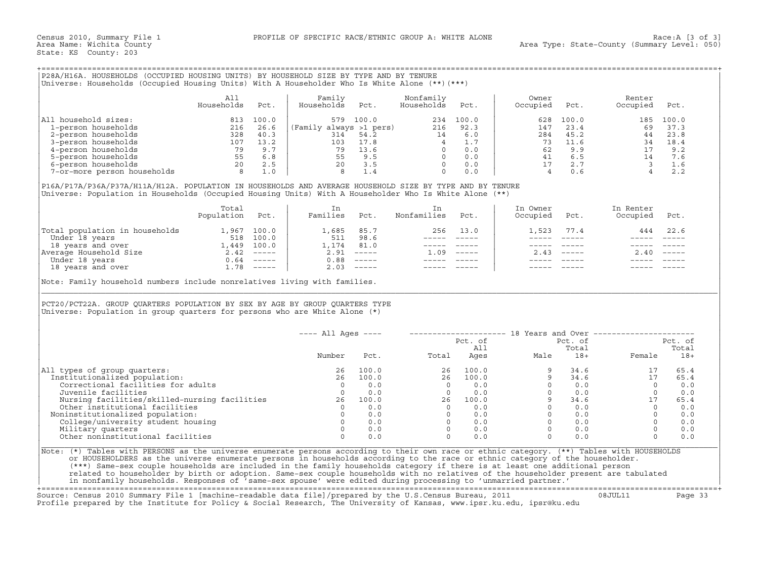Census 2010, Summary File 1 — PROFILE OF SPECIFIC RACE/ETHNIC GROUP A: WHITE ALONE — Race:A [3 of 3]
Area Name: Wichita County — Area Type: State-County (Summary Level: 050)
State: KS County: 203

## P28A/H16A. HOUSEHOLDS (OCCUPIED HOUSING UNITS) BY HOUSEHOLD SIZE BY TYPE AND BY TENURE

Universe: Households (Occupied Housing Units) With A Householder Who Is White Alone (**)(***)

| | All Households | Pct. | Family Households | Pct. | Nonfamily Households | Pct. | Owner Occupied | Pct. | Renter Occupied | Pct. |
|---|---|---|---|---|---|---|---|---|---|---|
| All household sizes: | 813 | 100.0 | 579 | 100.0 | 234 | 100.0 | 628 | 100.0 | 185 | 100.0 |
| 1-person households | 216 | 26.6 | (Family always >1 pers) | | 216 | 92.3 | 147 | 23.4 | 69 | 37.3 |
| 2-person households | 328 | 40.3 | 314 | 54.2 | 14 | 6.0 | 284 | 45.2 | 44 | 23.8 |
| 3-person households | 107 | 13.2 | 103 | 17.8 | 4 | 1.7 | 73 | 11.6 | 34 | 18.4 |
| 4-person households | 79 | 9.7 | 79 | 13.6 | 0 | 0.0 | 62 | 9.9 | 17 | 9.2 |
| 5-person households | 55 | 6.8 | 55 | 9.5 | 0 | 0.0 | 41 | 6.5 | 14 | 7.6 |
| 6-person households | 20 | 2.5 | 20 | 3.5 | 0 | 0.0 | 17 | 2.7 | 3 | 1.6 |
| 7-or-more person households | 8 | 1.0 | 8 | 1.4 | 0 | 0.0 | 4 | 0.6 | 4 | 2.2 |

## P16A/P17A/P36A/P37A/H11A/H12A. POPULATION IN HOUSEHOLDS AND AVERAGE HOUSEHOLD SIZE BY TYPE AND BY TENURE

Universe: Population in Households (Occupied Housing Units) With A Householder Who Is White Alone (**)

| | Total Population | Pct. | In Families | Pct. | In Nonfamilies | Pct. | In Owner Occupied | Pct. | In Renter Occupied | Pct. |
|---|---|---|---|---|---|---|---|---|---|---|
| Total population in households | 1,967 | 100.0 | 1,685 | 85.7 | 256 | 13.0 | 1,523 | 77.4 | 444 | 22.6 |
| Under 18 years | 518 | 100.0 | 511 | 98.6 | ----- | ----- | ----- | ----- | ----- | ----- |
| 18 years and over | 1,449 | 100.0 | 1,174 | 81.0 | ----- | ----- | ----- | ----- | ----- | ----- |
| Average Household Size | 2.42 | ----- | 2.91 | ----- | 1.09 | ----- | 2.43 | ----- | 2.40 | ----- |
| Under 18 years | 0.64 | ----- | 0.88 | ----- | ----- | ----- | ----- | ----- | ----- | ----- |
| 18 years and over | 1.78 | ----- | 2.03 | ----- | ----- | ----- | ----- | ----- | ----- | ----- |

Note: Family household numbers include nonrelatives living with families.

## PCT20/PCT22A. GROUP QUARTERS POPULATION BY SEX BY AGE BY GROUP QUARTERS TYPE

Universe: Population in group quarters for persons who are White Alone (*)

| | All Ages | | 18 Years and Over | | | | | |
|---|---|---|---|---|---|---|---|---|
| | Number | Pct. | Total | Pct. of All Ages | Male | Pct. of Total 18+ | Female | Pct. of Total 18+ |
| All types of group quarters: | 26 | 100.0 | 26 | 100.0 | 9 | 34.6 | 17 | 65.4 |
| Institutionalized population: | 26 | 100.0 | 26 | 100.0 | 9 | 34.6 | 17 | 65.4 |
| Correctional facilities for adults | 0 | 0.0 | 0 | 0.0 | 0 | 0.0 | 0 | 0.0 |
| Juvenile facilities | 0 | 0.0 | 0 | 0.0 | 0 | 0.0 | 0 | 0.0 |
| Nursing facilities/skilled-nursing facilities | 26 | 100.0 | 26 | 100.0 | 9 | 34.6 | 17 | 65.4 |
| Other institutional facilities | 0 | 0.0 | 0 | 0.0 | 0 | 0.0 | 0 | 0.0 |
| Noninstitutionalized population: | 0 | 0.0 | 0 | 0.0 | 0 | 0.0 | 0 | 0.0 |
| College/university student housing | 0 | 0.0 | 0 | 0.0 | 0 | 0.0 | 0 | 0.0 |
| Military quarters | 0 | 0.0 | 0 | 0.0 | 0 | 0.0 | 0 | 0.0 |
| Other noninstitutional facilities | 0 | 0.0 | 0 | 0.0 | 0 | 0.0 | 0 | 0.0 |

Note: (*) Tables with PERSONS as the universe enumerate persons according to their own race or ethnic category. (**) Tables with HOUSEHOLDS or HOUSEHOLDERS as the universe enumerate persons in households according to the race or ethnic category of the householder. (***) Same-sex couple households are included in the family households category if there is at least one additional person related to householder by birth or adoption. Same-sex couple households with no relatives of the householder present are tabulated in nonfamily households. Responses of 'same-sex spouse' were edited during processing to 'unmarried partner.'

Source: Census 2010 Summary File 1 [machine-readable data file]/prepared by the U.S.Census Bureau, 2011 08JUL11
Profile prepared by the Institute for Policy & Social Research, The University of Kansas, www.ipsr.ku.edu, ipsr@ku.edu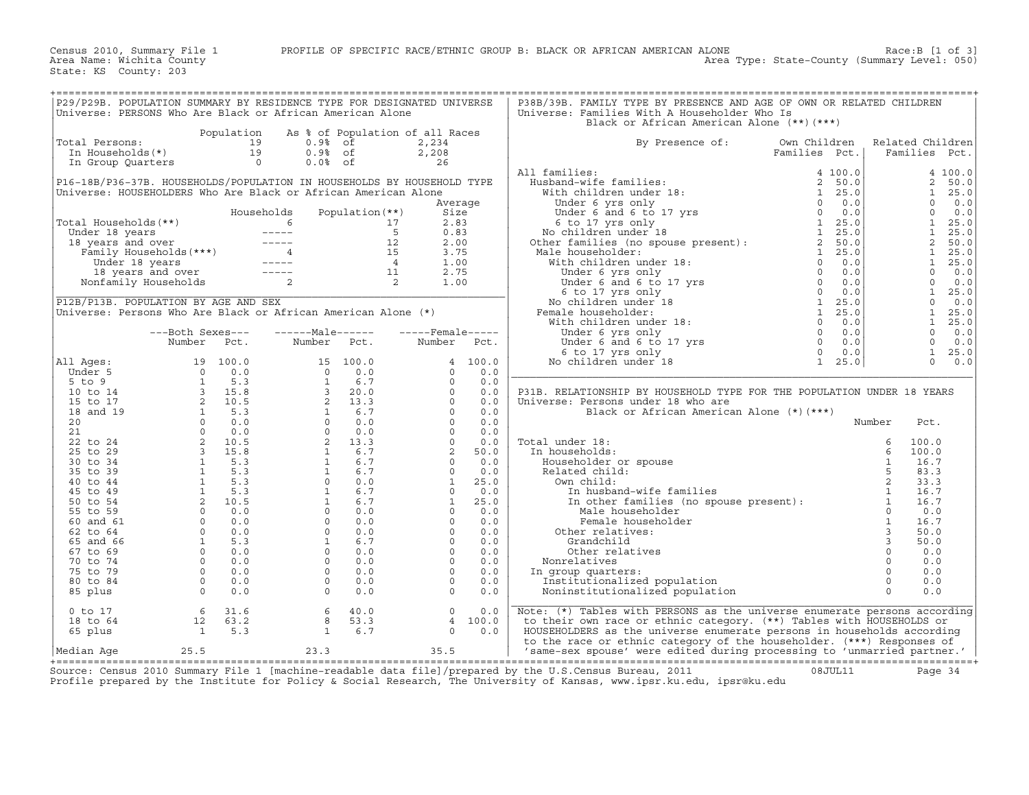Census 2010, Summary File 1 PROFILE OF SPECIFIC RACE/ETHNIC GROUP B: BLACK OR AFRICAN AMERICAN ALONE Race:B [1 of 3]
Area Name: Wichita County Area Type: State-County (Summary Level: 050)
State: KS County: 203

## P29/P29B. POPULATION SUMMARY BY RESIDENCE TYPE FOR DESIGNATED UNIVERSE

Universe: PERSONS Who Are Black or African American Alone

| | Population | As % of Population of all Races | |
|---|---|---|---|
| Total Persons: | 19 | 0.9% of | 2,234 |
| In Households(*) | 19 | 0.9% of | 2,208 |
| In Group Quarters | 0 | 0.0% of | 26 |

## P16-18B/P36-37B. HOUSEHOLDS/POPULATION IN HOUSEHOLDS BY HOUSEHOLD TYPE

Universe: HOUSEHOLDERS Who Are Black or African American Alone

| | Households | Population(**) | Average Size |
|---|---|---|---|
| Total Households(**) | 6 | 17 | 2.83 |
| Under 18 years | ----- | 5 | 0.83 |
| 18 years and over | ----- | 12 | 2.00 |
| Family Households(***) | 4 | 15 | 3.75 |
| Under 18 years | ----- | 4 | 1.00 |
| 18 years and over | ----- | 11 | 2.75 |
| Nonfamily Households | 2 | 2 | 1.00 |

## P12B/P13B. POPULATION BY AGE AND SEX

Universe: Persons Who Are Black or African American Alone (*)

| | Both Sexes Number | Both Sexes Pct. | Male Number | Male Pct. | Female Number | Female Pct. |
|---|---|---|---|---|---|---|
| All Ages: | 19 | 100.0 | 15 | 100.0 | 4 | 100.0 |
| Under 5 | 0 | 0.0 | 0 | 0.0 | 0 | 0.0 |
| 5 to 9 | 1 | 5.3 | 1 | 6.7 | 0 | 0.0 |
| 10 to 14 | 3 | 15.8 | 3 | 20.0 | 0 | 0.0 |
| 15 to 17 | 2 | 10.5 | 2 | 13.3 | 0 | 0.0 |
| 18 and 19 | 1 | 5.3 | 1 | 6.7 | 0 | 0.0 |
| 20 | 0 | 0.0 | 0 | 0.0 | 0 | 0.0 |
| 21 | 0 | 0.0 | 0 | 0.0 | 0 | 0.0 |
| 22 to 24 | 2 | 10.5 | 2 | 13.3 | 0 | 0.0 |
| 25 to 29 | 3 | 15.8 | 1 | 6.7 | 2 | 50.0 |
| 30 to 34 | 1 | 5.3 | 1 | 6.7 | 0 | 0.0 |
| 35 to 39 | 1 | 5.3 | 1 | 6.7 | 0 | 0.0 |
| 40 to 44 | 1 | 5.3 | 0 | 0.0 | 1 | 25.0 |
| 45 to 49 | 1 | 5.3 | 1 | 6.7 | 0 | 0.0 |
| 50 to 54 | 2 | 10.5 | 1 | 6.7 | 1 | 25.0 |
| 55 to 59 | 0 | 0.0 | 0 | 0.0 | 0 | 0.0 |
| 60 and 61 | 0 | 0.0 | 0 | 0.0 | 0 | 0.0 |
| 62 to 64 | 0 | 0.0 | 0 | 0.0 | 0 | 0.0 |
| 65 and 66 | 1 | 5.3 | 1 | 6.7 | 0 | 0.0 |
| 67 to 69 | 0 | 0.0 | 0 | 0.0 | 0 | 0.0 |
| 70 to 74 | 0 | 0.0 | 0 | 0.0 | 0 | 0.0 |
| 75 to 79 | 0 | 0.0 | 0 | 0.0 | 0 | 0.0 |
| 80 to 84 | 0 | 0.0 | 0 | 0.0 | 0 | 0.0 |
| 85 plus | 0 | 0.0 | 0 | 0.0 | 0 | 0.0 |
| 0 to 17 | 6 | 31.6 | 6 | 40.0 | 0 | 0.0 |
| 18 to 64 | 12 | 63.2 | 8 | 53.3 | 4 | 100.0 |
| 65 plus | 1 | 5.3 | 1 | 6.7 | 0 | 0.0 |
| Median Age | 25.5 | | 23.3 | | 35.5 | |

## P38B/39B. FAMILY TYPE BY PRESENCE AND AGE OF OWN OR RELATED CHILDREN

Universe: Families With A Householder Who Is Black or African American Alone (**)(***)

| By Presence of: | Own Children Families | Own Children Pct. | Related Children Families | Related Children Pct. |
|---|---|---|---|---|
| All families: | 4 | 100.0 | 4 | 100.0 |
| Husband-wife families: | 2 | 50.0 | 2 | 50.0 |
| With children under 18: | 1 | 25.0 | 1 | 25.0 |
| Under 6 yrs only | 0 | 0.0 | 0 | 0.0 |
| Under 6 and 6 to 17 yrs | 0 | 0.0 | 0 | 0.0 |
| 6 to 17 yrs only | 1 | 25.0 | 1 | 25.0 |
| No children under 18 | 1 | 25.0 | 1 | 25.0 |
| Other families (no spouse present): | 2 | 50.0 | 2 | 50.0 |
| Male householder: | 1 | 25.0 | 1 | 25.0 |
| With children under 18: | 0 | 0.0 | 1 | 25.0 |
| Under 6 yrs only | 0 | 0.0 | 0 | 0.0 |
| Under 6 and 6 to 17 yrs | 0 | 0.0 | 0 | 0.0 |
| 6 to 17 yrs only | 0 | 0.0 | 1 | 25.0 |
| No children under 18 | 1 | 25.0 | 0 | 0.0 |
| Female householder: | 1 | 25.0 | 1 | 25.0 |
| With children under 18: | 0 | 0.0 | 1 | 25.0 |
| Under 6 yrs only | 0 | 0.0 | 0 | 0.0 |
| Under 6 and 6 to 17 yrs | 0 | 0.0 | 0 | 0.0 |
| 6 to 17 yrs only | 0 | 0.0 | 1 | 25.0 |
| No children under 18 | 1 | 25.0 | 0 | 0.0 |

## P31B. RELATIONSHIP BY HOUSEHOLD TYPE FOR THE POPULATION UNDER 18 YEARS

Universe: Persons under 18 who are Black or African American Alone (*)(***)

| | Number | Pct. |
|---|---|---|
| Total under 18: | 6 | 100.0 |
| In households: | 6 | 100.0 |
| Householder or spouse | 1 | 16.7 |
| Related child: | 5 | 83.3 |
| Own child: | 2 | 33.3 |
| In husband-wife families | 1 | 16.7 |
| In other families (no spouse present): | 1 | 16.7 |
| Male householder | 0 | 0.0 |
| Female householder | 1 | 16.7 |
| Other relatives: | 3 | 50.0 |
| Grandchild | 3 | 50.0 |
| Other relatives | 0 | 0.0 |
| Nonrelatives | 0 | 0.0 |
| In group quarters: | 0 | 0.0 |
| Institutionalized population | 0 | 0.0 |
| Noninstitutionalized population | 0 | 0.0 |

Note: (*) Tables with PERSONS as the universe enumerate persons according to their own race or ethnic category. (**) Tables with HOUSEHOLDS or HOUSEHOLDERS as the universe enumerate persons in households according to the race or ethnic category of the householder. (***) Responses of 'same-sex spouse' were edited during processing to 'unmarried partner.'

Source: Census 2010 Summary File 1 [machine-readable data file]/prepared by the U.S.Census Bureau, 2011 08JUL11
Profile prepared by the Institute for Policy & Social Research, The University of Kansas, www.ipsr.ku.edu, ipsr@ku.edu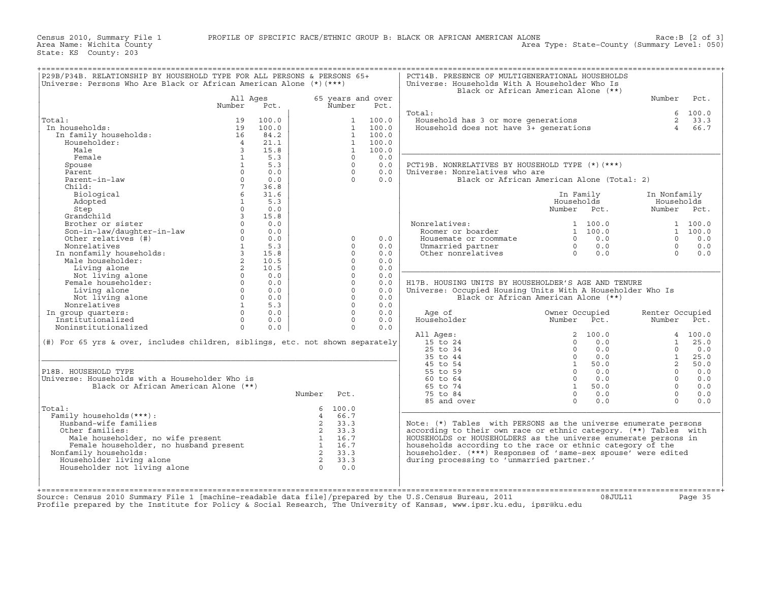Census 2010, Summary File 1 PROFILE OF SPECIFIC RACE/ETHNIC GROUP B: BLACK OR AFRICAN AMERICAN ALONE Race:B [2 of 3]
Area Name: Wichita County Area Type: State-County (Summary Level: 050)
State: KS County: 203

## P29B/P34B. RELATIONSHIP BY HOUSEHOLD TYPE FOR ALL PERSONS & PERSONS 65+

Universe: Persons Who Are Black or African American Alone (*)(***)

| | All Ages Number | All Ages Pct. | 65 years and over Number | 65 years and over Pct. |
|---|---|---|---|---|
| Total: | 19 | 100.0 | 1 | 100.0 |
| In households: | 19 | 100.0 | 1 | 100.0 |
| In family households: | 16 | 84.2 | 1 | 100.0 |
| Householder: | 4 | 21.1 | 1 | 100.0 |
| Male | 3 | 15.8 | 1 | 100.0 |
| Female | 1 | 5.3 | 0 | 0.0 |
| Spouse | 1 | 5.3 | 0 | 0.0 |
| Parent | 0 | 0.0 | 0 | 0.0 |
| Parent-in-law | 0 | 0.0 | 0 | 0.0 |
| Child: | 7 | 36.8 | | |
| Biological | 6 | 31.6 | | |
| Adopted | 1 | 5.3 | | |
| Step | 0 | 0.0 | | |
| Grandchild | 3 | 15.8 | | |
| Brother or sister | 0 | 0.0 | | |
| Son-in-law/daughter-in-law | 0 | 0.0 | | |
| Other relatives (#) | 0 | 0.0 | 0 | 0.0 |
| Nonrelatives | 1 | 5.3 | 0 | 0.0 |
| In nonfamily households: | 3 | 15.8 | 0 | 0.0 |
| Male householder: | 2 | 10.5 | 0 | 0.0 |
| Living alone | 2 | 10.5 | 0 | 0.0 |
| Not living alone | 0 | 0.0 | 0 | 0.0 |
| Female householder: | 0 | 0.0 | 0 | 0.0 |
| Living alone | 0 | 0.0 | 0 | 0.0 |
| Not living alone | 0 | 0.0 | 0 | 0.0 |
| Nonrelatives | 1 | 5.3 | 0 | 0.0 |
| In group quarters: | 0 | 0.0 | 0 | 0.0 |
| Institutionalized | 0 | 0.0 | 0 | 0.0 |
| Noninstitutionalized | 0 | 0.0 | 0 | 0.0 |

(#) For 65 yrs & over, includes children, siblings, etc. not shown separately

## P18B. HOUSEHOLD TYPE

Universe: Households with a Householder Who is Black or African American Alone (**)

| | Number | Pct. |
|---|---|---|
| Total: | 6 | 100.0 |
| Family households(***): | 4 | 66.7 |
| Husband-wife families | 2 | 33.3 |
| Other families: | 2 | 33.3 |
| Male householder, no wife present | 1 | 16.7 |
| Female householder, no husband present | 1 | 16.7 |
| Nonfamily households: | 2 | 33.3 |
| Householder living alone | 2 | 33.3 |
| Householder not living alone | 0 | 0.0 |

## PCT14B. PRESENCE OF MULTIGENERATIONAL HOUSEHOLDS

Universe: Households With A Householder Who Is Black or African American Alone (**)

| | Number | Pct. |
|---|---|---|
| Total: | 6 | 100.0 |
| Household has 3 or more generations | 2 | 33.3 |
| Household does not have 3+ generations | 4 | 66.7 |

## PCT19B. NONRELATIVES BY HOUSEHOLD TYPE (*)(***)

Universe: Nonrelatives who are Black or African American Alone (Total: 2)

| | In Family Households Number | In Family Households Pct. | In Nonfamily Households Number | In Nonfamily Households Pct. |
|---|---|---|---|---|
| Nonrelatives: | 1 | 100.0 | 1 | 100.0 |
| Roomer or boarder | 1 | 100.0 | 1 | 100.0 |
| Housemate or roommate | 0 | 0.0 | 0 | 0.0 |
| Unmarried partner | 0 | 0.0 | 0 | 0.0 |
| Other nonrelatives | 0 | 0.0 | 0 | 0.0 |

## H17B. HOUSING UNITS BY HOUSEHOLDER'S AGE AND TENURE

Universe: Occupied Housing Units With A Householder Who Is Black or African American Alone (**)

| Age of Householder | Owner Occupied Number | Owner Occupied Pct. | Renter Occupied Number | Renter Occupied Pct. |
|---|---|---|---|---|
| All Ages: | 2 | 100.0 | 4 | 100.0 |
| 15 to 24 | 0 | 0.0 | 1 | 25.0 |
| 25 to 34 | 0 | 0.0 | 0 | 0.0 |
| 35 to 44 | 0 | 0.0 | 1 | 25.0 |
| 45 to 54 | 1 | 50.0 | 2 | 50.0 |
| 55 to 59 | 0 | 0.0 | 0 | 0.0 |
| 60 to 64 | 0 | 0.0 | 0 | 0.0 |
| 65 to 74 | 1 | 50.0 | 0 | 0.0 |
| 75 to 84 | 0 | 0.0 | 0 | 0.0 |
| 85 and over | 0 | 0.0 | 0 | 0.0 |

Note: (*) Tables with PERSONS as the universe enumerate persons according to their own race or ethnic category. (**) Tables with HOUSEHOLDS or HOUSEHOLDERS as the universe enumerate persons in households according to the race or ethnic category of the householder. (***) Responses of 'same-sex spouse' were edited during processing to 'unmarried partner.'

Source: Census 2010 Summary File 1 [machine-readable data file]/prepared by the U.S.Census Bureau, 2011 08JUL11
Profile prepared by the Institute for Policy & Social Research, The University of Kansas, www.ipsr.ku.edu, ipsr@ku.edu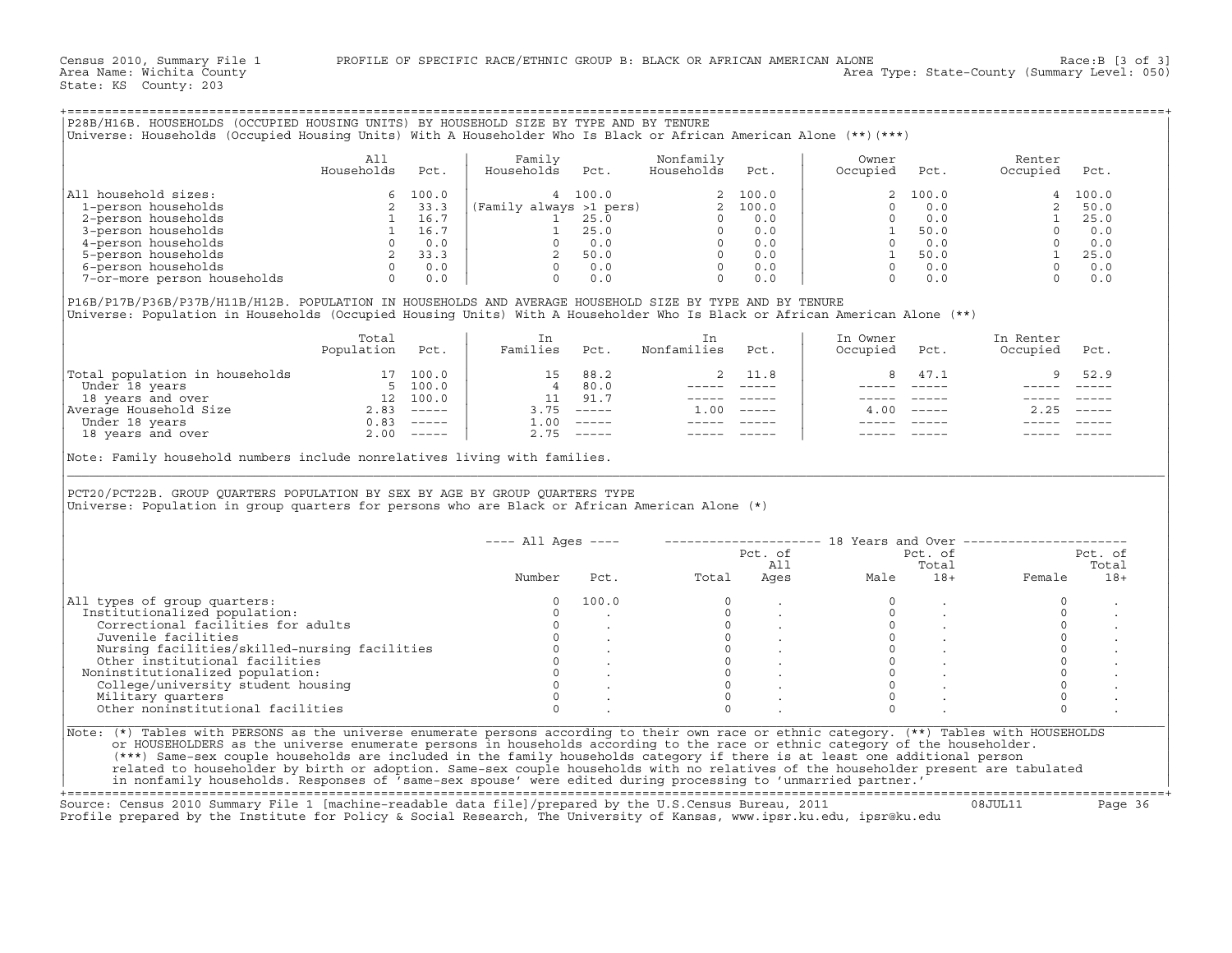Census 2010, Summary File 1 PROFILE OF SPECIFIC RACE/ETHNIC GROUP B: BLACK OR AFRICAN AMERICAN ALONE Race:B [3 of 3]
Area Name: Wichita County Area Type: State-County (Summary Level: 050)
State: KS County: 203

## P28B/H16B. HOUSEHOLDS (OCCUPIED HOUSING UNITS) BY HOUSEHOLD SIZE BY TYPE AND BY TENURE

Universe: Households (Occupied Housing Units) With A Householder Who Is Black or African American Alone (**)(***)

| | All Households | Pct. | Family Households | Pct. | Nonfamily Households | Pct. | Owner Occupied | Pct. | Renter Occupied | Pct. |
|---|---|---|---|---|---|---|---|---|---|---|
| All household sizes: | 6 | 100.0 | 4 | 100.0 | 2 | 100.0 | 2 | 100.0 | 4 | 100.0 |
| 1-person households | 2 | 33.3 | (Family always >1 pers) | | 2 | 100.0 | 0 | 0.0 | 2 | 50.0 |
| 2-person households | 1 | 16.7 | 1 | 25.0 | 0 | 0.0 | 0 | 0.0 | 1 | 25.0 |
| 3-person households | 1 | 16.7 | 1 | 25.0 | 0 | 0.0 | 1 | 50.0 | 0 | 0.0 |
| 4-person households | 0 | 0.0 | 0 | 0.0 | 0 | 0.0 | 0 | 0.0 | 0 | 0.0 |
| 5-person households | 2 | 33.3 | 2 | 50.0 | 0 | 0.0 | 1 | 50.0 | 1 | 25.0 |
| 6-person households | 0 | 0.0 | 0 | 0.0 | 0 | 0.0 | 0 | 0.0 | 0 | 0.0 |
| 7-or-more person households | 0 | 0.0 | 0 | 0.0 | 0 | 0.0 | 0 | 0.0 | 0 | 0.0 |

## P16B/P17B/P36B/P37B/H11B/H12B. POPULATION IN HOUSEHOLDS AND AVERAGE HOUSEHOLD SIZE BY TYPE AND BY TENURE

Universe: Population in Households (Occupied Housing Units) With A Householder Who Is Black or African American Alone (**)

| | Total Population | Pct. | In Families | Pct. | In Nonfamilies | Pct. | In Owner Occupied | Pct. | In Renter Occupied | Pct. |
|---|---|---|---|---|---|---|---|---|---|---|
| Total population in households | 17 | 100.0 | 15 | 88.2 | 2 | 11.8 | 8 | 47.1 | 9 | 52.9 |
| Under 18 years | 5 | 100.0 | 4 | 80.0 | ----- | ----- | ----- | ----- | ----- | ----- |
| 18 years and over | 12 | 100.0 | 11 | 91.7 | ----- | ----- | ----- | ----- | ----- | ----- |
| Average Household Size | 2.83 | ----- | 3.75 | ----- | 1.00 | ----- | 4.00 | ----- | 2.25 | ----- |
| Under 18 years | 0.83 | ----- | 1.00 | ----- | ----- | ----- | ----- | ----- | ----- | ----- |
| 18 years and over | 2.00 | ----- | 2.75 | ----- | ----- | ----- | ----- | ----- | ----- | ----- |

Note: Family household numbers include nonrelatives living with families.

## PCT20/PCT22B. GROUP QUARTERS POPULATION BY SEX BY AGE BY GROUP QUARTERS TYPE

Universe: Population in group quarters for persons who are Black or African American Alone (*)

| | All Ages Number | All Ages Pct. | 18 Years and Over Total | Pct. of All Ages | Male | Pct. of Total 18+ | Female | Pct. of Total 18+ |
|---|---|---|---|---|---|---|---|---|
| All types of group quarters: | 0 | 100.0 | 0 | . | 0 | . | 0 | . |
| Institutionalized population: | 0 | . | 0 | . | 0 | . | 0 | . |
| Correctional facilities for adults | 0 | . | 0 | . | 0 | . | 0 | . |
| Juvenile facilities | 0 | . | 0 | . | 0 | . | 0 | . |
| Nursing facilities/skilled-nursing facilities | 0 | . | 0 | . | 0 | . | 0 | . |
| Other institutional facilities | 0 | . | 0 | . | 0 | . | 0 | . |
| Noninstitutionalized population: | 0 | . | 0 | . | 0 | . | 0 | . |
| College/university student housing | 0 | . | 0 | . | 0 | . | 0 | . |
| Military quarters | 0 | . | 0 | . | 0 | . | 0 | . |
| Other noninstitutional facilities | 0 | . | 0 | . | 0 | . | 0 | . |

Note: (*) Tables with PERSONS as the universe enumerate persons according to their own race or ethnic category. (**) Tables with HOUSEHOLDS or HOUSEHOLDERS as the universe enumerate persons in households according to the race or ethnic category of the householder. (***) Same-sex couple households are included in the family households category if there is at least one additional person related to householder by birth or adoption. Same-sex couple households with no relatives of the householder present are tabulated in nonfamily households. Responses of 'same-sex spouse' were edited during processing to 'unmarried partner.'

Source: Census 2010 Summary File 1 [machine-readable data file]/prepared by the U.S.Census Bureau, 2011 08JUL11
Profile prepared by the Institute for Policy & Social Research, The University of Kansas, www.ipsr.ku.edu, ipsr@ku.edu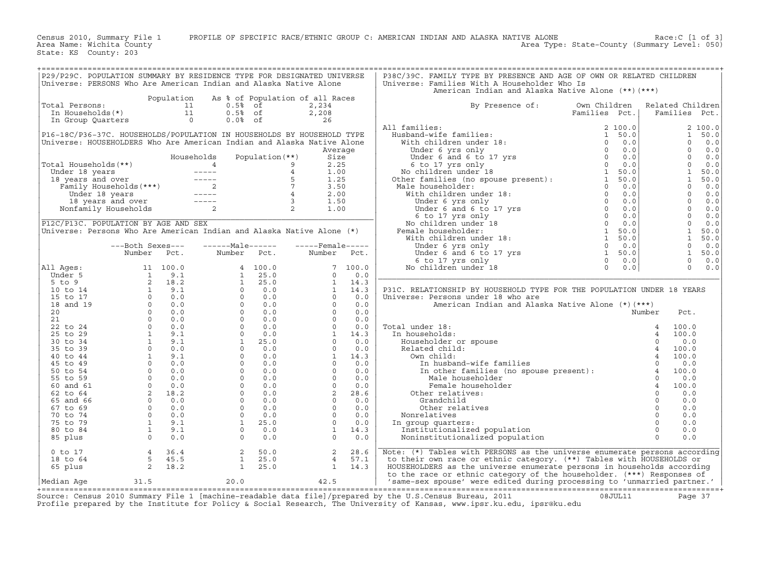Census 2010, Summary File 1 PROFILE OF SPECIFIC RACE/ETHNIC GROUP C: AMERICAN INDIAN AND ALASKA NATIVE ALONE Race:C [1 of 3]
Area Name: Wichita County Area Type: State-County (Summary Level: 050)
State: KS County: 203

## P29/P29C. POPULATION SUMMARY BY RESIDENCE TYPE FOR DESIGNATED UNIVERSE

Universe: PERSONS Who Are American Indian and Alaska Native Alone

| | Population | As % of Population of all Races | |
|---|---|---|---|
| Total Persons: | 11 | 0.5% of | 2,234 |
| In Households(*) | 11 | 0.5% of | 2,208 |
| In Group Quarters | 0 | 0.0% of | 26 |

## P16-18C/P36-37C. HOUSEHOLDS/POPULATION IN HOUSEHOLDS BY HOUSEHOLD TYPE

Universe: HOUSEHOLDERS Who Are American Indian and Alaska Native Alone

| | Households | Population(**) | Average Size |
|---|---|---|---|
| Total Households(**) | 4 | 9 | 2.25 |
| Under 18 years | ----- | 4 | 1.00 |
| 18 years and over | ----- | 5 | 1.25 |
| Family Households(***) | 2 | 7 | 3.50 |
| Under 18 years | ----- | 4 | 2.00 |
| 18 years and over | ----- | 3 | 1.50 |
| Nonfamily Households | 2 | 2 | 1.00 |

## P12C/P13C. POPULATION BY AGE AND SEX

Universe: Persons Who Are American Indian and Alaska Native Alone (*)

| | Both Sexes Number | Both Sexes Pct. | Male Number | Male Pct. | Female Number | Female Pct. |
|---|---|---|---|---|---|---|
| All Ages: | 11 | 100.0 | 4 | 100.0 | 7 | 100.0 |
| Under 5 | 1 | 9.1 | 1 | 25.0 | 0 | 0.0 |
| 5 to 9 | 2 | 18.2 | 1 | 25.0 | 1 | 14.3 |
| 10 to 14 | 1 | 9.1 | 0 | 0.0 | 1 | 14.3 |
| 15 to 17 | 0 | 0.0 | 0 | 0.0 | 0 | 0.0 |
| 18 and 19 | 0 | 0.0 | 0 | 0.0 | 0 | 0.0 |
| 20 | 0 | 0.0 | 0 | 0.0 | 0 | 0.0 |
| 21 | 0 | 0.0 | 0 | 0.0 | 0 | 0.0 |
| 22 to 24 | 0 | 0.0 | 0 | 0.0 | 0 | 0.0 |
| 25 to 29 | 1 | 9.1 | 0 | 0.0 | 1 | 14.3 |
| 30 to 34 | 1 | 9.1 | 1 | 25.0 | 0 | 0.0 |
| 35 to 39 | 0 | 0.0 | 0 | 0.0 | 0 | 0.0 |
| 40 to 44 | 1 | 9.1 | 0 | 0.0 | 1 | 14.3 |
| 45 to 49 | 0 | 0.0 | 0 | 0.0 | 0 | 0.0 |
| 50 to 54 | 0 | 0.0 | 0 | 0.0 | 0 | 0.0 |
| 55 to 59 | 0 | 0.0 | 0 | 0.0 | 0 | 0.0 |
| 60 and 61 | 0 | 0.0 | 0 | 0.0 | 0 | 0.0 |
| 62 to 64 | 2 | 18.2 | 0 | 0.0 | 2 | 28.6 |
| 65 and 66 | 0 | 0.0 | 0 | 0.0 | 0 | 0.0 |
| 67 to 69 | 0 | 0.0 | 0 | 0.0 | 0 | 0.0 |
| 70 to 74 | 0 | 0.0 | 0 | 0.0 | 0 | 0.0 |
| 75 to 79 | 1 | 9.1 | 1 | 25.0 | 0 | 0.0 |
| 80 to 84 | 1 | 9.1 | 0 | 0.0 | 1 | 14.3 |
| 85 plus | 0 | 0.0 | 0 | 0.0 | 0 | 0.0 |
| 0 to 17 | 4 | 36.4 | 2 | 50.0 | 2 | 28.6 |
| 18 to 64 | 5 | 45.5 | 1 | 25.0 | 4 | 57.1 |
| 65 plus | 2 | 18.2 | 1 | 25.0 | 1 | 14.3 |
| Median Age | 31.5 | | 20.0 | | 42.5 | |

## P38C/39C. FAMILY TYPE BY PRESENCE AND AGE OF OWN OR RELATED CHILDREN

Universe: Families With A Householder Who Is American Indian and Alaska Native Alone (**)(***)

| By Presence of: | Own Children Families | Own Children Pct. | Related Children Families | Related Children Pct. |
|---|---|---|---|---|
| All families: | 2 | 100.0 | 2 | 100.0 |
| Husband-wife families: | 1 | 50.0 | 1 | 50.0 |
| With children under 18: | 0 | 0.0 | 0 | 0.0 |
| Under 6 yrs only | 0 | 0.0 | 0 | 0.0 |
| Under 6 and 6 to 17 yrs | 0 | 0.0 | 0 | 0.0 |
| 6 to 17 yrs only | 0 | 0.0 | 0 | 0.0 |
| No children under 18 | 1 | 50.0 | 1 | 50.0 |
| Other families (no spouse present): | 1 | 50.0 | 1 | 50.0 |
| Male householder: | 0 | 0.0 | 0 | 0.0 |
| With children under 18: | 0 | 0.0 | 0 | 0.0 |
| Under 6 yrs only | 0 | 0.0 | 0 | 0.0 |
| Under 6 and 6 to 17 yrs | 0 | 0.0 | 0 | 0.0 |
| 6 to 17 yrs only | 0 | 0.0 | 0 | 0.0 |
| No children under 18 | 0 | 0.0 | 0 | 0.0 |
| Female householder: | 1 | 50.0 | 1 | 50.0 |
| With children under 18: | 1 | 50.0 | 1 | 50.0 |
| Under 6 yrs only | 0 | 0.0 | 0 | 0.0 |
| Under 6 and 6 to 17 yrs | 1 | 50.0 | 1 | 50.0 |
| 6 to 17 yrs only | 0 | 0.0 | 0 | 0.0 |
| No children under 18 | 0 | 0.0 | 0 | 0.0 |

## P31C. RELATIONSHIP BY HOUSEHOLD TYPE FOR THE POPULATION UNDER 18 YEARS

Universe: Persons under 18 who are American Indian and Alaska Native Alone (*)(***)

| | Number | Pct. |
|---|---|---|
| Total under 18: | 4 | 100.0 |
| In households: | 4 | 100.0 |
| Householder or spouse | 0 | 0.0 |
| Related child: | 4 | 100.0 |
| Own child: | 4 | 100.0 |
| In husband-wife families | 0 | 0.0 |
| In other families (no spouse present): | 4 | 100.0 |
| Male householder | 0 | 0.0 |
| Female householder | 4 | 100.0 |
| Other relatives: | 0 | 0.0 |
| Grandchild | 0 | 0.0 |
| Other relatives | 0 | 0.0 |
| Nonrelatives | 0 | 0.0 |
| In group quarters: | 0 | 0.0 |
| Institutionalized population | 0 | 0.0 |
| Noninstitutionalized population | 0 | 0.0 |

Note: (*) Tables with PERSONS as the universe enumerate persons according to their own race or ethnic category. (**) Tables with HOUSEHOLDS or HOUSEHOLDERS as the universe enumerate persons in households according to the race or ethnic category of the householder. (***) Responses of 'same-sex spouse' were edited during processing to 'unmarried partner.'

Source: Census 2010 Summary File 1 [machine-readable data file]/prepared by the U.S.Census Bureau, 2011 08JUL11
Profile prepared by the Institute for Policy & Social Research, The University of Kansas, www.ipsr.ku.edu, ipsr@ku.edu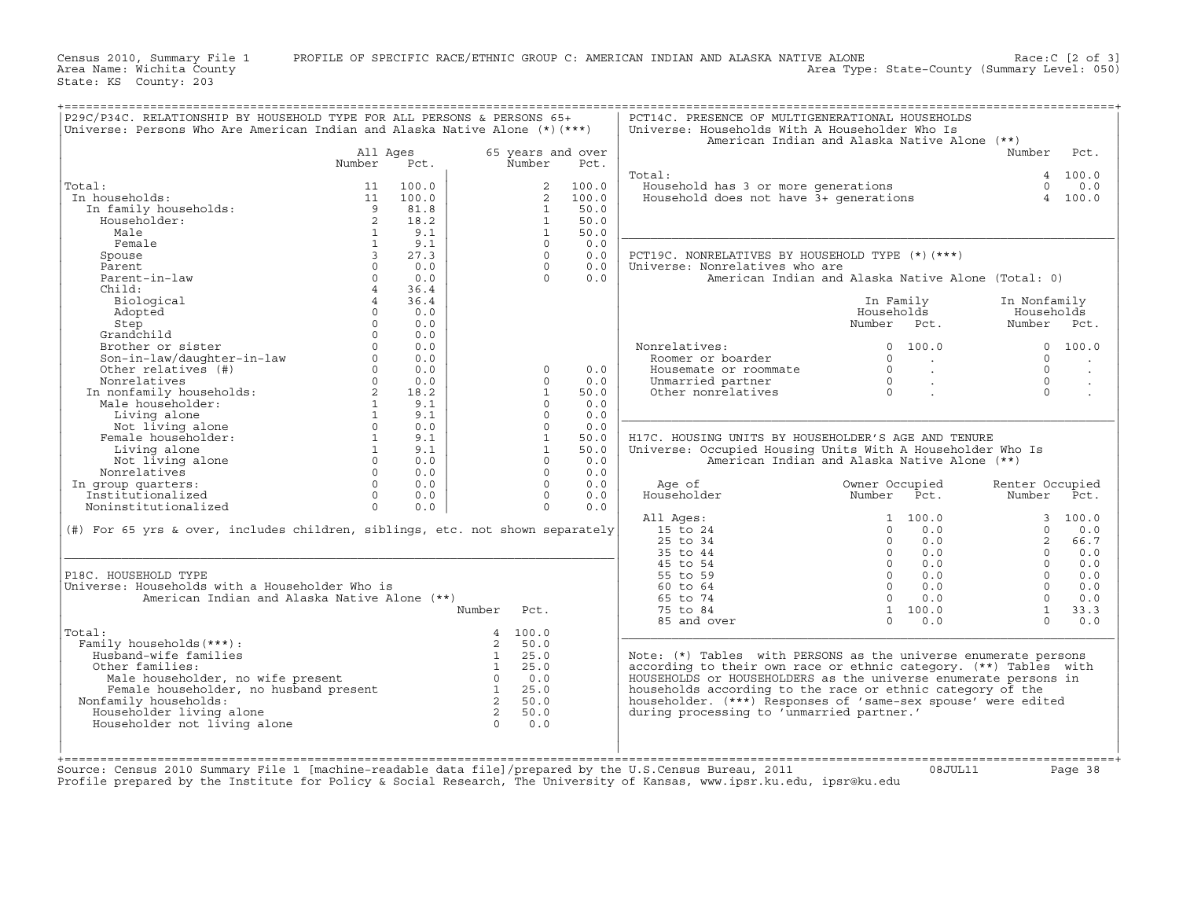Census 2010, Summary File 1 PROFILE OF SPECIFIC RACE/ETHNIC GROUP C: AMERICAN INDIAN AND ALASKA NATIVE ALONE Race:C [2 of 3]
Area Name: Wichita County Area Type: State-County (Summary Level: 050)
State: KS County: 203

## P29C/P34C. RELATIONSHIP BY HOUSEHOLD TYPE FOR ALL PERSONS & PERSONS 65+

Universe: Persons Who Are American Indian and Alaska Native Alone (*)(***)

| | All Ages Number | All Ages Pct. | 65 years and over Number | 65 years and over Pct. |
|---|---|---|---|---|
| Total: | 11 | 100.0 | 2 | 100.0 |
| In households: | 11 | 100.0 | 2 | 100.0 |
| In family households: | 9 | 81.8 | 1 | 50.0 |
| Householder: | 2 | 18.2 | 1 | 50.0 |
| Male | 1 | 9.1 | 1 | 50.0 |
| Female | 1 | 9.1 | 0 | 0.0 |
| Spouse | 3 | 27.3 | 0 | 0.0 |
| Parent | 0 | 0.0 | 0 | 0.0 |
| Parent-in-law | 0 | 0.0 | 0 | 0.0 |
| Child: | 4 | 36.4 | | |
| Biological | 4 | 36.4 | | |
| Adopted | 0 | 0.0 | | |
| Step | 0 | 0.0 | | |
| Grandchild | 0 | 0.0 | | |
| Brother or sister | 0 | 0.0 | | |
| Son-in-law/daughter-in-law | 0 | 0.0 | | |
| Other relatives (#) | 0 | 0.0 | 0 | 0.0 |
| Nonrelatives | 0 | 0.0 | 0 | 0.0 |
| In nonfamily households: | 2 | 18.2 | 1 | 50.0 |
| Male householder: | 1 | 9.1 | 0 | 0.0 |
| Living alone | 1 | 9.1 | 0 | 0.0 |
| Not living alone | 0 | 0.0 | 0 | 0.0 |
| Female householder: | 1 | 9.1 | 1 | 50.0 |
| Living alone | 1 | 9.1 | 1 | 50.0 |
| Not living alone | 0 | 0.0 | 0 | 0.0 |
| Nonrelatives | 0 | 0.0 | 0 | 0.0 |
| In group quarters: | 0 | 0.0 | 0 | 0.0 |
| Institutionalized | 0 | 0.0 | 0 | 0.0 |
| Noninstitutionalized | 0 | 0.0 | 0 | 0.0 |

(#) For 65 yrs & over, includes children, siblings, etc. not shown separately

## P18C. HOUSEHOLD TYPE

Universe: Households with a Householder Who is American Indian and Alaska Native Alone (**)

| | Number | Pct. |
|---|---|---|
| Total: | 4 | 100.0 |
| Family households(***): | 2 | 50.0 |
| Husband-wife families | 1 | 25.0 |
| Other families: | 1 | 25.0 |
| Male householder, no wife present | 0 | 0.0 |
| Female householder, no husband present | 1 | 25.0 |
| Nonfamily households: | 2 | 50.0 |
| Householder living alone | 2 | 50.0 |
| Householder not living alone | 0 | 0.0 |

## PCT14C. PRESENCE OF MULTIGENERATIONAL HOUSEHOLDS

Universe: Households With A Householder Who Is American Indian and Alaska Native Alone (**)

| | Number | Pct. |
|---|---|---|
| Total: | 4 | 100.0 |
| Household has 3 or more generations | 0 | 0.0 |
| Household does not have 3+ generations | 4 | 100.0 |

## PCT19C. NONRELATIVES BY HOUSEHOLD TYPE (*)(***)

Universe: Nonrelatives who are American Indian and Alaska Native Alone (Total: 0)

| | In Family Households Number | In Family Households Pct. | In Nonfamily Households Number | In Nonfamily Households Pct. |
|---|---|---|---|---|
| Nonrelatives: | 0 | 100.0 | 0 | 100.0 |
| Roomer or boarder | 0 | . | 0 | . |
| Housemate or roommate | 0 | . | 0 | . |
| Unmarried partner | 0 | . | 0 | . |
| Other nonrelatives | 0 | . | 0 | . |

## H17C. HOUSING UNITS BY HOUSEHOLDER'S AGE AND TENURE

Universe: Occupied Housing Units With A Householder Who Is American Indian and Alaska Native Alone (**)

| Age of Householder | Owner Occupied Number | Owner Occupied Pct. | Renter Occupied Number | Renter Occupied Pct. |
|---|---|---|---|---|
| All Ages: | 1 | 100.0 | 3 | 100.0 |
| 15 to 24 | 0 | 0.0 | 0 | 0.0 |
| 25 to 34 | 0 | 0.0 | 2 | 66.7 |
| 35 to 44 | 0 | 0.0 | 0 | 0.0 |
| 45 to 54 | 0 | 0.0 | 0 | 0.0 |
| 55 to 59 | 0 | 0.0 | 0 | 0.0 |
| 60 to 64 | 0 | 0.0 | 0 | 0.0 |
| 65 to 74 | 0 | 0.0 | 0 | 0.0 |
| 75 to 84 | 1 | 100.0 | 1 | 33.3 |
| 85 and over | 0 | 0.0 | 0 | 0.0 |

Note: (*) Tables with PERSONS as the universe enumerate persons according to their own race or ethnic category. (**) Tables with HOUSEHOLDS or HOUSEHOLDERS as the universe enumerate persons in households according to the race or ethnic category of the householder. (***) Responses of 'same-sex spouse' were edited during processing to 'unmarried partner.'

Source: Census 2010 Summary File 1 [machine-readable data file]/prepared by the U.S.Census Bureau, 2011 08JUL11
Profile prepared by the Institute for Policy & Social Research, The University of Kansas, www.ipsr.ku.edu, ipsr@ku.edu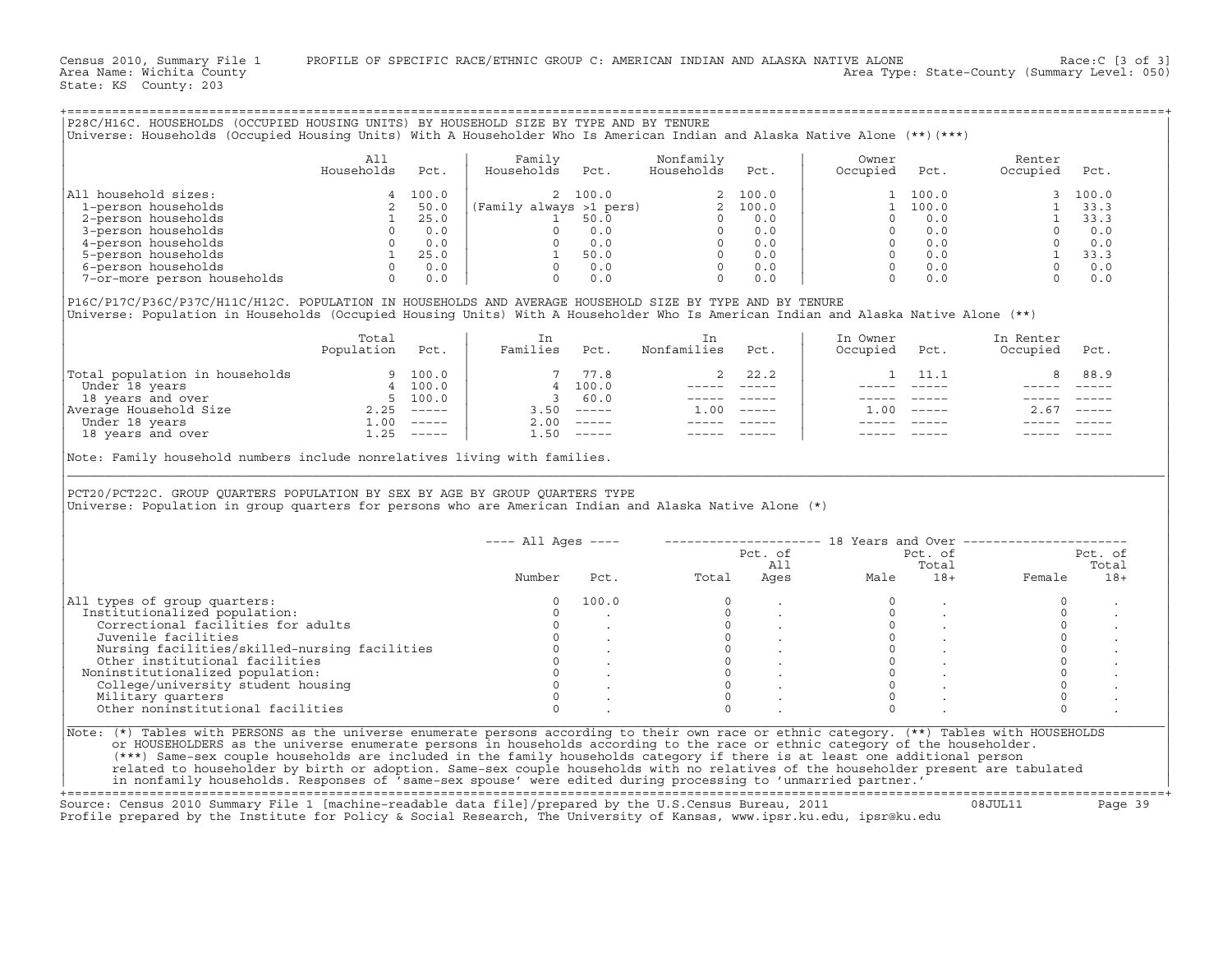Census 2010, Summary File 1 PROFILE OF SPECIFIC RACE/ETHNIC GROUP C: AMERICAN INDIAN AND ALASKA NATIVE ALONE Race:C [3 of 3]
Area Name: Wichita County Area Type: State-County (Summary Level: 050)
State: KS County: 203

## P28C/H16C. HOUSEHOLDS (OCCUPIED HOUSING UNITS) BY HOUSEHOLD SIZE BY TYPE AND BY TENURE

Universe: Households (Occupied Housing Units) With A Householder Who Is American Indian and Alaska Native Alone (**)(***)

| | All Households | Pct. | Family Households | Pct. | Nonfamily Households | Pct. | Owner Occupied | Pct. | Renter Occupied | Pct. |
|---|---|---|---|---|---|---|---|---|---|---|
| All household sizes: | 4 | 100.0 | 2 | 100.0 | 2 | 100.0 | 1 | 100.0 | 3 | 100.0 |
| 1-person households | 2 | 50.0 | (Family always >1 pers) | | 2 | 100.0 | 1 | 100.0 | 1 | 33.3 |
| 2-person households | 1 | 25.0 | 1 | 50.0 | 0 | 0.0 | 0 | 0.0 | 1 | 33.3 |
| 3-person households | 0 | 0.0 | 0 | 0.0 | 0 | 0.0 | 0 | 0.0 | 0 | 0.0 |
| 4-person households | 0 | 0.0 | 0 | 0.0 | 0 | 0.0 | 0 | 0.0 | 0 | 0.0 |
| 5-person households | 1 | 25.0 | 1 | 50.0 | 0 | 0.0 | 0 | 0.0 | 1 | 33.3 |
| 6-person households | 0 | 0.0 | 0 | 0.0 | 0 | 0.0 | 0 | 0.0 | 0 | 0.0 |
| 7-or-more person households | 0 | 0.0 | 0 | 0.0 | 0 | 0.0 | 0 | 0.0 | 0 | 0.0 |

## P16C/P17C/P36C/P37C/H11C/H12C. POPULATION IN HOUSEHOLDS AND AVERAGE HOUSEHOLD SIZE BY TYPE AND BY TENURE

Universe: Population in Households (Occupied Housing Units) With A Householder Who Is American Indian and Alaska Native Alone (**)

| | Total Population | Pct. | In Families | Pct. | In Nonfamilies | Pct. | In Owner Occupied | Pct. | In Renter Occupied | Pct. |
|---|---|---|---|---|---|---|---|---|---|---|
| Total population in households | 9 | 100.0 | 7 | 77.8 | 2 | 22.2 | 1 | 11.1 | 8 | 88.9 |
| Under 18 years | 4 | 100.0 | 4 | 100.0 | ----- | ----- | ----- | ----- | ----- | ----- |
| 18 years and over | 5 | 100.0 | 3 | 60.0 | ----- | ----- | ----- | ----- | ----- | ----- |
| Average Household Size | 2.25 | ----- | 3.50 | ----- | 1.00 | ----- | 1.00 | ----- | 2.67 | ----- |
| Under 18 years | 1.00 | ----- | 2.00 | ----- | ----- | ----- | ----- | ----- | ----- | ----- |
| 18 years and over | 1.25 | ----- | 1.50 | ----- | ----- | ----- | ----- | ----- | ----- | ----- |

Note: Family household numbers include nonrelatives living with families.

## PCT20/PCT22C. GROUP QUARTERS POPULATION BY SEX BY AGE BY GROUP QUARTERS TYPE

Universe: Population in group quarters for persons who are American Indian and Alaska Native Alone (*)

| | All Ages | | 18 Years and Over | | | | | |
|---|---|---|---|---|---|---|---|---|
| | Number | Pct. | Total | Pct. of All Ages | Male | Pct. of Total 18+ | Female | Pct. of Total 18+ |
| All types of group quarters: | 0 | 100.0 | 0 | . | 0 | . | 0 | . |
| Institutionalized population: | 0 | . | 0 | . | 0 | . | 0 | . |
| Correctional facilities for adults | 0 | . | 0 | . | 0 | . | 0 | . |
| Juvenile facilities | 0 | . | 0 | . | 0 | . | 0 | . |
| Nursing facilities/skilled-nursing facilities | 0 | . | 0 | . | 0 | . | 0 | . |
| Other institutional facilities | 0 | . | 0 | . | 0 | . | 0 | . |
| Noninstitutionalized population: | 0 | . | 0 | . | 0 | . | 0 | . |
| College/university student housing | 0 | . | 0 | . | 0 | . | 0 | . |
| Military quarters | 0 | . | 0 | . | 0 | . | 0 | . |
| Other noninstitutional facilities | 0 | . | 0 | . | 0 | . | 0 | . |

Note: (*) Tables with PERSONS as the universe enumerate persons according to their own race or ethnic category. (**) Tables with HOUSEHOLDS or HOUSEHOLDERS as the universe enumerate persons in households according to the race or ethnic category of the householder. (***) Same-sex couple households are included in the family households category if there is at least one additional person related to householder by birth or adoption. Same-sex couple households with no relatives of the householder present are tabulated in nonfamily households. Responses of 'same-sex spouse' were edited during processing to 'unmarried partner.'

Source: Census 2010 Summary File 1 [machine-readable data file]/prepared by the U.S.Census Bureau, 2011 08JUL11
Profile prepared by the Institute for Policy & Social Research, The University of Kansas, www.ipsr.ku.edu, ipsr@ku.edu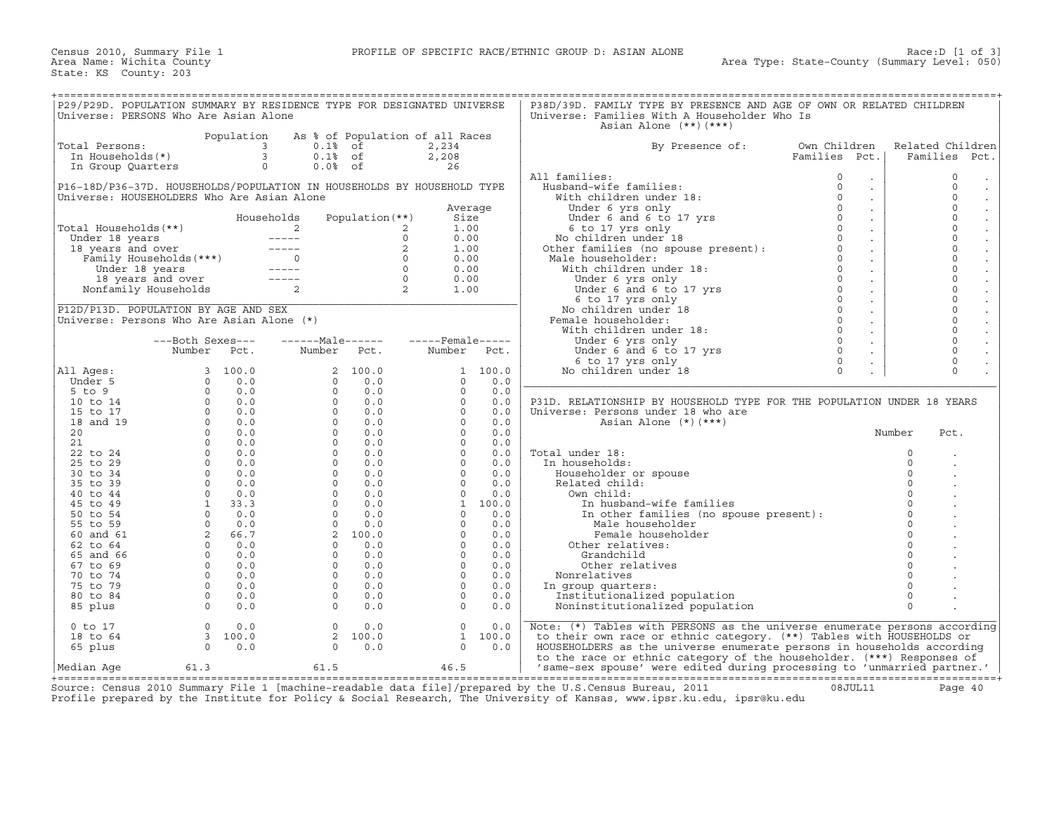Census 2010, Summary File 1 — PROFILE OF SPECIFIC RACE/ETHNIC GROUP D: ASIAN ALONE — Race:D [1 of 3]

Area Name: Wichita County — Area Type: State-County (Summary Level: 050)

State: KS County: 203

## P29/P29D. POPULATION SUMMARY BY RESIDENCE TYPE FOR DESIGNATED UNIVERSE

Universe: PERSONS Who Are Asian Alone

| | Population | As % of Population of all Races | |
|---|---|---|---|
| Total Persons: | 3 | 0.1% of | 2,234 |
| In Households(*) | 3 | 0.1% of | 2,208 |
| In Group Quarters | 0 | 0.0% of | 26 |

## P16-18D/P36-37D. HOUSEHOLDS/POPULATION IN HOUSEHOLDS BY HOUSEHOLD TYPE

Universe: HOUSEHOLDERS Who Are Asian Alone

| | Households | Population(**) | Average Size |
|---|---|---|---|
| Total Households(**) | 2 | 2 | 1.00 |
| Under 18 years | ----- | 0 | 0.00 |
| 18 years and over | ----- | 2 | 1.00 |
| Family Households(***) | 0 | 0 | 0.00 |
| Under 18 years | ----- | 0 | 0.00 |
| 18 years and over | ----- | 0 | 0.00 |
| Nonfamily Households | 2 | 2 | 1.00 |

## P12D/P13D. POPULATION BY AGE AND SEX

Universe: Persons Who Are Asian Alone (*)

| | Both Sexes Number | Both Sexes Pct. | Male Number | Male Pct. | Female Number | Female Pct. |
|---|---|---|---|---|---|---|
| All Ages: | 3 | 100.0 | 2 | 100.0 | 1 | 100.0 |
| Under 5 | 0 | 0.0 | 0 | 0.0 | 0 | 0.0 |
| 5 to 9 | 0 | 0.0 | 0 | 0.0 | 0 | 0.0 |
| 10 to 14 | 0 | 0.0 | 0 | 0.0 | 0 | 0.0 |
| 15 to 17 | 0 | 0.0 | 0 | 0.0 | 0 | 0.0 |
| 18 and 19 | 0 | 0.0 | 0 | 0.0 | 0 | 0.0 |
| 20 | 0 | 0.0 | 0 | 0.0 | 0 | 0.0 |
| 21 | 0 | 0.0 | 0 | 0.0 | 0 | 0.0 |
| 22 to 24 | 0 | 0.0 | 0 | 0.0 | 0 | 0.0 |
| 25 to 29 | 0 | 0.0 | 0 | 0.0 | 0 | 0.0 |
| 30 to 34 | 0 | 0.0 | 0 | 0.0 | 0 | 0.0 |
| 35 to 39 | 0 | 0.0 | 0 | 0.0 | 0 | 0.0 |
| 40 to 44 | 0 | 0.0 | 0 | 0.0 | 0 | 0.0 |
| 45 to 49 | 1 | 33.3 | 0 | 0.0 | 1 | 100.0 |
| 50 to 54 | 0 | 0.0 | 0 | 0.0 | 0 | 0.0 |
| 55 to 59 | 0 | 0.0 | 0 | 0.0 | 0 | 0.0 |
| 60 and 61 | 2 | 66.7 | 2 | 100.0 | 0 | 0.0 |
| 62 to 64 | 0 | 0.0 | 0 | 0.0 | 0 | 0.0 |
| 65 and 66 | 0 | 0.0 | 0 | 0.0 | 0 | 0.0 |
| 67 to 69 | 0 | 0.0 | 0 | 0.0 | 0 | 0.0 |
| 70 to 74 | 0 | 0.0 | 0 | 0.0 | 0 | 0.0 |
| 75 to 79 | 0 | 0.0 | 0 | 0.0 | 0 | 0.0 |
| 80 to 84 | 0 | 0.0 | 0 | 0.0 | 0 | 0.0 |
| 85 plus | 0 | 0.0 | 0 | 0.0 | 0 | 0.0 |
| 0 to 17 | 0 | 0.0 | 0 | 0.0 | 0 | 0.0 |
| 18 to 64 | 3 | 100.0 | 2 | 100.0 | 1 | 100.0 |
| 65 plus | 0 | 0.0 | 0 | 0.0 | 0 | 0.0 |
| Median Age | 61.3 | | 61.5 | | 46.5 | |

## P38D/39D. FAMILY TYPE BY PRESENCE AND AGE OF OWN OR RELATED CHILDREN

Universe: Families With A Householder Who Is Asian Alone (**)(***)

| By Presence of: | Own Children Families | Own Children Pct. | Related Children Families | Related Children Pct. |
|---|---|---|---|---|
| All families: | 0 | . | 0 | . |
| Husband-wife families: | 0 | . | 0 | . |
| With children under 18: | 0 | . | 0 | . |
| Under 6 yrs only | 0 | . | 0 | . |
| Under 6 and 6 to 17 yrs | 0 | . | 0 | . |
| 6 to 17 yrs only | 0 | . | 0 | . |
| No children under 18 | 0 | . | 0 | . |
| Other families (no spouse present): | 0 | . | 0 | . |
| Male householder: | 0 | . | 0 | . |
| With children under 18: | 0 | . | 0 | . |
| Under 6 yrs only | 0 | . | 0 | . |
| Under 6 and 6 to 17 yrs | 0 | . | 0 | . |
| 6 to 17 yrs only | 0 | . | 0 | . |
| No children under 18 | 0 | . | 0 | . |
| Female householder: | 0 | . | 0 | . |
| With children under 18: | 0 | . | 0 | . |
| Under 6 yrs only | 0 | . | 0 | . |
| Under 6 and 6 to 17 yrs | 0 | . | 0 | . |
| 6 to 17 yrs only | 0 | . | 0 | . |
| No children under 18 | 0 | . | 0 | . |

## P31D. RELATIONSHIP BY HOUSEHOLD TYPE FOR THE POPULATION UNDER 18 YEARS

Universe: Persons under 18 who are Asian Alone (*)(***)

| | Number | Pct. |
|---|---|---|
| Total under 18: | 0 | . |
| In households: | 0 | . |
| Householder or spouse | 0 | . |
| Related child: | 0 | . |
| Own child: | 0 | . |
| In husband-wife families | 0 | . |
| In other families (no spouse present): | 0 | . |
| Male householder | 0 | . |
| Female householder | 0 | . |
| Other relatives: | 0 | . |
| Grandchild | 0 | . |
| Other relatives | 0 | . |
| Nonrelatives | 0 | . |
| In group quarters: | 0 | . |
| Institutionalized population | 0 | . |
| Noninstitutionalized population | 0 | . |

Note: (*) Tables with PERSONS as the universe enumerate persons according to their own race or ethnic category. (**) Tables with HOUSEHOLDS or HOUSEHOLDERS as the universe enumerate persons in households according to the race or ethnic category of the householder. (***) Responses of 'same-sex spouse' were edited during processing to 'unmarried partner.'

Source: Census 2010 Summary File 1 [machine-readable data file]/prepared by the U.S.Census Bureau, 2011 08JUL11

Profile prepared by the Institute for Policy & Social Research, The University of Kansas, www.ipsr.ku.edu, ipsr@ku.edu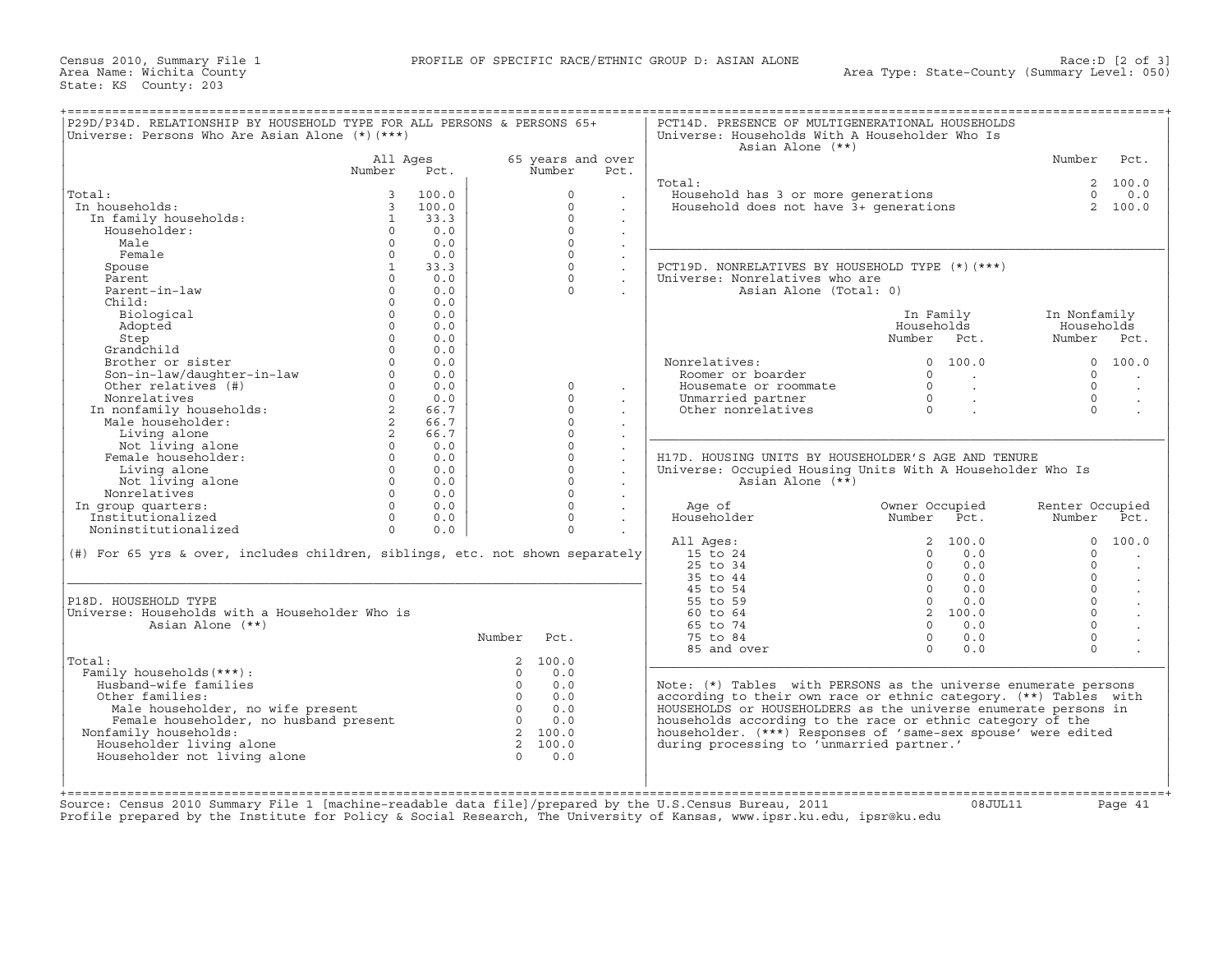Census 2010, Summary File 1 — PROFILE OF SPECIFIC RACE/ETHNIC GROUP D: ASIAN ALONE — Race:D [2 of 3]
Area Name: Wichita County — Area Type: State-County (Summary Level: 050)
State: KS County: 203

## P29D/P34D. RELATIONSHIP BY HOUSEHOLD TYPE FOR ALL PERSONS & PERSONS 65+
Universe: Persons Who Are Asian Alone (*)(***)

| | All Ages Number | All Ages Pct. | 65 years and over Number | 65 years and over Pct. |
|---|---|---|---|---|
| Total: | 3 | 100.0 | 0 | . |
| In households: | 3 | 100.0 | 0 | . |
| In family households: | 1 | 33.3 | 0 | . |
| Householder: | 0 | 0.0 | 0 | . |
| Male | 0 | 0.0 | 0 | . |
| Female | 0 | 0.0 | 0 | . |
| Spouse | 1 | 33.3 | 0 | . |
| Parent | 0 | 0.0 | 0 | . |
| Parent-in-law | 0 | 0.0 | 0 | . |
| Child: | 0 | 0.0 | | |
| Biological | 0 | 0.0 | | |
| Adopted | 0 | 0.0 | | |
| Step | 0 | 0.0 | | |
| Grandchild | 0 | 0.0 | | |
| Brother or sister | 0 | 0.0 | | |
| Son-in-law/daughter-in-law | 0 | 0.0 | | |
| Other relatives (#) | 0 | 0.0 | 0 | . |
| Nonrelatives | 0 | 0.0 | 0 | . |
| In nonfamily households: | 2 | 66.7 | 0 | . |
| Male householder: | 2 | 66.7 | 0 | . |
| Living alone | 2 | 66.7 | 0 | . |
| Not living alone | 0 | 0.0 | 0 | . |
| Female householder: | 0 | 0.0 | 0 | . |
| Living alone | 0 | 0.0 | 0 | . |
| Not living alone | 0 | 0.0 | 0 | . |
| Nonrelatives | 0 | 0.0 | 0 | . |
| In group quarters: | 0 | 0.0 | 0 | . |
| Institutionalized | 0 | 0.0 | 0 | . |
| Noninstitutionalized | 0 | 0.0 | 0 | . |

(#) For 65 yrs & over, includes children, siblings, etc. not shown separately

## P18D. HOUSEHOLD TYPE
Universe: Households with a Householder Who is Asian Alone (**)

| | Number | Pct. |
|---|---|---|
| Total: | 2 | 100.0 |
| Family households(***): | 0 | 0.0 |
| Husband-wife families | 0 | 0.0 |
| Other families: | 0 | 0.0 |
| Male householder, no wife present | 0 | 0.0 |
| Female householder, no husband present | 0 | 0.0 |
| Nonfamily households: | 2 | 100.0 |
| Householder living alone | 2 | 100.0 |
| Householder not living alone | 0 | 0.0 |

## PCT14D. PRESENCE OF MULTIGENERATIONAL HOUSEHOLDS
Universe: Households With A Householder Who Is Asian Alone (**)

| | Number | Pct. |
|---|---|---|
| Total: | 2 | 100.0 |
| Household has 3 or more generations | 0 | 0.0 |
| Household does not have 3+ generations | 2 | 100.0 |

## PCT19D. NONRELATIVES BY HOUSEHOLD TYPE (*)(***)
Universe: Nonrelatives who are Asian Alone (Total: 0)

| | In Family Households Number | In Family Households Pct. | In Nonfamily Households Number | In Nonfamily Households Pct. |
|---|---|---|---|---|
| Nonrelatives: | 0 | 100.0 | 0 | 100.0 |
| Roomer or boarder | 0 | . | 0 | . |
| Housemate or roommate | 0 | . | 0 | . |
| Unmarried partner | 0 | . | 0 | . |
| Other nonrelatives | 0 | . | 0 | . |

## H17D. HOUSING UNITS BY HOUSEHOLDER'S AGE AND TENURE
Universe: Occupied Housing Units With A Householder Who Is Asian Alone (**)

| Age of Householder | Owner Occupied Number | Owner Occupied Pct. | Renter Occupied Number | Renter Occupied Pct. |
|---|---|---|---|---|
| All Ages: | 2 | 100.0 | 0 | 100.0 |
| 15 to 24 | 0 | 0.0 | 0 | . |
| 25 to 34 | 0 | 0.0 | 0 | . |
| 35 to 44 | 0 | 0.0 | 0 | . |
| 45 to 54 | 0 | 0.0 | 0 | . |
| 55 to 59 | 0 | 0.0 | 0 | . |
| 60 to 64 | 2 | 100.0 | 0 | . |
| 65 to 74 | 0 | 0.0 | 0 | . |
| 75 to 84 | 0 | 0.0 | 0 | . |
| 85 and over | 0 | 0.0 | 0 | . |

Note: (*) Tables with PERSONS as the universe enumerate persons according to their own race or ethnic category. (**) Tables with HOUSEHOLDS or HOUSEHOLDERS as the universe enumerate persons in households according to the race or ethnic category of the householder. (***) Responses of 'same-sex spouse' were edited during processing to 'unmarried partner.'

Source: Census 2010 Summary File 1 [machine-readable data file]/prepared by the U.S.Census Bureau, 2011 08JUL11
Profile prepared by the Institute for Policy & Social Research, The University of Kansas, www.ipsr.ku.edu, ipsr@ku.edu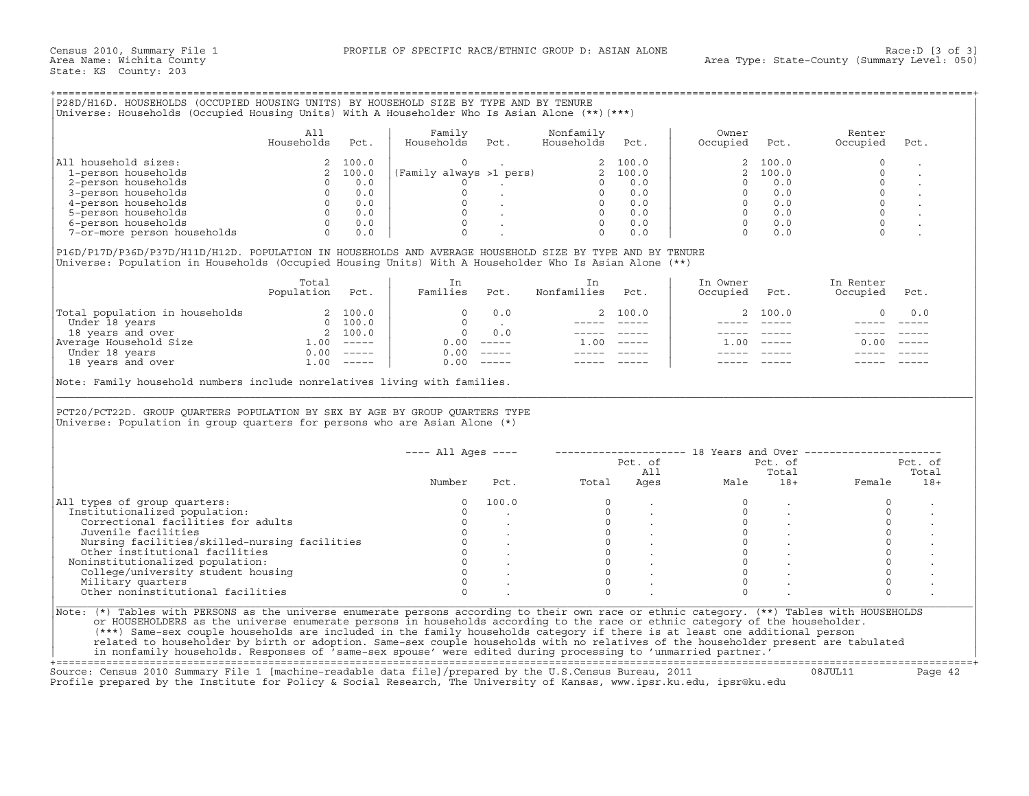Census 2010, Summary File 1 PROFILE OF SPECIFIC RACE/ETHNIC GROUP D: ASIAN ALONE Race:D [3 of 3]
Area Name: Wichita County Area Type: State-County (Summary Level: 050)
State: KS County: 203

## P28D/H16D. HOUSEHOLDS (OCCUPIED HOUSING UNITS) BY HOUSEHOLD SIZE BY TYPE AND BY TENURE

Universe: Households (Occupied Housing Units) With A Householder Who Is Asian Alone (**)(***)

| | All Households | Pct. | Family Households | Pct. | Nonfamily Households | Pct. | Owner Occupied | Pct. | Renter Occupied | Pct. |
|---|---|---|---|---|---|---|---|---|---|---|
| All household sizes: | 2 | 100.0 | 0 | . | 2 | 100.0 | 2 | 100.0 | 0 | . |
| 1-person households | 2 | 100.0 | (Family always >1 pers) | | 2 | 100.0 | 2 | 100.0 | 0 | . |
| 2-person households | 0 | 0.0 | 0 | . | 0 | 0.0 | 0 | 0.0 | 0 | . |
| 3-person households | 0 | 0.0 | 0 | . | 0 | 0.0 | 0 | 0.0 | 0 | . |
| 4-person households | 0 | 0.0 | 0 | . | 0 | 0.0 | 0 | 0.0 | 0 | . |
| 5-person households | 0 | 0.0 | 0 | . | 0 | 0.0 | 0 | 0.0 | 0 | . |
| 6-person households | 0 | 0.0 | 0 | . | 0 | 0.0 | 0 | 0.0 | 0 | . |
| 7-or-more person households | 0 | 0.0 | 0 | . | 0 | 0.0 | 0 | 0.0 | 0 | . |

## P16D/P17D/P36D/P37D/H11D/H12D. POPULATION IN HOUSEHOLDS AND AVERAGE HOUSEHOLD SIZE BY TYPE AND BY TENURE

Universe: Population in Households (Occupied Housing Units) With A Householder Who Is Asian Alone (**)

| | Total Population | Pct. | In Families | Pct. | In Nonfamilies | Pct. | In Owner Occupied | Pct. | In Renter Occupied | Pct. |
|---|---|---|---|---|---|---|---|---|---|---|
| Total population in households | 2 | 100.0 | 0 | 0.0 | 2 | 100.0 | 2 | 100.0 | 0 | 0.0 |
| Under 18 years | 0 | 100.0 | 0 | . | ----- | ----- | ----- | ----- | ----- | ----- |
| 18 years and over | 2 | 100.0 | 0 | 0.0 | ----- | ----- | ----- | ----- | ----- | ----- |
| Average Household Size | 1.00 | ----- | 0.00 | ----- | 1.00 | ----- | 1.00 | ----- | 0.00 | ----- |
| Under 18 years | 0.00 | ----- | 0.00 | ----- | ----- | ----- | ----- | ----- | ----- | ----- |
| 18 years and over | 1.00 | ----- | 0.00 | ----- | ----- | ----- | ----- | ----- | ----- | ----- |

Note: Family household numbers include nonrelatives living with families.

## PCT20/PCT22D. GROUP QUARTERS POPULATION BY SEX BY AGE BY GROUP QUARTERS TYPE

Universe: Population in group quarters for persons who are Asian Alone (*)

| | All Ages | | 18 Years and Over | | | | | |
|---|---|---|---|---|---|---|---|---|
| | Number | Pct. | Total | Pct. of All Ages | Male | Pct. of Total 18+ | Female | Pct. of Total 18+ |
| All types of group quarters: | 0 | 100.0 | 0 | . | 0 | . | 0 | . |
| Institutionalized population: | 0 | . | 0 | . | 0 | . | 0 | . |
| Correctional facilities for adults | 0 | . | 0 | . | 0 | . | 0 | . |
| Juvenile facilities | 0 | . | 0 | . | 0 | . | 0 | . |
| Nursing facilities/skilled-nursing facilities | 0 | . | 0 | . | 0 | . | 0 | . |
| Other institutional facilities | 0 | . | 0 | . | 0 | . | 0 | . |
| Noninstitutionalized population: | 0 | . | 0 | . | 0 | . | 0 | . |
| College/university student housing | 0 | . | 0 | . | 0 | . | 0 | . |
| Military quarters | 0 | . | 0 | . | 0 | . | 0 | . |
| Other noninstitutional facilities | 0 | . | 0 | . | 0 | . | 0 | . |

Note: (*) Tables with PERSONS as the universe enumerate persons according to their own race or ethnic category. (**) Tables with HOUSEHOLDS or HOUSEHOLDERS as the universe enumerate persons in households according to the race or ethnic category of the householder. (***) Same-sex couple households are included in the family households category if there is at least one additional person related to householder by birth or adoption. Same-sex couple households with no relatives of the householder present are tabulated in nonfamily households. Responses of 'same-sex spouse' were edited during processing to 'unmarried partner.'

Source: Census 2010 Summary File 1 [machine-readable data file]/prepared by the U.S.Census Bureau, 2011 08JUL11
Profile prepared by the Institute for Policy & Social Research, The University of Kansas, www.ipsr.ku.edu, ipsr@ku.edu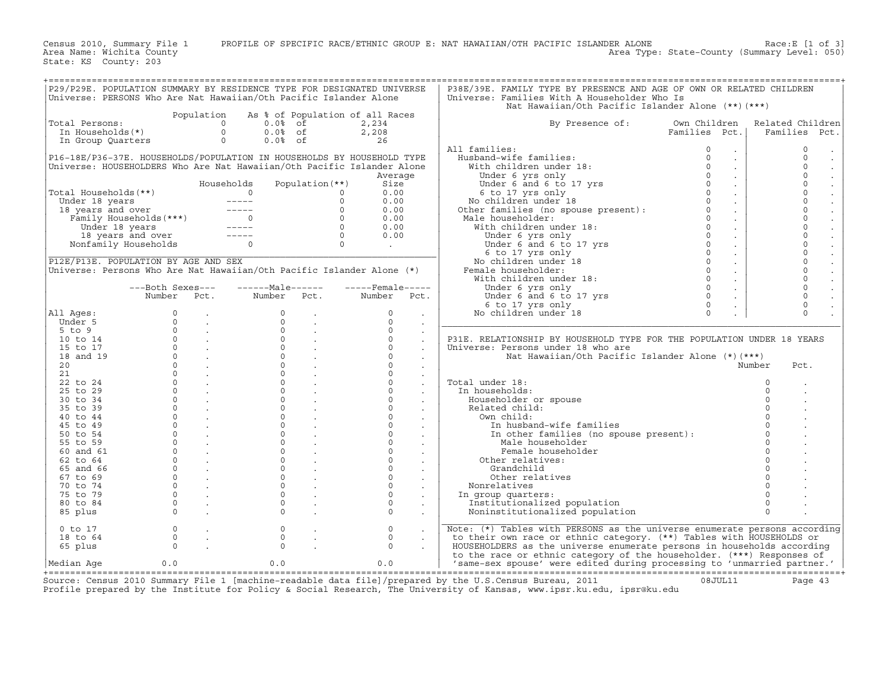Census 2010, Summary File 1 PROFILE OF SPECIFIC RACE/ETHNIC GROUP E: NAT HAWAIIAN/OTH PACIFIC ISLANDER ALONE Race:E [1 of 3]
Area Name: Wichita County Area Type: State-County (Summary Level: 050)
State: KS County: 203

## P29/P29E. POPULATION SUMMARY BY RESIDENCE TYPE FOR DESIGNATED UNIVERSE
Universe: PERSONS Who Are Nat Hawaiian/Oth Pacific Islander Alone

| | Population | As % of Population of all Races | |
|---|---|---|---|
| Total Persons: | 0 | 0.0% of | 2,234 |
| In Households(*) | 0 | 0.0% of | 2,208 |
| In Group Quarters | 0 | 0.0% of | 26 |

## P16-18E/P36-37E. HOUSEHOLDS/POPULATION IN HOUSEHOLDS BY HOUSEHOLD TYPE
Universe: HOUSEHOLDERS Who Are Nat Hawaiian/Oth Pacific Islander Alone

| | Households | Population(**) | Average Size |
|---|---|---|---|
| Total Households(**) | 0 | 0 | 0.00 |
| Under 18 years | ----- | 0 | 0.00 |
| 18 years and over | ----- | 0 | 0.00 |
| Family Households(***) | 0 | 0 | 0.00 |
| Under 18 years | ----- | 0 | 0.00 |
| 18 years and over | ----- | 0 | 0.00 |
| Nonfamily Households | 0 | 0 | . |

## P12E/P13E. POPULATION BY AGE AND SEX
Universe: Persons Who Are Nat Hawaiian/Oth Pacific Islander Alone (*)

| | Both Sexes Number | Both Sexes Pct. | Male Number | Male Pct. | Female Number | Female Pct. |
|---|---|---|---|---|---|---|
| All Ages: | 0 | . | 0 | . | 0 | . |
| Under 5 | 0 | . | 0 | . | 0 | . |
| 5 to 9 | 0 | . | 0 | . | 0 | . |
| 10 to 14 | 0 | . | 0 | . | 0 | . |
| 15 to 17 | 0 | . | 0 | . | 0 | . |
| 18 and 19 | 0 | . | 0 | . | 0 | . |
| 20 | 0 | . | 0 | . | 0 | . |
| 21 | 0 | . | 0 | . | 0 | . |
| 22 to 24 | 0 | . | 0 | . | 0 | . |
| 25 to 29 | 0 | . | 0 | . | 0 | . |
| 30 to 34 | 0 | . | 0 | . | 0 | . |
| 35 to 39 | 0 | . | 0 | . | 0 | . |
| 40 to 44 | 0 | . | 0 | . | 0 | . |
| 45 to 49 | 0 | . | 0 | . | 0 | . |
| 50 to 54 | 0 | . | 0 | . | 0 | . |
| 55 to 59 | 0 | . | 0 | . | 0 | . |
| 60 and 61 | 0 | . | 0 | . | 0 | . |
| 62 to 64 | 0 | . | 0 | . | 0 | . |
| 65 and 66 | 0 | . | 0 | . | 0 | . |
| 67 to 69 | 0 | . | 0 | . | 0 | . |
| 70 to 74 | 0 | . | 0 | . | 0 | . |
| 75 to 79 | 0 | . | 0 | . | 0 | . |
| 80 to 84 | 0 | . | 0 | . | 0 | . |
| 85 plus | 0 | . | 0 | . | 0 | . |
| 0 to 17 | 0 | . | 0 | . | 0 | . |
| 18 to 64 | 0 | . | 0 | . | 0 | . |
| 65 plus | 0 | . | 0 | . | 0 | . |
| Median Age | 0.0 | | 0.0 | | 0.0 | |

## P38E/39E. FAMILY TYPE BY PRESENCE AND AGE OF OWN OR RELATED CHILDREN
Universe: Families With A Householder Who Is Nat Hawaiian/Oth Pacific Islander Alone (**)(***)

| By Presence of: | Own Children Families | Own Children Pct. | Related Children Families | Related Children Pct. |
|---|---|---|---|---|
| All families: | 0 | . | 0 | . |
| Husband-wife families: | 0 | . | 0 | . |
| With children under 18: | 0 | . | 0 | . |
| Under 6 yrs only | 0 | . | 0 | . |
| Under 6 and 6 to 17 yrs | 0 | . | 0 | . |
| 6 to 17 yrs only | 0 | . | 0 | . |
| No children under 18 | 0 | . | 0 | . |
| Other families (no spouse present): | 0 | . | 0 | . |
| Male householder: | 0 | . | 0 | . |
| With children under 18: | 0 | . | 0 | . |
| Under 6 yrs only | 0 | . | 0 | . |
| Under 6 and 6 to 17 yrs | 0 | . | 0 | . |
| 6 to 17 yrs only | 0 | . | 0 | . |
| No children under 18 | 0 | . | 0 | . |
| Female householder: | 0 | . | 0 | . |
| With children under 18: | 0 | . | 0 | . |
| Under 6 yrs only | 0 | . | 0 | . |
| Under 6 and 6 to 17 yrs | 0 | . | 0 | . |
| 6 to 17 yrs only | 0 | . | 0 | . |
| No children under 18 | 0 | . | 0 | . |

## P31E. RELATIONSHIP BY HOUSEHOLD TYPE FOR THE POPULATION UNDER 18 YEARS
Universe: Persons under 18 who are Nat Hawaiian/Oth Pacific Islander Alone (*)(***)

| | Number | Pct. |
|---|---|---|
| Total under 18: | 0 | . |
| In households: | 0 | . |
| Householder or spouse | 0 | . |
| Related child: | 0 | . |
| Own child: | 0 | . |
| In husband-wife families | 0 | . |
| In other families (no spouse present): | 0 | . |
| Male householder | 0 | . |
| Female householder | 0 | . |
| Other relatives: | 0 | . |
| Grandchild | 0 | . |
| Other relatives | 0 | . |
| Nonrelatives | 0 | . |
| In group quarters: | 0 | . |
| Institutionalized population | 0 | . |
| Noninstitutionalized population | 0 | . |

Note: (*) Tables with PERSONS as the universe enumerate persons according to their own race or ethnic category. (**) Tables with HOUSEHOLDS or HOUSEHOLDERS as the universe enumerate persons in households according to the race or ethnic category of the householder. (***) Responses of 'same-sex spouse' were edited during processing to 'unmarried partner.'

Source: Census 2010 Summary File 1 [machine-readable data file]/prepared by the U.S.Census Bureau, 2011 08JUL11
Profile prepared by the Institute for Policy & Social Research, The University of Kansas, www.ipsr.ku.edu, ipsr@ku.edu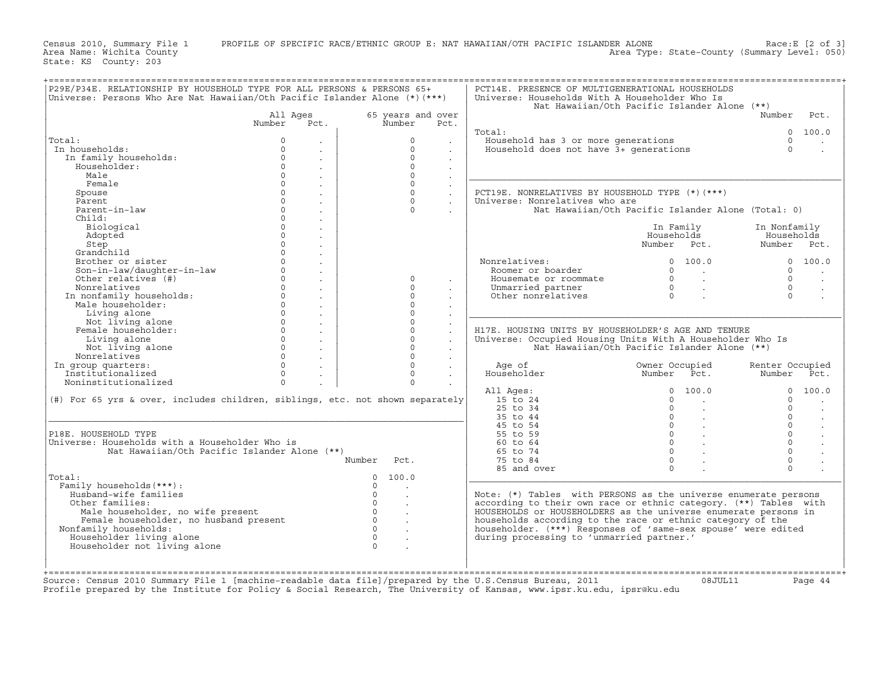Census 2010, Summary File 1 PROFILE OF SPECIFIC RACE/ETHNIC GROUP E: NAT HAWAIIAN/OTH PACIFIC ISLANDER ALONE Race:E [2 of 3]
Area Name: Wichita County Area Type: State-County (Summary Level: 050)
State: KS County: 203

## P29E/P34E. RELATIONSHIP BY HOUSEHOLD TYPE FOR ALL PERSONS & PERSONS 65+

Universe: Persons Who Are Nat Hawaiian/Oth Pacific Islander Alone (*)(***)

| | All Ages Number | All Ages Pct. | 65 years and over Number | 65 years and over Pct. |
|---|---|---|---|---|
| Total: | 0 | . | 0 | . |
| In households: | 0 | . | 0 | . |
| In family households: | 0 | . | 0 | . |
| Householder: | 0 | . | 0 | . |
| Male | 0 | . | 0 | . |
| Female | 0 | . | 0 | . |
| Spouse | 0 | . | 0 | . |
| Parent | 0 | . | 0 | . |
| Parent-in-law | 0 | . | 0 | . |
| Child: | 0 | . | | |
| Biological | 0 | . | | |
| Adopted | 0 | . | | |
| Step | 0 | . | | |
| Grandchild | 0 | . | | |
| Brother or sister | 0 | . | | |
| Son-in-law/daughter-in-law | 0 | . | | |
| Other relatives (#) | 0 | . | 0 | . |
| Nonrelatives | 0 | . | 0 | . |
| In nonfamily households: | 0 | . | 0 | . |
| Male householder: | 0 | . | 0 | . |
| Living alone | 0 | . | 0 | . |
| Not living alone | 0 | . | 0 | . |
| Female householder: | 0 | . | 0 | . |
| Living alone | 0 | . | 0 | . |
| Not living alone | 0 | . | 0 | . |
| Nonrelatives | 0 | . | 0 | . |
| In group quarters: | 0 | . | 0 | . |
| Institutionalized | 0 | . | 0 | . |
| Noninstitutionalized | 0 | . | 0 | . |

(#) For 65 yrs & over, includes children, siblings, etc. not shown separately

## P18E. HOUSEHOLD TYPE

Universe: Households with a Householder Who is Nat Hawaiian/Oth Pacific Islander Alone (**)

| | Number | Pct. |
|---|---|---|
| Total: | 0 | 100.0 |
| Family households(***): | 0 | . |
| Husband-wife families | 0 | . |
| Other families: | 0 | . |
| Male householder, no wife present | 0 | . |
| Female householder, no husband present | 0 | . |
| Nonfamily households: | 0 | . |
| Householder living alone | 0 | . |
| Householder not living alone | 0 | . |

## PCT14E. PRESENCE OF MULTIGENERATIONAL HOUSEHOLDS

Universe: Households With A Householder Who Is Nat Hawaiian/Oth Pacific Islander Alone (**)

| | Number | Pct. |
|---|---|---|
| Total: | 0 | 100.0 |
| Household has 3 or more generations | 0 | . |
| Household does not have 3+ generations | 0 | . |

## PCT19E. NONRELATIVES BY HOUSEHOLD TYPE (*)(***)

Universe: Nonrelatives who are Nat Hawaiian/Oth Pacific Islander Alone (Total: 0)

| | In Family Households Number | In Family Households Pct. | In Nonfamily Households Number | In Nonfamily Households Pct. |
|---|---|---|---|---|
| Nonrelatives: | 0 | 100.0 | 0 | 100.0 |
| Roomer or boarder | 0 | . | 0 | . |
| Housemate or roommate | 0 | . | 0 | . |
| Unmarried partner | 0 | . | 0 | . |
| Other nonrelatives | 0 | . | 0 | . |

## H17E. HOUSING UNITS BY HOUSEHOLDER'S AGE AND TENURE

Universe: Occupied Housing Units With A Householder Who Is Nat Hawaiian/Oth Pacific Islander Alone (**)

| Age of Householder | Owner Occupied Number | Owner Occupied Pct. | Renter Occupied Number | Renter Occupied Pct. |
|---|---|---|---|---|
| All Ages: | 0 | 100.0 | 0 | 100.0 |
| 15 to 24 | 0 | . | 0 | . |
| 25 to 34 | 0 | . | 0 | . |
| 35 to 44 | 0 | . | 0 | . |
| 45 to 54 | 0 | . | 0 | . |
| 55 to 59 | 0 | . | 0 | . |
| 60 to 64 | 0 | . | 0 | . |
| 65 to 74 | 0 | . | 0 | . |
| 75 to 84 | 0 | . | 0 | . |
| 85 and over | 0 | . | 0 | . |

Note: (*) Tables with PERSONS as the universe enumerate persons according to their own race or ethnic category. (**) Tables with HOUSEHOLDS or HOUSEHOLDERS as the universe enumerate persons in households according to the race or ethnic category of the householder. (***) Responses of 'same-sex spouse' were edited during processing to 'unmarried partner.'

Source: Census 2010 Summary File 1 [machine-readable data file]/prepared by the U.S.Census Bureau, 2011 08JUL11
Profile prepared by the Institute for Policy & Social Research, The University of Kansas, www.ipsr.ku.edu, ipsr@ku.edu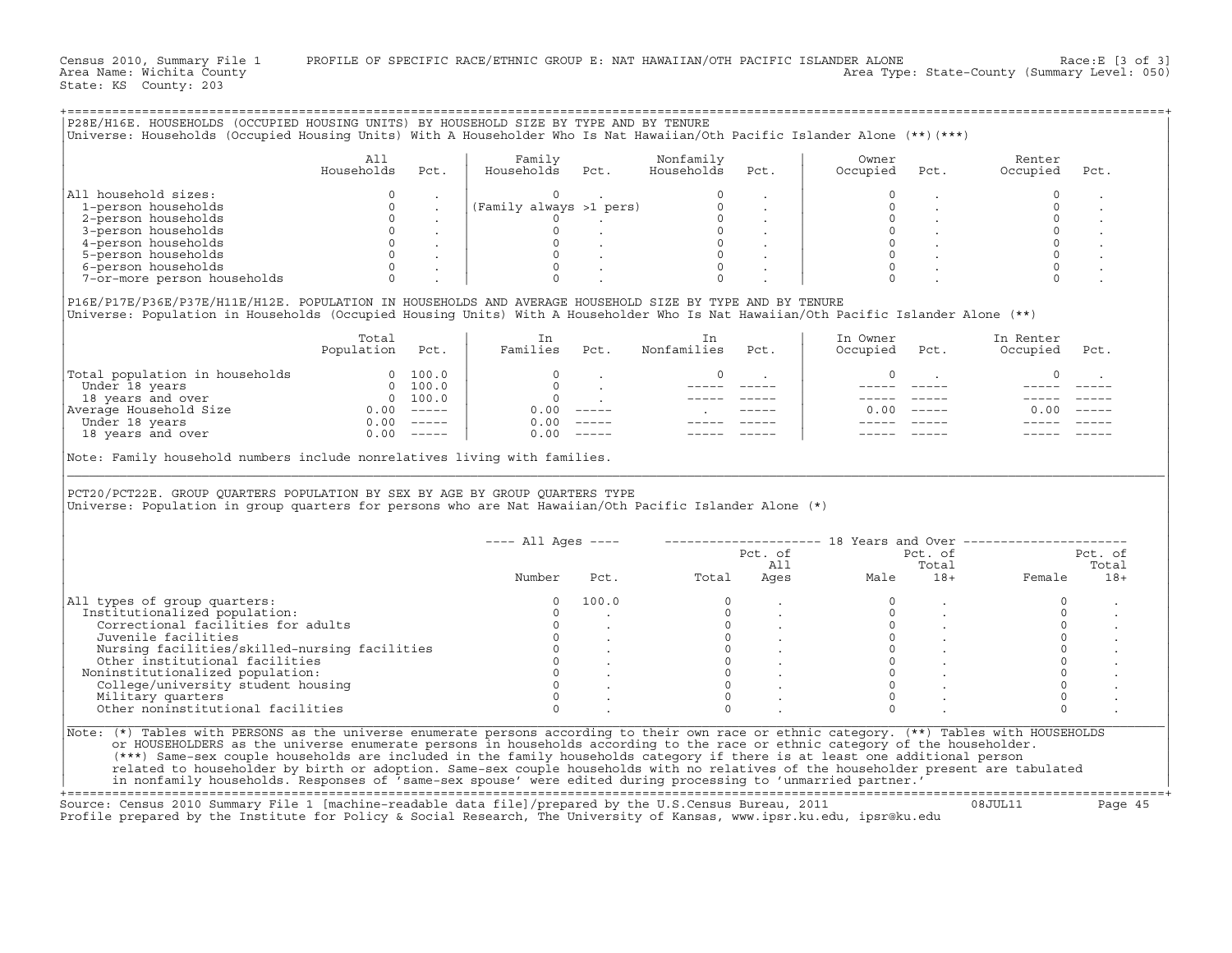Census 2010, Summary File 1 PROFILE OF SPECIFIC RACE/ETHNIC GROUP E: NAT HAWAIIAN/OTH PACIFIC ISLANDER ALONE Race:E [3 of 3]
Area Name: Wichita County Area Type: State-County (Summary Level: 050)
State: KS County: 203

## P28E/H16E. HOUSEHOLDS (OCCUPIED HOUSING UNITS) BY HOUSEHOLD SIZE BY TYPE AND BY TENURE

Universe: Households (Occupied Housing Units) With A Householder Who Is Nat Hawaiian/Oth Pacific Islander Alone (**)(***)

| | All Households | Pct. | Family Households | Pct. | Nonfamily Households | Pct. | Owner Occupied | Pct. | Renter Occupied | Pct. |
|---|---|---|---|---|---|---|---|---|---|---|
| All household sizes: | 0 | . | 0 | . | 0 | . | 0 | . | 0 | . |
| 1-person households | 0 | . | (Family always >1 pers) | | 0 | . | 0 | . | 0 | . |
| 2-person households | 0 | . | 0 | . | 0 | . | 0 | . | 0 | . |
| 3-person households | 0 | . | 0 | . | 0 | . | 0 | . | 0 | . |
| 4-person households | 0 | . | 0 | . | 0 | . | 0 | . | 0 | . |
| 5-person households | 0 | . | 0 | . | 0 | . | 0 | . | 0 | . |
| 6-person households | 0 | . | 0 | . | 0 | . | 0 | . | 0 | . |
| 7-or-more person households | 0 | . | 0 | . | 0 | . | 0 | . | 0 | . |

## P16E/P17E/P36E/P37E/H11E/H12E. POPULATION IN HOUSEHOLDS AND AVERAGE HOUSEHOLD SIZE BY TYPE AND BY TENURE

Universe: Population in Households (Occupied Housing Units) With A Householder Who Is Nat Hawaiian/Oth Pacific Islander Alone (**)

| | Total Population | Pct. | In Families | Pct. | In Nonfamilies | Pct. | In Owner Occupied | Pct. | In Renter Occupied | Pct. |
|---|---|---|---|---|---|---|---|---|---|---|
| Total population in households | 0 | 100.0 | 0 | . | 0 | . | 0 | . | 0 | . |
| Under 18 years | 0 | 100.0 | 0 | . | ----- | ----- | ----- | ----- | ----- | ----- |
| 18 years and over | 0 | 100.0 | 0 | . | ----- | ----- | ----- | ----- | ----- | ----- |
| Average Household Size | 0.00 | ----- | 0.00 | ----- | . | ----- | 0.00 | ----- | 0.00 | ----- |
| Under 18 years | 0.00 | ----- | 0.00 | ----- | ----- | ----- | ----- | ----- | ----- | ----- |
| 18 years and over | 0.00 | ----- | 0.00 | ----- | ----- | ----- | ----- | ----- | ----- | ----- |

Note: Family household numbers include nonrelatives living with families.

## PCT20/PCT22E. GROUP QUARTERS POPULATION BY SEX BY AGE BY GROUP QUARTERS TYPE

Universe: Population in group quarters for persons who are Nat Hawaiian/Oth Pacific Islander Alone (*)

| | All Ages | | 18 Years and Over | | | | | |
|---|---|---|---|---|---|---|---|---|
| | Number | Pct. | Total | Pct. of All Ages | Male | Pct. of Total 18+ | Female | Pct. of Total 18+ |
| All types of group quarters: | 0 | 100.0 | 0 | . | 0 | . | 0 | . |
| Institutionalized population: | 0 | . | 0 | . | 0 | . | 0 | . |
| Correctional facilities for adults | 0 | . | 0 | . | 0 | . | 0 | . |
| Juvenile facilities | 0 | . | 0 | . | 0 | . | 0 | . |
| Nursing facilities/skilled-nursing facilities | 0 | . | 0 | . | 0 | . | 0 | . |
| Other institutional facilities | 0 | . | 0 | . | 0 | . | 0 | . |
| Noninstitutionalized population: | 0 | . | 0 | . | 0 | . | 0 | . |
| College/university student housing | 0 | . | 0 | . | 0 | . | 0 | . |
| Military quarters | 0 | . | 0 | . | 0 | . | 0 | . |
| Other noninstitutional facilities | 0 | . | 0 | . | 0 | . | 0 | . |

Note: (*) Tables with PERSONS as the universe enumerate persons according to their own race or ethnic category. (**) Tables with HOUSEHOLDS or HOUSEHOLDERS as the universe enumerate persons in households according to the race or ethnic category of the householder. (***) Same-sex couple households are included in the family households category if there is at least one additional person related to householder by birth or adoption. Same-sex couple households with no relatives of the householder present are tabulated in nonfamily households. Responses of 'same-sex spouse' were edited during processing to 'unmarried partner.'

Source: Census 2010 Summary File 1 [machine-readable data file]/prepared by the U.S.Census Bureau, 2011 08JUL11
Profile prepared by the Institute for Policy & Social Research, The University of Kansas, www.ipsr.ku.edu, ipsr@ku.edu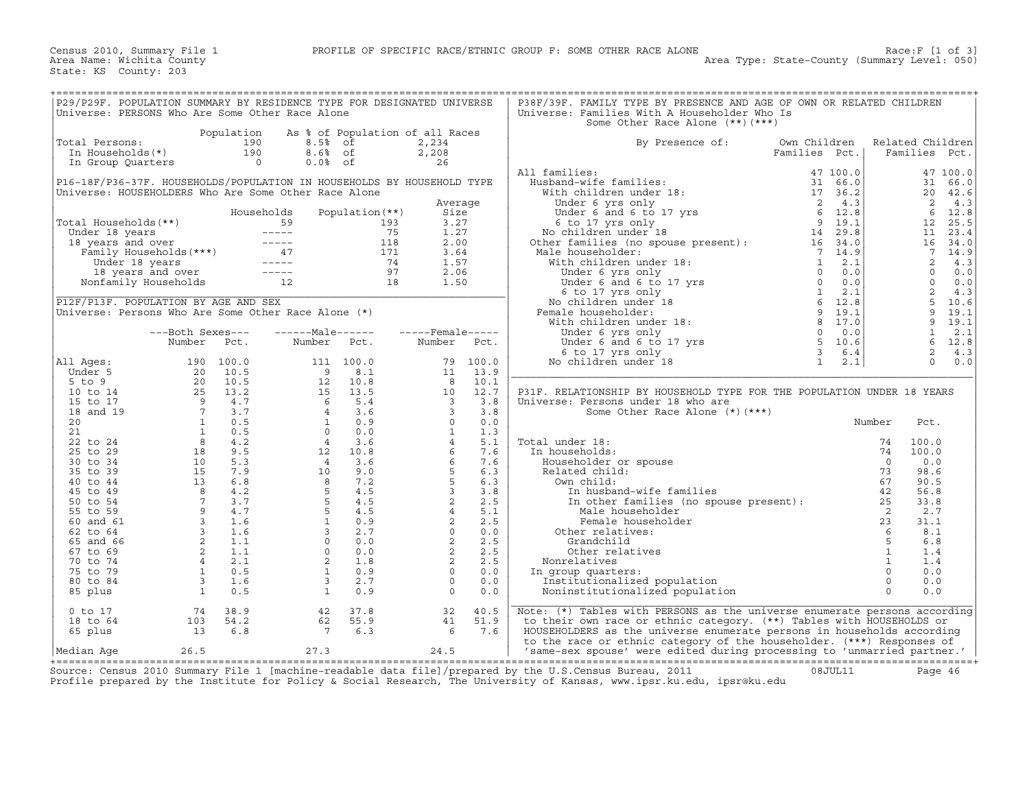Census 2010, Summary File 1 — PROFILE OF SPECIFIC RACE/ETHNIC GROUP F: SOME OTHER RACE ALONE — Race:F [1 of 3]

Area Name: Wichita County — Area Type: State-County (Summary Level: 050)

State: KS County: 203

## P29/P29F. POPULATION SUMMARY BY RESIDENCE TYPE FOR DESIGNATED UNIVERSE

Universe: PERSONS Who Are Some Other Race Alone

| | Population | As % of Population of all Races | |
|---|---|---|---|
| Total Persons: | 190 | 8.5% of | 2,234 |
| In Households(*) | 190 | 8.6% of | 2,208 |
| In Group Quarters | 0 | 0.0% of | 26 |

## P16-18F/P36-37F. HOUSEHOLDS/POPULATION IN HOUSEHOLDS BY HOUSEHOLD TYPE

Universe: HOUSEHOLDERS Who Are Some Other Race Alone

| | Households | Population(**) | Average Size |
|---|---|---|---|
| Total Households(**) | 59 | 193 | 3.27 |
| Under 18 years | ----- | 75 | 1.27 |
| 18 years and over | ----- | 118 | 2.00 |
| Family Households(***) | 47 | 171 | 3.64 |
| Under 18 years | ----- | 74 | 1.57 |
| 18 years and over | ----- | 97 | 2.06 |
| Nonfamily Households | 12 | 18 | 1.50 |

## P12F/P13F. POPULATION BY AGE AND SEX

Universe: Persons Who Are Some Other Race Alone (*)

| | Both Sexes Number | Both Sexes Pct. | Male Number | Male Pct. | Female Number | Female Pct. |
|---|---|---|---|---|---|---|
| All Ages: | 190 | 100.0 | 111 | 100.0 | 79 | 100.0 |
| Under 5 | 20 | 10.5 | 9 | 8.1 | 11 | 13.9 |
| 5 to 9 | 20 | 10.5 | 12 | 10.8 | 8 | 10.1 |
| 10 to 14 | 25 | 13.2 | 15 | 13.5 | 10 | 12.7 |
| 15 to 17 | 9 | 4.7 | 6 | 5.4 | 3 | 3.8 |
| 18 and 19 | 7 | 3.7 | 4 | 3.6 | 3 | 3.8 |
| 20 | 1 | 0.5 | 1 | 0.9 | 0 | 0.0 |
| 21 | 1 | 0.5 | 0 | 0.0 | 1 | 1.3 |
| 22 to 24 | 8 | 4.2 | 4 | 3.6 | 4 | 5.1 |
| 25 to 29 | 18 | 9.5 | 12 | 10.8 | 6 | 7.6 |
| 30 to 34 | 10 | 5.3 | 4 | 3.6 | 6 | 7.6 |
| 35 to 39 | 15 | 7.9 | 10 | 9.0 | 5 | 6.3 |
| 40 to 44 | 13 | 6.8 | 8 | 7.2 | 5 | 6.3 |
| 45 to 49 | 8 | 4.2 | 5 | 4.5 | 3 | 3.8 |
| 50 to 54 | 7 | 3.7 | 5 | 4.5 | 2 | 2.5 |
| 55 to 59 | 9 | 4.7 | 5 | 4.5 | 4 | 5.1 |
| 60 and 61 | 3 | 1.6 | 1 | 0.9 | 2 | 2.5 |
| 62 to 64 | 3 | 1.6 | 3 | 2.7 | 0 | 0.0 |
| 65 and 66 | 2 | 1.1 | 0 | 0.0 | 2 | 2.5 |
| 67 to 69 | 2 | 1.1 | 0 | 0.0 | 2 | 2.5 |
| 70 to 74 | 4 | 2.1 | 2 | 1.8 | 2 | 2.5 |
| 75 to 79 | 1 | 0.5 | 1 | 0.9 | 0 | 0.0 |
| 80 to 84 | 3 | 1.6 | 3 | 2.7 | 0 | 0.0 |
| 85 plus | 1 | 0.5 | 1 | 0.9 | 0 | 0.0 |
| 0 to 17 | 74 | 38.9 | 42 | 37.8 | 32 | 40.5 |
| 18 to 64 | 103 | 54.2 | 62 | 55.9 | 41 | 51.9 |
| 65 plus | 13 | 6.8 | 7 | 6.3 | 6 | 7.6 |
| Median Age | 26.5 | | 27.3 | | 24.5 | |

## P38F/39F. FAMILY TYPE BY PRESENCE AND AGE OF OWN OR RELATED CHILDREN

Universe: Families With A Householder Who Is Some Other Race Alone (**)(***)

| By Presence of: | Own Children Families | Own Children Pct. | Related Children Families | Related Children Pct. |
|---|---|---|---|---|
| All families: | 47 | 100.0 | 47 | 100.0 |
| Husband-wife families: | 31 | 66.0 | 31 | 66.0 |
| With children under 18: | 17 | 36.2 | 20 | 42.6 |
| Under 6 yrs only | 2 | 4.3 | 2 | 4.3 |
| Under 6 and 6 to 17 yrs | 6 | 12.8 | 6 | 12.8 |
| 6 to 17 yrs only | 9 | 19.1 | 12 | 25.5 |
| No children under 18 | 14 | 29.8 | 11 | 23.4 |
| Other families (no spouse present): | 16 | 34.0 | 16 | 34.0 |
| Male householder: | 7 | 14.9 | 7 | 14.9 |
| With children under 18: | 1 | 2.1 | 2 | 4.3 |
| Under 6 yrs only | 0 | 0.0 | 0 | 0.0 |
| Under 6 and 6 to 17 yrs | 0 | 0.0 | 0 | 0.0 |
| 6 to 17 yrs only | 1 | 2.1 | 2 | 4.3 |
| No children under 18 | 6 | 12.8 | 5 | 10.6 |
| Female householder: | 9 | 19.1 | 9 | 19.1 |
| With children under 18: | 8 | 17.0 | 9 | 19.1 |
| Under 6 yrs only | 0 | 0.0 | 1 | 2.1 |
| Under 6 and 6 to 17 yrs | 5 | 10.6 | 6 | 12.8 |
| 6 to 17 yrs only | 3 | 6.4 | 2 | 4.3 |
| No children under 18 | 1 | 2.1 | 0 | 0.0 |

## P31F. RELATIONSHIP BY HOUSEHOLD TYPE FOR THE POPULATION UNDER 18 YEARS

Universe: Persons under 18 who are Some Other Race Alone (*)(***)

| | Number | Pct. |
|---|---|---|
| Total under 18: | 74 | 100.0 |
| In households: | 74 | 100.0 |
| Householder or spouse | 0 | 0.0 |
| Related child: | 73 | 98.6 |
| Own child: | 67 | 90.5 |
| In husband-wife families | 42 | 56.8 |
| In other families (no spouse present): | 25 | 33.8 |
| Male householder | 2 | 2.7 |
| Female householder | 23 | 31.1 |
| Other relatives: | 6 | 8.1 |
| Grandchild | 5 | 6.8 |
| Other relatives | 1 | 1.4 |
| Nonrelatives | 1 | 1.4 |
| In group quarters: | 0 | 0.0 |
| Institutionalized population | 0 | 0.0 |
| Noninstitutionalized population | 0 | 0.0 |

Note: (*) Tables with PERSONS as the universe enumerate persons according to their own race or ethnic category. (**) Tables with HOUSEHOLDS or HOUSEHOLDERS as the universe enumerate persons in households according to the race or ethnic category of the householder. (***) Responses of 'same-sex spouse' were edited during processing to 'unmarried partner.'

Source: Census 2010 Summary File 1 [machine-readable data file]/prepared by the U.S.Census Bureau, 2011 08JUL11

Profile prepared by the Institute for Policy & Social Research, The University of Kansas, www.ipsr.ku.edu, ipsr@ku.edu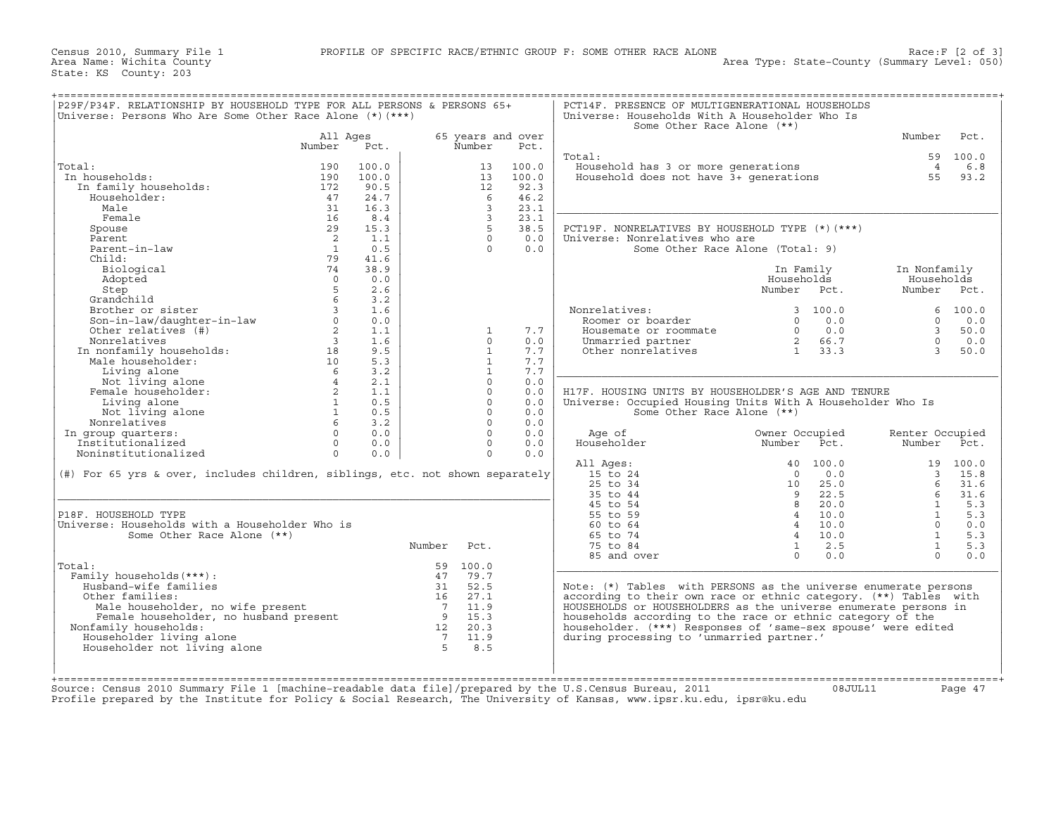Census 2010, Summary File 1 — PROFILE OF SPECIFIC RACE/ETHNIC GROUP F: SOME OTHER RACE ALONE — Race:F [2 of 3]
Area Name: Wichita County — Area Type: State-County (Summary Level: 050)
State: KS County: 203

## P29F/P34F. RELATIONSHIP BY HOUSEHOLD TYPE FOR ALL PERSONS & PERSONS 65+

Universe: Persons Who Are Some Other Race Alone (*)(***)

| | All Ages Number | All Ages Pct. | 65 years and over Number | 65 years and over Pct. |
|---|---|---|---|---|
| Total: | 190 | 100.0 | 13 | 100.0 |
| In households: | 190 | 100.0 | 13 | 100.0 |
| In family households: | 172 | 90.5 | 12 | 92.3 |
| Householder: | 47 | 24.7 | 6 | 46.2 |
| Male | 31 | 16.3 | 3 | 23.1 |
| Female | 16 | 8.4 | 3 | 23.1 |
| Spouse | 29 | 15.3 | 5 | 38.5 |
| Parent | 2 | 1.1 | 0 | 0.0 |
| Parent-in-law | 1 | 0.5 | 0 | 0.0 |
| Child: | 79 | 41.6 | | |
| Biological | 74 | 38.9 | | |
| Adopted | 0 | 0.0 | | |
| Step | 5 | 2.6 | | |
| Grandchild | 6 | 3.2 | | |
| Brother or sister | 3 | 1.6 | | |
| Son-in-law/daughter-in-law | 0 | 0.0 | | |
| Other relatives (#) | 2 | 1.1 | 1 | 7.7 |
| Nonrelatives | 3 | 1.6 | 0 | 0.0 |
| In nonfamily households: | 18 | 9.5 | 1 | 7.7 |
| Male householder: | 10 | 5.3 | 1 | 7.7 |
| Living alone | 6 | 3.2 | 1 | 7.7 |
| Not living alone | 4 | 2.1 | 0 | 0.0 |
| Female householder: | 2 | 1.1 | 0 | 0.0 |
| Living alone | 1 | 0.5 | 0 | 0.0 |
| Not living alone | 1 | 0.5 | 0 | 0.0 |
| Nonrelatives | 6 | 3.2 | 0 | 0.0 |
| In group quarters: | 0 | 0.0 | 0 | 0.0 |
| Institutionalized | 0 | 0.0 | 0 | 0.0 |
| Noninstitutionalized | 0 | 0.0 | 0 | 0.0 |

(#) For 65 yrs & over, includes children, siblings, etc. not shown separately

## P18F. HOUSEHOLD TYPE

Universe: Households with a Householder Who is Some Other Race Alone (**)

| | Number | Pct. |
|---|---|---|
| Total: | 59 | 100.0 |
| Family households(***): | 47 | 79.7 |
| Husband-wife families | 31 | 52.5 |
| Other families: | 16 | 27.1 |
| Male householder, no wife present | 7 | 11.9 |
| Female householder, no husband present | 9 | 15.3 |
| Nonfamily households: | 12 | 20.3 |
| Householder living alone | 7 | 11.9 |
| Householder not living alone | 5 | 8.5 |

## PCT14F. PRESENCE OF MULTIGENERATIONAL HOUSEHOLDS

Universe: Households With A Householder Who Is Some Other Race Alone (**)

| | Number | Pct. |
|---|---|---|
| Total: | 59 | 100.0 |
| Household has 3 or more generations | 4 | 6.8 |
| Household does not have 3+ generations | 55 | 93.2 |

## PCT19F. NONRELATIVES BY HOUSEHOLD TYPE (*)(***)

Universe: Nonrelatives who are Some Other Race Alone (Total: 9)

| | In Family Households Number | In Family Households Pct. | In Nonfamily Households Number | In Nonfamily Households Pct. |
|---|---|---|---|---|
| Nonrelatives: | 3 | 100.0 | 6 | 100.0 |
| Roomer or boarder | 0 | 0.0 | 0 | 0.0 |
| Housemate or roommate | 0 | 0.0 | 3 | 50.0 |
| Unmarried partner | 2 | 66.7 | 0 | 0.0 |
| Other nonrelatives | 1 | 33.3 | 3 | 50.0 |

## H17F. HOUSING UNITS BY HOUSEHOLDER'S AGE AND TENURE

Universe: Occupied Housing Units With A Householder Who Is Some Other Race Alone (**)

| Age of Householder | Owner Occupied Number | Owner Occupied Pct. | Renter Occupied Number | Renter Occupied Pct. |
|---|---|---|---|---|
| All Ages: | 40 | 100.0 | 19 | 100.0 |
| 15 to 24 | 0 | 0.0 | 3 | 15.8 |
| 25 to 34 | 10 | 25.0 | 6 | 31.6 |
| 35 to 44 | 9 | 22.5 | 6 | 31.6 |
| 45 to 54 | 8 | 20.0 | 1 | 5.3 |
| 55 to 59 | 4 | 10.0 | 1 | 5.3 |
| 60 to 64 | 4 | 10.0 | 0 | 0.0 |
| 65 to 74 | 4 | 10.0 | 1 | 5.3 |
| 75 to 84 | 1 | 2.5 | 1 | 5.3 |
| 85 and over | 0 | 0.0 | 0 | 0.0 |

Note: (*) Tables with PERSONS as the universe enumerate persons according to their own race or ethnic category. (**) Tables with HOUSEHOLDS or HOUSEHOLDERS as the universe enumerate persons in households according to the race or ethnic category of the householder. (***) Responses of 'same-sex spouse' were edited during processing to 'unmarried partner.'

Source: Census 2010 Summary File 1 [machine-readable data file]/prepared by the U.S.Census Bureau, 2011 08JUL11
Profile prepared by the Institute for Policy & Social Research, The University of Kansas, www.ipsr.ku.edu, ipsr@ku.edu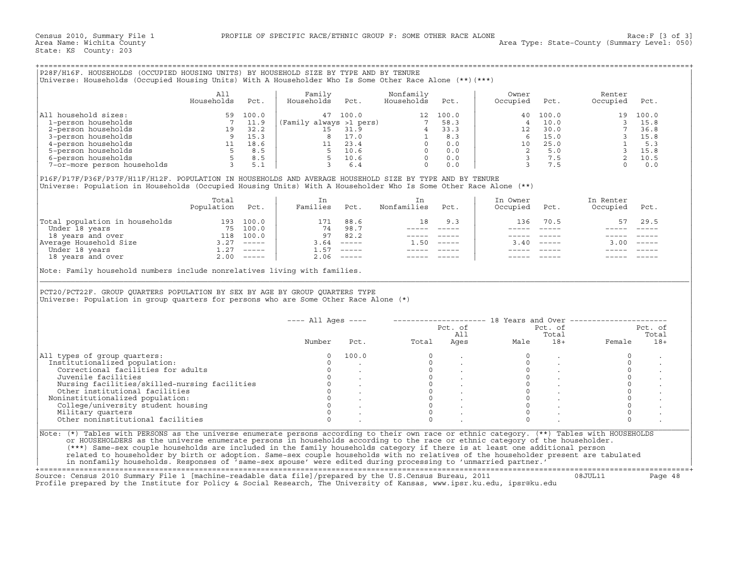Census 2010, Summary File 1 — PROFILE OF SPECIFIC RACE/ETHNIC GROUP F: SOME OTHER RACE ALONE — Race:F [3 of 3]
Area Name: Wichita County — Area Type: State-County (Summary Level: 050)
State: KS County: 203

## P28F/H16F. HOUSEHOLDS (OCCUPIED HOUSING UNITS) BY HOUSEHOLD SIZE BY TYPE AND BY TENURE

Universe: Households (Occupied Housing Units) With A Householder Who Is Some Other Race Alone (**)(***)

| | All Households | Pct. | Family Households | Pct. | Nonfamily Households | Pct. | Owner Occupied | Pct. | Renter Occupied | Pct. |
|---|---|---|---|---|---|---|---|---|---|---|
| All household sizes: | 59 | 100.0 | 47 | 100.0 | 12 | 100.0 | 40 | 100.0 | 19 | 100.0 |
| 1-person households | 7 | 11.9 | (Family always >1 pers) | | 7 | 58.3 | 4 | 10.0 | 3 | 15.8 |
| 2-person households | 19 | 32.2 | 15 | 31.9 | 4 | 33.3 | 12 | 30.0 | 7 | 36.8 |
| 3-person households | 9 | 15.3 | 8 | 17.0 | 1 | 8.3 | 6 | 15.0 | 3 | 15.8 |
| 4-person households | 11 | 18.6 | 11 | 23.4 | 0 | 0.0 | 10 | 25.0 | 1 | 5.3 |
| 5-person households | 5 | 8.5 | 5 | 10.6 | 0 | 0.0 | 2 | 5.0 | 3 | 15.8 |
| 6-person households | 5 | 8.5 | 5 | 10.6 | 0 | 0.0 | 3 | 7.5 | 2 | 10.5 |
| 7-or-more person households | 3 | 5.1 | 3 | 6.4 | 0 | 0.0 | 3 | 7.5 | 0 | 0.0 |

## P16F/P17F/P36F/P37F/H11F/H12F. POPULATION IN HOUSEHOLDS AND AVERAGE HOUSEHOLD SIZE BY TYPE AND BY TENURE

Universe: Population in Households (Occupied Housing Units) With A Householder Who Is Some Other Race Alone (**)

| | Total Population | Pct. | In Families | Pct. | In Nonfamilies | Pct. | In Owner Occupied | Pct. | In Renter Occupied | Pct. |
|---|---|---|---|---|---|---|---|---|---|---|
| Total population in households | 193 | 100.0 | 171 | 88.6 | 18 | 9.3 | 136 | 70.5 | 57 | 29.5 |
| Under 18 years | 75 | 100.0 | 74 | 98.7 | ----- | ----- | ----- | ----- | ----- | ----- |
| 18 years and over | 118 | 100.0 | 97 | 82.2 | ----- | ----- | ----- | ----- | ----- | ----- |
| Average Household Size | 3.27 | ----- | 3.64 | ----- | 1.50 | ----- | 3.40 | ----- | 3.00 | ----- |
| Under 18 years | 1.27 | ----- | 1.57 | ----- | ----- | ----- | ----- | ----- | ----- | ----- |
| 18 years and over | 2.00 | ----- | 2.06 | ----- | ----- | ----- | ----- | ----- | ----- | ----- |

Note: Family household numbers include nonrelatives living with families.

## PCT20/PCT22F. GROUP QUARTERS POPULATION BY SEX BY AGE BY GROUP QUARTERS TYPE

Universe: Population in group quarters for persons who are Some Other Race Alone (*)

| | All Ages Number | All Ages Pct. | 18+ Total | Pct. of All Ages | Male | Pct. of Total 18+ | Female | Pct. of Total 18+ |
|---|---|---|---|---|---|---|---|---|
| All types of group quarters: | 0 | 100.0 | 0 | . | 0 | . | 0 | . |
| Institutionalized population: | 0 | . | 0 | . | 0 | . | 0 | . |
| Correctional facilities for adults | 0 | . | 0 | . | 0 | . | 0 | . |
| Juvenile facilities | 0 | . | 0 | . | 0 | . | 0 | . |
| Nursing facilities/skilled-nursing facilities | 0 | . | 0 | . | 0 | . | 0 | . |
| Other institutional facilities | 0 | . | 0 | . | 0 | . | 0 | . |
| Noninstitutionalized population: | 0 | . | 0 | . | 0 | . | 0 | . |
| College/university student housing | 0 | . | 0 | . | 0 | . | 0 | . |
| Military quarters | 0 | . | 0 | . | 0 | . | 0 | . |
| Other noninstitutional facilities | 0 | . | 0 | . | 0 | . | 0 | . |

Note: (*) Tables with PERSONS as the universe enumerate persons according to their own race or ethnic category. (**) Tables with HOUSEHOLDS or HOUSEHOLDERS as the universe enumerate persons in households according to the race or ethnic category of the householder. (***) Same-sex couple households are included in the family households category if there is at least one additional person related to householder by birth or adoption. Same-sex couple households with no relatives of the householder present are tabulated in nonfamily households. Responses of 'same-sex spouse' were edited during processing to 'unmarried partner.'

Source: Census 2010 Summary File 1 [machine-readable data file]/prepared by the U.S.Census Bureau, 2011 — 08JUL11
Profile prepared by the Institute for Policy & Social Research, The University of Kansas, www.ipsr.ku.edu, ipsr@ku.edu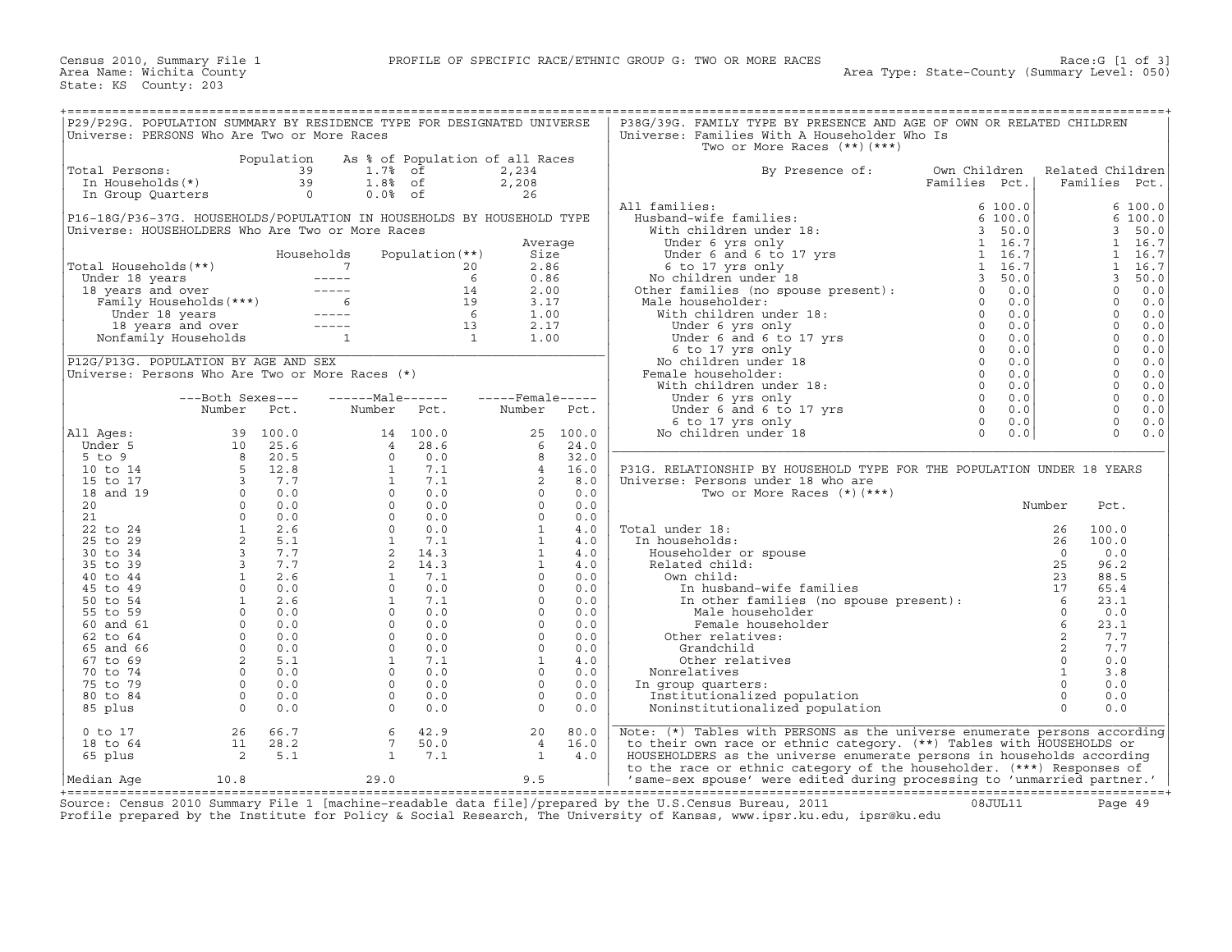Census 2010, Summary File 1 — PROFILE OF SPECIFIC RACE/ETHNIC GROUP G: TWO OR MORE RACES — Race:G [1 of 3]
Area Name: Wichita County — Area Type: State-County (Summary Level: 050)
State: KS County: 203

## P29/P29G. POPULATION SUMMARY BY RESIDENCE TYPE FOR DESIGNATED UNIVERSE

Universe: PERSONS Who Are Two or More Races

| | Population | As % of Population of all Races | |
|---|---|---|---|
| Total Persons: | 39 | 1.7% of | 2,234 |
| In Households(*) | 39 | 1.8% of | 2,208 |
| In Group Quarters | 0 | 0.0% of | 26 |

## P16-18G/P36-37G. HOUSEHOLDS/POPULATION IN HOUSEHOLDS BY HOUSEHOLD TYPE

Universe: HOUSEHOLDERS Who Are Two or More Races

| | Households | Population(**) | Average Size |
|---|---|---|---|
| Total Households(**) | 7 | 20 | 2.86 |
| Under 18 years | ----- | 6 | 0.86 |
| 18 years and over | ----- | 14 | 2.00 |
| Family Households(***) | 6 | 19 | 3.17 |
| Under 18 years | ----- | 6 | 1.00 |
| 18 years and over | ----- | 13 | 2.17 |
| Nonfamily Households | 1 | 1 | 1.00 |

## P12G/P13G. POPULATION BY AGE AND SEX

Universe: Persons Who Are Two or More Races (*)

| | Both Sexes Number | Both Sexes Pct. | Male Number | Male Pct. | Female Number | Female Pct. |
|---|---|---|---|---|---|---|
| All Ages: | 39 | 100.0 | 14 | 100.0 | 25 | 100.0 |
| Under 5 | 10 | 25.6 | 4 | 28.6 | 6 | 24.0 |
| 5 to 9 | 8 | 20.5 | 0 | 0.0 | 8 | 32.0 |
| 10 to 14 | 5 | 12.8 | 1 | 7.1 | 4 | 16.0 |
| 15 to 17 | 3 | 7.7 | 1 | 7.1 | 2 | 8.0 |
| 18 and 19 | 0 | 0.0 | 0 | 0.0 | 0 | 0.0 |
| 20 | 0 | 0.0 | 0 | 0.0 | 0 | 0.0 |
| 21 | 0 | 0.0 | 0 | 0.0 | 0 | 0.0 |
| 22 to 24 | 1 | 2.6 | 0 | 0.0 | 1 | 4.0 |
| 25 to 29 | 2 | 5.1 | 1 | 7.1 | 1 | 4.0 |
| 30 to 34 | 3 | 7.7 | 2 | 14.3 | 1 | 4.0 |
| 35 to 39 | 3 | 7.7 | 2 | 14.3 | 1 | 4.0 |
| 40 to 44 | 1 | 2.6 | 1 | 7.1 | 0 | 0.0 |
| 45 to 49 | 0 | 0.0 | 0 | 0.0 | 0 | 0.0 |
| 50 to 54 | 1 | 2.6 | 1 | 7.1 | 0 | 0.0 |
| 55 to 59 | 0 | 0.0 | 0 | 0.0 | 0 | 0.0 |
| 60 and 61 | 0 | 0.0 | 0 | 0.0 | 0 | 0.0 |
| 62 to 64 | 0 | 0.0 | 0 | 0.0 | 0 | 0.0 |
| 65 and 66 | 0 | 0.0 | 0 | 0.0 | 0 | 0.0 |
| 67 to 69 | 2 | 5.1 | 1 | 7.1 | 1 | 4.0 |
| 70 to 74 | 0 | 0.0 | 0 | 0.0 | 0 | 0.0 |
| 75 to 79 | 0 | 0.0 | 0 | 0.0 | 0 | 0.0 |
| 80 to 84 | 0 | 0.0 | 0 | 0.0 | 0 | 0.0 |
| 85 plus | 0 | 0.0 | 0 | 0.0 | 0 | 0.0 |
| 0 to 17 | 26 | 66.7 | 6 | 42.9 | 20 | 80.0 |
| 18 to 64 | 11 | 28.2 | 7 | 50.0 | 4 | 16.0 |
| 65 plus | 2 | 5.1 | 1 | 7.1 | 1 | 4.0 |
| Median Age | 10.8 | | 29.0 | | 9.5 | |

## P38G/39G. FAMILY TYPE BY PRESENCE AND AGE OF OWN OR RELATED CHILDREN

Universe: Families With A Householder Who Is Two or More Races (**)(***)

| By Presence of: | Own Children Families | Own Children Pct. | Related Children Families | Related Children Pct. |
|---|---|---|---|---|
| All families: | 6 | 100.0 | 6 | 100.0 |
| Husband-wife families: | 6 | 100.0 | 6 | 100.0 |
| With children under 18: | 3 | 50.0 | 3 | 50.0 |
| Under 6 yrs only | 1 | 16.7 | 1 | 16.7 |
| Under 6 and 6 to 17 yrs | 1 | 16.7 | 1 | 16.7 |
| 6 to 17 yrs only | 1 | 16.7 | 1 | 16.7 |
| No children under 18 | 3 | 50.0 | 3 | 50.0 |
| Other families (no spouse present): | 0 | 0.0 | 0 | 0.0 |
| Male householder: | 0 | 0.0 | 0 | 0.0 |
| With children under 18: | 0 | 0.0 | 0 | 0.0 |
| Under 6 yrs only | 0 | 0.0 | 0 | 0.0 |
| Under 6 and 6 to 17 yrs | 0 | 0.0 | 0 | 0.0 |
| 6 to 17 yrs only | 0 | 0.0 | 0 | 0.0 |
| No children under 18 | 0 | 0.0 | 0 | 0.0 |
| Female householder: | 0 | 0.0 | 0 | 0.0 |
| With children under 18: | 0 | 0.0 | 0 | 0.0 |
| Under 6 yrs only | 0 | 0.0 | 0 | 0.0 |
| Under 6 and 6 to 17 yrs | 0 | 0.0 | 0 | 0.0 |
| 6 to 17 yrs only | 0 | 0.0 | 0 | 0.0 |
| No children under 18 | 0 | 0.0 | 0 | 0.0 |

## P31G. RELATIONSHIP BY HOUSEHOLD TYPE FOR THE POPULATION UNDER 18 YEARS

Universe: Persons under 18 who are Two or More Races (*)(***)

| | Number | Pct. |
|---|---|---|
| Total under 18: | 26 | 100.0 |
| In households: | 26 | 100.0 |
| Householder or spouse | 0 | 0.0 |
| Related child: | 25 | 96.2 |
| Own child: | 23 | 88.5 |
| In husband-wife families | 17 | 65.4 |
| In other families (no spouse present): | 6 | 23.1 |
| Male householder | 0 | 0.0 |
| Female householder | 6 | 23.1 |
| Other relatives: | 2 | 7.7 |
| Grandchild | 2 | 7.7 |
| Other relatives | 0 | 0.0 |
| Nonrelatives | 1 | 3.8 |
| In group quarters: | 0 | 0.0 |
| Institutionalized population | 0 | 0.0 |
| Noninstitutionalized population | 0 | 0.0 |

Note: (*) Tables with PERSONS as the universe enumerate persons according to their own race or ethnic category. (**) Tables with HOUSEHOLDS or HOUSEHOLDERS as the universe enumerate persons in households according to the race or ethnic category of the householder. (***) Responses of 'same-sex spouse' were edited during processing to 'unmarried partner.'

Source: Census 2010 Summary File 1 [machine-readable data file]/prepared by the U.S.Census Bureau, 2011 08JUL11
Profile prepared by the Institute for Policy & Social Research, The University of Kansas, www.ipsr.ku.edu, ipsr@ku.edu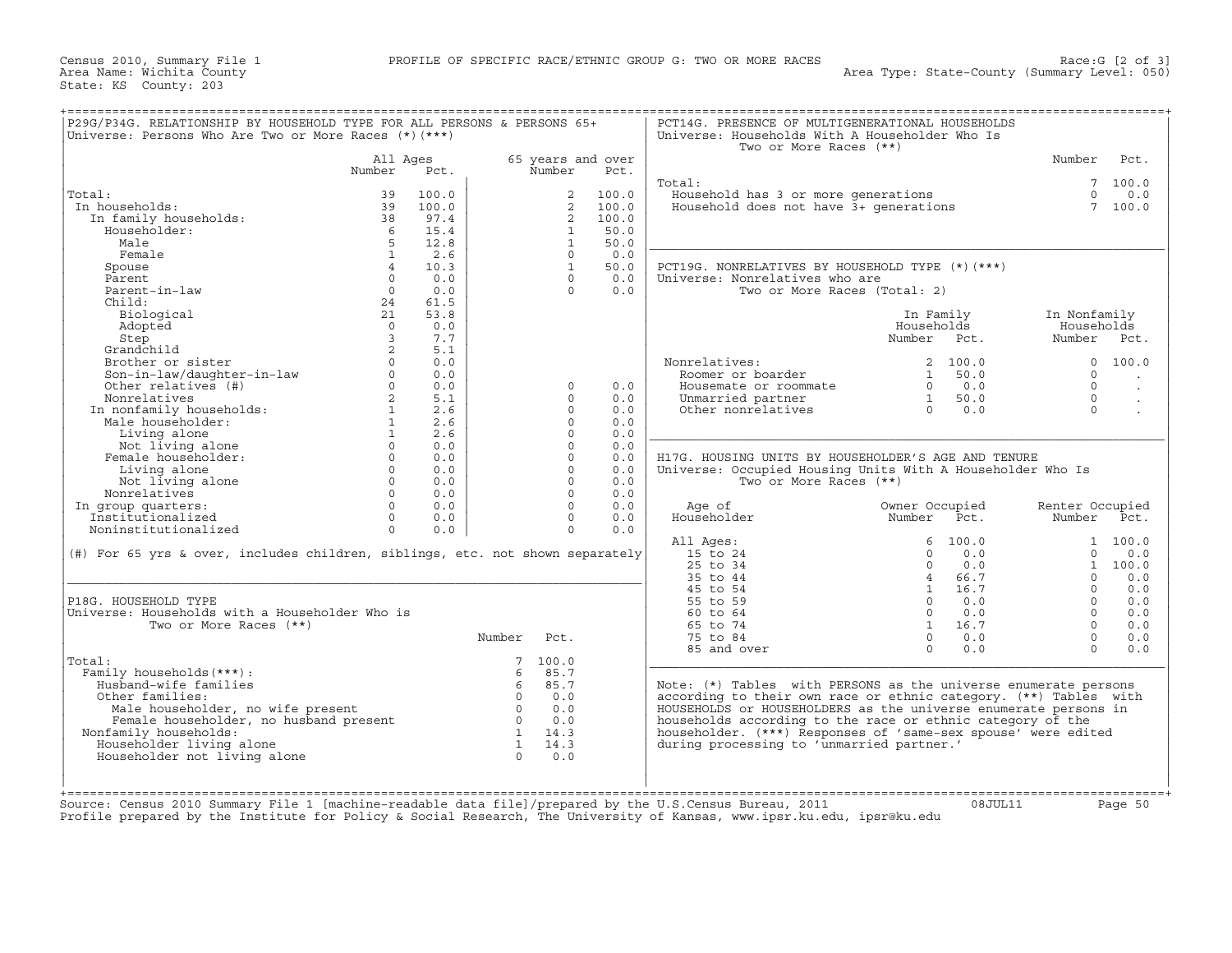Census 2010, Summary File 1 — PROFILE OF SPECIFIC RACE/ETHNIC GROUP G: TWO OR MORE RACES — Race:G [2 of 3]

Area Name: Wichita County — Area Type: State-County (Summary Level: 050)

State: KS County: 203

## P29G/P34G. RELATIONSHIP BY HOUSEHOLD TYPE FOR ALL PERSONS & PERSONS 65+

Universe: Persons Who Are Two or More Races (*)(***)

| | All Ages Number | All Ages Pct. | 65 years and over Number | 65 years and over Pct. |
|---|---|---|---|---|
| Total: | 39 | 100.0 | 2 | 100.0 |
| In households: | 39 | 100.0 | 2 | 100.0 |
| In family households: | 38 | 97.4 | 2 | 100.0 |
| Householder: | 6 | 15.4 | 1 | 50.0 |
| Male | 5 | 12.8 | 1 | 50.0 |
| Female | 1 | 2.6 | 0 | 0.0 |
| Spouse | 4 | 10.3 | 1 | 50.0 |
| Parent | 0 | 0.0 | 0 | 0.0 |
| Parent-in-law | 0 | 0.0 | 0 | 0.0 |
| Child: | 24 | 61.5 | | |
| Biological | 21 | 53.8 | | |
| Adopted | 0 | 0.0 | | |
| Step | 3 | 7.7 | | |
| Grandchild | 2 | 5.1 | | |
| Brother or sister | 0 | 0.0 | | |
| Son-in-law/daughter-in-law | 0 | 0.0 | | |
| Other relatives (#) | 0 | 0.0 | 0 | 0.0 |
| Nonrelatives | 2 | 5.1 | 0 | 0.0 |
| In nonfamily households: | 1 | 2.6 | 0 | 0.0 |
| Male householder: | 1 | 2.6 | 0 | 0.0 |
| Living alone | 1 | 2.6 | 0 | 0.0 |
| Not living alone | 0 | 0.0 | 0 | 0.0 |
| Female householder: | 0 | 0.0 | 0 | 0.0 |
| Living alone | 0 | 0.0 | 0 | 0.0 |
| Not living alone | 0 | 0.0 | 0 | 0.0 |
| Nonrelatives | 0 | 0.0 | 0 | 0.0 |
| In group quarters: | 0 | 0.0 | 0 | 0.0 |
| Institutionalized | 0 | 0.0 | 0 | 0.0 |
| Noninstitutionalized | 0 | 0.0 | 0 | 0.0 |

(#) For 65 yrs & over, includes children, siblings, etc. not shown separately

## P18G. HOUSEHOLD TYPE

Universe: Households with a Householder Who is Two or More Races (**)

| | Number | Pct. |
|---|---|---|
| Total: | 7 | 100.0 |
| Family households(***): | 6 | 85.7 |
| Husband-wife families | 6 | 85.7 |
| Other families: | 0 | 0.0 |
| Male householder, no wife present | 0 | 0.0 |
| Female householder, no husband present | 0 | 0.0 |
| Nonfamily households: | 1 | 14.3 |
| Householder living alone | 1 | 14.3 |
| Householder not living alone | 0 | 0.0 |

## PCT14G. PRESENCE OF MULTIGENERATIONAL HOUSEHOLDS

Universe: Households With A Householder Who Is Two or More Races (**)

| | Number | Pct. |
|---|---|---|
| Total: | 7 | 100.0 |
| Household has 3 or more generations | 0 | 0.0 |
| Household does not have 3+ generations | 7 | 100.0 |

## PCT19G. NONRELATIVES BY HOUSEHOLD TYPE (*)(***)

Universe: Nonrelatives who are Two or More Races (Total: 2)

| | In Family Households Number | In Family Households Pct. | In Nonfamily Households Number | In Nonfamily Households Pct. |
|---|---|---|---|---|
| Nonrelatives: | 2 | 100.0 | 0 | 100.0 |
| Roomer or boarder | 1 | 50.0 | 0 | . |
| Housemate or roommate | 0 | 0.0 | 0 | . |
| Unmarried partner | 1 | 50.0 | 0 | . |
| Other nonrelatives | 0 | 0.0 | 0 | . |

## H17G. HOUSING UNITS BY HOUSEHOLDER'S AGE AND TENURE

Universe: Occupied Housing Units With A Householder Who Is Two or More Races (**)

| Age of Householder | Owner Occupied Number | Owner Occupied Pct. | Renter Occupied Number | Renter Occupied Pct. |
|---|---|---|---|---|
| All Ages: | 6 | 100.0 | 1 | 100.0 |
| 15 to 24 | 0 | 0.0 | 0 | 0.0 |
| 25 to 34 | 0 | 0.0 | 1 | 100.0 |
| 35 to 44 | 4 | 66.7 | 0 | 0.0 |
| 45 to 54 | 1 | 16.7 | 0 | 0.0 |
| 55 to 59 | 0 | 0.0 | 0 | 0.0 |
| 60 to 64 | 0 | 0.0 | 0 | 0.0 |
| 65 to 74 | 1 | 16.7 | 0 | 0.0 |
| 75 to 84 | 0 | 0.0 | 0 | 0.0 |
| 85 and over | 0 | 0.0 | 0 | 0.0 |

Note: (*) Tables with PERSONS as the universe enumerate persons according to their own race or ethnic category. (**) Tables with HOUSEHOLDS or HOUSEHOLDERS as the universe enumerate persons in households according to the race or ethnic category of the householder. (***) Responses of 'same-sex spouse' were edited during processing to 'unmarried partner.'

Source: Census 2010 Summary File 1 [machine-readable data file]/prepared by the U.S.Census Bureau, 2011 08JUL11

Profile prepared by the Institute for Policy & Social Research, The University of Kansas, www.ipsr.ku.edu, ipsr@ku.edu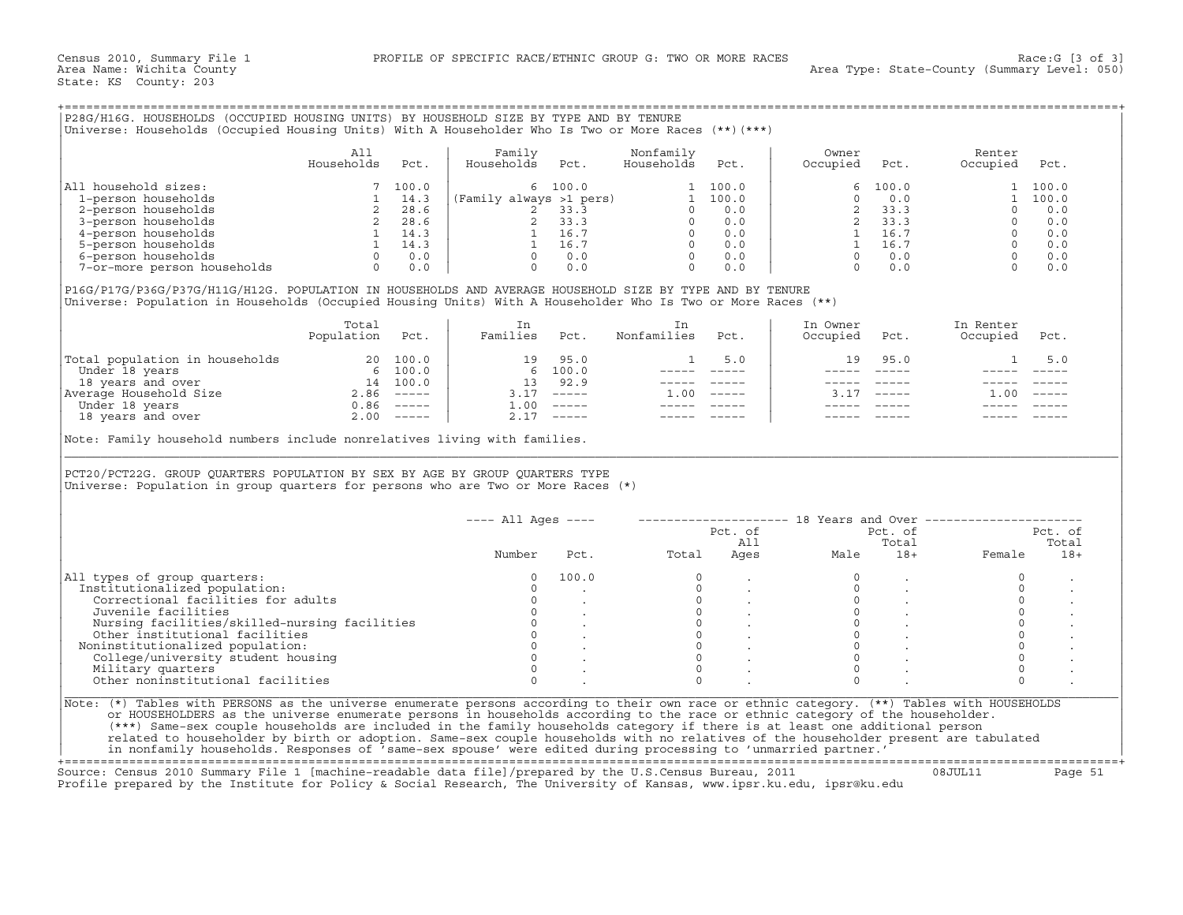Census 2010, Summary File 1 — PROFILE OF SPECIFIC RACE/ETHNIC GROUP G: TWO OR MORE RACES — Race:G [3 of 3]
Area Name: Wichita County — Area Type: State-County (Summary Level: 050)
State: KS County: 203

## P28G/H16G. HOUSEHOLDS (OCCUPIED HOUSING UNITS) BY HOUSEHOLD SIZE BY TYPE AND BY TENURE

Universe: Households (Occupied Housing Units) With A Householder Who Is Two or More Races (**)(***)

| | All Households | Pct. | Family Households | Pct. | Nonfamily Households | Pct. | Owner Occupied | Pct. | Renter Occupied | Pct. |
|---|---|---|---|---|---|---|---|---|---|---|
| All household sizes: | 7 | 100.0 | 6 | 100.0 | 1 | 100.0 | 6 | 100.0 | 1 | 100.0 |
| 1-person households | 1 | 14.3 | (Family always >1 pers) | | 1 | 100.0 | 0 | 0.0 | 1 | 100.0 |
| 2-person households | 2 | 28.6 | 2 | 33.3 | 0 | 0.0 | 2 | 33.3 | 0 | 0.0 |
| 3-person households | 2 | 28.6 | 2 | 33.3 | 0 | 0.0 | 2 | 33.3 | 0 | 0.0 |
| 4-person households | 1 | 14.3 | 1 | 16.7 | 0 | 0.0 | 1 | 16.7 | 0 | 0.0 |
| 5-person households | 1 | 14.3 | 1 | 16.7 | 0 | 0.0 | 1 | 16.7 | 0 | 0.0 |
| 6-person households | 0 | 0.0 | 0 | 0.0 | 0 | 0.0 | 0 | 0.0 | 0 | 0.0 |
| 7-or-more person households | 0 | 0.0 | 0 | 0.0 | 0 | 0.0 | 0 | 0.0 | 0 | 0.0 |

## P16G/P17G/P36G/P37G/H11G/H12G. POPULATION IN HOUSEHOLDS AND AVERAGE HOUSEHOLD SIZE BY TYPE AND BY TENURE

Universe: Population in Households (Occupied Housing Units) With A Householder Who Is Two or More Races (**)

| | Total Population | Pct. | In Families | Pct. | In Nonfamilies | Pct. | In Owner Occupied | Pct. | In Renter Occupied | Pct. |
|---|---|---|---|---|---|---|---|---|---|---|
| Total population in households | 20 | 100.0 | 19 | 95.0 | 1 | 5.0 | 19 | 95.0 | 1 | 5.0 |
| Under 18 years | 6 | 100.0 | 6 | 100.0 | ----- | ----- | ----- | ----- | ----- | ----- |
| 18 years and over | 14 | 100.0 | 13 | 92.9 | ----- | ----- | ----- | ----- | ----- | ----- |
| Average Household Size | 2.86 | ----- | 3.17 | ----- | 1.00 | ----- | 3.17 | ----- | 1.00 | ----- |
| Under 18 years | 0.86 | ----- | 1.00 | ----- | ----- | ----- | ----- | ----- | ----- | ----- |
| 18 years and over | 2.00 | ----- | 2.17 | ----- | ----- | ----- | ----- | ----- | ----- | ----- |

Note: Family household numbers include nonrelatives living with families.

## PCT20/PCT22G. GROUP QUARTERS POPULATION BY SEX BY AGE BY GROUP QUARTERS TYPE

Universe: Population in group quarters for persons who are Two or More Races (*)

| | All Ages Number | All Ages Pct. | 18 Years and Over Total | Pct. of All Ages | Male | Pct. of Total 18+ | Female | Pct. of Total 18+ |
|---|---|---|---|---|---|---|---|---|
| All types of group quarters: | 0 | 100.0 | 0 | . | 0 | . | 0 | . |
| Institutionalized population: | 0 | . | 0 | . | 0 | . | 0 | . |
| Correctional facilities for adults | 0 | . | 0 | . | 0 | . | 0 | . |
| Juvenile facilities | 0 | . | 0 | . | 0 | . | 0 | . |
| Nursing facilities/skilled-nursing facilities | 0 | . | 0 | . | 0 | . | 0 | . |
| Other institutional facilities | 0 | . | 0 | . | 0 | . | 0 | . |
| Noninstitutionalized population: | 0 | . | 0 | . | 0 | . | 0 | . |
| College/university student housing | 0 | . | 0 | . | 0 | . | 0 | . |
| Military quarters | 0 | . | 0 | . | 0 | . | 0 | . |
| Other noninstitutional facilities | 0 | . | 0 | . | 0 | . | 0 | . |

Note: (*) Tables with PERSONS as the universe enumerate persons according to their own race or ethnic category. (**) Tables with HOUSEHOLDS or HOUSEHOLDERS as the universe enumerate persons in households according to the race or ethnic category of the householder. (***) Same-sex couple households are included in the family households category if there is at least one additional person related to householder by birth or adoption. Same-sex couple households with no relatives of the householder present are tabulated in nonfamily households. Responses of 'same-sex spouse' were edited during processing to 'unmarried partner.'

Source: Census 2010 Summary File 1 [machine-readable data file]/prepared by the U.S.Census Bureau, 2011 08JUL11
Profile prepared by the Institute for Policy & Social Research, The University of Kansas, www.ipsr.ku.edu, ipsr@ku.edu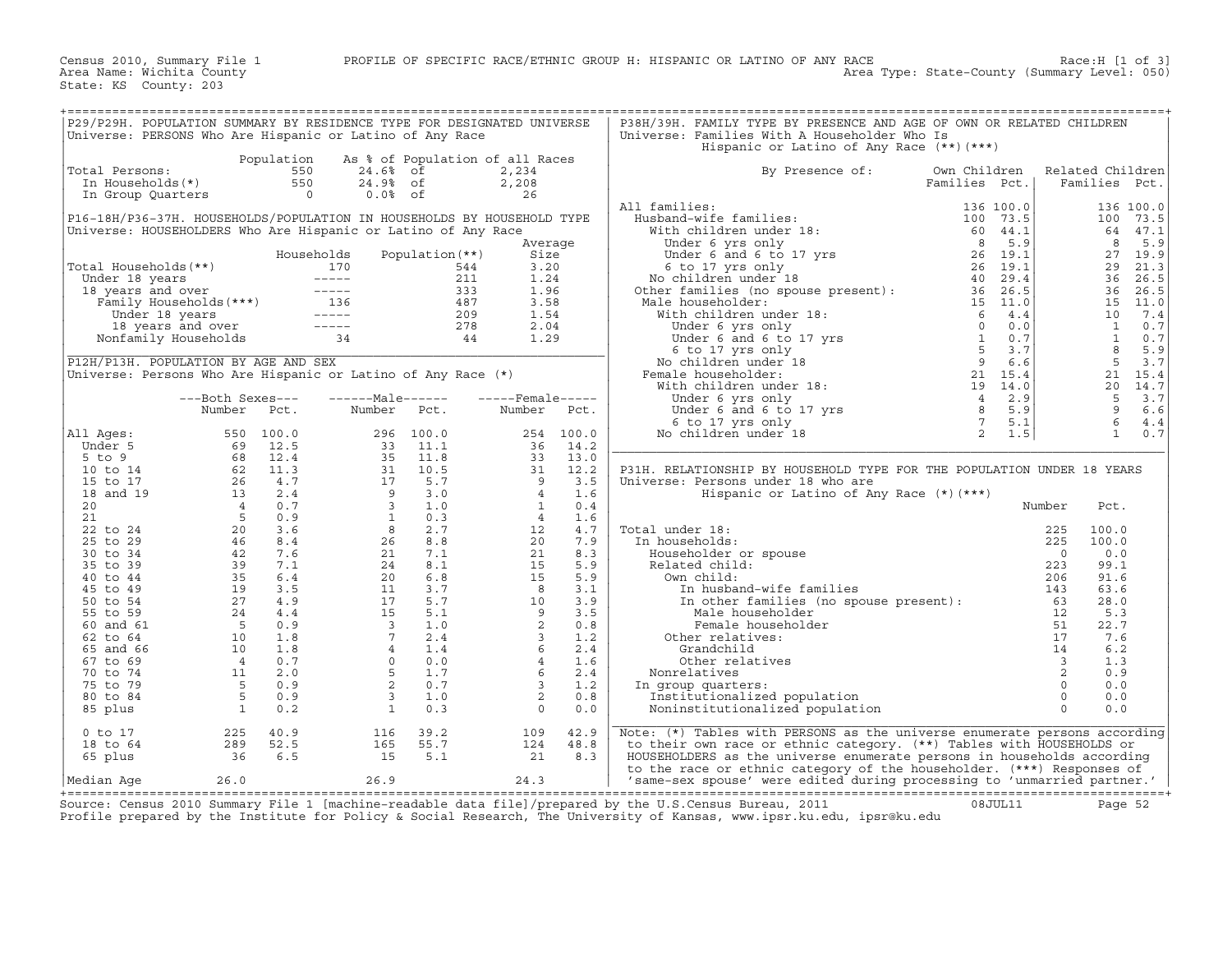Census 2010, Summary File 1 — PROFILE OF SPECIFIC RACE/ETHNIC GROUP H: HISPANIC OR LATINO OF ANY RACE — Race:H [1 of 3]
Area Name: Wichita County — Area Type: State-County (Summary Level: 050)
State: KS County: 203

## P29/P29H. POPULATION SUMMARY BY RESIDENCE TYPE FOR DESIGNATED UNIVERSE
Universe: PERSONS Who Are Hispanic or Latino of Any Race

| | Population | As % of Population of all Races | | |
|---|---|---|---|---|
| Total Persons: | 550 | 24.6% | of | 2,234 |
| In Households(*) | 550 | 24.9% | of | 2,208 |
| In Group Quarters | 0 | 0.0% | of | 26 |

## P16-18H/P36-37H. HOUSEHOLDS/POPULATION IN HOUSEHOLDS BY HOUSEHOLD TYPE
Universe: HOUSEHOLDERS Who Are Hispanic or Latino of Any Race

| | Households | Population(**) | Average Size |
|---|---|---|---|
| Total Households(**) | 170 | 544 | 3.20 |
| Under 18 years | ----- | 211 | 1.24 |
| 18 years and over | ----- | 333 | 1.96 |
| Family Households(***) | 136 | 487 | 3.58 |
| Under 18 years | ----- | 209 | 1.54 |
| 18 years and over | ----- | 278 | 2.04 |
| Nonfamily Households | 34 | 44 | 1.29 |

## P12H/P13H. POPULATION BY AGE AND SEX
Universe: Persons Who Are Hispanic or Latino of Any Race (*)

| | Both Sexes Number | Both Sexes Pct. | Male Number | Male Pct. | Female Number | Female Pct. |
|---|---|---|---|---|---|---|
| All Ages: | 550 | 100.0 | 296 | 100.0 | 254 | 100.0 |
| Under 5 | 69 | 12.5 | 33 | 11.1 | 36 | 14.2 |
| 5 to 9 | 68 | 12.4 | 35 | 11.8 | 33 | 13.0 |
| 10 to 14 | 62 | 11.3 | 31 | 10.5 | 31 | 12.2 |
| 15 to 17 | 26 | 4.7 | 17 | 5.7 | 9 | 3.5 |
| 18 and 19 | 13 | 2.4 | 9 | 3.0 | 4 | 1.6 |
| 20 | 4 | 0.7 | 3 | 1.0 | 1 | 0.4 |
| 21 | 5 | 0.9 | 1 | 0.3 | 4 | 1.6 |
| 22 to 24 | 20 | 3.6 | 8 | 2.7 | 12 | 4.7 |
| 25 to 29 | 46 | 8.4 | 26 | 8.8 | 20 | 7.9 |
| 30 to 34 | 42 | 7.6 | 21 | 7.1 | 21 | 8.3 |
| 35 to 39 | 39 | 7.1 | 24 | 8.1 | 15 | 5.9 |
| 40 to 44 | 35 | 6.4 | 20 | 6.8 | 15 | 5.9 |
| 45 to 49 | 19 | 3.5 | 11 | 3.7 | 8 | 3.1 |
| 50 to 54 | 27 | 4.9 | 17 | 5.7 | 10 | 3.9 |
| 55 to 59 | 24 | 4.4 | 15 | 5.1 | 9 | 3.5 |
| 60 and 61 | 5 | 0.9 | 3 | 1.0 | 2 | 0.8 |
| 62 to 64 | 10 | 1.8 | 7 | 2.4 | 3 | 1.2 |
| 65 and 66 | 10 | 1.8 | 4 | 1.4 | 6 | 2.4 |
| 67 to 69 | 4 | 0.7 | 0 | 0.0 | 4 | 1.6 |
| 70 to 74 | 11 | 2.0 | 5 | 1.7 | 6 | 2.4 |
| 75 to 79 | 5 | 0.9 | 2 | 0.7 | 3 | 1.2 |
| 80 to 84 | 5 | 0.9 | 3 | 1.0 | 2 | 0.8 |
| 85 plus | 1 | 0.2 | 1 | 0.3 | 0 | 0.0 |
| 0 to 17 | 225 | 40.9 | 116 | 39.2 | 109 | 42.9 |
| 18 to 64 | 289 | 52.5 | 165 | 55.7 | 124 | 48.8 |
| 65 plus | 36 | 6.5 | 15 | 5.1 | 21 | 8.3 |
| Median Age | 26.0 | | 26.9 | | 24.3 | |

## P38H/39H. FAMILY TYPE BY PRESENCE AND AGE OF OWN OR RELATED CHILDREN
Universe: Families With A Householder Who Is Hispanic or Latino of Any Race (**)(***)

| By Presence of: | Own Children Families | Own Children Pct. | Related Children Families | Related Children Pct. |
|---|---|---|---|---|
| All families: | 136 | 100.0 | 136 | 100.0 |
| Husband-wife families: | 100 | 73.5 | 100 | 73.5 |
| With children under 18: | 60 | 44.1 | 64 | 47.1 |
| Under 6 yrs only | 8 | 5.9 | 8 | 5.9 |
| Under 6 and 6 to 17 yrs | 26 | 19.1 | 27 | 19.9 |
| 6 to 17 yrs only | 26 | 19.1 | 29 | 21.3 |
| No children under 18 | 40 | 29.4 | 36 | 26.5 |
| Other families (no spouse present): | 36 | 26.5 | 36 | 26.5 |
| Male householder: | 15 | 11.0 | 15 | 11.0 |
| With children under 18: | 6 | 4.4 | 10 | 7.4 |
| Under 6 yrs only | 0 | 0.0 | 1 | 0.7 |
| Under 6 and 6 to 17 yrs | 1 | 0.7 | 1 | 0.7 |
| 6 to 17 yrs only | 5 | 3.7 | 8 | 5.9 |
| No children under 18 | 9 | 6.6 | 5 | 3.7 |
| Female householder: | 21 | 15.4 | 21 | 15.4 |
| With children under 18: | 19 | 14.0 | 20 | 14.7 |
| Under 6 yrs only | 4 | 2.9 | 5 | 3.7 |
| Under 6 and 6 to 17 yrs | 8 | 5.9 | 9 | 6.6 |
| 6 to 17 yrs only | 7 | 5.1 | 6 | 4.4 |
| No children under 18 | 2 | 1.5 | 1 | 0.7 |

## P31H. RELATIONSHIP BY HOUSEHOLD TYPE FOR THE POPULATION UNDER 18 YEARS
Universe: Persons under 18 who are Hispanic or Latino of Any Race (*)(***)

| | Number | Pct. |
|---|---|---|
| Total under 18: | 225 | 100.0 |
| In households: | 225 | 100.0 |
| Householder or spouse | 0 | 0.0 |
| Related child: | 223 | 99.1 |
| Own child: | 206 | 91.6 |
| In husband-wife families | 143 | 63.6 |
| In other families (no spouse present): | 63 | 28.0 |
| Male householder | 12 | 5.3 |
| Female householder | 51 | 22.7 |
| Other relatives: | 17 | 7.6 |
| Grandchild | 14 | 6.2 |
| Other relatives | 3 | 1.3 |
| Nonrelatives | 2 | 0.9 |
| In group quarters: | 0 | 0.0 |
| Institutionalized population | 0 | 0.0 |
| Noninstitutionalized population | 0 | 0.0 |

Note: (*) Tables with PERSONS as the universe enumerate persons according to their own race or ethnic category. (**) Tables with HOUSEHOLDS or HOUSEHOLDERS as the universe enumerate persons in households according to the race or ethnic category of the householder. (***) Responses of 'same-sex spouse' were edited during processing to 'unmarried partner.'

Source: Census 2010 Summary File 1 [machine-readable data file]/prepared by the U.S.Census Bureau, 2011 08JUL11
Profile prepared by the Institute for Policy & Social Research, The University of Kansas, www.ipsr.ku.edu, ipsr@ku.edu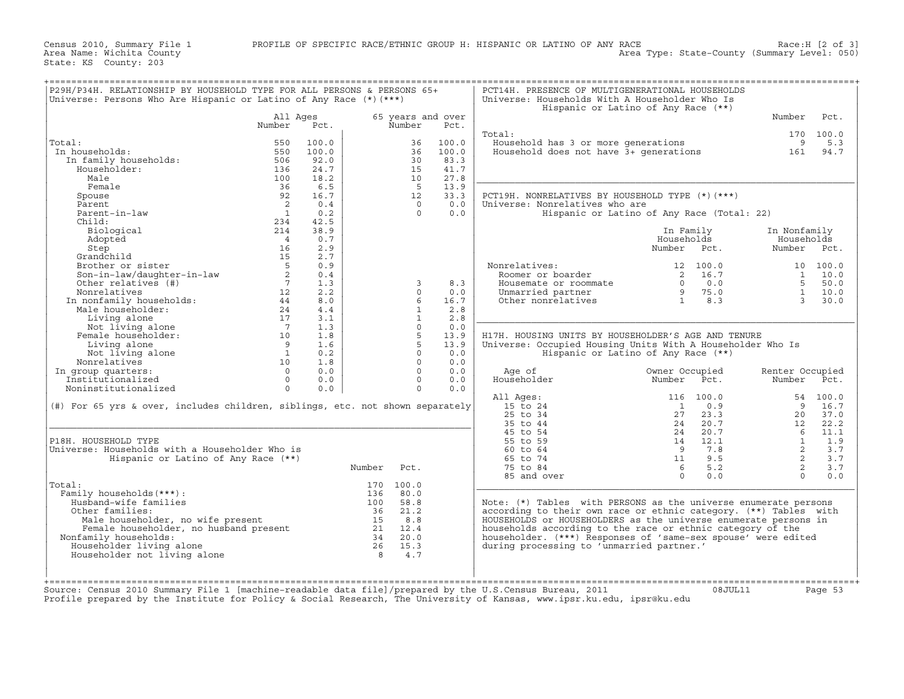Census 2010, Summary File 1 PROFILE OF SPECIFIC RACE/ETHNIC GROUP H: HISPANIC OR LATINO OF ANY RACE Race:H [2 of 3]
Area Name: Wichita County Area Type: State-County (Summary Level: 050)
State: KS County: 203

## P29H/P34H. RELATIONSHIP BY HOUSEHOLD TYPE FOR ALL PERSONS & PERSONS 65+

Universe: Persons Who Are Hispanic or Latino of Any Race (*)(***)

| | All Ages Number | All Ages Pct. | 65 years and over Number | 65 years and over Pct. |
|---|---|---|---|---|
| Total: | 550 | 100.0 | 36 | 100.0 |
| In households: | 550 | 100.0 | 36 | 100.0 |
| In family households: | 506 | 92.0 | 30 | 83.3 |
| Householder: | 136 | 24.7 | 15 | 41.7 |
| Male | 100 | 18.2 | 10 | 27.8 |
| Female | 36 | 6.5 | 5 | 13.9 |
| Spouse | 92 | 16.7 | 12 | 33.3 |
| Parent | 2 | 0.4 | 0 | 0.0 |
| Parent-in-law | 1 | 0.2 | 0 | 0.0 |
| Child: | 234 | 42.5 | | |
| Biological | 214 | 38.9 | | |
| Adopted | 4 | 0.7 | | |
| Step | 16 | 2.9 | | |
| Grandchild | 15 | 2.7 | | |
| Brother or sister | 5 | 0.9 | | |
| Son-in-law/daughter-in-law | 2 | 0.4 | | |
| Other relatives (#) | 7 | 1.3 | 3 | 8.3 |
| Nonrelatives | 12 | 2.2 | 0 | 0.0 |
| In nonfamily households: | 44 | 8.0 | 6 | 16.7 |
| Male householder: | 24 | 4.4 | 1 | 2.8 |
| Living alone | 17 | 3.1 | 1 | 2.8 |
| Not living alone | 7 | 1.3 | 0 | 0.0 |
| Female householder: | 10 | 1.8 | 5 | 13.9 |
| Living alone | 9 | 1.6 | 5 | 13.9 |
| Not living alone | 1 | 0.2 | 0 | 0.0 |
| Nonrelatives | 10 | 1.8 | 0 | 0.0 |
| In group quarters: | 0 | 0.0 | 0 | 0.0 |
| Institutionalized | 0 | 0.0 | 0 | 0.0 |
| Noninstitutionalized | 0 | 0.0 | 0 | 0.0 |

(#) For 65 yrs & over, includes children, siblings, etc. not shown separately

## P18H. HOUSEHOLD TYPE

Universe: Households with a Householder Who is Hispanic or Latino of Any Race (**)

| | Number | Pct. |
|---|---|---|
| Total: | 170 | 100.0 |
| Family households(***): | 136 | 80.0 |
| Husband-wife families | 100 | 58.8 |
| Other families: | 36 | 21.2 |
| Male householder, no wife present | 15 | 8.8 |
| Female householder, no husband present | 21 | 12.4 |
| Nonfamily households: | 34 | 20.0 |
| Householder living alone | 26 | 15.3 |
| Householder not living alone | 8 | 4.7 |

## PCT14H. PRESENCE OF MULTIGENERATIONAL HOUSEHOLDS

Universe: Households With A Householder Who Is Hispanic or Latino of Any Race (**)

| | Number | Pct. |
|---|---|---|
| Total: | 170 | 100.0 |
| Household has 3 or more generations | 9 | 5.3 |
| Household does not have 3+ generations | 161 | 94.7 |

## PCT19H. NONRELATIVES BY HOUSEHOLD TYPE (*)(***)

Universe: Nonrelatives who are Hispanic or Latino of Any Race (Total: 22)

| | In Family Households Number | In Family Households Pct. | In Nonfamily Households Number | In Nonfamily Households Pct. |
|---|---|---|---|---|
| Nonrelatives: | 12 | 100.0 | 10 | 100.0 |
| Roomer or boarder | 2 | 16.7 | 1 | 10.0 |
| Housemate or roommate | 0 | 0.0 | 5 | 50.0 |
| Unmarried partner | 9 | 75.0 | 1 | 10.0 |
| Other nonrelatives | 1 | 8.3 | 3 | 30.0 |

## H17H. HOUSING UNITS BY HOUSEHOLDER'S AGE AND TENURE

Universe: Occupied Housing Units With A Householder Who Is Hispanic or Latino of Any Race (**)

| Age of Householder | Owner Occupied Number | Owner Occupied Pct. | Renter Occupied Number | Renter Occupied Pct. |
|---|---|---|---|---|
| All Ages: | 116 | 100.0 | 54 | 100.0 |
| 15 to 24 | 1 | 0.9 | 9 | 16.7 |
| 25 to 34 | 27 | 23.3 | 20 | 37.0 |
| 35 to 44 | 24 | 20.7 | 12 | 22.2 |
| 45 to 54 | 24 | 20.7 | 6 | 11.1 |
| 55 to 59 | 14 | 12.1 | 1 | 1.9 |
| 60 to 64 | 9 | 7.8 | 2 | 3.7 |
| 65 to 74 | 11 | 9.5 | 2 | 3.7 |
| 75 to 84 | 6 | 5.2 | 2 | 3.7 |
| 85 and over | 0 | 0.0 | 0 | 0.0 |

Note: (*) Tables with PERSONS as the universe enumerate persons according to their own race or ethnic category. (**) Tables with HOUSEHOLDS or HOUSEHOLDERS as the universe enumerate persons in households according to the race or ethnic category of the householder. (***) Responses of 'same-sex spouse' were edited during processing to 'unmarried partner.'

Source: Census 2010 Summary File 1 [machine-readable data file]/prepared by the U.S.Census Bureau, 2011 08JUL11
Profile prepared by the Institute for Policy & Social Research, The University of Kansas, www.ipsr.ku.edu, ipsr@ku.edu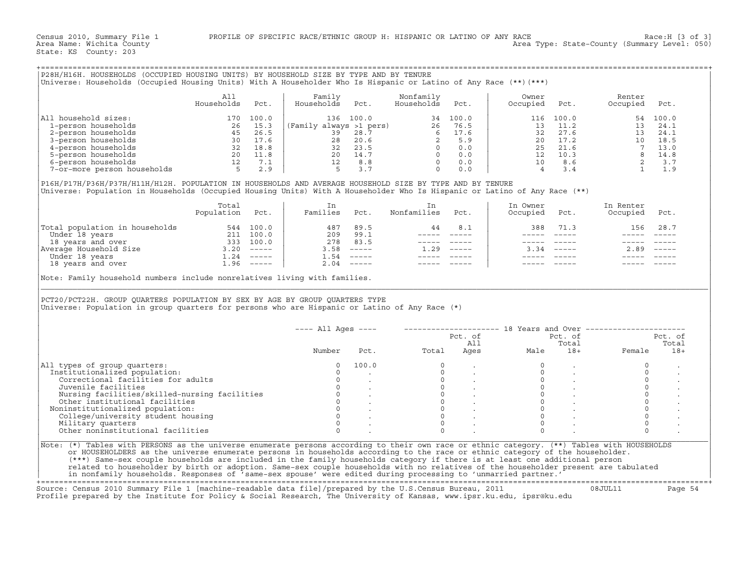Census 2010, Summary File 1 PROFILE OF SPECIFIC RACE/ETHNIC GROUP H: HISPANIC OR LATINO OF ANY RACE Race:H [3 of 3]
Area Name: Wichita County Area Type: State-County (Summary Level: 050)
State: KS County: 203

## P28H/H16H. HOUSEHOLDS (OCCUPIED HOUSING UNITS) BY HOUSEHOLD SIZE BY TYPE AND BY TENURE

Universe: Households (Occupied Housing Units) With A Householder Who Is Hispanic or Latino of Any Race (**)(***)

| | All Households | Pct. | Family Households | Pct. | Nonfamily Households | Pct. | Owner Occupied | Pct. | Renter Occupied | Pct. |
|---|---|---|---|---|---|---|---|---|---|---|
| All household sizes: | 170 | 100.0 | 136 | 100.0 | 34 | 100.0 | 116 | 100.0 | 54 | 100.0 |
| 1-person households | 26 | 15.3 | (Family always >1 pers) | | 26 | 76.5 | 13 | 11.2 | 13 | 24.1 |
| 2-person households | 45 | 26.5 | 39 | 28.7 | 6 | 17.6 | 32 | 27.6 | 13 | 24.1 |
| 3-person households | 30 | 17.6 | 28 | 20.6 | 2 | 5.9 | 20 | 17.2 | 10 | 18.5 |
| 4-person households | 32 | 18.8 | 32 | 23.5 | 0 | 0.0 | 25 | 21.6 | 7 | 13.0 |
| 5-person households | 20 | 11.8 | 20 | 14.7 | 0 | 0.0 | 12 | 10.3 | 8 | 14.8 |
| 6-person households | 12 | 7.1 | 12 | 8.8 | 0 | 0.0 | 10 | 8.6 | 2 | 3.7 |
| 7-or-more person households | 5 | 2.9 | 5 | 3.7 | 0 | 0.0 | 4 | 3.4 | 1 | 1.9 |

## P16H/P17H/P36H/P37H/H11H/H12H. POPULATION IN HOUSEHOLDS AND AVERAGE HOUSEHOLD SIZE BY TYPE AND BY TENURE

Universe: Population in Households (Occupied Housing Units) With A Householder Who Is Hispanic or Latino of Any Race (**)

| | Total Population | Pct. | In Families | Pct. | In Nonfamilies | Pct. | In Owner Occupied | Pct. | In Renter Occupied | Pct. |
|---|---|---|---|---|---|---|---|---|---|---|
| Total population in households | 544 | 100.0 | 487 | 89.5 | 44 | 8.1 | 388 | 71.3 | 156 | 28.7 |
| Under 18 years | 211 | 100.0 | 209 | 99.1 | ----- | ----- | ----- | ----- | ----- | ----- |
| 18 years and over | 333 | 100.0 | 278 | 83.5 | ----- | ----- | ----- | ----- | ----- | ----- |
| Average Household Size | 3.20 | ----- | 3.58 | ----- | 1.29 | ----- | 3.34 | ----- | 2.89 | ----- |
| Under 18 years | 1.24 | ----- | 1.54 | ----- | ----- | ----- | ----- | ----- | ----- | ----- |
| 18 years and over | 1.96 | ----- | 2.04 | ----- | ----- | ----- | ----- | ----- | ----- | ----- |

Note: Family household numbers include nonrelatives living with families.

## PCT20/PCT22H. GROUP QUARTERS POPULATION BY SEX BY AGE BY GROUP QUARTERS TYPE

Universe: Population in group quarters for persons who are Hispanic or Latino of Any Race (*)

| | All Ages Number | All Ages Pct. | 18 Years and Over Total | Pct. of All Ages | Male | Pct. of Total 18+ | Female | Pct. of Total 18+ |
|---|---|---|---|---|---|---|---|---|
| All types of group quarters: | 0 | 100.0 | 0 | . | 0 | . | 0 | . |
| Institutionalized population: | 0 | . | 0 | . | 0 | . | 0 | . |
| Correctional facilities for adults | 0 | . | 0 | . | 0 | . | 0 | . |
| Juvenile facilities | 0 | . | 0 | . | 0 | . | 0 | . |
| Nursing facilities/skilled-nursing facilities | 0 | . | 0 | . | 0 | . | 0 | . |
| Other institutional facilities | 0 | . | 0 | . | 0 | . | 0 | . |
| Noninstitutionalized population: | 0 | . | 0 | . | 0 | . | 0 | . |
| College/university student housing | 0 | . | 0 | . | 0 | . | 0 | . |
| Military quarters | 0 | . | 0 | . | 0 | . | 0 | . |
| Other noninstitutional facilities | 0 | . | 0 | . | 0 | . | 0 | . |

Note: (*) Tables with PERSONS as the universe enumerate persons according to their own race or ethnic category. (**) Tables with HOUSEHOLDS or HOUSEHOLDERS as the universe enumerate persons in households according to the race or ethnic category of the householder. (***) Same-sex couple households are included in the family households category if there is at least one additional person related to householder by birth or adoption. Same-sex couple households with no relatives of the householder present are tabulated in nonfamily households. Responses of 'same-sex spouse' were edited during processing to 'unmarried partner.'

Source: Census 2010 Summary File 1 [machine-readable data file]/prepared by the U.S.Census Bureau, 2011 08JUL11
Profile prepared by the Institute for Policy & Social Research, The University of Kansas, www.ipsr.ku.edu, ipsr@ku.edu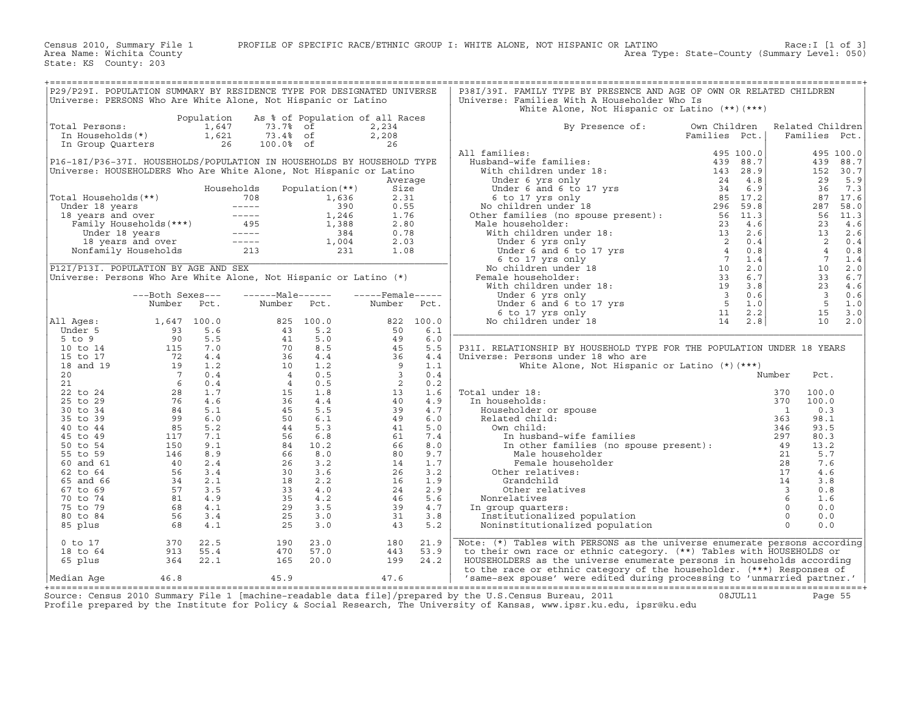Census 2010, Summary File 1 — PROFILE OF SPECIFIC RACE/ETHNIC GROUP I: WHITE ALONE, NOT HISPANIC OR LATINO — Race:I [1 of 3]

Area Name: Wichita County — Area Type: State-County (Summary Level: 050)

State: KS County: 203

## P29/P29I. POPULATION SUMMARY BY RESIDENCE TYPE FOR DESIGNATED UNIVERSE

Universe: PERSONS Who Are White Alone, Not Hispanic or Latino

| | Population | As % of Population of all Races | |
|---|---|---|---|
| Total Persons: | 1,647 | 73.7% of | 2,234 |
| In Households(*) | 1,621 | 73.4% of | 2,208 |
| In Group Quarters | 26 | 100.0% of | 26 |

## P16-18I/P36-37I. HOUSEHOLDS/POPULATION IN HOUSEHOLDS BY HOUSEHOLD TYPE

Universe: HOUSEHOLDERS Who Are White Alone, Not Hispanic or Latino

| | Households | Population(**) | Average Size |
|---|---|---|---|
| Total Households(**) | 708 | 1,636 | 2.31 |
| Under 18 years | ----- | 390 | 0.55 |
| 18 years and over | ----- | 1,246 | 1.76 |
| Family Households(***) | 495 | 1,388 | 2.80 |
| Under 18 years | ----- | 384 | 0.78 |
| 18 years and over | ----- | 1,004 | 2.03 |
| Nonfamily Households | 213 | 231 | 1.08 |

## P12I/P13I. POPULATION BY AGE AND SEX

Universe: Persons Who Are White Alone, Not Hispanic or Latino (*)

| | Both Sexes Number | Both Sexes Pct. | Male Number | Male Pct. | Female Number | Female Pct. |
|---|---|---|---|---|---|---|
| All Ages: | 1,647 | 100.0 | 825 | 100.0 | 822 | 100.0 |
| Under 5 | 93 | 5.6 | 43 | 5.2 | 50 | 6.1 |
| 5 to 9 | 90 | 5.5 | 41 | 5.0 | 49 | 6.0 |
| 10 to 14 | 115 | 7.0 | 70 | 8.5 | 45 | 5.5 |
| 15 to 17 | 72 | 4.4 | 36 | 4.4 | 36 | 4.4 |
| 18 and 19 | 19 | 1.2 | 10 | 1.2 | 9 | 1.1 |
| 20 | 7 | 0.4 | 4 | 0.5 | 3 | 0.4 |
| 21 | 6 | 0.4 | 4 | 0.5 | 2 | 0.2 |
| 22 to 24 | 28 | 1.7 | 15 | 1.8 | 13 | 1.6 |
| 25 to 29 | 76 | 4.6 | 36 | 4.4 | 40 | 4.9 |
| 30 to 34 | 84 | 5.1 | 45 | 5.5 | 39 | 4.7 |
| 35 to 39 | 99 | 6.0 | 50 | 6.1 | 49 | 6.0 |
| 40 to 44 | 85 | 5.2 | 44 | 5.3 | 41 | 5.0 |
| 45 to 49 | 117 | 7.1 | 56 | 6.8 | 61 | 7.4 |
| 50 to 54 | 150 | 9.1 | 84 | 10.2 | 66 | 8.0 |
| 55 to 59 | 146 | 8.9 | 66 | 8.0 | 80 | 9.7 |
| 60 and 61 | 40 | 2.4 | 26 | 3.2 | 14 | 1.7 |
| 62 to 64 | 56 | 3.4 | 30 | 3.6 | 26 | 3.2 |
| 65 and 66 | 34 | 2.1 | 18 | 2.2 | 16 | 1.9 |
| 67 to 69 | 57 | 3.5 | 33 | 4.0 | 24 | 2.9 |
| 70 to 74 | 81 | 4.9 | 35 | 4.2 | 46 | 5.6 |
| 75 to 79 | 68 | 4.1 | 29 | 3.5 | 39 | 4.7 |
| 80 to 84 | 56 | 3.4 | 25 | 3.0 | 31 | 3.8 |
| 85 plus | 68 | 4.1 | 25 | 3.0 | 43 | 5.2 |
| 0 to 17 | 370 | 22.5 | 190 | 23.0 | 180 | 21.9 |
| 18 to 64 | 913 | 55.4 | 470 | 57.0 | 443 | 53.9 |
| 65 plus | 364 | 22.1 | 165 | 20.0 | 199 | 24.2 |
| Median Age | 46.8 | | 45.9 | | 47.6 | |

## P38I/39I. FAMILY TYPE BY PRESENCE AND AGE OF OWN OR RELATED CHILDREN

Universe: Families With A Householder Who Is White Alone, Not Hispanic or Latino (**)(***)

| By Presence of: | Own Children Families | Own Children Pct. | Related Children Families | Related Children Pct. |
|---|---|---|---|---|
| All families: | 495 | 100.0 | 495 | 100.0 |
| Husband-wife families: | 439 | 88.7 | 439 | 88.7 |
| With children under 18: | 143 | 28.9 | 152 | 30.7 |
| Under 6 yrs only | 24 | 4.8 | 29 | 5.9 |
| Under 6 and 6 to 17 yrs | 34 | 6.9 | 36 | 7.3 |
| 6 to 17 yrs only | 85 | 17.2 | 87 | 17.6 |
| No children under 18 | 296 | 59.8 | 287 | 58.0 |
| Other families (no spouse present): | 56 | 11.3 | 56 | 11.3 |
| Male householder: | 23 | 4.6 | 23 | 4.6 |
| With children under 18: | 13 | 2.6 | 13 | 2.6 |
| Under 6 yrs only | 2 | 0.4 | 2 | 0.4 |
| Under 6 and 6 to 17 yrs | 4 | 0.8 | 4 | 0.8 |
| 6 to 17 yrs only | 7 | 1.4 | 7 | 1.4 |
| No children under 18 | 10 | 2.0 | 10 | 2.0 |
| Female householder: | 33 | 6.7 | 33 | 6.7 |
| With children under 18: | 19 | 3.8 | 23 | 4.6 |
| Under 6 yrs only | 3 | 0.6 | 3 | 0.6 |
| Under 6 and 6 to 17 yrs | 5 | 1.0 | 5 | 1.0 |
| 6 to 17 yrs only | 11 | 2.2 | 15 | 3.0 |
| No children under 18 | 14 | 2.8 | 10 | 2.0 |

## P31I. RELATIONSHIP BY HOUSEHOLD TYPE FOR THE POPULATION UNDER 18 YEARS

Universe: Persons under 18 who are White Alone, Not Hispanic or Latino (*)(***)

| | Number | Pct. |
|---|---|---|
| Total under 18: | 370 | 100.0 |
| In households: | 370 | 100.0 |
| Householder or spouse | 1 | 0.3 |
| Related child: | 363 | 98.1 |
| Own child: | 346 | 93.5 |
| In husband-wife families | 297 | 80.3 |
| In other families (no spouse present): | 49 | 13.2 |
| Male householder | 21 | 5.7 |
| Female householder | 28 | 7.6 |
| Other relatives: | 17 | 4.6 |
| Grandchild | 14 | 3.8 |
| Other relatives | 3 | 0.8 |
| Nonrelatives | 6 | 1.6 |
| In group quarters: | 0 | 0.0 |
| Institutionalized population | 0 | 0.0 |
| Noninstitutionalized population | 0 | 0.0 |

Note: (*) Tables with PERSONS as the universe enumerate persons according to their own race or ethnic category. (**) Tables with HOUSEHOLDS or HOUSEHOLDERS as the universe enumerate persons in households according to the race or ethnic category of the householder. (***) Responses of 'same-sex spouse' were edited during processing to 'unmarried partner.'

Source: Census 2010 Summary File 1 [machine-readable data file]/prepared by the U.S.Census Bureau, 2011 08JUL11

Profile prepared by the Institute for Policy & Social Research, The University of Kansas, www.ipsr.ku.edu, ipsr@ku.edu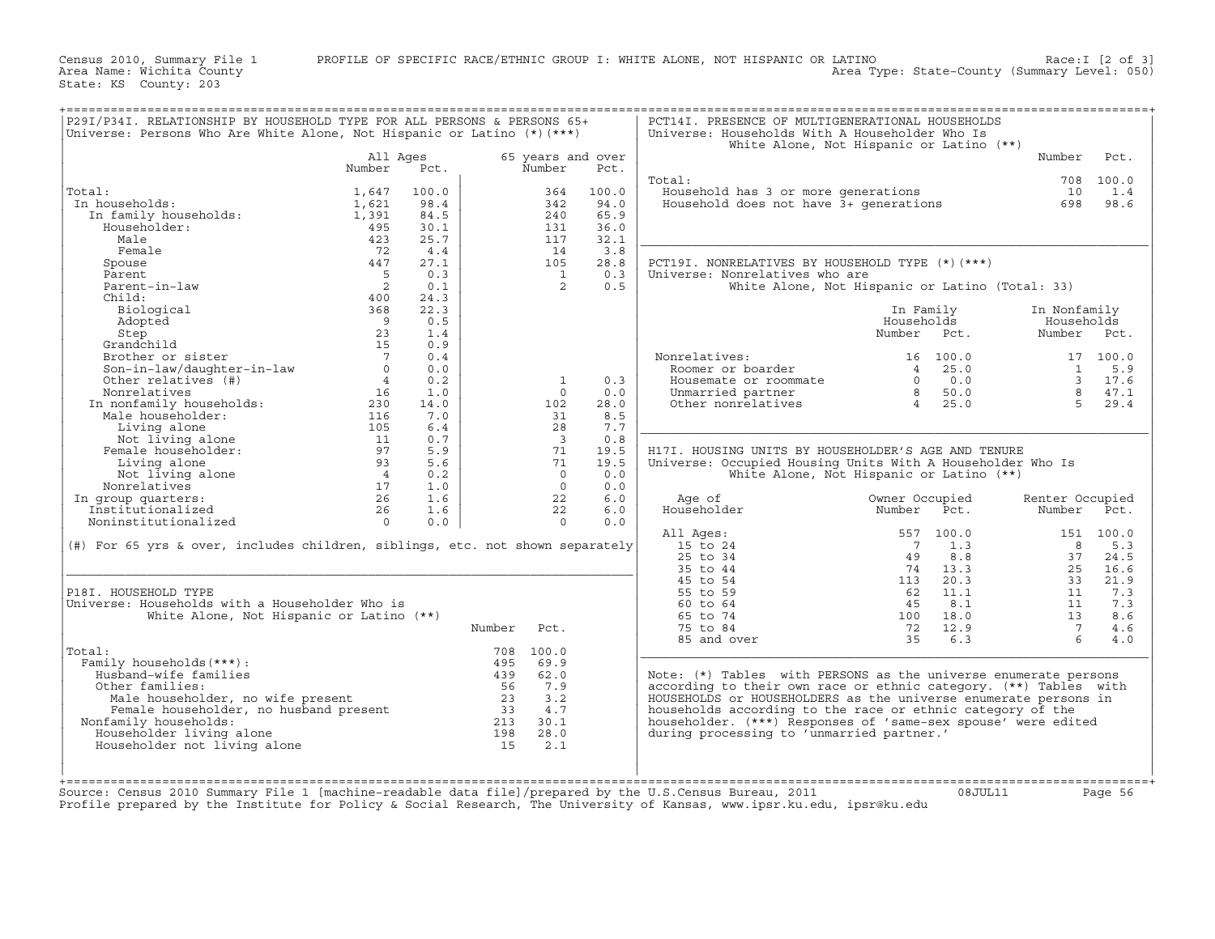Census 2010, Summary File 1 PROFILE OF SPECIFIC RACE/ETHNIC GROUP I: WHITE ALONE, NOT HISPANIC OR LATINO Race:I [2 of 3]
Area Name: Wichita County Area Type: State-County (Summary Level: 050)
State: KS County: 203

## P29I/P34I. RELATIONSHIP BY HOUSEHOLD TYPE FOR ALL PERSONS & PERSONS 65+

Universe: Persons Who Are White Alone, Not Hispanic or Latino (*)(***)

| | All Ages Number | All Ages Pct. | 65 years and over Number | 65 years and over Pct. |
|---|---|---|---|---|
| Total: | 1,647 | 100.0 | 364 | 100.0 |
| In households: | 1,621 | 98.4 | 342 | 94.0 |
| In family households: | 1,391 | 84.5 | 240 | 65.9 |
| Householder: | 495 | 30.1 | 131 | 36.0 |
| Male | 423 | 25.7 | 117 | 32.1 |
| Female | 72 | 4.4 | 14 | 3.8 |
| Spouse | 447 | 27.1 | 105 | 28.8 |
| Parent | 5 | 0.3 | 1 | 0.3 |
| Parent-in-law | 2 | 0.1 | 2 | 0.5 |
| Child: | 400 | 24.3 | | |
| Biological | 368 | 22.3 | | |
| Adopted | 9 | 0.5 | | |
| Step | 23 | 1.4 | | |
| Grandchild | 15 | 0.9 | | |
| Brother or sister | 7 | 0.4 | | |
| Son-in-law/daughter-in-law | 0 | 0.0 | | |
| Other relatives (#) | 4 | 0.2 | 1 | 0.3 |
| Nonrelatives | 16 | 1.0 | 0 | 0.0 |
| In nonfamily households: | 230 | 14.0 | 102 | 28.0 |
| Male householder: | 116 | 7.0 | 31 | 8.5 |
| Living alone | 105 | 6.4 | 28 | 7.7 |
| Not living alone | 11 | 0.7 | 3 | 0.8 |
| Female householder: | 97 | 5.9 | 71 | 19.5 |
| Living alone | 93 | 5.6 | 71 | 19.5 |
| Not living alone | 4 | 0.2 | 0 | 0.0 |
| Nonrelatives | 17 | 1.0 | 0 | 0.0 |
| In group quarters: | 26 | 1.6 | 22 | 6.0 |
| Institutionalized | 26 | 1.6 | 22 | 6.0 |
| Noninstitutionalized | 0 | 0.0 | 0 | 0.0 |

(#) For 65 yrs & over, includes children, siblings, etc. not shown separately

## P18I. HOUSEHOLD TYPE

Universe: Households with a Householder Who is White Alone, Not Hispanic or Latino (**)

| | Number | Pct. |
|---|---|---|
| Total: | 708 | 100.0 |
| Family households(***): | 495 | 69.9 |
| Husband-wife families | 439 | 62.0 |
| Other families: | 56 | 7.9 |
| Male householder, no wife present | 23 | 3.2 |
| Female householder, no husband present | 33 | 4.7 |
| Nonfamily households: | 213 | 30.1 |
| Householder living alone | 198 | 28.0 |
| Householder not living alone | 15 | 2.1 |

## PCT14I. PRESENCE OF MULTIGENERATIONAL HOUSEHOLDS

Universe: Households With A Householder Who Is White Alone, Not Hispanic or Latino (**)

| | Number | Pct. |
|---|---|---|
| Total: | 708 | 100.0 |
| Household has 3 or more generations | 10 | 1.4 |
| Household does not have 3+ generations | 698 | 98.6 |

## PCT19I. NONRELATIVES BY HOUSEHOLD TYPE (*)(***)

Universe: Nonrelatives who are White Alone, Not Hispanic or Latino (Total: 33)

| | In Family Households Number | In Family Households Pct. | In Nonfamily Households Number | In Nonfamily Households Pct. |
|---|---|---|---|---|
| Nonrelatives: | 16 | 100.0 | 17 | 100.0 |
| Roomer or boarder | 4 | 25.0 | 1 | 5.9 |
| Housemate or roommate | 0 | 0.0 | 3 | 17.6 |
| Unmarried partner | 8 | 50.0 | 8 | 47.1 |
| Other nonrelatives | 4 | 25.0 | 5 | 29.4 |

## H17I. HOUSING UNITS BY HOUSEHOLDER'S AGE AND TENURE

Universe: Occupied Housing Units With A Householder Who Is White Alone, Not Hispanic or Latino (**)

| Age of Householder | Owner Occupied Number | Owner Occupied Pct. | Renter Occupied Number | Renter Occupied Pct. |
|---|---|---|---|---|
| All Ages: | 557 | 100.0 | 151 | 100.0 |
| 15 to 24 | 7 | 1.3 | 8 | 5.3 |
| 25 to 34 | 49 | 8.8 | 37 | 24.5 |
| 35 to 44 | 74 | 13.3 | 25 | 16.6 |
| 45 to 54 | 113 | 20.3 | 33 | 21.9 |
| 55 to 59 | 62 | 11.1 | 11 | 7.3 |
| 60 to 64 | 45 | 8.1 | 11 | 7.3 |
| 65 to 74 | 100 | 18.0 | 13 | 8.6 |
| 75 to 84 | 72 | 12.9 | 7 | 4.6 |
| 85 and over | 35 | 6.3 | 6 | 4.0 |

Note: (*) Tables with PERSONS as the universe enumerate persons according to their own race or ethnic category. (**) Tables with HOUSEHOLDS or HOUSEHOLDERS as the universe enumerate persons in households according to the race or ethnic category of the householder. (***) Responses of 'same-sex spouse' were edited during processing to 'unmarried partner.'

Source: Census 2010 Summary File 1 [machine-readable data file]/prepared by the U.S.Census Bureau, 2011 08JUL11
Profile prepared by the Institute for Policy & Social Research, The University of Kansas, www.ipsr.ku.edu, ipsr@ku.edu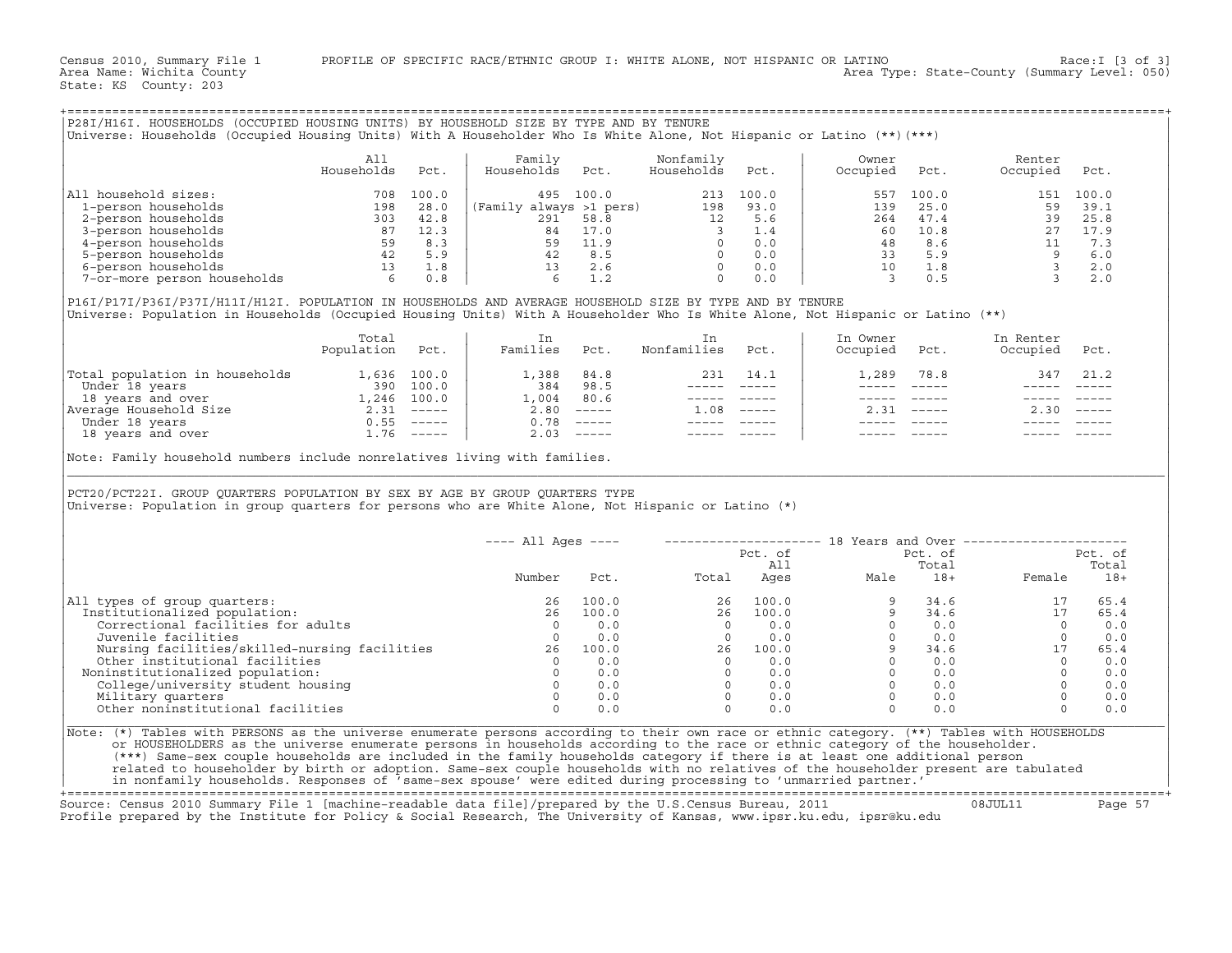Census 2010, Summary File 1 PROFILE OF SPECIFIC RACE/ETHNIC GROUP I: WHITE ALONE, NOT HISPANIC OR LATINO Race:I [3 of 3]
Area Name: Wichita County Area Type: State-County (Summary Level: 050)
State: KS County: 203

## P28I/H16I. HOUSEHOLDS (OCCUPIED HOUSING UNITS) BY HOUSEHOLD SIZE BY TYPE AND BY TENURE

Universe: Households (Occupied Housing Units) With A Householder Who Is White Alone, Not Hispanic or Latino (**)(***)

| | All Households | Pct. | Family Households | Pct. | Nonfamily Households | Pct. | Owner Occupied | Pct. | Renter Occupied | Pct. |
|---|---|---|---|---|---|---|---|---|---|---|
| All household sizes: | 708 | 100.0 | 495 | 100.0 | 213 | 100.0 | 557 | 100.0 | 151 | 100.0 |
| 1-person households | 198 | 28.0 | (Family always >1 pers) | | 198 | 93.0 | 139 | 25.0 | 59 | 39.1 |
| 2-person households | 303 | 42.8 | 291 | 58.8 | 12 | 5.6 | 264 | 47.4 | 39 | 25.8 |
| 3-person households | 87 | 12.3 | 84 | 17.0 | 3 | 1.4 | 60 | 10.8 | 27 | 17.9 |
| 4-person households | 59 | 8.3 | 59 | 11.9 | 0 | 0.0 | 48 | 8.6 | 11 | 7.3 |
| 5-person households | 42 | 5.9 | 42 | 8.5 | 0 | 0.0 | 33 | 5.9 | 9 | 6.0 |
| 6-person households | 13 | 1.8 | 13 | 2.6 | 0 | 0.0 | 10 | 1.8 | 3 | 2.0 |
| 7-or-more person households | 6 | 0.8 | 6 | 1.2 | 0 | 0.0 | 3 | 0.5 | 3 | 2.0 |

## P16I/P17I/P36I/P37I/H11I/H12I. POPULATION IN HOUSEHOLDS AND AVERAGE HOUSEHOLD SIZE BY TYPE AND BY TENURE

Universe: Population in Households (Occupied Housing Units) With A Householder Who Is White Alone, Not Hispanic or Latino (**)

| | Total Population | Pct. | In Families | Pct. | In Nonfamilies | Pct. | In Owner Occupied | Pct. | In Renter Occupied | Pct. |
|---|---|---|---|---|---|---|---|---|---|---|
| Total population in households | 1,636 | 100.0 | 1,388 | 84.8 | 231 | 14.1 | 1,289 | 78.8 | 347 | 21.2 |
| Under 18 years | 390 | 100.0 | 384 | 98.5 | ----- | ----- | ----- | ----- | ----- | ----- |
| 18 years and over | 1,246 | 100.0 | 1,004 | 80.6 | ----- | ----- | ----- | ----- | ----- | ----- |
| Average Household Size | 2.31 | ----- | 2.80 | ----- | 1.08 | ----- | 2.31 | ----- | 2.30 | ----- |
| Under 18 years | 0.55 | ----- | 0.78 | ----- | ----- | ----- | ----- | ----- | ----- | ----- |
| 18 years and over | 1.76 | ----- | 2.03 | ----- | ----- | ----- | ----- | ----- | ----- | ----- |

Note: Family household numbers include nonrelatives living with families.

## PCT20/PCT22I. GROUP QUARTERS POPULATION BY SEX BY AGE BY GROUP QUARTERS TYPE

Universe: Population in group quarters for persons who are White Alone, Not Hispanic or Latino (*)

| | All Ages | | 18 Years and Over | | | | | |
|---|---|---|---|---|---|---|---|---|
| | Number | Pct. | Total | Pct. of All Ages | Male | Pct. of Total 18+ | Female | Pct. of Total 18+ |
| All types of group quarters: | 26 | 100.0 | 26 | 100.0 | 9 | 34.6 | 17 | 65.4 |
| Institutionalized population: | 26 | 100.0 | 26 | 100.0 | 9 | 34.6 | 17 | 65.4 |
| Correctional facilities for adults | 0 | 0.0 | 0 | 0.0 | 0 | 0.0 | 0 | 0.0 |
| Juvenile facilities | 0 | 0.0 | 0 | 0.0 | 0 | 0.0 | 0 | 0.0 |
| Nursing facilities/skilled-nursing facilities | 26 | 100.0 | 26 | 100.0 | 9 | 34.6 | 17 | 65.4 |
| Other institutional facilities | 0 | 0.0 | 0 | 0.0 | 0 | 0.0 | 0 | 0.0 |
| Noninstitutionalized population: | 0 | 0.0 | 0 | 0.0 | 0 | 0.0 | 0 | 0.0 |
| College/university student housing | 0 | 0.0 | 0 | 0.0 | 0 | 0.0 | 0 | 0.0 |
| Military quarters | 0 | 0.0 | 0 | 0.0 | 0 | 0.0 | 0 | 0.0 |
| Other noninstitutional facilities | 0 | 0.0 | 0 | 0.0 | 0 | 0.0 | 0 | 0.0 |

Note: (*) Tables with PERSONS as the universe enumerate persons according to their own race or ethnic category. (**) Tables with HOUSEHOLDS or HOUSEHOLDERS as the universe enumerate persons in households according to the race or ethnic category of the householder. (***) Same-sex couple households are included in the family households category if there is at least one additional person related to householder by birth or adoption. Same-sex couple households with no relatives of the householder present are tabulated in nonfamily households. Responses of 'same-sex spouse' were edited during processing to 'unmarried partner.'

Source: Census 2010 Summary File 1 [machine-readable data file]/prepared by the U.S.Census Bureau, 2011 08JUL11
Profile prepared by the Institute for Policy & Social Research, The University of Kansas, www.ipsr.ku.edu, ipsr@ku.edu